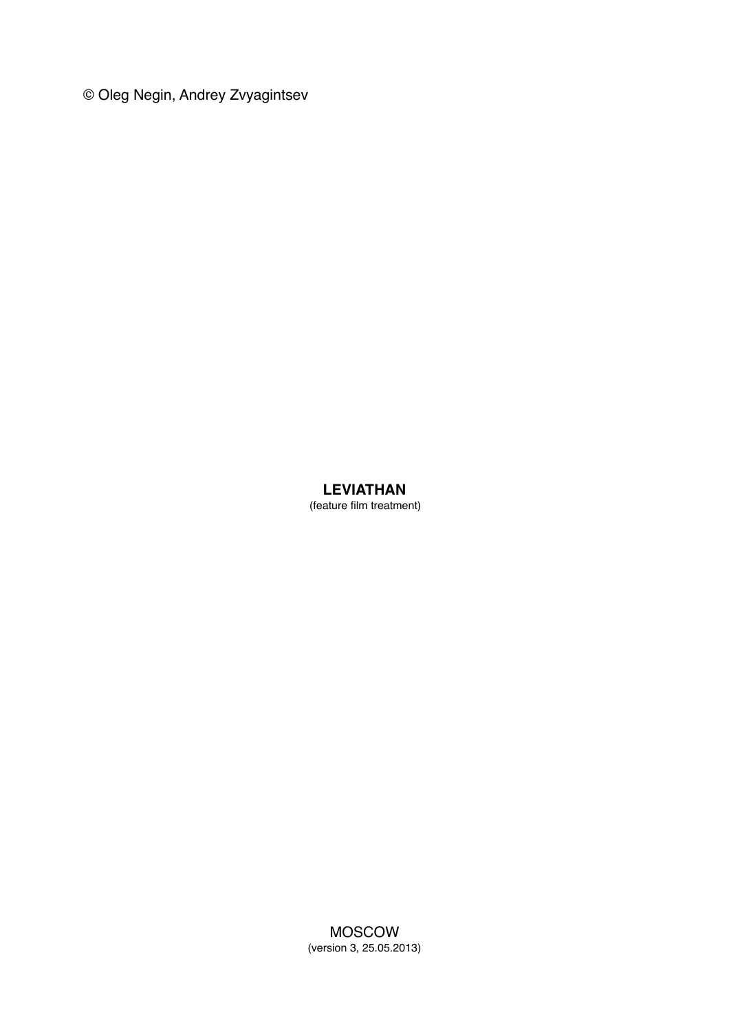© Oleg Negin, Andrey Zvyagintsev

# LEVIATHAN

(feature film treatment)

MOSCOW

(version 3, 25.05.2013)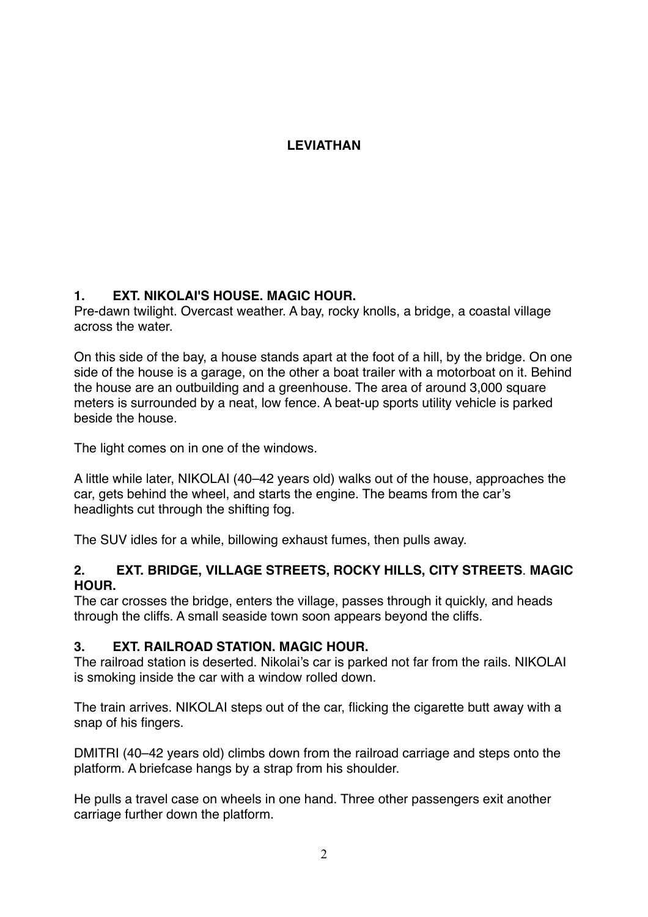# LEVIATHAN

**1. EXT. NIKOLAI'S HOUSE. MAGIC HOUR.**

Pre-dawn twilight. Overcast weather. A bay, rocky knolls, a bridge, a coastal village across the water.

On this side of the bay, a house stands apart at the foot of a hill, by the bridge. On one side of the house is a garage, on the other a boat trailer with a motorboat on it. Behind the house are an outbuilding and a greenhouse. The area of around 3,000 square meters is surrounded by a neat, low fence. A beat-up sports utility vehicle is parked beside the house.

The light comes on in one of the windows.

A little while later, NIKOLAI (40–42 years old) walks out of the house, approaches the car, gets behind the wheel, and starts the engine. The beams from the car's headlights cut through the shifting fog.

The SUV idles for a while, billowing exhaust fumes, then pulls away.

**2. EXT. BRIDGE, VILLAGE STREETS, ROCKY HILLS, CITY STREETS. MAGIC HOUR.**

The car crosses the bridge, enters the village, passes through it quickly, and heads through the cliffs. A small seaside town soon appears beyond the cliffs.

**3. EXT. RAILROAD STATION. MAGIC HOUR.**

The railroad station is deserted. Nikolai's car is parked not far from the rails. NIKOLAI is smoking inside the car with a window rolled down.

The train arrives. NIKOLAI steps out of the car, flicking the cigarette butt away with a snap of his fingers.

DMITRI (40–42 years old) climbs down from the railroad carriage and steps onto the platform. A briefcase hangs by a strap from his shoulder.

He pulls a travel case on wheels in one hand. Three other passengers exit another carriage further down the platform.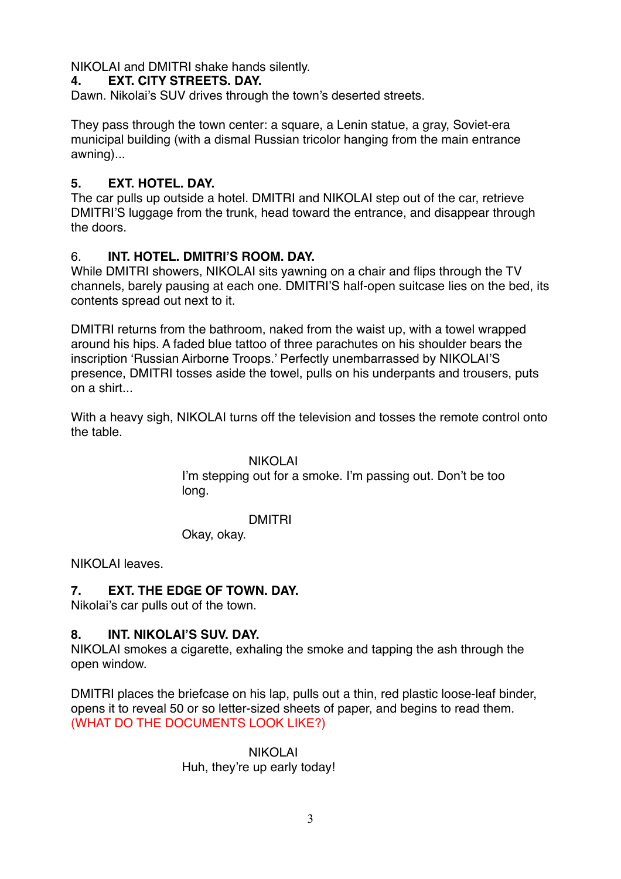NIKOLAI and DMITRI shake hands silently.

**4. EXT. CITY STREETS. DAY.**

Dawn. Nikolai's SUV drives through the town's deserted streets.

They pass through the town center: a square, a Lenin statue, a gray, Soviet-era municipal building (with a dismal Russian tricolor hanging from the main entrance awning)...

**5. EXT. HOTEL. DAY.**

The car pulls up outside a hotel. DMITRI and NIKOLAI step out of the car, retrieve DMITRI'S luggage from the trunk, head toward the entrance, and disappear through the doors.

6. **INT. HOTEL. DMITRI'S ROOM. DAY.**

While DMITRI showers, NIKOLAI sits yawning on a chair and flips through the TV channels, barely pausing at each one. DMITRI'S half-open suitcase lies on the bed, its contents spread out next to it.

DMITRI returns from the bathroom, naked from the waist up, with a towel wrapped around his hips. A faded blue tattoo of three parachutes on his shoulder bears the inscription 'Russian Airborne Troops.' Perfectly unembarrassed by NIKOLAI'S presence, DMITRI tosses aside the towel, pulls on his underpants and trousers, puts on a shirt...

With a heavy sigh, NIKOLAI turns off the television and tosses the remote control onto the table.

NIKOLAI
I'm stepping out for a smoke. I'm passing out. Don't be too long.

DMITRI
Okay, okay.

NIKOLAI leaves.

**7. EXT. THE EDGE OF TOWN. DAY.**

Nikolai's car pulls out of the town.

**8. INT. NIKOLAI'S SUV. DAY.**

NIKOLAI smokes a cigarette, exhaling the smoke and tapping the ash through the open window.

DMITRI places the briefcase on his lap, pulls out a thin, red plastic loose-leaf binder, opens it to reveal 50 or so letter-sized sheets of paper, and begins to read them. (WHAT DO THE DOCUMENTS LOOK LIKE?)

NIKOLAI
Huh, they're up early today!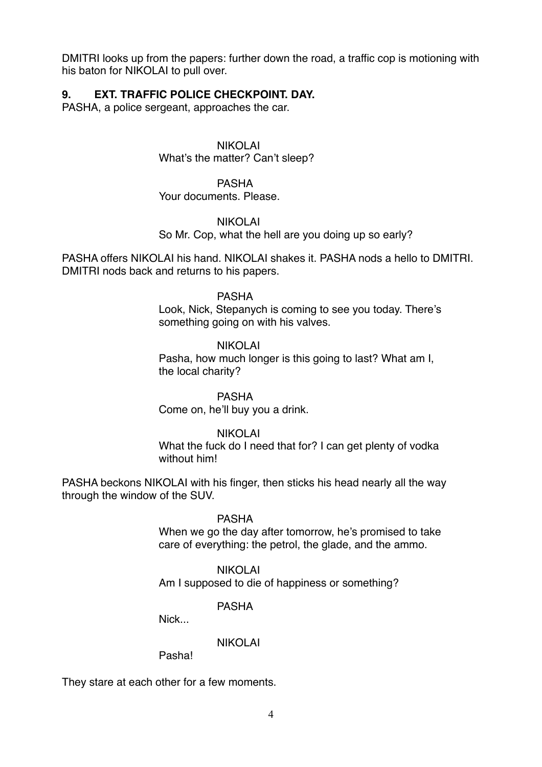DMITRI looks up from the papers: further down the road, a traffic cop is motioning with his baton for NIKOLAI to pull over.

**9. EXT. TRAFFIC POLICE CHECKPOINT. DAY.**

PASHA, a police sergeant, approaches the car.

NIKOLAI
What's the matter? Can't sleep?

PASHA
Your documents. Please.

NIKOLAI
So Mr. Cop, what the hell are you doing up so early?

PASHA offers NIKOLAI his hand. NIKOLAI shakes it. PASHA nods a hello to DMITRI. DMITRI nods back and returns to his papers.

PASHA
Look, Nick, Stepanych is coming to see you today. There's something going on with his valves.

NIKOLAI
Pasha, how much longer is this going to last? What am I, the local charity?

PASHA
Come on, he'll buy you a drink.

NIKOLAI
What the fuck do I need that for? I can get plenty of vodka without him!

PASHA beckons NIKOLAI with his finger, then sticks his head nearly all the way through the window of the SUV.

PASHA
When we go the day after tomorrow, he's promised to take care of everything: the petrol, the glade, and the ammo.

NIKOLAI
Am I supposed to die of happiness or something?

PASHA
Nick...

NIKOLAI
Pasha!

They stare at each other for a few moments.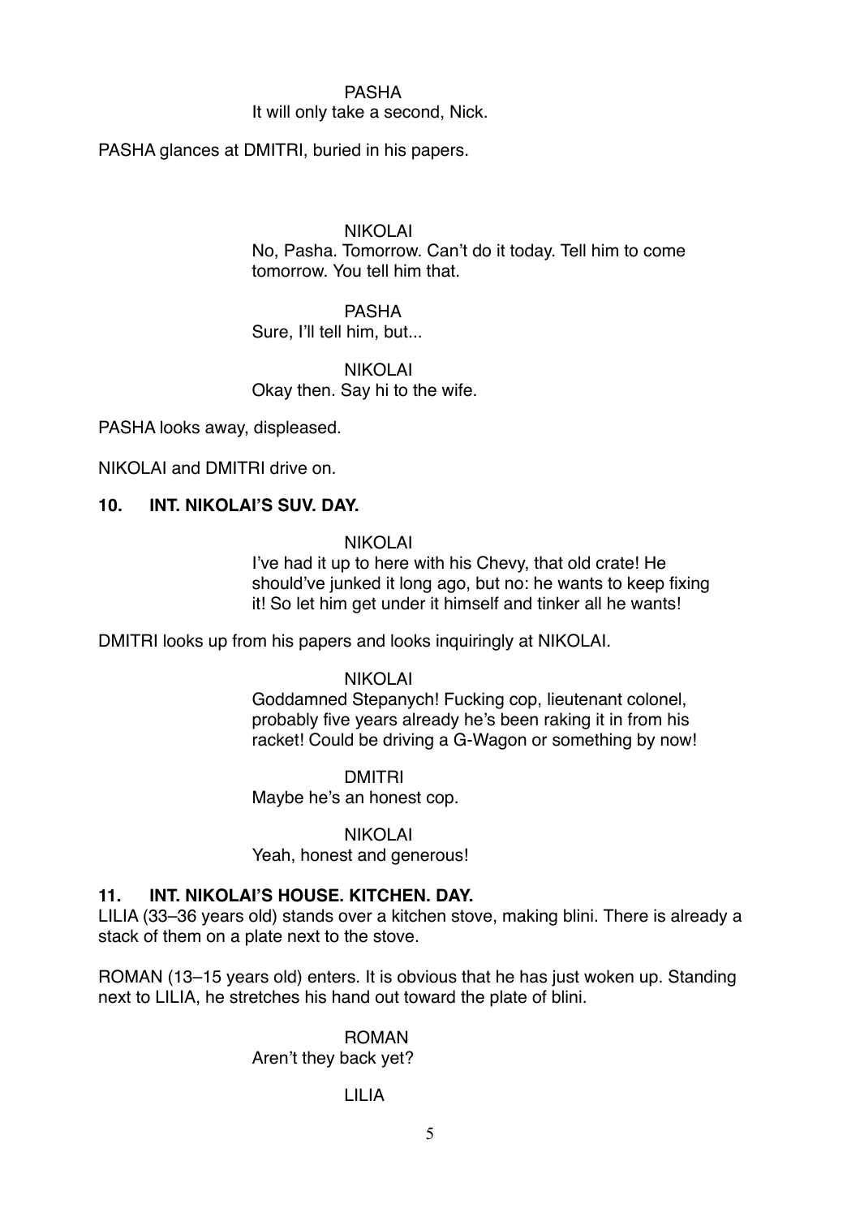PASHA
It will only take a second, Nick.

PASHA glances at DMITRI, buried in his papers.

NIKOLAI
No, Pasha. Tomorrow. Can't do it today. Tell him to come tomorrow. You tell him that.

PASHA
Sure, I'll tell him, but...

NIKOLAI
Okay then. Say hi to the wife.

PASHA looks away, displeased.

NIKOLAI and DMITRI drive on.

**10. INT. NIKOLAI'S SUV. DAY.**

NIKOLAI
I've had it up to here with his Chevy, that old crate! He should've junked it long ago, but no: he wants to keep fixing it! So let him get under it himself and tinker all he wants!

DMITRI looks up from his papers and looks inquiringly at NIKOLAI.

NIKOLAI
Goddamned Stepanych! Fucking cop, lieutenant colonel, probably five years already he's been raking it in from his racket! Could be driving a G-Wagon or something by now!

DMITRI
Maybe he's an honest cop.

NIKOLAI
Yeah, honest and generous!

**11. INT. NIKOLAI'S HOUSE. KITCHEN. DAY.**

LILIA (33–36 years old) stands over a kitchen stove, making blini. There is already a stack of them on a plate next to the stove.

ROMAN (13–15 years old) enters. It is obvious that he has just woken up. Standing next to LILIA, he stretches his hand out toward the plate of blini.

ROMAN
Aren't they back yet?

LILIA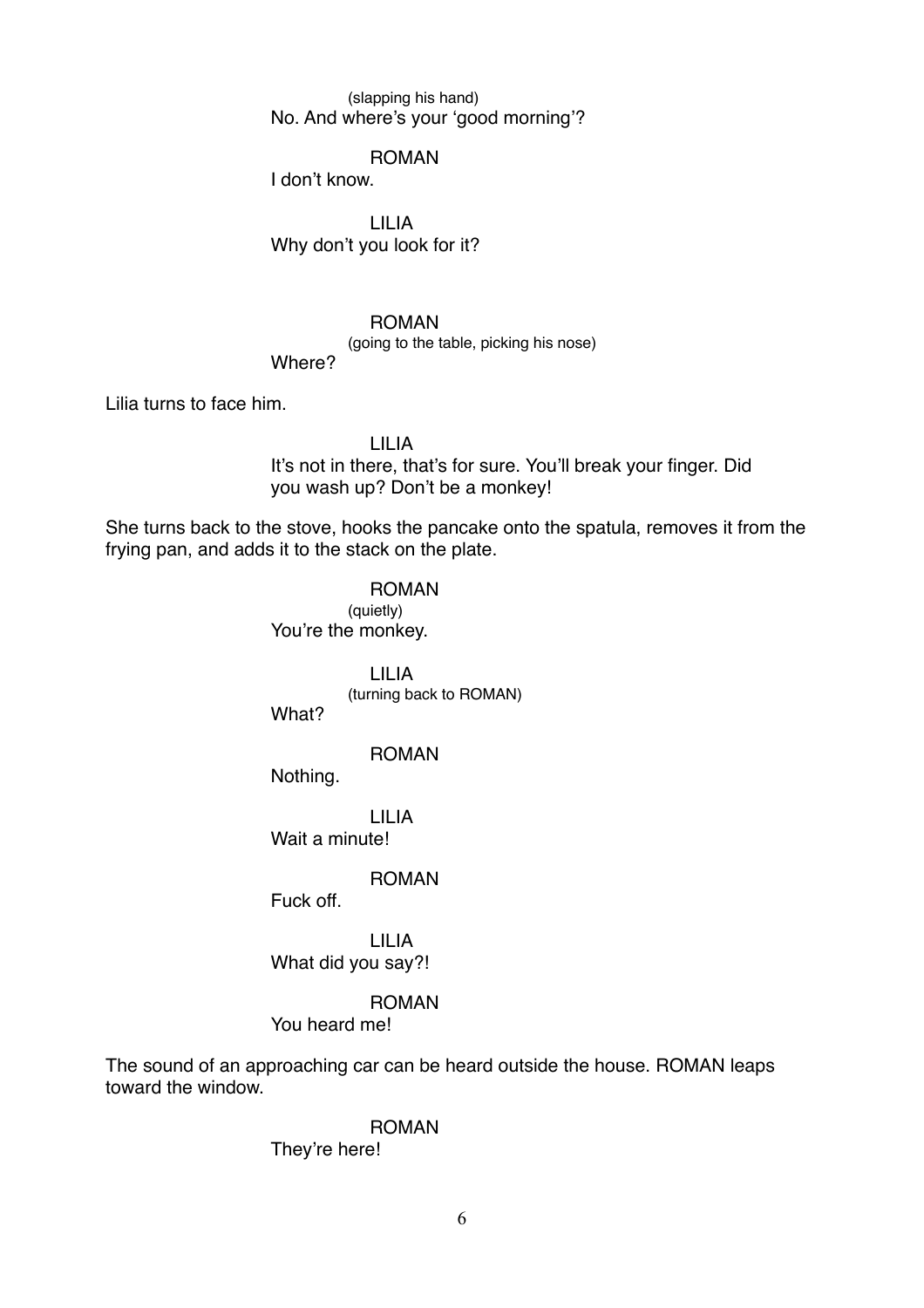(slapping his hand)
No. And where's your 'good morning'?

ROMAN
I don't know.

LILIA
Why don't you look for it?

ROMAN
(going to the table, picking his nose)
Where?

Lilia turns to face him.

LILIA
It's not in there, that's for sure. You'll break your finger. Did you wash up? Don't be a monkey!

She turns back to the stove, hooks the pancake onto the spatula, removes it from the frying pan, and adds it to the stack on the plate.

ROMAN
(quietly)
You're the monkey.

LILIA
(turning back to ROMAN)
What?

ROMAN
Nothing.

LILIA
Wait a minute!

ROMAN
Fuck off.

LILIA
What did you say?!

ROMAN
You heard me!

The sound of an approaching car can be heard outside the house. ROMAN leaps toward the window.

ROMAN
They're here!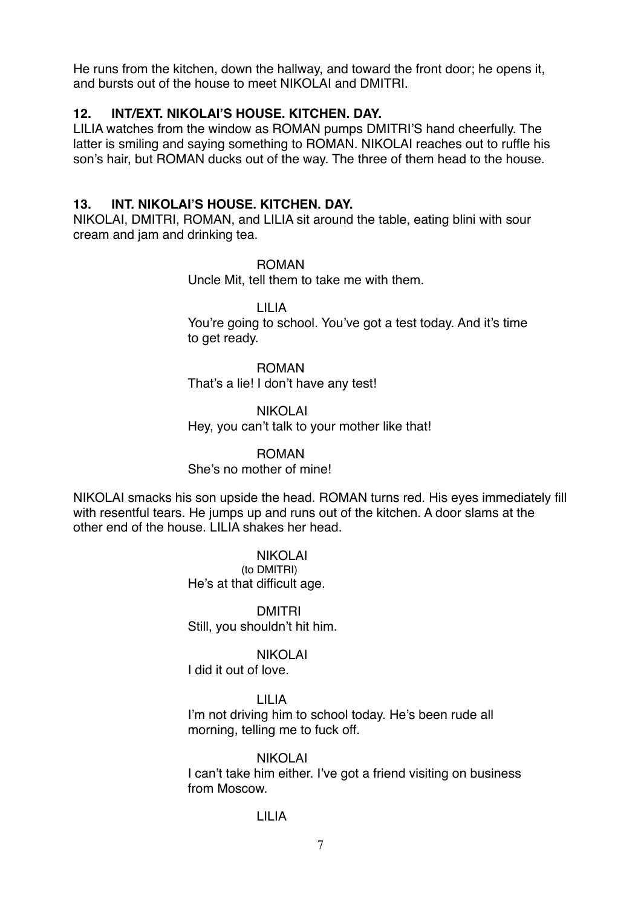He runs from the kitchen, down the hallway, and toward the front door; he opens it, and bursts out of the house to meet NIKOLAI and DMITRI.

### 12. INT/EXT. NIKOLAI'S HOUSE. KITCHEN. DAY.

LILIA watches from the window as ROMAN pumps DMITRI'S hand cheerfully. The latter is smiling and saying something to ROMAN. NIKOLAI reaches out to ruffle his son's hair, but ROMAN ducks out of the way. The three of them head to the house.

### 13. INT. NIKOLAI'S HOUSE. KITCHEN. DAY.

NIKOLAI, DMITRI, ROMAN, and LILIA sit around the table, eating blini with sour cream and jam and drinking tea.

ROMAN
Uncle Mit, tell them to take me with them.

LILIA
You're going to school. You've got a test today. And it's time to get ready.

ROMAN
That's a lie! I don't have any test!

NIKOLAI
Hey, you can't talk to your mother like that!

ROMAN
She's no mother of mine!

NIKOLAI smacks his son upside the head. ROMAN turns red. His eyes immediately fill with resentful tears. He jumps up and runs out of the kitchen. A door slams at the other end of the house. LILIA shakes her head.

NIKOLAI
(to DMITRI)
He's at that difficult age.

DMITRI
Still, you shouldn't hit him.

NIKOLAI
I did it out of love.

LILIA
I'm not driving him to school today. He's been rude all morning, telling me to fuck off.

NIKOLAI
I can't take him either. I've got a friend visiting on business from Moscow.

LILIA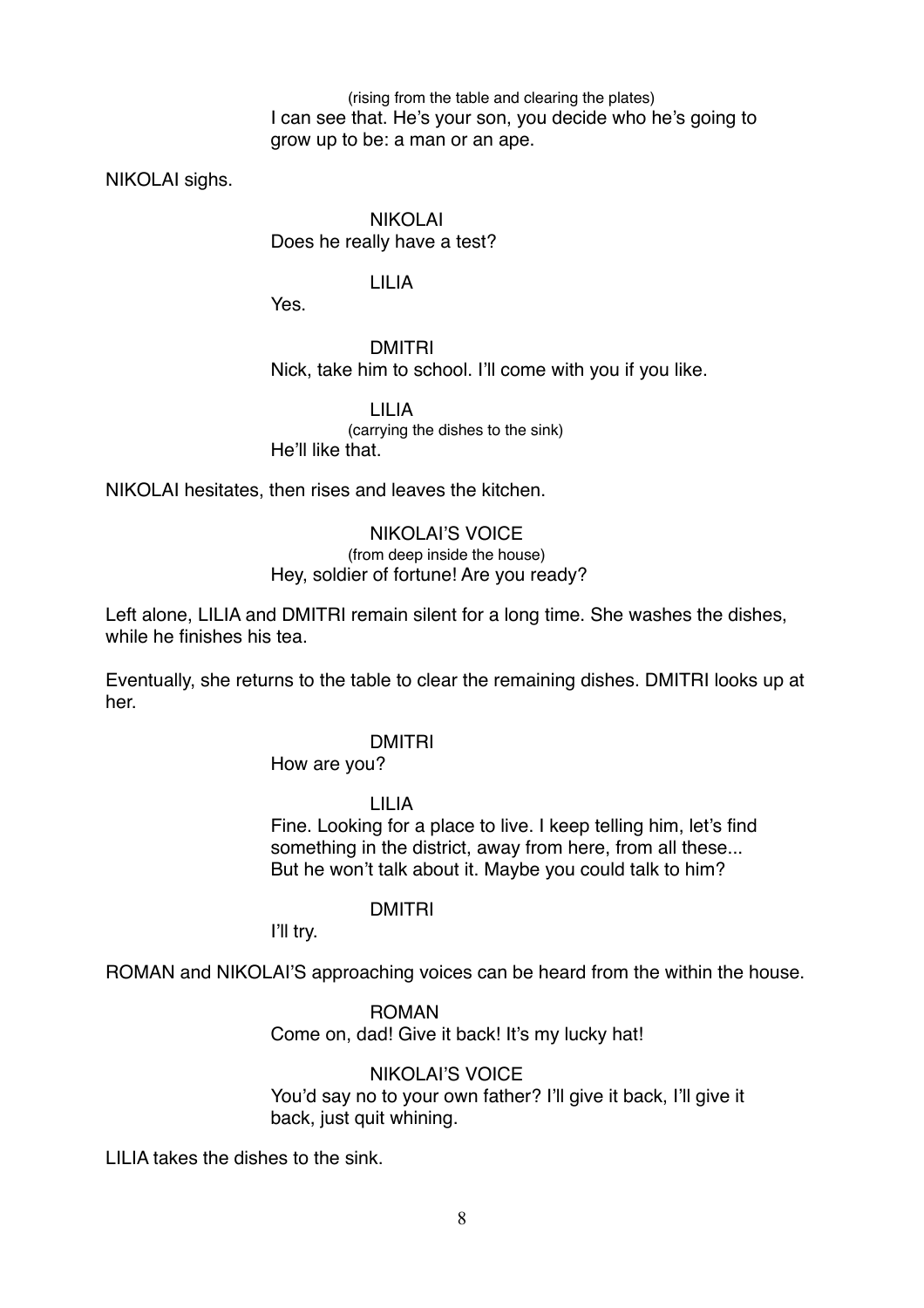(rising from the table and clearing the plates)
I can see that. He's your son, you decide who he's going to grow up to be: a man or an ape.

NIKOLAI sighs.

NIKOLAI
Does he really have a test?

LILIA
Yes.

DMITRI
Nick, take him to school. I'll come with you if you like.

LILIA
(carrying the dishes to the sink)
He'll like that.

NIKOLAI hesitates, then rises and leaves the kitchen.

NIKOLAI'S VOICE
(from deep inside the house)
Hey, soldier of fortune! Are you ready?

Left alone, LILIA and DMITRI remain silent for a long time. She washes the dishes, while he finishes his tea.

Eventually, she returns to the table to clear the remaining dishes. DMITRI looks up at her.

DMITRI
How are you?

LILIA
Fine. Looking for a place to live. I keep telling him, let's find something in the district, away from here, from all these... But he won't talk about it. Maybe you could talk to him?

DMITRI
I'll try.

ROMAN and NIKOLAI'S approaching voices can be heard from the within the house.

ROMAN
Come on, dad! Give it back! It's my lucky hat!

NIKOLAI'S VOICE
You'd say no to your own father? I'll give it back, I'll give it back, just quit whining.

LILIA takes the dishes to the sink.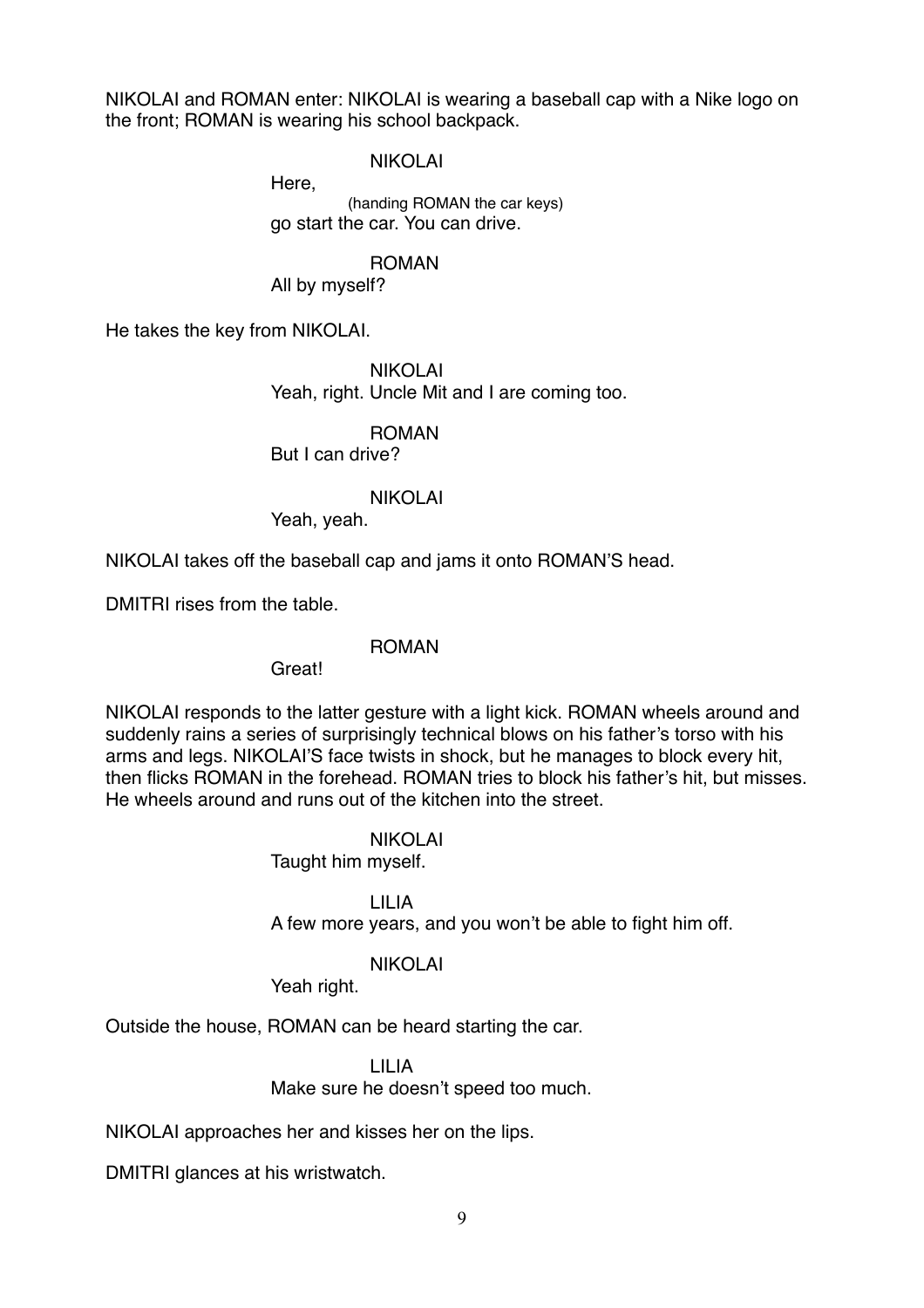NIKOLAI and ROMAN enter: NIKOLAI is wearing a baseball cap with a Nike logo on the front; ROMAN is wearing his school backpack.

NIKOLAI

Here,
(handing ROMAN the car keys)
go start the car. You can drive.

ROMAN

All by myself?

He takes the key from NIKOLAI.

NIKOLAI

Yeah, right. Uncle Mit and I are coming too.

ROMAN

But I can drive?

NIKOLAI

Yeah, yeah.

NIKOLAI takes off the baseball cap and jams it onto ROMAN'S head.

DMITRI rises from the table.

ROMAN

Great!

NIKOLAI responds to the latter gesture with a light kick. ROMAN wheels around and suddenly rains a series of surprisingly technical blows on his father's torso with his arms and legs. NIKOLAI'S face twists in shock, but he manages to block every hit, then flicks ROMAN in the forehead. ROMAN tries to block his father's hit, but misses. He wheels around and runs out of the kitchen into the street.

NIKOLAI

Taught him myself.

LILIA

A few more years, and you won't be able to fight him off.

NIKOLAI

Yeah right.

Outside the house, ROMAN can be heard starting the car.

LILIA

Make sure he doesn't speed too much.

NIKOLAI approaches her and kisses her on the lips.

DMITRI glances at his wristwatch.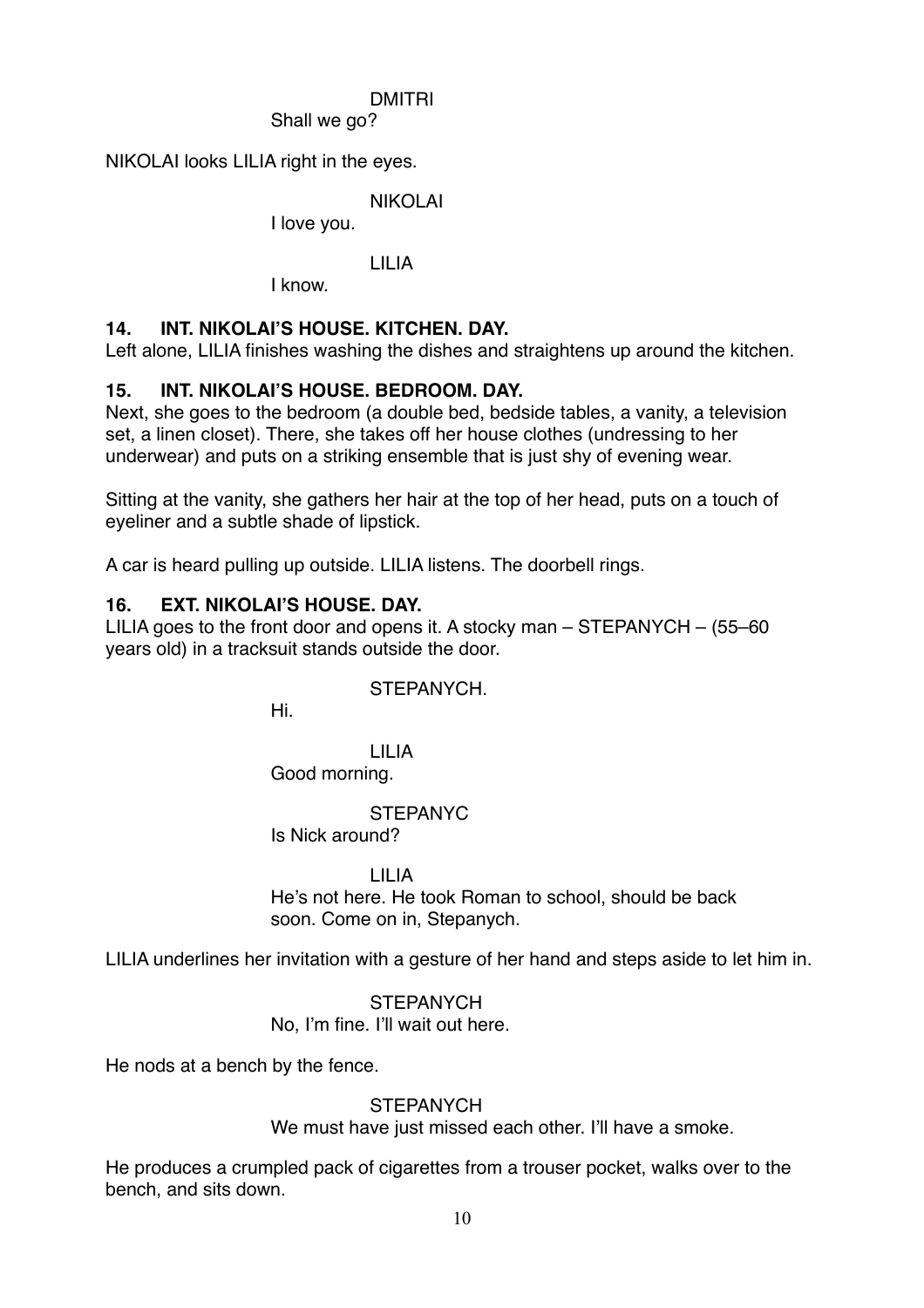DMITRI
Shall we go?

NIKOLAI looks LILIA right in the eyes.

NIKOLAI
I love you.

LILIA
I know.

**14. INT. NIKOLAI'S HOUSE. KITCHEN. DAY.**

Left alone, LILIA finishes washing the dishes and straightens up around the kitchen.

**15. INT. NIKOLAI'S HOUSE. BEDROOM. DAY.**

Next, she goes to the bedroom (a double bed, bedside tables, a vanity, a television set, a linen closet). There, she takes off her house clothes (undressing to her underwear) and puts on a striking ensemble that is just shy of evening wear.

Sitting at the vanity, she gathers her hair at the top of her head, puts on a touch of eyeliner and a subtle shade of lipstick.

A car is heard pulling up outside. LILIA listens. The doorbell rings.

**16. EXT. NIKOLAI'S HOUSE. DAY.**

LILIA goes to the front door and opens it. A stocky man – STEPANYCH – (55–60 years old) in a tracksuit stands outside the door.

STEPANYCH.
Hi.

LILIA
Good morning.

STEPANYC
Is Nick around?

LILIA
He's not here. He took Roman to school, should be back soon. Come on in, Stepanych.

LILIA underlines her invitation with a gesture of her hand and steps aside to let him in.

STEPANYCH
No, I'm fine. I'll wait out here.

He nods at a bench by the fence.

STEPANYCH
We must have just missed each other. I'll have a smoke.

He produces a crumpled pack of cigarettes from a trouser pocket, walks over to the bench, and sits down.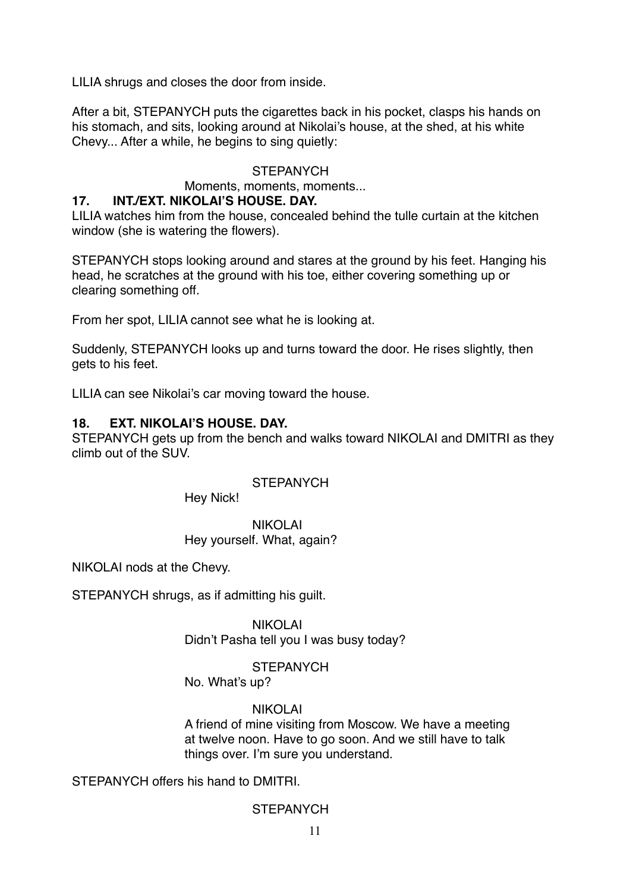LILIA shrugs and closes the door from inside.

After a bit, STEPANYCH puts the cigarettes back in his pocket, clasps his hands on his stomach, and sits, looking around at Nikolai's house, at the shed, at his white Chevy... After a while, he begins to sing quietly:

STEPANYCH

Moments, moments, moments...

**17. INT./EXT. NIKOLAI'S HOUSE. DAY.**

LILIA watches him from the house, concealed behind the tulle curtain at the kitchen window (she is watering the flowers).

STEPANYCH stops looking around and stares at the ground by his feet. Hanging his head, he scratches at the ground with his toe, either covering something up or clearing something off.

From her spot, LILIA cannot see what he is looking at.

Suddenly, STEPANYCH looks up and turns toward the door. He rises slightly, then gets to his feet.

LILIA can see Nikolai's car moving toward the house.

**18. EXT. NIKOLAI'S HOUSE. DAY.**

STEPANYCH gets up from the bench and walks toward NIKOLAI and DMITRI as they climb out of the SUV.

STEPANYCH

Hey Nick!

NIKOLAI

Hey yourself. What, again?

NIKOLAI nods at the Chevy.

STEPANYCH shrugs, as if admitting his guilt.

NIKOLAI

Didn't Pasha tell you I was busy today?

STEPANYCH

No. What's up?

NIKOLAI

A friend of mine visiting from Moscow. We have a meeting at twelve noon. Have to go soon. And we still have to talk things over. I'm sure you understand.

STEPANYCH offers his hand to DMITRI.

STEPANYCH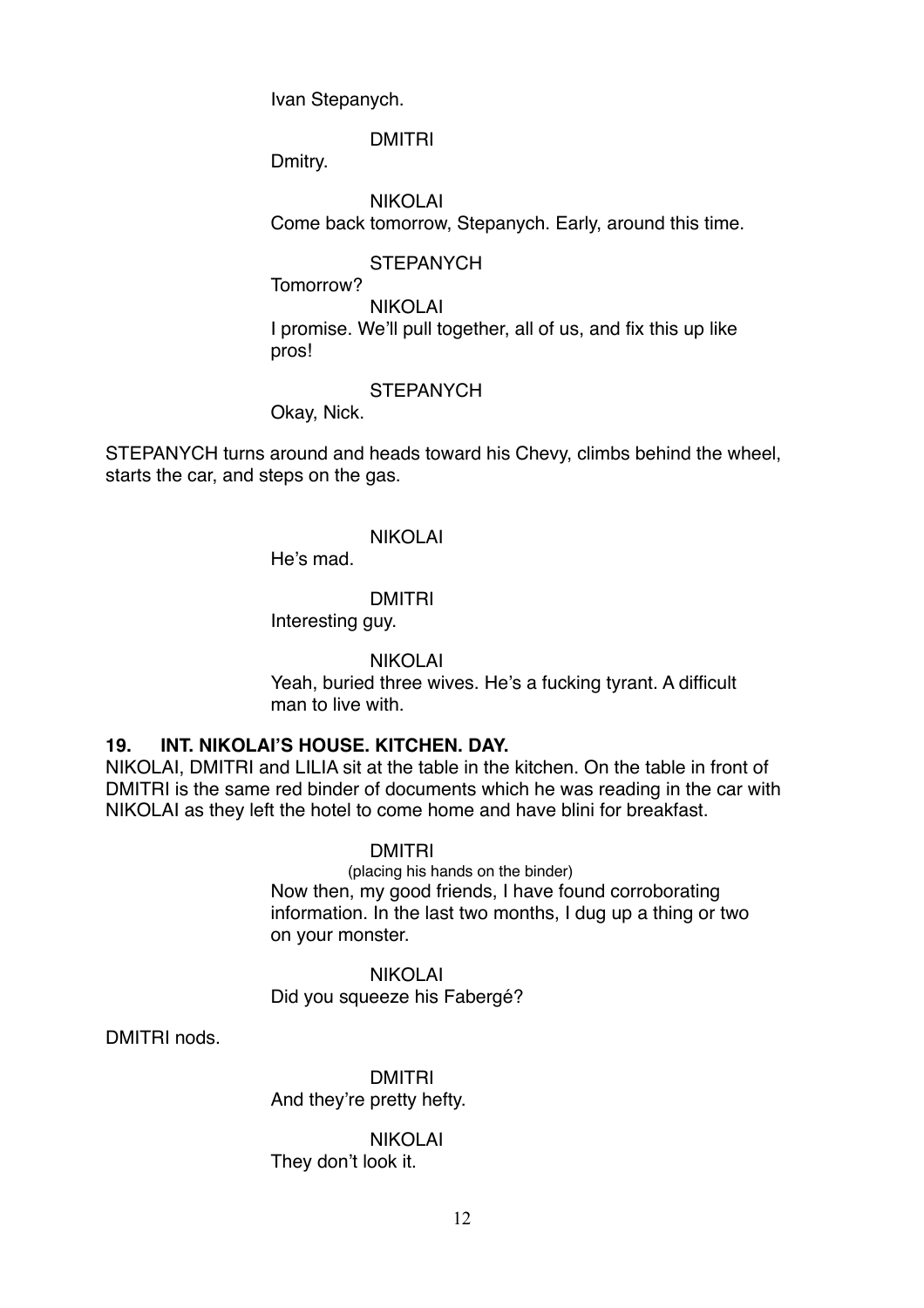Ivan Stepanych.

DMITRI

Dmitry.

NIKOLAI

Come back tomorrow, Stepanych. Early, around this time.

STEPANYCH

Tomorrow?

NIKOLAI

I promise. We'll pull together, all of us, and fix this up like pros!

STEPANYCH

Okay, Nick.

STEPANYCH turns around and heads toward his Chevy, climbs behind the wheel, starts the car, and steps on the gas.

NIKOLAI

He's mad.

DMITRI

Interesting guy.

NIKOLAI

Yeah, buried three wives. He's a fucking tyrant. A difficult man to live with.

**19. INT. NIKOLAI'S HOUSE. KITCHEN. DAY.**

NIKOLAI, DMITRI and LILIA sit at the table in the kitchen. On the table in front of DMITRI is the same red binder of documents which he was reading in the car with NIKOLAI as they left the hotel to come home and have blini for breakfast.

DMITRI

(placing his hands on the binder)

Now then, my good friends, I have found corroborating information. In the last two months, I dug up a thing or two on your monster.

NIKOLAI

Did you squeeze his Fabergé?

DMITRI nods.

DMITRI

And they're pretty hefty.

NIKOLAI

They don't look it.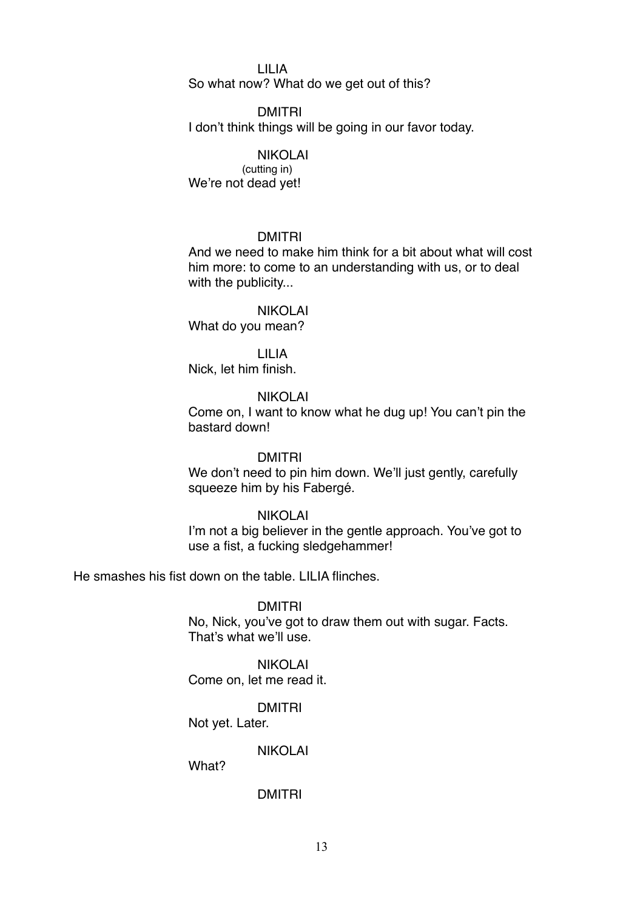LILIA

So what now? What do we get out of this?

DMITRI

I don't think things will be going in our favor today.

NIKOLAI

(cutting in)

We're not dead yet!

DMITRI

And we need to make him think for a bit about what will cost him more: to come to an understanding with us, or to deal with the publicity...

NIKOLAI

What do you mean?

LILIA

Nick, let him finish.

NIKOLAI

Come on, I want to know what he dug up! You can't pin the bastard down!

DMITRI

We don't need to pin him down. We'll just gently, carefully squeeze him by his Fabergé.

NIKOLAI

I'm not a big believer in the gentle approach. You've got to use a fist, a fucking sledgehammer!

He smashes his fist down on the table. LILIA flinches.

DMITRI

No, Nick, you've got to draw them out with sugar. Facts. That's what we'll use.

NIKOLAI

Come on, let me read it.

DMITRI

Not yet. Later.

NIKOLAI

What?

DMITRI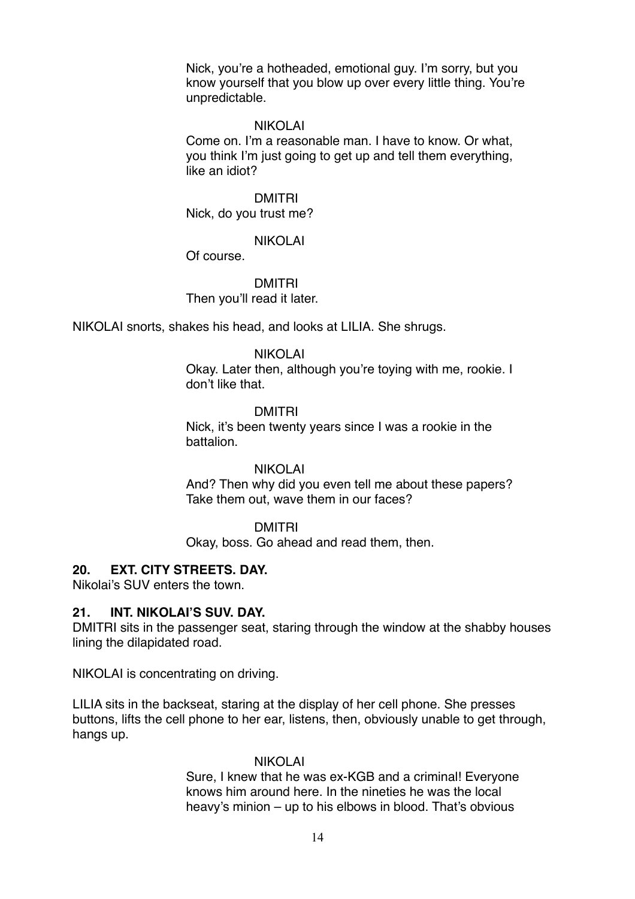Nick, you're a hotheaded, emotional guy. I'm sorry, but you know yourself that you blow up over every little thing. You're unpredictable.

NIKOLAI

Come on. I'm a reasonable man. I have to know. Or what, you think I'm just going to get up and tell them everything, like an idiot?

DMITRI

Nick, do you trust me?

NIKOLAI

Of course.

DMITRI

Then you'll read it later.

NIKOLAI snorts, shakes his head, and looks at LILIA. She shrugs.

NIKOLAI

Okay. Later then, although you're toying with me, rookie. I don't like that.

DMITRI

Nick, it's been twenty years since I was a rookie in the battalion.

NIKOLAI

And? Then why did you even tell me about these papers? Take them out, wave them in our faces?

DMITRI

Okay, boss. Go ahead and read them, then.

**20. EXT. CITY STREETS. DAY.**

Nikolai's SUV enters the town.

**21. INT. NIKOLAI'S SUV. DAY.**

DMITRI sits in the passenger seat, staring through the window at the shabby houses lining the dilapidated road.

NIKOLAI is concentrating on driving.

LILIA sits in the backseat, staring at the display of her cell phone. She presses buttons, lifts the cell phone to her ear, listens, then, obviously unable to get through, hangs up.

NIKOLAI

Sure, I knew that he was ex-KGB and a criminal! Everyone knows him around here. In the nineties he was the local heavy's minion – up to his elbows in blood. That's obvious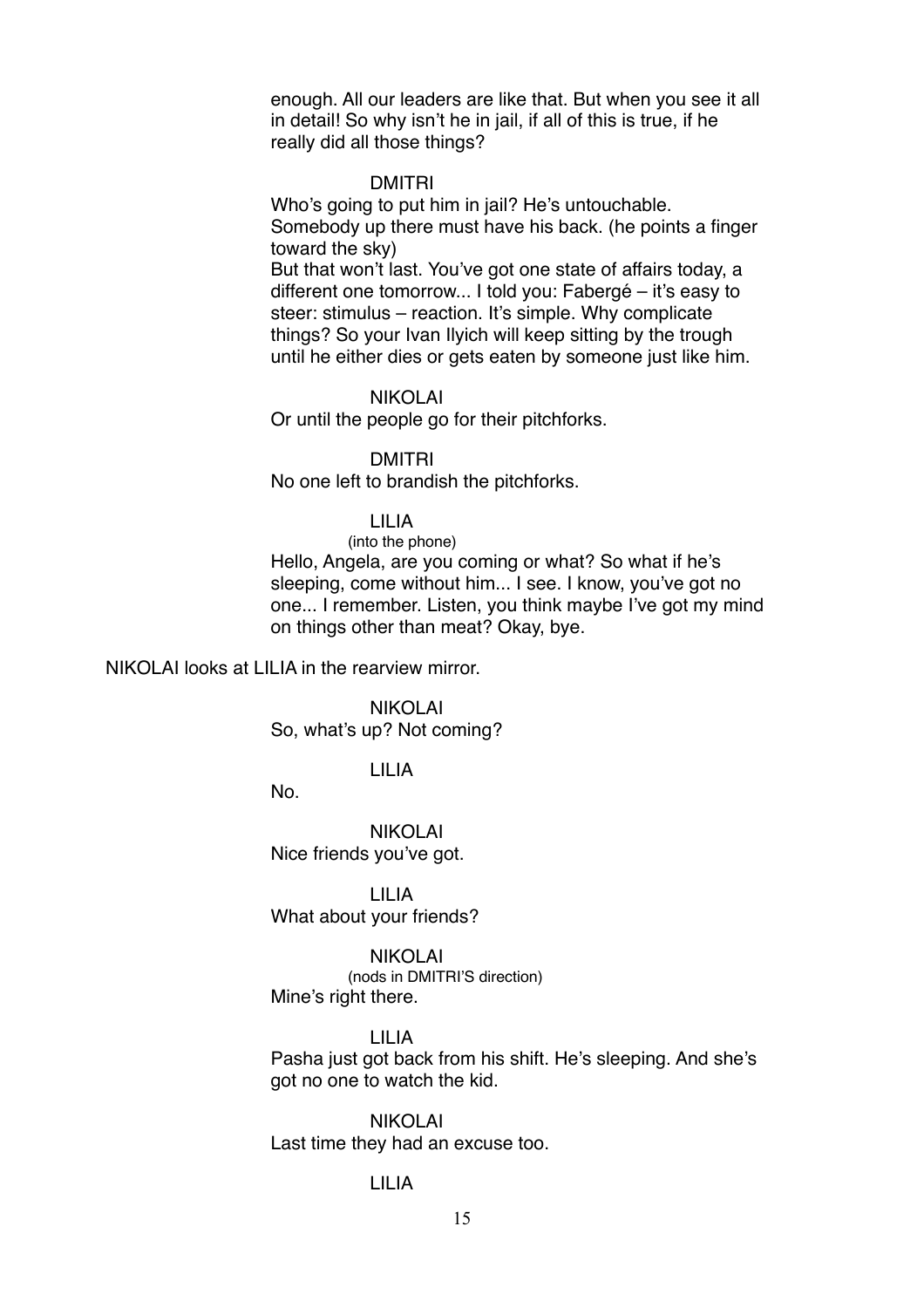enough. All our leaders are like that. But when you see it all in detail! So why isn't he in jail, if all of this is true, if he really did all those things?

DMITRI
Who's going to put him in jail? He's untouchable. Somebody up there must have his back. (he points a finger toward the sky)
But that won't last. You've got one state of affairs today, a different one tomorrow... I told you: Fabergé – it's easy to steer: stimulus – reaction. It's simple. Why complicate things? So your Ivan Ilyich will keep sitting by the trough until he either dies or gets eaten by someone just like him.

NIKOLAI
Or until the people go for their pitchforks.

DMITRI
No one left to brandish the pitchforks.

LILIA
(into the phone)
Hello, Angela, are you coming or what? So what if he's sleeping, come without him... I see. I know, you've got no one... I remember. Listen, you think maybe I've got my mind on things other than meat? Okay, bye.

NIKOLAI looks at LILIA in the rearview mirror.

NIKOLAI
So, what's up? Not coming?

LILIA
No.

NIKOLAI
Nice friends you've got.

LILIA
What about your friends?

NIKOLAI
(nods in DMITRI'S direction)
Mine's right there.

LILIA
Pasha just got back from his shift. He's sleeping. And she's got no one to watch the kid.

NIKOLAI
Last time they had an excuse too.

LILIA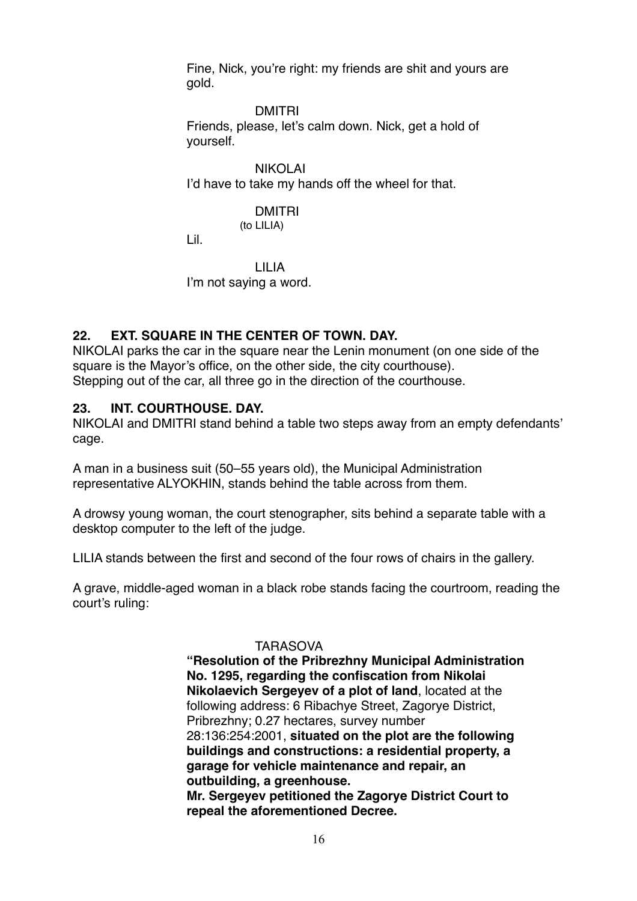Fine, Nick, you're right: my friends are shit and yours are gold.

DMITRI

Friends, please, let's calm down. Nick, get a hold of yourself.

NIKOLAI

I'd have to take my hands off the wheel for that.

DMITRI

(to LILIA)

Lil.

LILIA

I'm not saying a word.

**22. EXT. SQUARE IN THE CENTER OF TOWN. DAY.**

NIKOLAI parks the car in the square near the Lenin monument (on one side of the square is the Mayor's office, on the other side, the city courthouse).
Stepping out of the car, all three go in the direction of the courthouse.

**23. INT. COURTHOUSE. DAY.**

NIKOLAI and DMITRI stand behind a table two steps away from an empty defendants' cage.

A man in a business suit (50–55 years old), the Municipal Administration representative ALYOKHIN, stands behind the table across from them.

A drowsy young woman, the court stenographer, sits behind a separate table with a desktop computer to the left of the judge.

LILIA stands between the first and second of the four rows of chairs in the gallery.

A grave, middle-aged woman in a black robe stands facing the courtroom, reading the court's ruling:

TARASOVA

**"Resolution of the Pribrezhny Municipal Administration No. 1295, regarding the confiscation from Nikolai Nikolaevich Sergeyev of a plot of land**, located at the following address: 6 Ribachye Street, Zagorye District, Pribrezhny; 0.27 hectares, survey number 28:136:254:2001, **situated on the plot are the following buildings and constructions: a residential property, a garage for vehicle maintenance and repair, an outbuilding, a greenhouse.**
**Mr. Sergeyev petitioned the Zagorye District Court to repeal the aforementioned Decree.**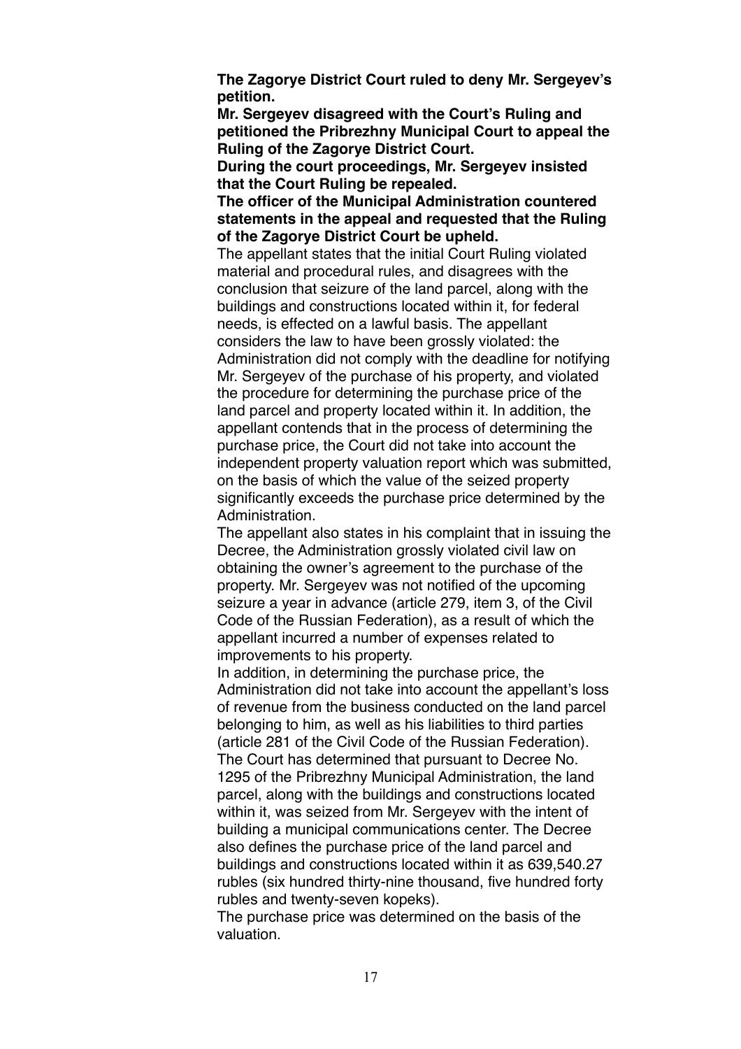**The Zagorye District Court ruled to deny Mr. Sergeyev's petition.**

**Mr. Sergeyev disagreed with the Court's Ruling and petitioned the Pribrezhny Municipal Court to appeal the Ruling of the Zagorye District Court.**

**During the court proceedings, Mr. Sergeyev insisted that the Court Ruling be repealed.**

**The officer of the Municipal Administration countered statements in the appeal and requested that the Ruling of the Zagorye District Court be upheld.**

The appellant states that the initial Court Ruling violated material and procedural rules, and disagrees with the conclusion that seizure of the land parcel, along with the buildings and constructions located within it, for federal needs, is effected on a lawful basis. The appellant considers the law to have been grossly violated: the Administration did not comply with the deadline for notifying Mr. Sergeyev of the purchase of his property, and violated the procedure for determining the purchase price of the land parcel and property located within it. In addition, the appellant contends that in the process of determining the purchase price, the Court did not take into account the independent property valuation report which was submitted, on the basis of which the value of the seized property significantly exceeds the purchase price determined by the Administration.

The appellant also states in his complaint that in issuing the Decree, the Administration grossly violated civil law on obtaining the owner's agreement to the purchase of the property. Mr. Sergeyev was not notified of the upcoming seizure a year in advance (article 279, item 3, of the Civil Code of the Russian Federation), as a result of which the appellant incurred a number of expenses related to improvements to his property.

In addition, in determining the purchase price, the Administration did not take into account the appellant's loss of revenue from the business conducted on the land parcel belonging to him, as well as his liabilities to third parties (article 281 of the Civil Code of the Russian Federation).

The Court has determined that pursuant to Decree No. 1295 of the Pribrezhny Municipal Administration, the land parcel, along with the buildings and constructions located within it, was seized from Mr. Sergeyev with the intent of building a municipal communications center. The Decree also defines the purchase price of the land parcel and buildings and constructions located within it as 639,540.27 rubles (six hundred thirty-nine thousand, five hundred forty rubles and twenty-seven kopeks).

The purchase price was determined on the basis of the valuation.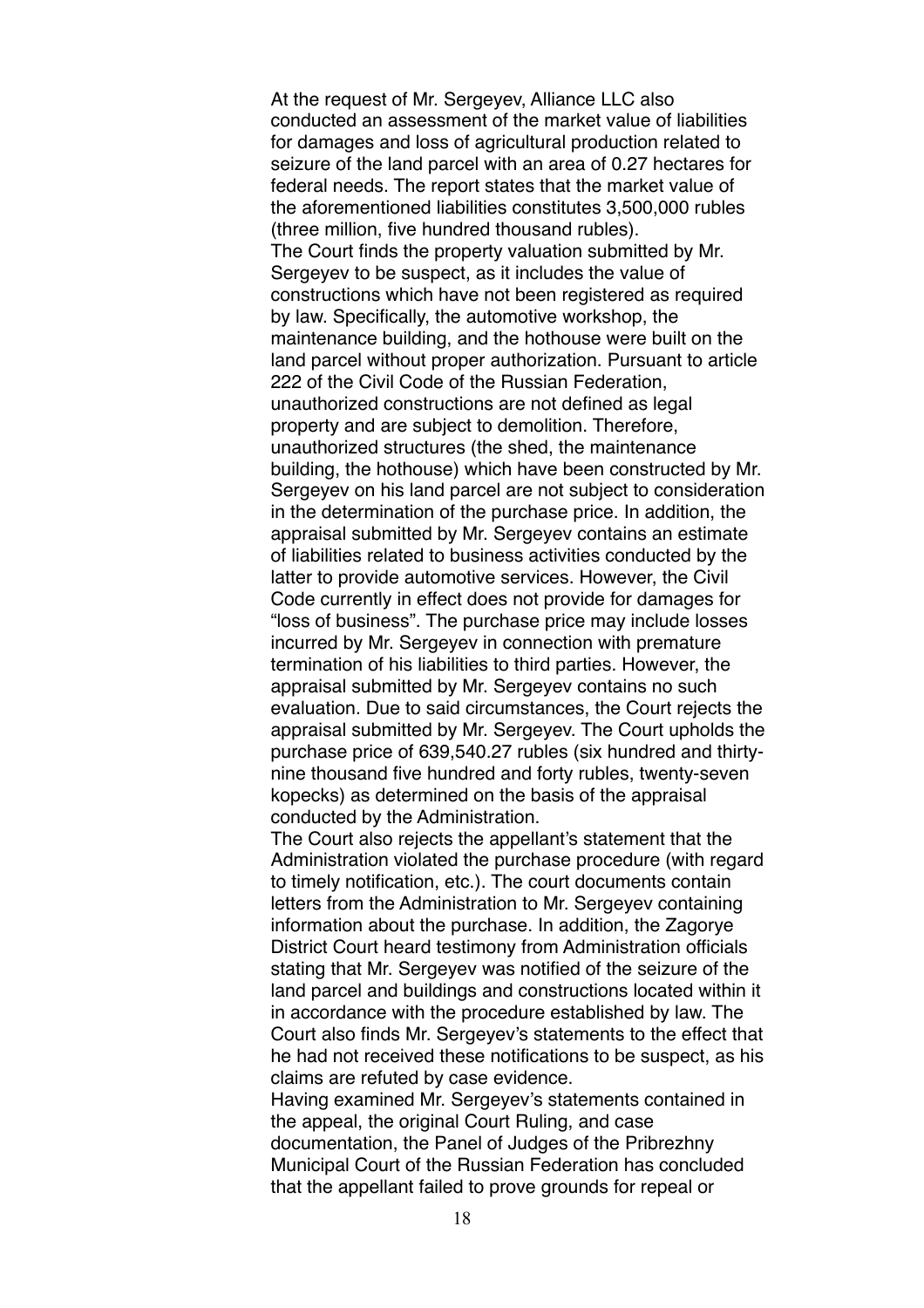At the request of Mr. Sergeyev, Alliance LLC also conducted an assessment of the market value of liabilities for damages and loss of agricultural production related to seizure of the land parcel with an area of 0.27 hectares for federal needs. The report states that the market value of the aforementioned liabilities constitutes 3,500,000 rubles (three million, five hundred thousand rubles).

The Court finds the property valuation submitted by Mr. Sergeyev to be suspect, as it includes the value of constructions which have not been registered as required by law. Specifically, the automotive workshop, the maintenance building, and the hothouse were built on the land parcel without proper authorization. Pursuant to article 222 of the Civil Code of the Russian Federation, unauthorized constructions are not defined as legal property and are subject to demolition. Therefore, unauthorized structures (the shed, the maintenance building, the hothouse) which have been constructed by Mr. Sergeyev on his land parcel are not subject to consideration in the determination of the purchase price. In addition, the appraisal submitted by Mr. Sergeyev contains an estimate of liabilities related to business activities conducted by the latter to provide automotive services. However, the Civil Code currently in effect does not provide for damages for "loss of business". The purchase price may include losses incurred by Mr. Sergeyev in connection with premature termination of his liabilities to third parties. However, the appraisal submitted by Mr. Sergeyev contains no such evaluation. Due to said circumstances, the Court rejects the appraisal submitted by Mr. Sergeyev. The Court upholds the purchase price of 639,540.27 rubles (six hundred and thirty-nine thousand five hundred and forty rubles, twenty-seven kopecks) as determined on the basis of the appraisal conducted by the Administration.

The Court also rejects the appellant's statement that the Administration violated the purchase procedure (with regard to timely notification, etc.). The court documents contain letters from the Administration to Mr. Sergeyev containing information about the purchase. In addition, the Zagorye District Court heard testimony from Administration officials stating that Mr. Sergeyev was notified of the seizure of the land parcel and buildings and constructions located within it in accordance with the procedure established by law. The Court also finds Mr. Sergeyev's statements to the effect that he had not received these notifications to be suspect, as his claims are refuted by case evidence.

Having examined Mr. Sergeyev's statements contained in the appeal, the original Court Ruling, and case documentation, the Panel of Judges of the Pribrezhny Municipal Court of the Russian Federation has concluded that the appellant failed to prove grounds for repeal or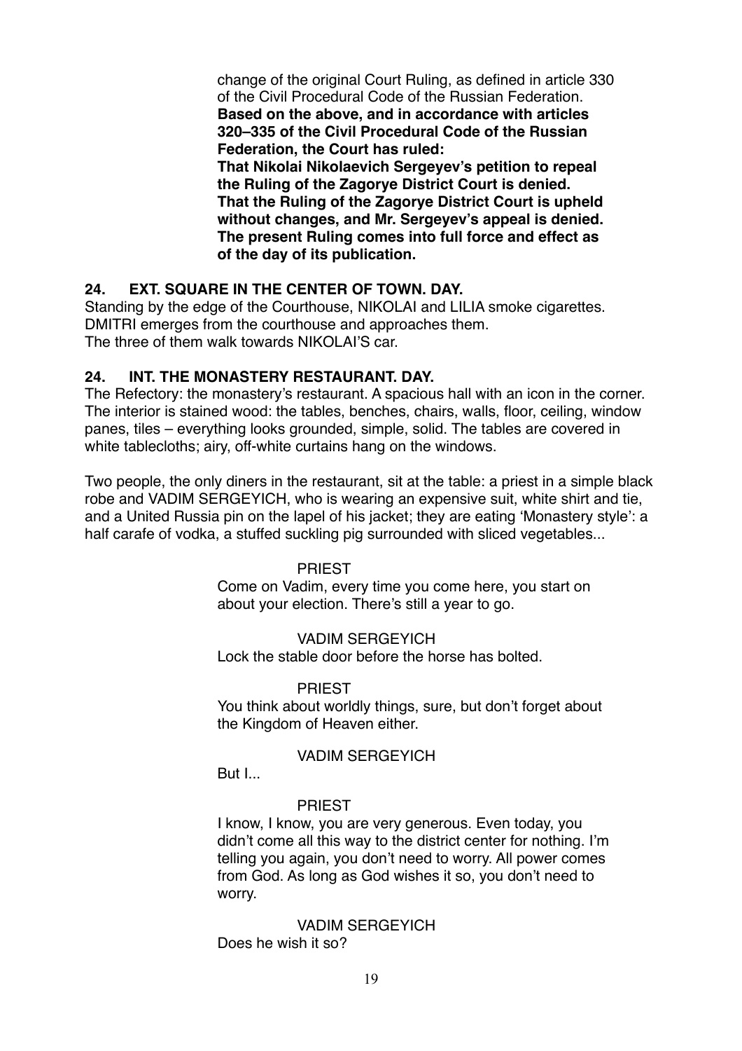change of the original Court Ruling, as defined in article 330 of the Civil Procedural Code of the Russian Federation.
**Based on the above, and in accordance with articles 320–335 of the Civil Procedural Code of the Russian Federation, the Court has ruled:**
**That Nikolai Nikolaevich Sergeyev's petition to repeal the Ruling of the Zagorye District Court is denied.**
**That the Ruling of the Zagorye District Court is upheld without changes, and Mr. Sergeyev's appeal is denied.**
**The present Ruling comes into full force and effect as of the day of its publication.**

**24. EXT. SQUARE IN THE CENTER OF TOWN. DAY.**

Standing by the edge of the Courthouse, NIKOLAI and LILIA smoke cigarettes. DMITRI emerges from the courthouse and approaches them.
The three of them walk towards NIKOLAI'S car.

**24. INT. THE MONASTERY RESTAURANT. DAY.**

The Refectory: the monastery's restaurant. A spacious hall with an icon in the corner. The interior is stained wood: the tables, benches, chairs, walls, floor, ceiling, window panes, tiles – everything looks grounded, simple, solid. The tables are covered in white tablecloths; airy, off-white curtains hang on the windows.

Two people, the only diners in the restaurant, sit at the table: a priest in a simple black robe and VADIM SERGEYICH, who is wearing an expensive suit, white shirt and tie, and a United Russia pin on the lapel of his jacket; they are eating 'Monastery style': a half carafe of vodka, a stuffed suckling pig surrounded with sliced vegetables...

PRIEST

Come on Vadim, every time you come here, you start on about your election. There's still a year to go.

VADIM SERGEYICH

Lock the stable door before the horse has bolted.

PRIEST

You think about worldly things, sure, but don't forget about the Kingdom of Heaven either.

VADIM SERGEYICH

But I...

PRIEST

I know, I know, you are very generous. Even today, you didn't come all this way to the district center for nothing. I'm telling you again, you don't need to worry. All power comes from God. As long as God wishes it so, you don't need to worry.

VADIM SERGEYICH

Does he wish it so?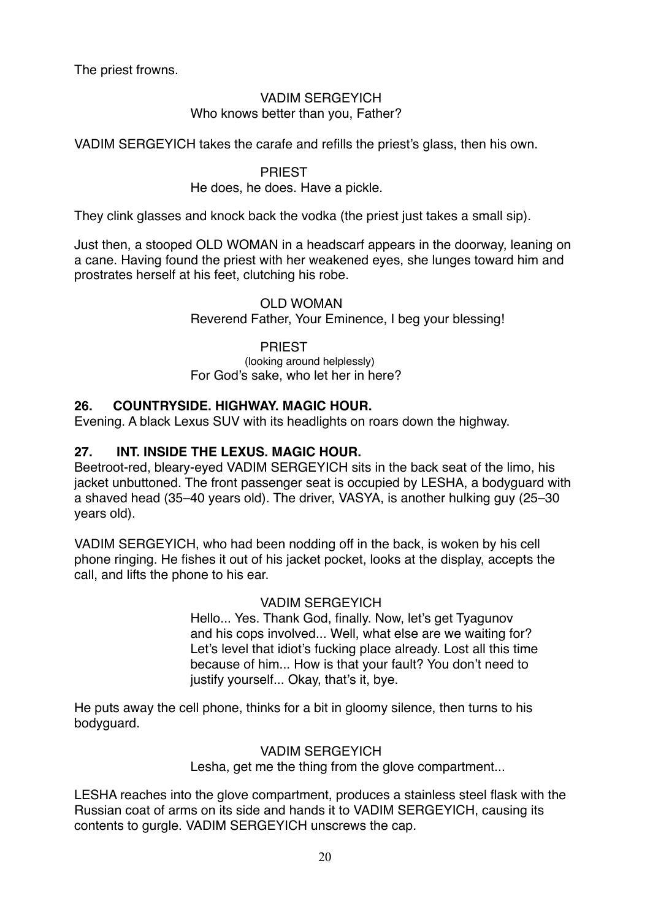The priest frowns.

VADIM SERGEYICH
Who knows better than you, Father?

VADIM SERGEYICH takes the carafe and refills the priest's glass, then his own.

PRIEST
He does, he does. Have a pickle.

They clink glasses and knock back the vodka (the priest just takes a small sip).

Just then, a stooped OLD WOMAN in a headscarf appears in the doorway, leaning on a cane. Having found the priest with her weakened eyes, she lunges toward him and prostrates herself at his feet, clutching his robe.

OLD WOMAN
Reverend Father, Your Eminence, I beg your blessing!

PRIEST
(looking around helplessly)
For God's sake, who let her in here?

**26. COUNTRYSIDE. HIGHWAY. MAGIC HOUR.**

Evening. A black Lexus SUV with its headlights on roars down the highway.

**27. INT. INSIDE THE LEXUS. MAGIC HOUR.**

Beetroot-red, bleary-eyed VADIM SERGEYICH sits in the back seat of the limo, his jacket unbuttoned. The front passenger seat is occupied by LESHA, a bodyguard with a shaved head (35–40 years old). The driver, VASYA, is another hulking guy (25–30 years old).

VADIM SERGEYICH, who had been nodding off in the back, is woken by his cell phone ringing. He fishes it out of his jacket pocket, looks at the display, accepts the call, and lifts the phone to his ear.

VADIM SERGEYICH
Hello... Yes. Thank God, finally. Now, let's get Tyagunov and his cops involved... Well, what else are we waiting for? Let's level that idiot's fucking place already. Lost all this time because of him... How is that your fault? You don't need to justify yourself... Okay, that's it, bye.

He puts away the cell phone, thinks for a bit in gloomy silence, then turns to his bodyguard.

VADIM SERGEYICH
Lesha, get me the thing from the glove compartment...

LESHA reaches into the glove compartment, produces a stainless steel flask with the Russian coat of arms on its side and hands it to VADIM SERGEYICH, causing its contents to gurgle. VADIM SERGEYICH unscrews the cap.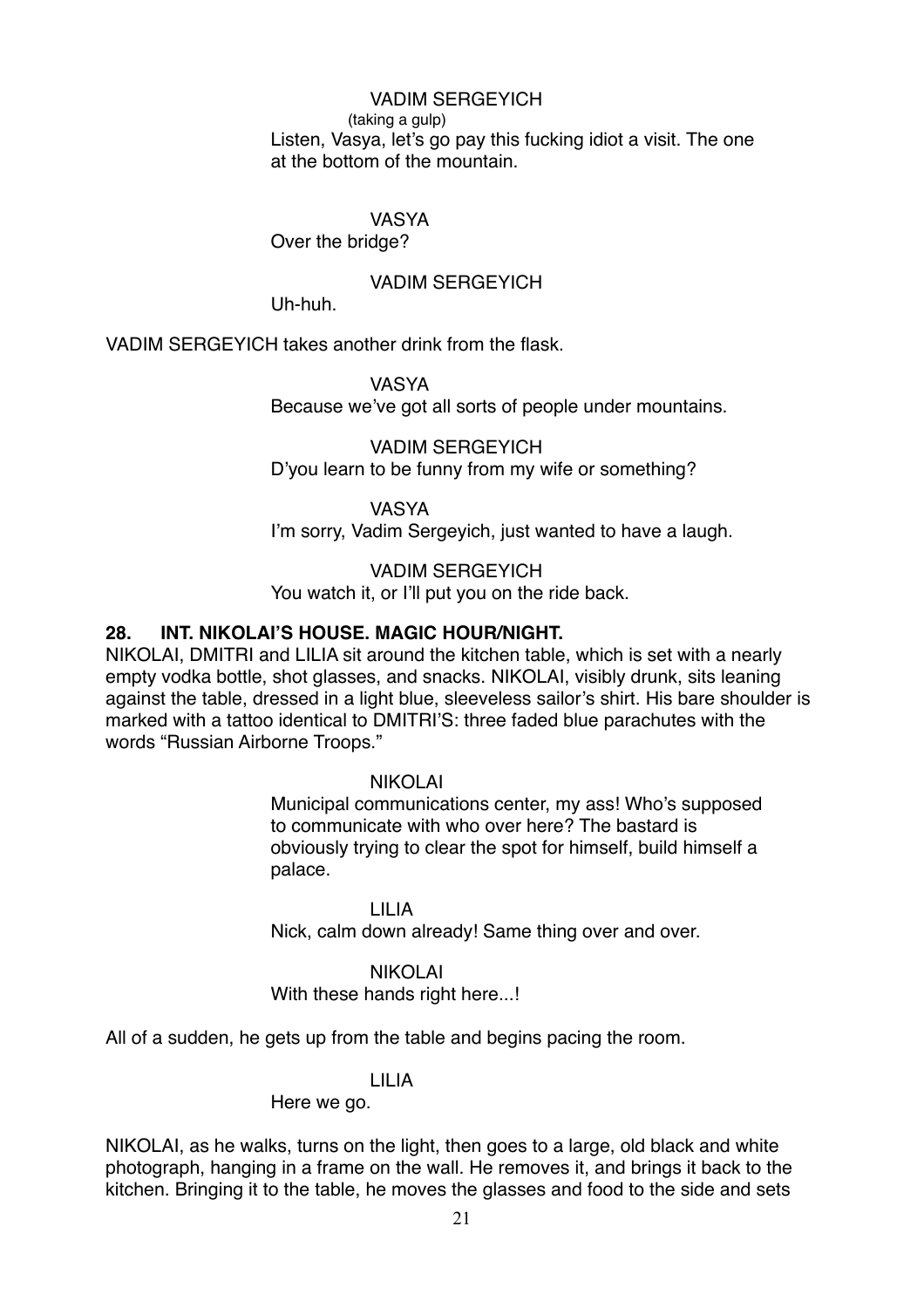VADIM SERGEYICH
(taking a gulp)
Listen, Vasya, let's go pay this fucking idiot a visit. The one at the bottom of the mountain.

VASYA
Over the bridge?

VADIM SERGEYICH
Uh-huh.

VADIM SERGEYICH takes another drink from the flask.

VASYA
Because we've got all sorts of people under mountains.

VADIM SERGEYICH
D'you learn to be funny from my wife or something?

VASYA
I'm sorry, Vadim Sergeyich, just wanted to have a laugh.

VADIM SERGEYICH
You watch it, or I'll put you on the ride back.

**28. INT. NIKOLAI'S HOUSE. MAGIC HOUR/NIGHT.**

NIKOLAI, DMITRI and LILIA sit around the kitchen table, which is set with a nearly empty vodka bottle, shot glasses, and snacks. NIKOLAI, visibly drunk, sits leaning against the table, dressed in a light blue, sleeveless sailor's shirt. His bare shoulder is marked with a tattoo identical to DMITRI'S: three faded blue parachutes with the words "Russian Airborne Troops."

NIKOLAI
Municipal communications center, my ass! Who's supposed to communicate with who over here? The bastard is obviously trying to clear the spot for himself, build himself a palace.

LILIA
Nick, calm down already! Same thing over and over.

NIKOLAI
With these hands right here...!

All of a sudden, he gets up from the table and begins pacing the room.

LILIA
Here we go.

NIKOLAI, as he walks, turns on the light, then goes to a large, old black and white photograph, hanging in a frame on the wall. He removes it, and brings it back to the kitchen. Bringing it to the table, he moves the glasses and food to the side and sets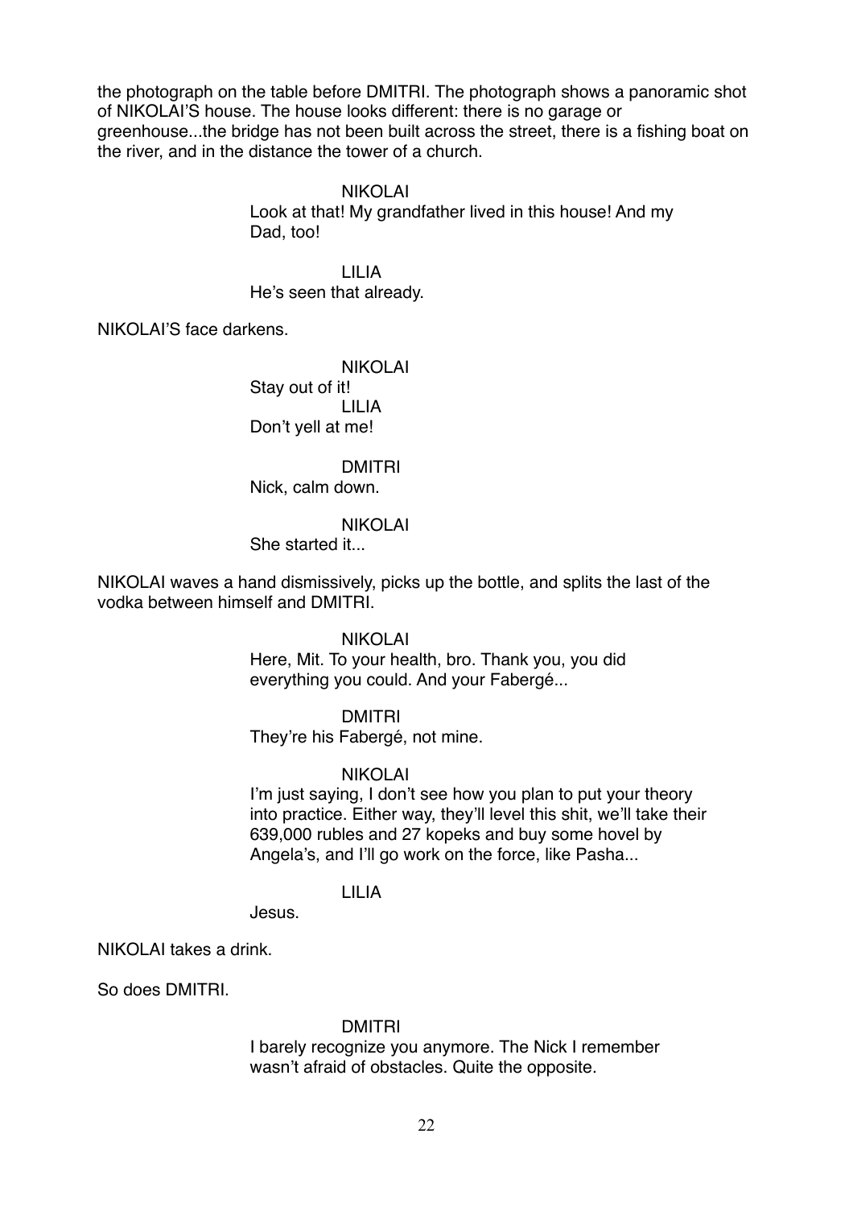the photograph on the table before DMITRI. The photograph shows a panoramic shot of NIKOLAI'S house. The house looks different: there is no garage or greenhouse...the bridge has not been built across the street, there is a fishing boat on the river, and in the distance the tower of a church.

NIKOLAI
Look at that! My grandfather lived in this house! And my Dad, too!

LILIA
He's seen that already.

NIKOLAI'S face darkens.

NIKOLAI
Stay out of it!

LILIA
Don't yell at me!

DMITRI
Nick, calm down.

NIKOLAI
She started it...

NIKOLAI waves a hand dismissively, picks up the bottle, and splits the last of the vodka between himself and DMITRI.

NIKOLAI
Here, Mit. To your health, bro. Thank you, you did everything you could. And your Fabergé...

DMITRI
They're his Fabergé, not mine.

NIKOLAI
I'm just saying, I don't see how you plan to put your theory into practice. Either way, they'll level this shit, we'll take their 639,000 rubles and 27 kopeks and buy some hovel by Angela's, and I'll go work on the force, like Pasha...

LILIA
Jesus.

NIKOLAI takes a drink.

So does DMITRI.

DMITRI
I barely recognize you anymore. The Nick I remember wasn't afraid of obstacles. Quite the opposite.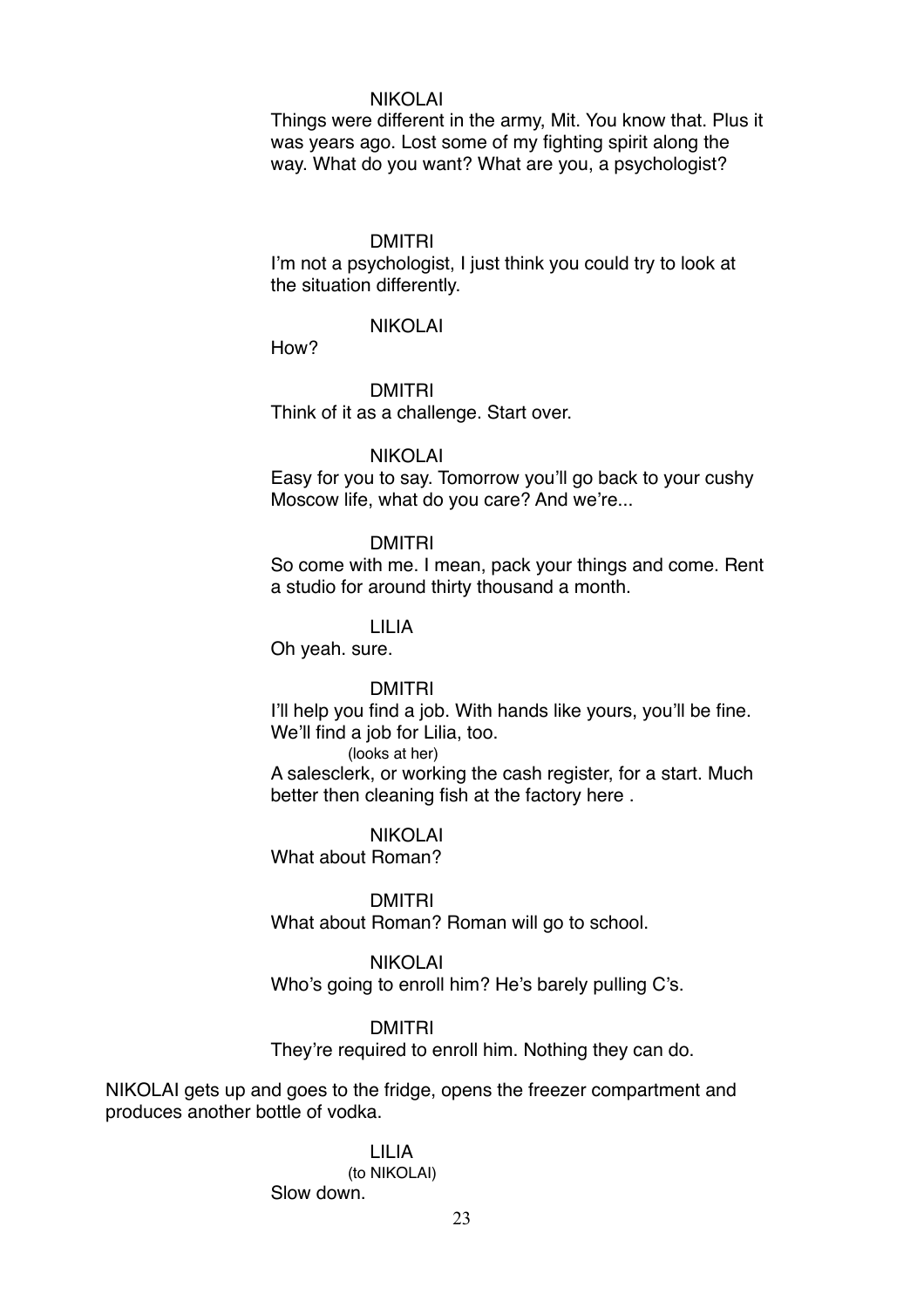NIKOLAI

Things were different in the army, Mit. You know that. Plus it was years ago. Lost some of my fighting spirit along the way. What do you want? What are you, a psychologist?

DMITRI

I'm not a psychologist, I just think you could try to look at the situation differently.

NIKOLAI

How?

DMITRI

Think of it as a challenge. Start over.

NIKOLAI

Easy for you to say. Tomorrow you'll go back to your cushy Moscow life, what do you care? And we're...

DMITRI

So come with me. I mean, pack your things and come. Rent a studio for around thirty thousand a month.

LILIA

Oh yeah. sure.

DMITRI

I'll help you find a job. With hands like yours, you'll be fine. We'll find a job for Lilia, too.

(looks at her)

A salesclerk, or working the cash register, for a start. Much better then cleaning fish at the factory here .

NIKOLAI

What about Roman?

DMITRI

What about Roman? Roman will go to school.

NIKOLAI

Who's going to enroll him? He's barely pulling C's.

DMITRI

They're required to enroll him. Nothing they can do.

NIKOLAI gets up and goes to the fridge, opens the freezer compartment and produces another bottle of vodka.

LILIA

(to NIKOLAI)

Slow down.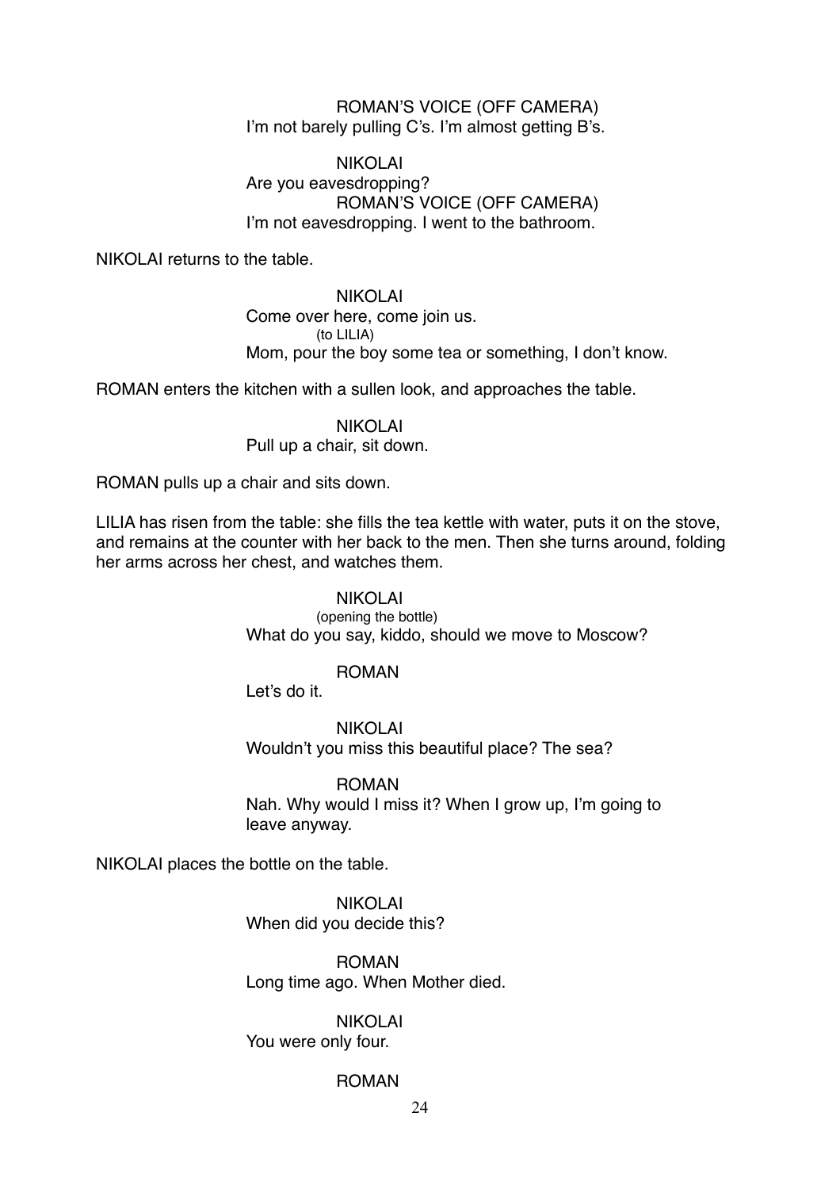ROMAN'S VOICE (OFF CAMERA)
I'm not barely pulling C's. I'm almost getting B's.

NIKOLAI
Are you eavesdropping?

ROMAN'S VOICE (OFF CAMERA)
I'm not eavesdropping. I went to the bathroom.

NIKOLAI returns to the table.

NIKOLAI
Come over here, come join us.
(to LILIA)
Mom, pour the boy some tea or something, I don't know.

ROMAN enters the kitchen with a sullen look, and approaches the table.

NIKOLAI
Pull up a chair, sit down.

ROMAN pulls up a chair and sits down.

LILIA has risen from the table: she fills the tea kettle with water, puts it on the stove, and remains at the counter with her back to the men. Then she turns around, folding her arms across her chest, and watches them.

NIKOLAI
(opening the bottle)
What do you say, kiddo, should we move to Moscow?

ROMAN
Let's do it.

NIKOLAI
Wouldn't you miss this beautiful place? The sea?

ROMAN
Nah. Why would I miss it? When I grow up, I'm going to leave anyway.

NIKOLAI places the bottle on the table.

NIKOLAI
When did you decide this?

ROMAN
Long time ago. When Mother died.

NIKOLAI
You were only four.

ROMAN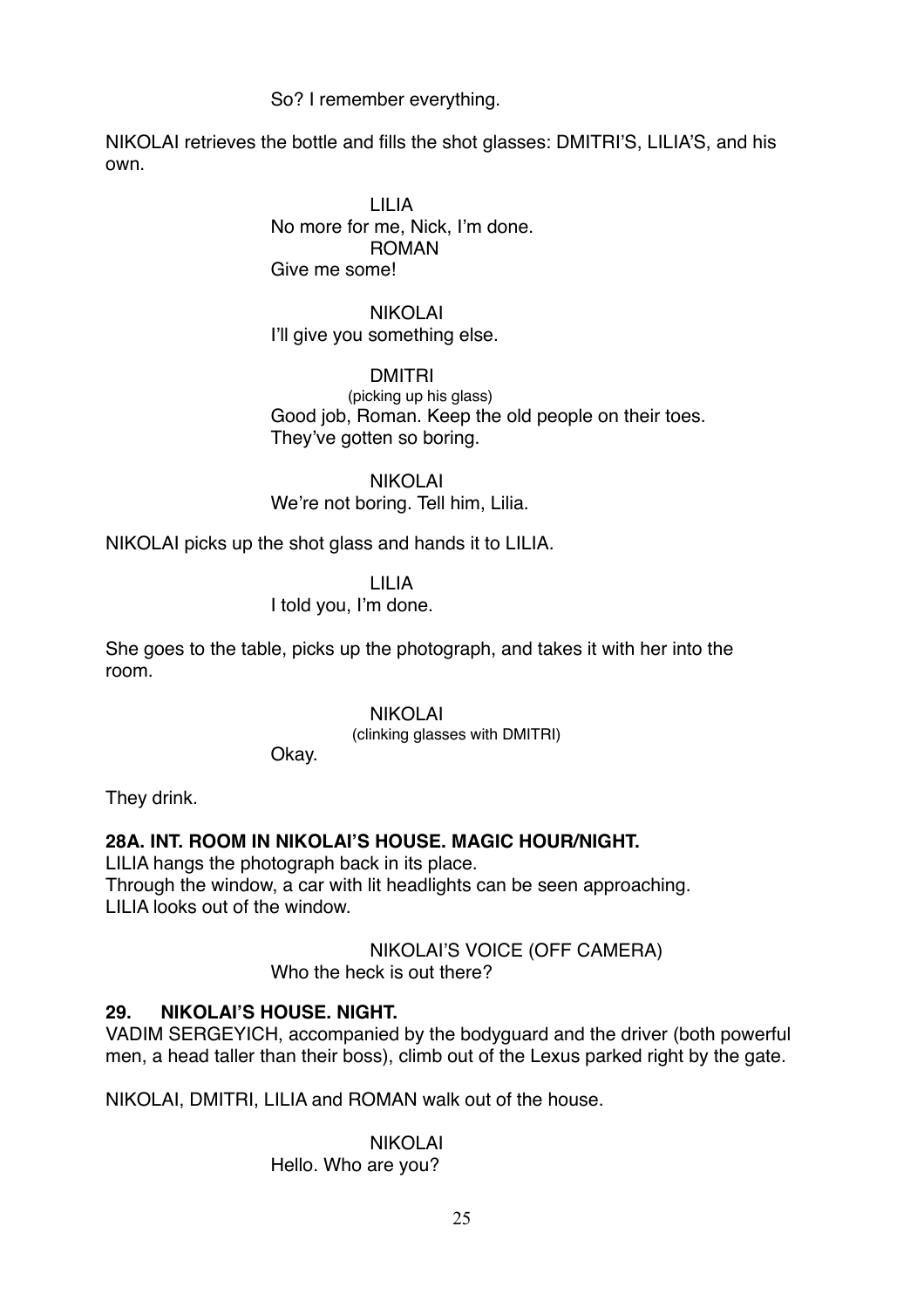So? I remember everything.

NIKOLAI retrieves the bottle and fills the shot glasses: DMITRI'S, LILIA'S, and his own.

LILIA
No more for me, Nick, I'm done.

ROMAN
Give me some!

NIKOLAI
I'll give you something else.

DMITRI
(picking up his glass)
Good job, Roman. Keep the old people on their toes. They've gotten so boring.

NIKOLAI
We're not boring. Tell him, Lilia.

NIKOLAI picks up the shot glass and hands it to LILIA.

LILIA
I told you, I'm done.

She goes to the table, picks up the photograph, and takes it with her into the room.

NIKOLAI
(clinking glasses with DMITRI)
Okay.

They drink.

**28A. INT. ROOM IN NIKOLAI'S HOUSE. MAGIC HOUR/NIGHT.**

LILIA hangs the photograph back in its place.
Through the window, a car with lit headlights can be seen approaching.
LILIA looks out of the window.

NIKOLAI'S VOICE (OFF CAMERA)
Who the heck is out there?

**29. NIKOLAI'S HOUSE. NIGHT.**

VADIM SERGEYICH, accompanied by the bodyguard and the driver (both powerful men, a head taller than their boss), climb out of the Lexus parked right by the gate.

NIKOLAI, DMITRI, LILIA and ROMAN walk out of the house.

NIKOLAI
Hello. Who are you?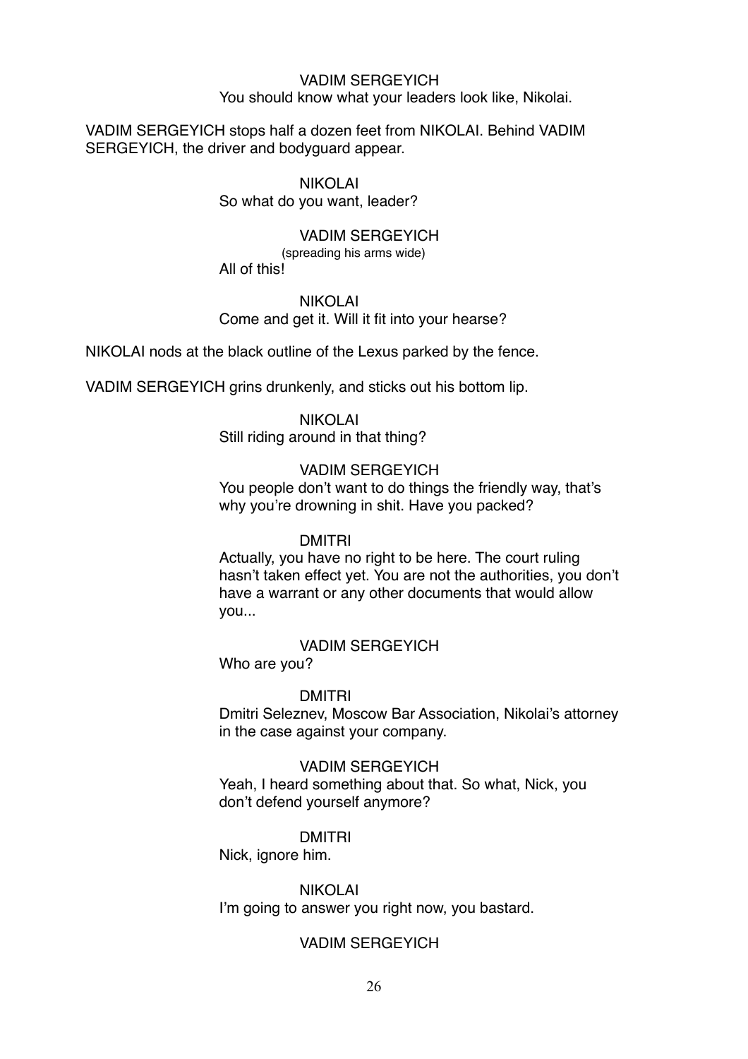VADIM SERGEYICH

You should know what your leaders look like, Nikolai.

VADIM SERGEYICH stops half a dozen feet from NIKOLAI. Behind VADIM SERGEYICH, the driver and bodyguard appear.

NIKOLAI

So what do you want, leader?

VADIM SERGEYICH

(spreading his arms wide)

All of this!

NIKOLAI

Come and get it. Will it fit into your hearse?

NIKOLAI nods at the black outline of the Lexus parked by the fence.

VADIM SERGEYICH grins drunkenly, and sticks out his bottom lip.

NIKOLAI

Still riding around in that thing?

VADIM SERGEYICH

You people don't want to do things the friendly way, that's why you're drowning in shit. Have you packed?

DMITRI

Actually, you have no right to be here. The court ruling hasn't taken effect yet. You are not the authorities, you don't have a warrant or any other documents that would allow you...

VADIM SERGEYICH

Who are you?

DMITRI

Dmitri Seleznev, Moscow Bar Association, Nikolai's attorney in the case against your company.

VADIM SERGEYICH

Yeah, I heard something about that. So what, Nick, you don't defend yourself anymore?

DMITRI

Nick, ignore him.

NIKOLAI

I'm going to answer you right now, you bastard.

VADIM SERGEYICH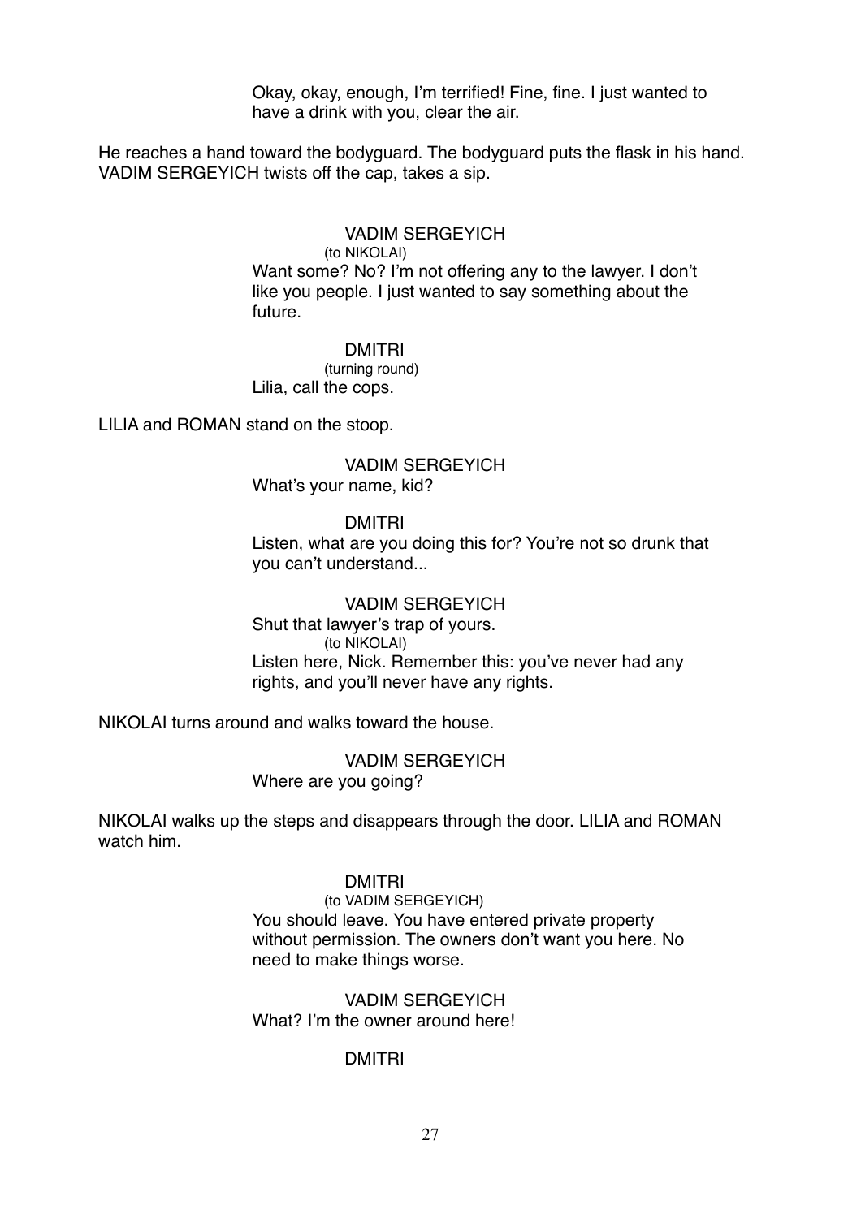Okay, okay, enough, I'm terrified! Fine, fine. I just wanted to have a drink with you, clear the air.

He reaches a hand toward the bodyguard. The bodyguard puts the flask in his hand. VADIM SERGEYICH twists off the cap, takes a sip.

VADIM SERGEYICH
(to NIKOLAI)
Want some? No? I'm not offering any to the lawyer. I don't like you people. I just wanted to say something about the future.

DMITRI
(turning round)
Lilia, call the cops.

LILIA and ROMAN stand on the stoop.

VADIM SERGEYICH
What's your name, kid?

DMITRI
Listen, what are you doing this for? You're not so drunk that you can't understand...

VADIM SERGEYICH
Shut that lawyer's trap of yours.
(to NIKOLAI)
Listen here, Nick. Remember this: you've never had any rights, and you'll never have any rights.

NIKOLAI turns around and walks toward the house.

VADIM SERGEYICH
Where are you going?

NIKOLAI walks up the steps and disappears through the door. LILIA and ROMAN watch him.

DMITRI
(to VADIM SERGEYICH)
You should leave. You have entered private property without permission. The owners don't want you here. No need to make things worse.

VADIM SERGEYICH
What? I'm the owner around here!

DMITRI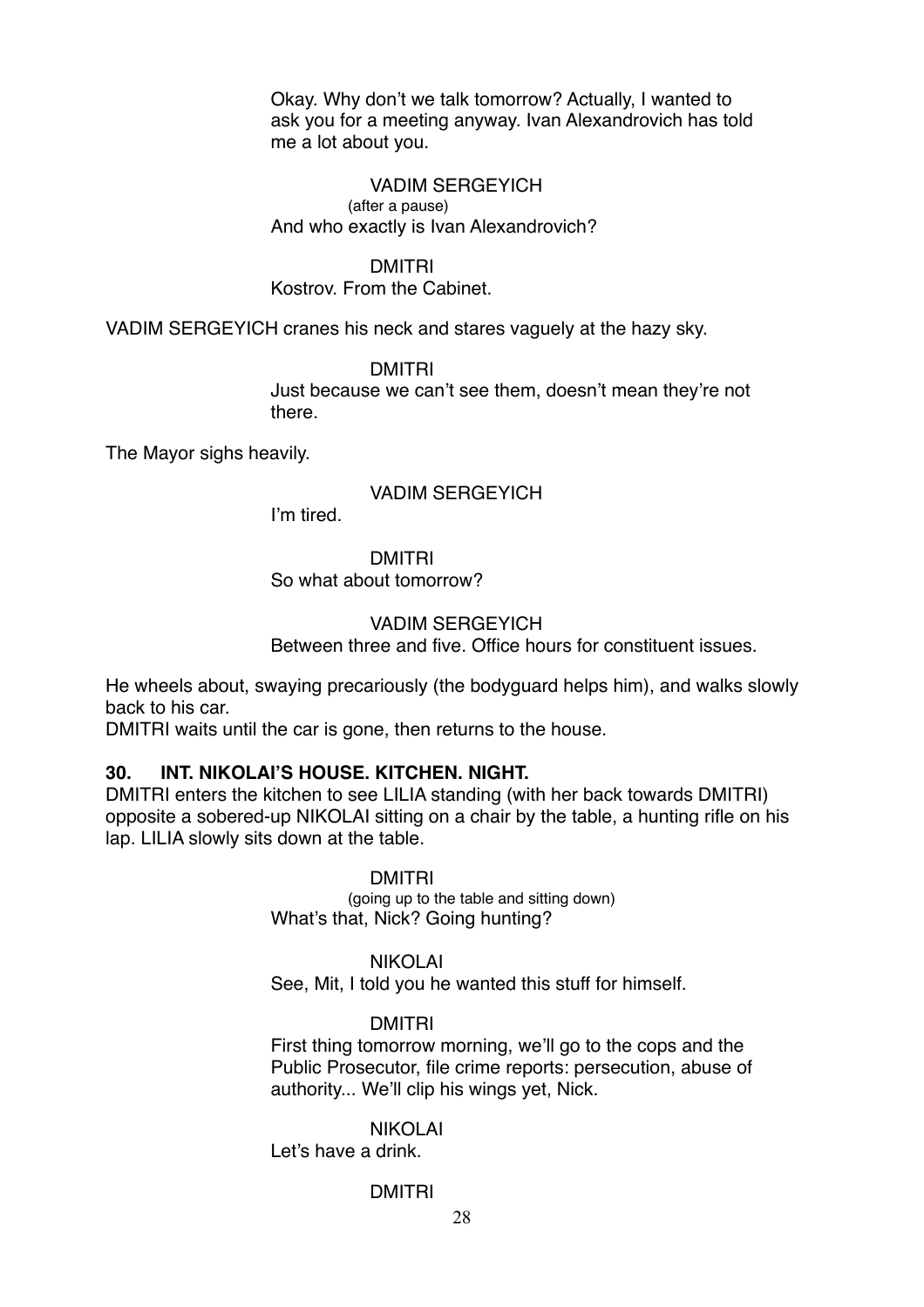Okay. Why don't we talk tomorrow? Actually, I wanted to ask you for a meeting anyway. Ivan Alexandrovich has told me a lot about you.

VADIM SERGEYICH
(after a pause)
And who exactly is Ivan Alexandrovich?

DMITRI
Kostrov. From the Cabinet.

VADIM SERGEYICH cranes his neck and stares vaguely at the hazy sky.

DMITRI
Just because we can't see them, doesn't mean they're not there.

The Mayor sighs heavily.

VADIM SERGEYICH
I'm tired.

DMITRI
So what about tomorrow?

VADIM SERGEYICH
Between three and five. Office hours for constituent issues.

He wheels about, swaying precariously (the bodyguard helps him), and walks slowly back to his car.
DMITRI waits until the car is gone, then returns to the house.

**30. INT. NIKOLAI'S HOUSE. KITCHEN. NIGHT.**

DMITRI enters the kitchen to see LILIA standing (with her back towards DMITRI) opposite a sobered-up NIKOLAI sitting on a chair by the table, a hunting rifle on his lap. LILIA slowly sits down at the table.

DMITRI
(going up to the table and sitting down)
What's that, Nick? Going hunting?

NIKOLAI
See, Mit, I told you he wanted this stuff for himself.

DMITRI
First thing tomorrow morning, we'll go to the cops and the Public Prosecutor, file crime reports: persecution, abuse of authority... We'll clip his wings yet, Nick.

NIKOLAI
Let's have a drink.

DMITRI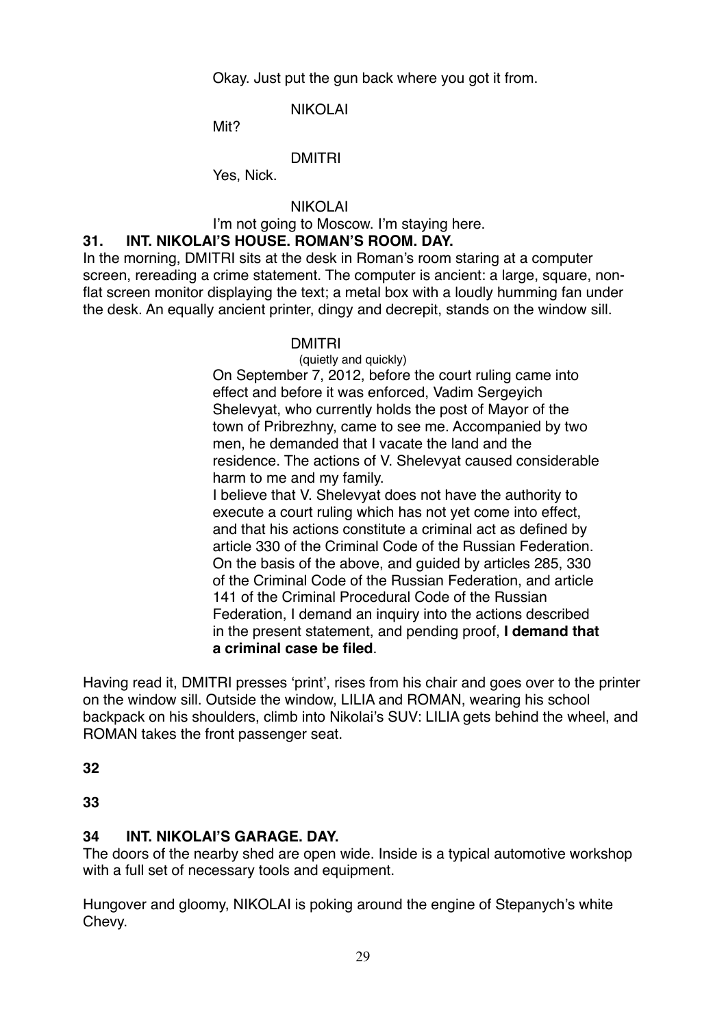Okay. Just put the gun back where you got it from.

NIKOLAI

Mit?

DMITRI

Yes, Nick.

NIKOLAI

I'm not going to Moscow. I'm staying here.

**31. INT. NIKOLAI'S HOUSE. ROMAN'S ROOM. DAY.**

In the morning, DMITRI sits at the desk in Roman's room staring at a computer screen, rereading a crime statement. The computer is ancient: a large, square, non-flat screen monitor displaying the text; a metal box with a loudly humming fan under the desk. An equally ancient printer, dingy and decrepit, stands on the window sill.

DMITRI

(quietly and quickly)

On September 7, 2012, before the court ruling came into effect and before it was enforced, Vadim Sergeyich Shelevyat, who currently holds the post of Mayor of the town of Pribrezhny, came to see me. Accompanied by two men, he demanded that I vacate the land and the residence. The actions of V. Shelevyat caused considerable harm to me and my family.

I believe that V. Shelevyat does not have the authority to execute a court ruling which has not yet come into effect, and that his actions constitute a criminal act as defined by article 330 of the Criminal Code of the Russian Federation. On the basis of the above, and guided by articles 285, 330 of the Criminal Code of the Russian Federation, and article 141 of the Criminal Procedural Code of the Russian Federation, I demand an inquiry into the actions described in the present statement, and pending proof, **I demand that a criminal case be filed**.

Having read it, DMITRI presses 'print', rises from his chair and goes over to the printer on the window sill. Outside the window, LILIA and ROMAN, wearing his school backpack on his shoulders, climb into Nikolai's SUV: LILIA gets behind the wheel, and ROMAN takes the front passenger seat.

**32**

**33**

**34 INT. NIKOLAI'S GARAGE. DAY.**

The doors of the nearby shed are open wide. Inside is a typical automotive workshop with a full set of necessary tools and equipment.

Hungover and gloomy, NIKOLAI is poking around the engine of Stepanych's white Chevy.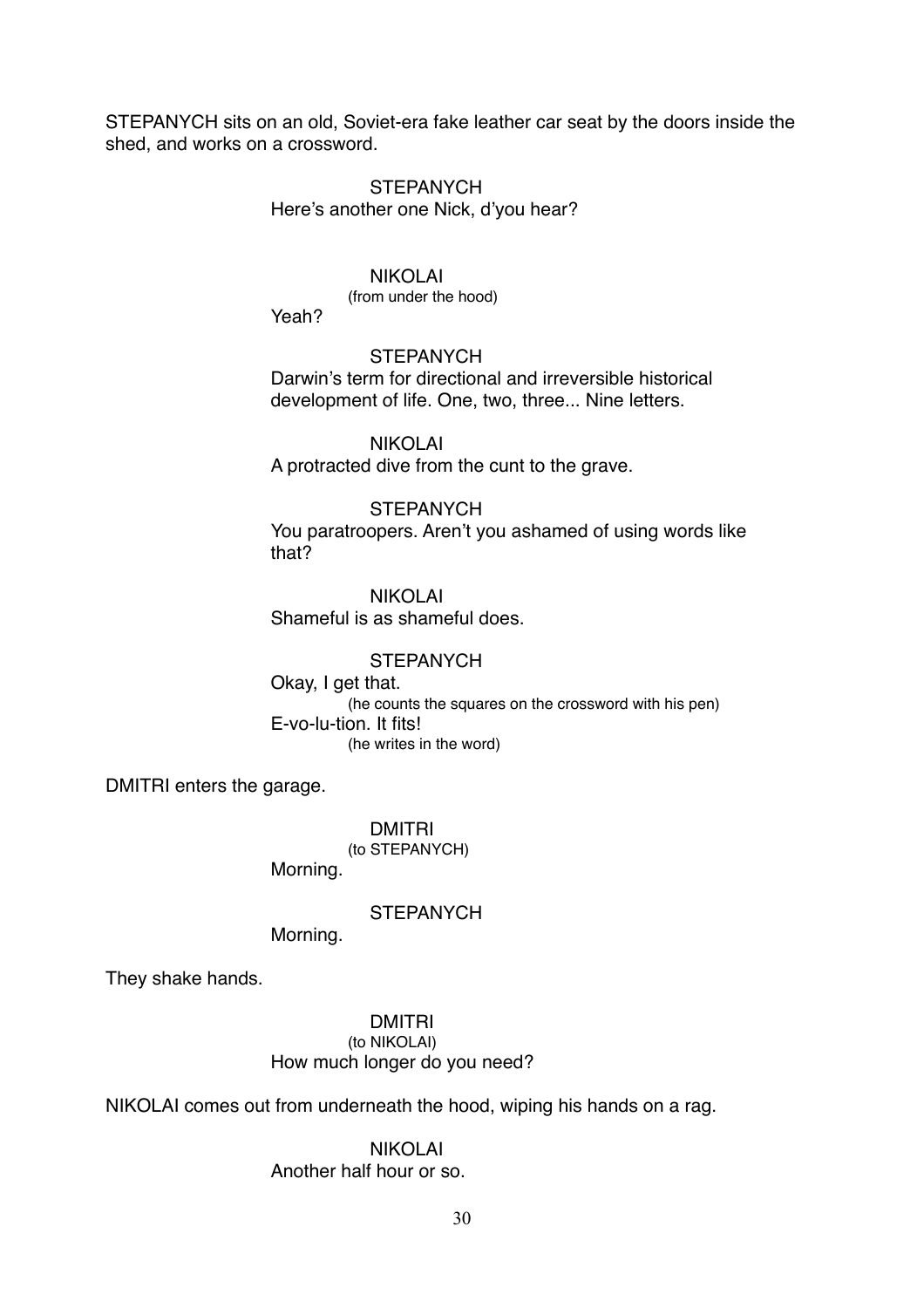STEPANYCH sits on an old, Soviet-era fake leather car seat by the doors inside the shed, and works on a crossword.

STEPANYCH
Here's another one Nick, d'you hear?

NIKOLAI
(from under the hood)
Yeah?

STEPANYCH
Darwin's term for directional and irreversible historical development of life. One, two, three... Nine letters.

NIKOLAI
A protracted dive from the cunt to the grave.

STEPANYCH
You paratroopers. Aren't you ashamed of using words like that?

NIKOLAI
Shameful is as shameful does.

STEPANYCH
Okay, I get that.
(he counts the squares on the crossword with his pen)
E-vo-lu-tion. It fits!
(he writes in the word)

DMITRI enters the garage.

DMITRI
(to STEPANYCH)
Morning.

STEPANYCH
Morning.

They shake hands.

DMITRI
(to NIKOLAI)
How much longer do you need?

NIKOLAI comes out from underneath the hood, wiping his hands on a rag.

NIKOLAI
Another half hour or so.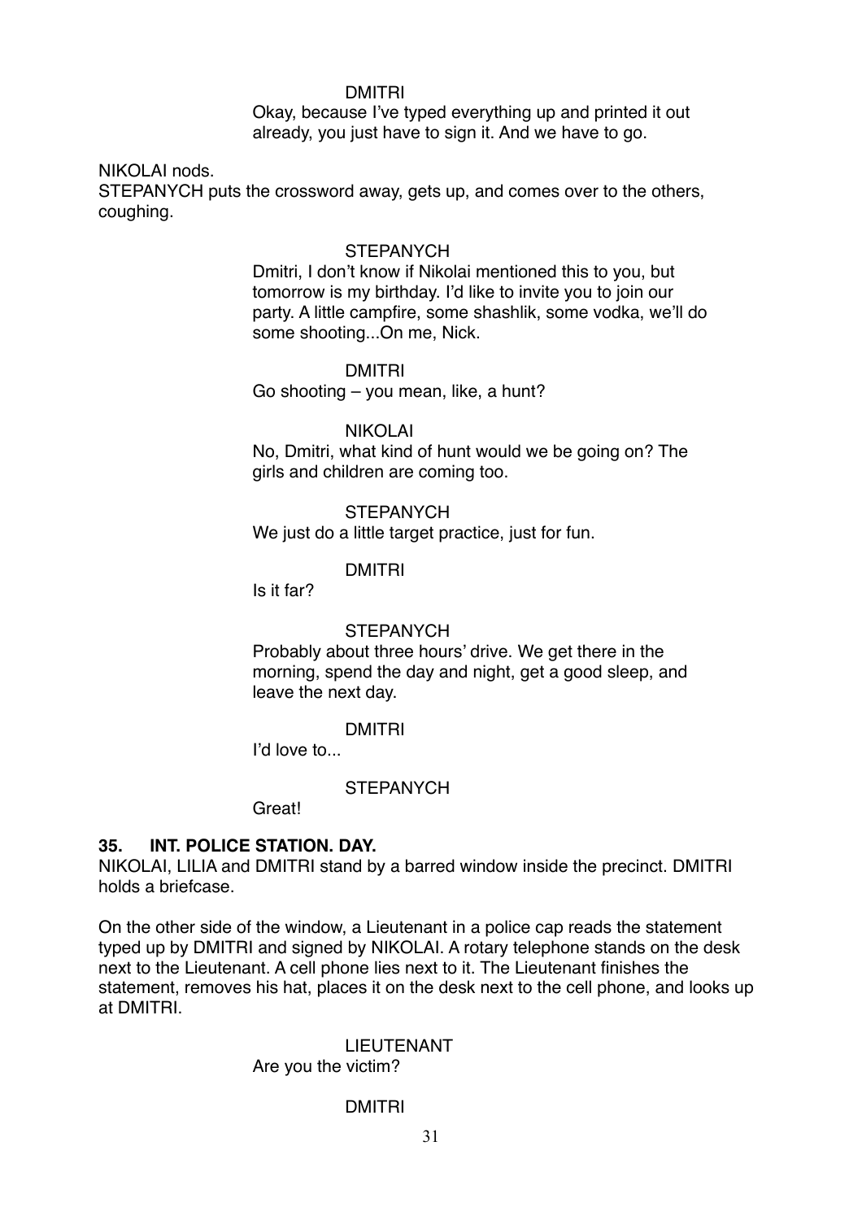DMITRI

Okay, because I've typed everything up and printed it out already, you just have to sign it. And we have to go.

NIKOLAI nods.
STEPANYCH puts the crossword away, gets up, and comes over to the others, coughing.

STEPANYCH

Dmitri, I don't know if Nikolai mentioned this to you, but tomorrow is my birthday. I'd like to invite you to join our party. A little campfire, some shashlik, some vodka, we'll do some shooting...On me, Nick.

DMITRI

Go shooting – you mean, like, a hunt?

NIKOLAI

No, Dmitri, what kind of hunt would we be going on? The girls and children are coming too.

STEPANYCH

We just do a little target practice, just for fun.

DMITRI

Is it far?

STEPANYCH

Probably about three hours' drive. We get there in the morning, spend the day and night, get a good sleep, and leave the next day.

DMITRI

I'd love to...

STEPANYCH

Great!

**35. INT. POLICE STATION. DAY.**

NIKOLAI, LILIA and DMITRI stand by a barred window inside the precinct. DMITRI holds a briefcase.

On the other side of the window, a Lieutenant in a police cap reads the statement typed up by DMITRI and signed by NIKOLAI. A rotary telephone stands on the desk next to the Lieutenant. A cell phone lies next to it. The Lieutenant finishes the statement, removes his hat, places it on the desk next to the cell phone, and looks up at DMITRI.

LIEUTENANT

Are you the victim?

DMITRI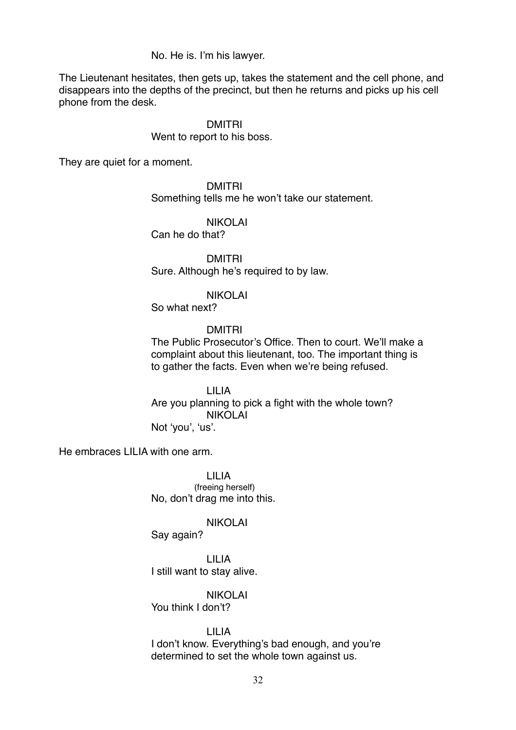No. He is. I'm his lawyer.

The Lieutenant hesitates, then gets up, takes the statement and the cell phone, and disappears into the depths of the precinct, but then he returns and picks up his cell phone from the desk.

DMITRI
Went to report to his boss.

They are quiet for a moment.

DMITRI
Something tells me he won't take our statement.

NIKOLAI
Can he do that?

DMITRI
Sure. Although he's required to by law.

NIKOLAI
So what next?

DMITRI
The Public Prosecutor's Office. Then to court. We'll make a complaint about this lieutenant, too. The important thing is to gather the facts. Even when we're being refused.

LILIA
Are you planning to pick a fight with the whole town?

NIKOLAI
Not 'you', 'us'.

He embraces LILIA with one arm.

LILIA
(freeing herself)
No, don't drag me into this.

NIKOLAI
Say again?

LILIA
I still want to stay alive.

NIKOLAI
You think I don't?

LILIA
I don't know. Everything's bad enough, and you're determined to set the whole town against us.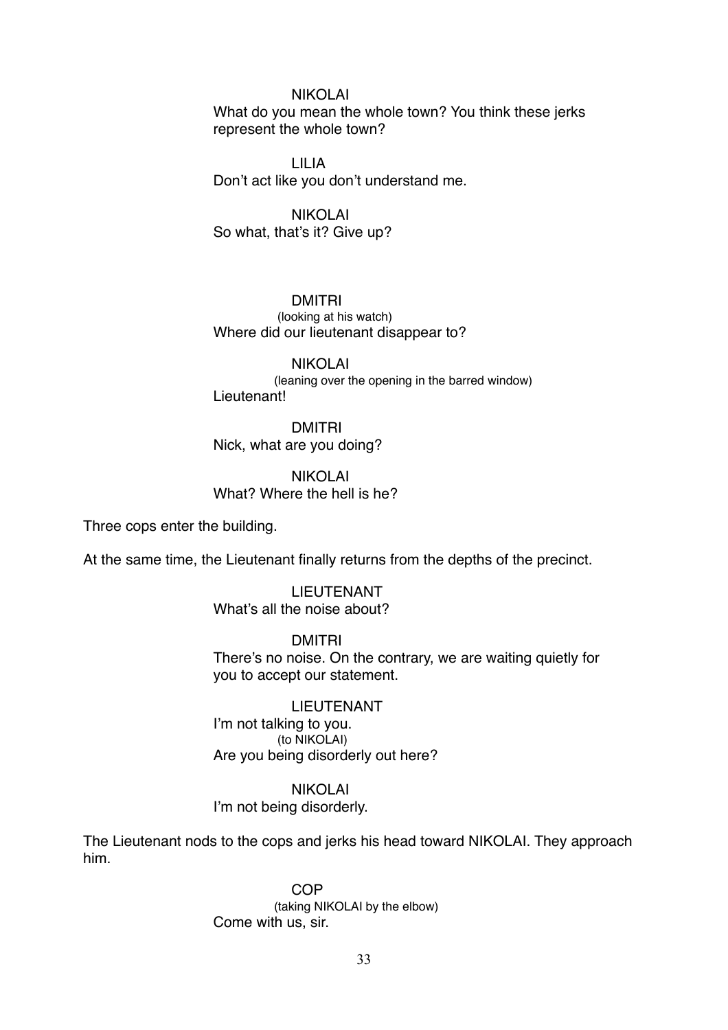NIKOLAI

What do you mean the whole town? You think these jerks represent the whole town?

LILIA

Don't act like you don't understand me.

NIKOLAI

So what, that's it? Give up?

DMITRI

(looking at his watch)

Where did our lieutenant disappear to?

NIKOLAI

(leaning over the opening in the barred window)

Lieutenant!

DMITRI

Nick, what are you doing?

NIKOLAI

What? Where the hell is he?

Three cops enter the building.

At the same time, the Lieutenant finally returns from the depths of the precinct.

LIEUTENANT

What's all the noise about?

DMITRI

There's no noise. On the contrary, we are waiting quietly for you to accept our statement.

LIEUTENANT

I'm not talking to you.

(to NIKOLAI)

Are you being disorderly out here?

NIKOLAI

I'm not being disorderly.

The Lieutenant nods to the cops and jerks his head toward NIKOLAI. They approach him.

COP

(taking NIKOLAI by the elbow)

Come with us, sir.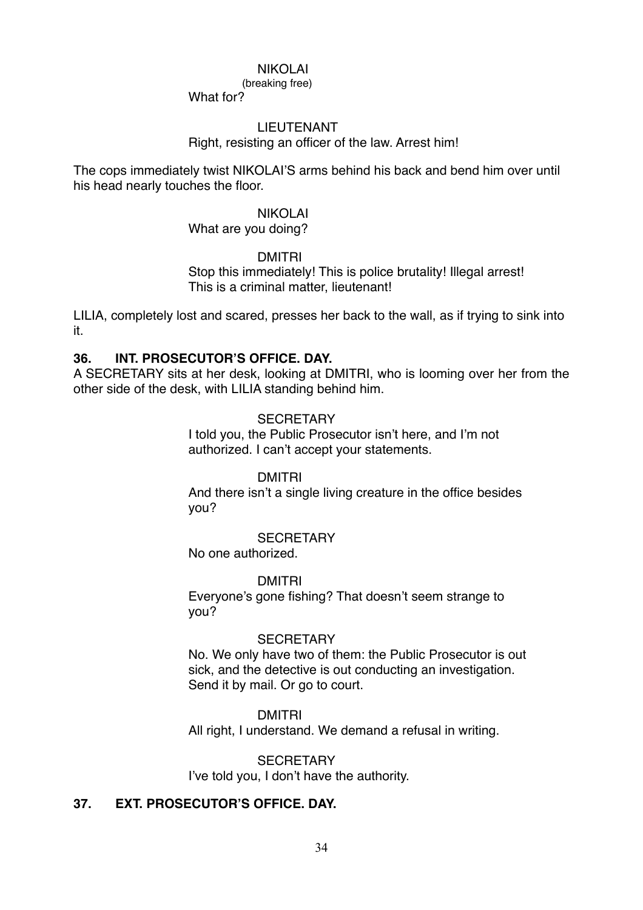NIKOLAI
(breaking free)
What for?

LIEUTENANT
Right, resisting an officer of the law. Arrest him!

The cops immediately twist NIKOLAI'S arms behind his back and bend him over until his head nearly touches the floor.

NIKOLAI
What are you doing?

DMITRI
Stop this immediately! This is police brutality! Illegal arrest! This is a criminal matter, lieutenant!

LILIA, completely lost and scared, presses her back to the wall, as if trying to sink into it.

**36. INT. PROSECUTOR'S OFFICE. DAY.**

A SECRETARY sits at her desk, looking at DMITRI, who is looming over her from the other side of the desk, with LILIA standing behind him.

SECRETARY
I told you, the Public Prosecutor isn't here, and I'm not authorized. I can't accept your statements.

DMITRI
And there isn't a single living creature in the office besides you?

SECRETARY
No one authorized.

DMITRI
Everyone's gone fishing? That doesn't seem strange to you?

SECRETARY
No. We only have two of them: the Public Prosecutor is out sick, and the detective is out conducting an investigation. Send it by mail. Or go to court.

DMITRI
All right, I understand. We demand a refusal in writing.

SECRETARY
I've told you, I don't have the authority.

**37. EXT. PROSECUTOR'S OFFICE. DAY.**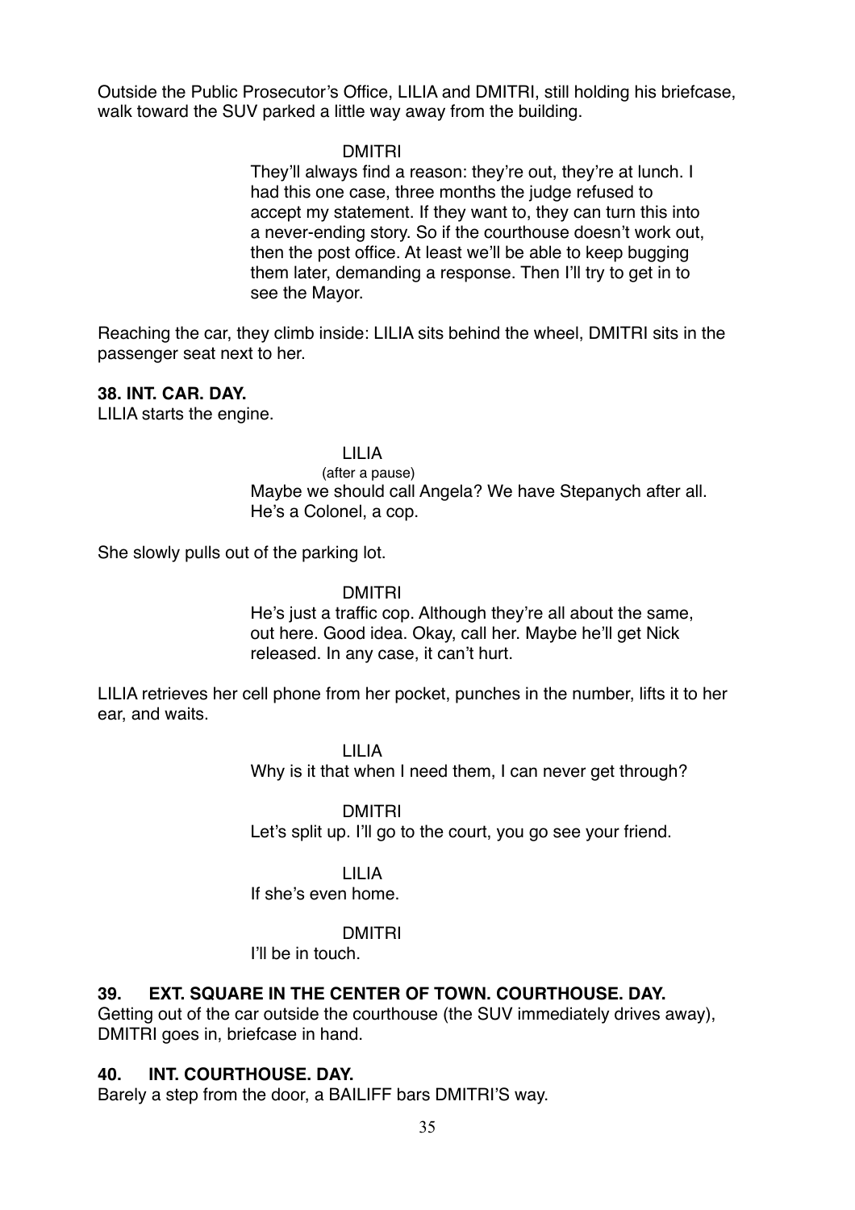Outside the Public Prosecutor's Office, LILIA and DMITRI, still holding his briefcase, walk toward the SUV parked a little way away from the building.

DMITRI

They'll always find a reason: they're out, they're at lunch. I had this one case, three months the judge refused to accept my statement. If they want to, they can turn this into a never-ending story. So if the courthouse doesn't work out, then the post office. At least we'll be able to keep bugging them later, demanding a response. Then I'll try to get in to see the Mayor.

Reaching the car, they climb inside: LILIA sits behind the wheel, DMITRI sits in the passenger seat next to her.

**38. INT. CAR. DAY.**

LILIA starts the engine.

LILIA

(after a pause)

Maybe we should call Angela? We have Stepanych after all. He's a Colonel, a cop.

She slowly pulls out of the parking lot.

DMITRI

He's just a traffic cop. Although they're all about the same, out here. Good idea. Okay, call her. Maybe he'll get Nick released. In any case, it can't hurt.

LILIA retrieves her cell phone from her pocket, punches in the number, lifts it to her ear, and waits.

LILIA

Why is it that when I need them, I can never get through?

DMITRI

Let's split up. I'll go to the court, you go see your friend.

LILIA

If she's even home.

DMITRI

I'll be in touch.

**39. EXT. SQUARE IN THE CENTER OF TOWN. COURTHOUSE. DAY.**

Getting out of the car outside the courthouse (the SUV immediately drives away), DMITRI goes in, briefcase in hand.

**40. INT. COURTHOUSE. DAY.**

Barely a step from the door, a BAILIFF bars DMITRI'S way.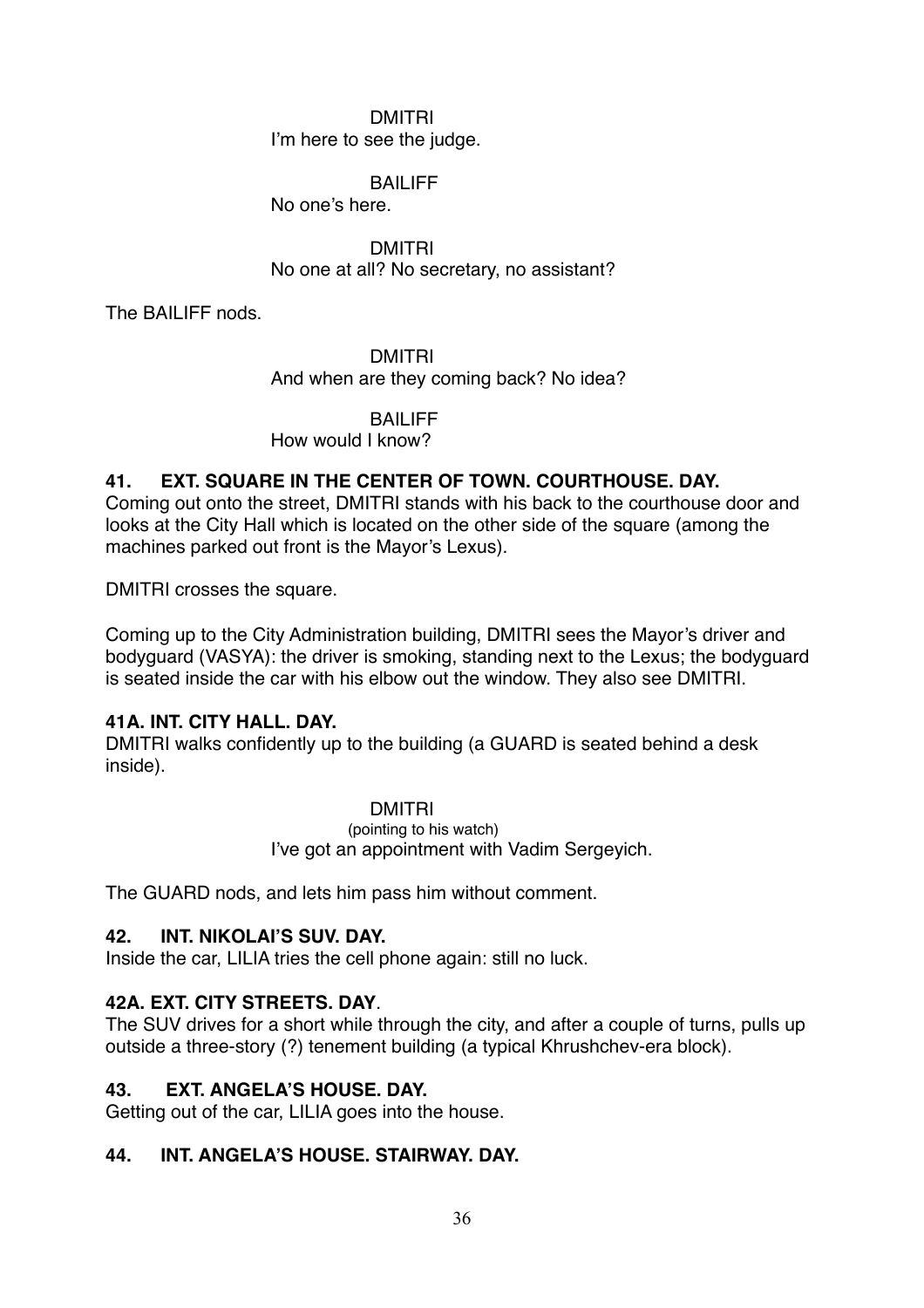DMITRI
I'm here to see the judge.

BAILIFF
No one's here.

DMITRI
No one at all? No secretary, no assistant?

The BAILIFF nods.

DMITRI
And when are they coming back? No idea?

BAILIFF
How would I know?

**41. EXT. SQUARE IN THE CENTER OF TOWN. COURTHOUSE. DAY.**

Coming out onto the street, DMITRI stands with his back to the courthouse door and looks at the City Hall which is located on the other side of the square (among the machines parked out front is the Mayor's Lexus).

DMITRI crosses the square.

Coming up to the City Administration building, DMITRI sees the Mayor's driver and bodyguard (VASYA): the driver is smoking, standing next to the Lexus; the bodyguard is seated inside the car with his elbow out the window. They also see DMITRI.

**41A. INT. CITY HALL. DAY.**

DMITRI walks confidently up to the building (a GUARD is seated behind a desk inside).

DMITRI
(pointing to his watch)
I've got an appointment with Vadim Sergeyich.

The GUARD nods, and lets him pass him without comment.

**42. INT. NIKOLAI'S SUV. DAY.**

Inside the car, LILIA tries the cell phone again: still no luck.

**42A. EXT. CITY STREETS. DAY**.

The SUV drives for a short while through the city, and after a couple of turns, pulls up outside a three-story (?) tenement building (a typical Khrushchev-era block).

**43. EXT. ANGELA'S HOUSE. DAY.**

Getting out of the car, LILIA goes into the house.

**44. INT. ANGELA'S HOUSE. STAIRWAY. DAY.**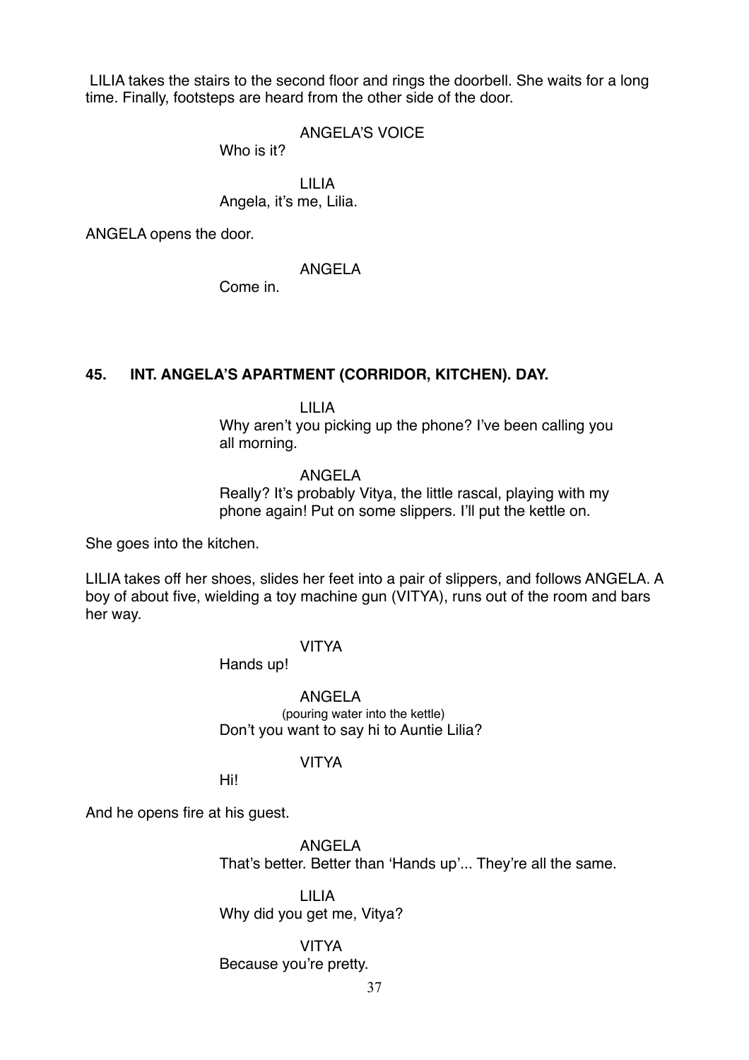LILIA takes the stairs to the second floor and rings the doorbell. She waits for a long time. Finally, footsteps are heard from the other side of the door.

ANGELA'S VOICE
Who is it?

LILIA
Angela, it's me, Lilia.

ANGELA opens the door.

ANGELA
Come in.

**45. INT. ANGELA'S APARTMENT (CORRIDOR, KITCHEN). DAY.**

LILIA
Why aren't you picking up the phone? I've been calling you all morning.

ANGELA
Really? It's probably Vitya, the little rascal, playing with my phone again! Put on some slippers. I'll put the kettle on.

She goes into the kitchen.

LILIA takes off her shoes, slides her feet into a pair of slippers, and follows ANGELA. A boy of about five, wielding a toy machine gun (VITYA), runs out of the room and bars her way.

VITYA
Hands up!

ANGELA
(pouring water into the kettle)
Don't you want to say hi to Auntie Lilia?

VITYA
Hi!

And he opens fire at his guest.

ANGELA
That's better. Better than 'Hands up'... They're all the same.

LILIA
Why did you get me, Vitya?

VITYA
Because you're pretty.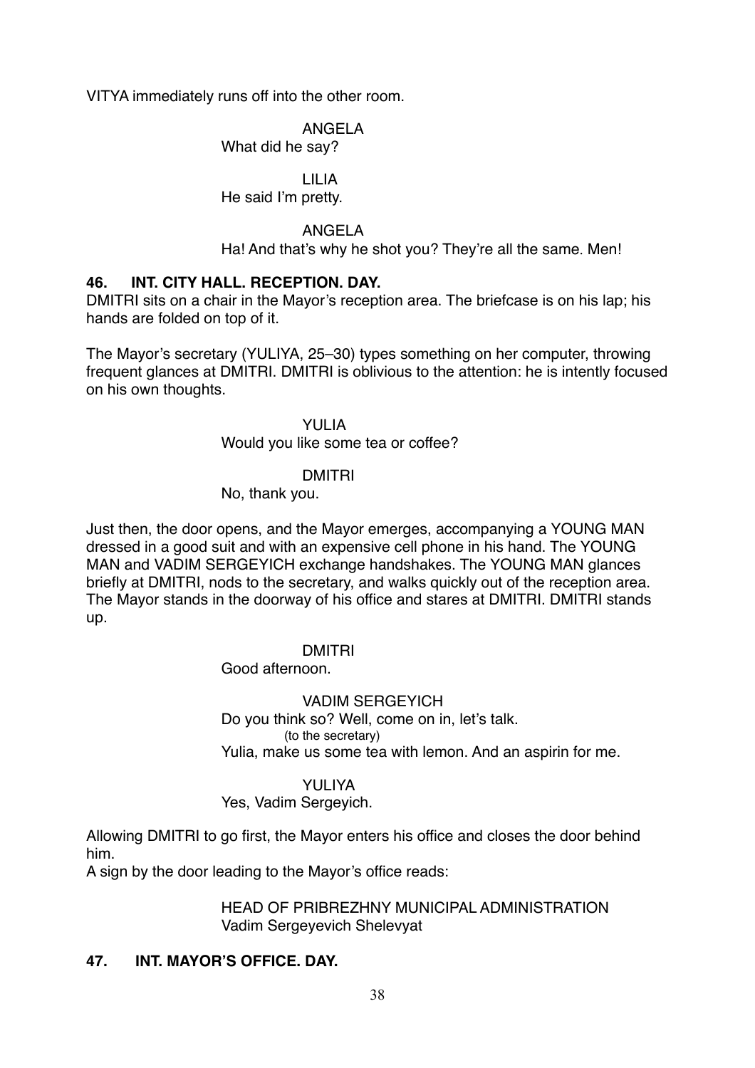VITYA immediately runs off into the other room.

ANGELA
What did he say?

LILIA
He said I'm pretty.

ANGELA
Ha! And that's why he shot you? They're all the same. Men!

**46. INT. CITY HALL. RECEPTION. DAY.**

DMITRI sits on a chair in the Mayor's reception area. The briefcase is on his lap; his hands are folded on top of it.

The Mayor's secretary (YULIYA, 25–30) types something on her computer, throwing frequent glances at DMITRI. DMITRI is oblivious to the attention: he is intently focused on his own thoughts.

YULIA
Would you like some tea or coffee?

DMITRI
No, thank you.

Just then, the door opens, and the Mayor emerges, accompanying a YOUNG MAN dressed in a good suit and with an expensive cell phone in his hand. The YOUNG MAN and VADIM SERGEYICH exchange handshakes. The YOUNG MAN glances briefly at DMITRI, nods to the secretary, and walks quickly out of the reception area. The Mayor stands in the doorway of his office and stares at DMITRI. DMITRI stands up.

DMITRI
Good afternoon.

VADIM SERGEYICH
Do you think so? Well, come on in, let's talk.
(to the secretary)
Yulia, make us some tea with lemon. And an aspirin for me.

YULIYA
Yes, Vadim Sergeyich.

Allowing DMITRI to go first, the Mayor enters his office and closes the door behind him.
A sign by the door leading to the Mayor's office reads:

HEAD OF PRIBREZHNY MUNICIPAL ADMINISTRATION
Vadim Sergeyevich Shelevyat

**47. INT. MAYOR'S OFFICE. DAY.**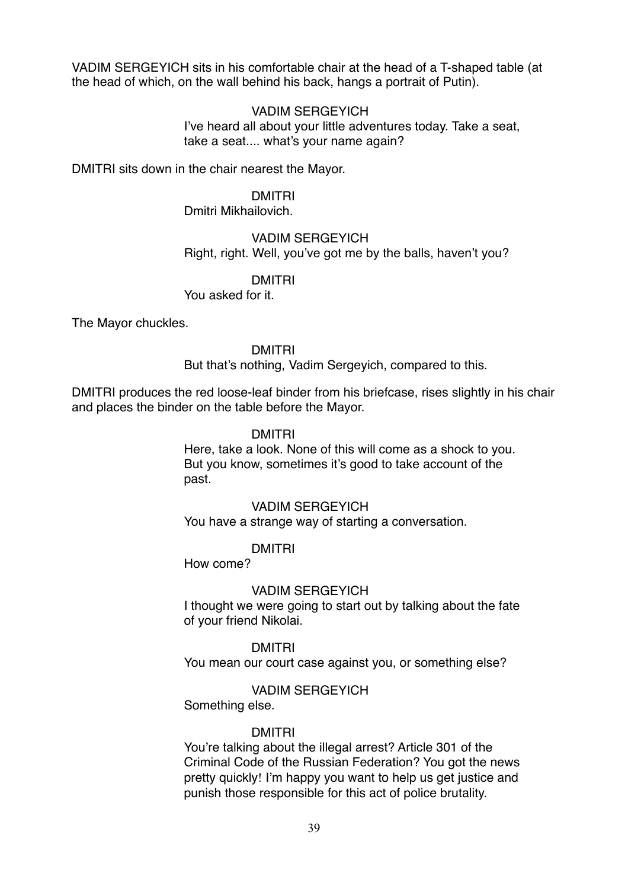VADIM SERGEYICH sits in his comfortable chair at the head of a T-shaped table (at the head of which, on the wall behind his back, hangs a portrait of Putin).

VADIM SERGEYICH
I've heard all about your little adventures today. Take a seat, take a seat.... what's your name again?

DMITRI sits down in the chair nearest the Mayor.

DMITRI
Dmitri Mikhailovich.

VADIM SERGEYICH
Right, right. Well, you've got me by the balls, haven't you?

DMITRI
You asked for it.

The Mayor chuckles.

DMITRI
But that's nothing, Vadim Sergeyich, compared to this.

DMITRI produces the red loose-leaf binder from his briefcase, rises slightly in his chair and places the binder on the table before the Mayor.

DMITRI
Here, take a look. None of this will come as a shock to you. But you know, sometimes it's good to take account of the past.

VADIM SERGEYICH
You have a strange way of starting a conversation.

DMITRI
How come?

VADIM SERGEYICH
I thought we were going to start out by talking about the fate of your friend Nikolai.

DMITRI
You mean our court case against you, or something else?

VADIM SERGEYICH
Something else.

DMITRI
You're talking about the illegal arrest? Article 301 of the Criminal Code of the Russian Federation? You got the news pretty quickly! I'm happy you want to help us get justice and punish those responsible for this act of police brutality.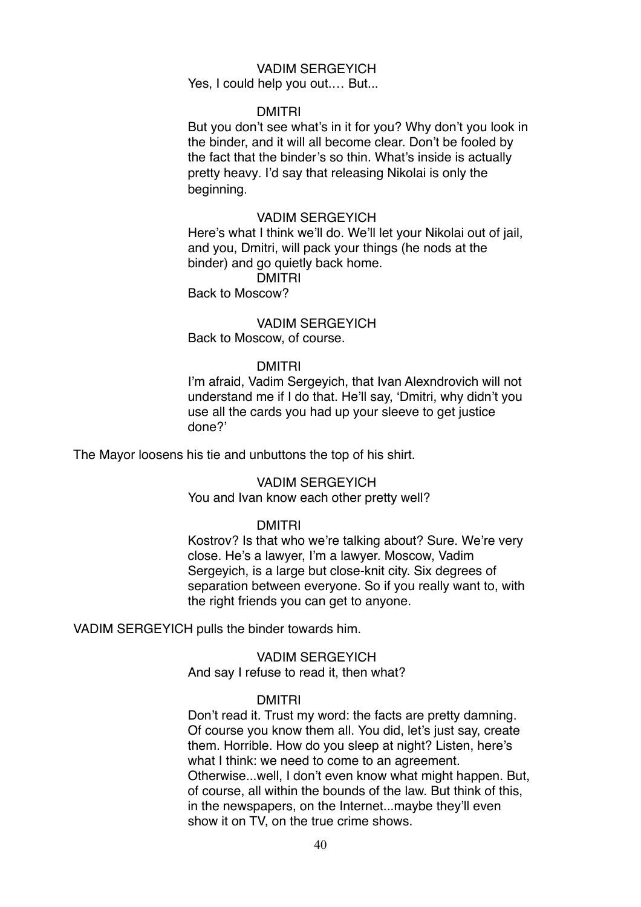VADIM SERGEYICH

Yes, I could help you out.… But...

DMITRI

But you don't see what's in it for you? Why don't you look in the binder, and it will all become clear. Don't be fooled by the fact that the binder's so thin. What's inside is actually pretty heavy. I'd say that releasing Nikolai is only the beginning.

VADIM SERGEYICH

Here's what I think we'll do. We'll let your Nikolai out of jail, and you, Dmitri, will pack your things (he nods at the binder) and go quietly back home.

DMITRI

Back to Moscow?

VADIM SERGEYICH

Back to Moscow, of course.

DMITRI

I'm afraid, Vadim Sergeyich, that Ivan Alexndrovich will not understand me if I do that. He'll say, 'Dmitri, why didn't you use all the cards you had up your sleeve to get justice done?'

The Mayor loosens his tie and unbuttons the top of his shirt.

VADIM SERGEYICH

You and Ivan know each other pretty well?

DMITRI

Kostrov? Is that who we're talking about? Sure. We're very close. He's a lawyer, I'm a lawyer. Moscow, Vadim Sergeyich, is a large but close-knit city. Six degrees of separation between everyone. So if you really want to, with the right friends you can get to anyone.

VADIM SERGEYICH pulls the binder towards him.

VADIM SERGEYICH

And say I refuse to read it, then what?

DMITRI

Don't read it. Trust my word: the facts are pretty damning. Of course you know them all. You did, let's just say, create them. Horrible. How do you sleep at night? Listen, here's what I think: we need to come to an agreement. Otherwise...well, I don't even know what might happen. But, of course, all within the bounds of the law. But think of this, in the newspapers, on the Internet...maybe they'll even show it on TV, on the true crime shows.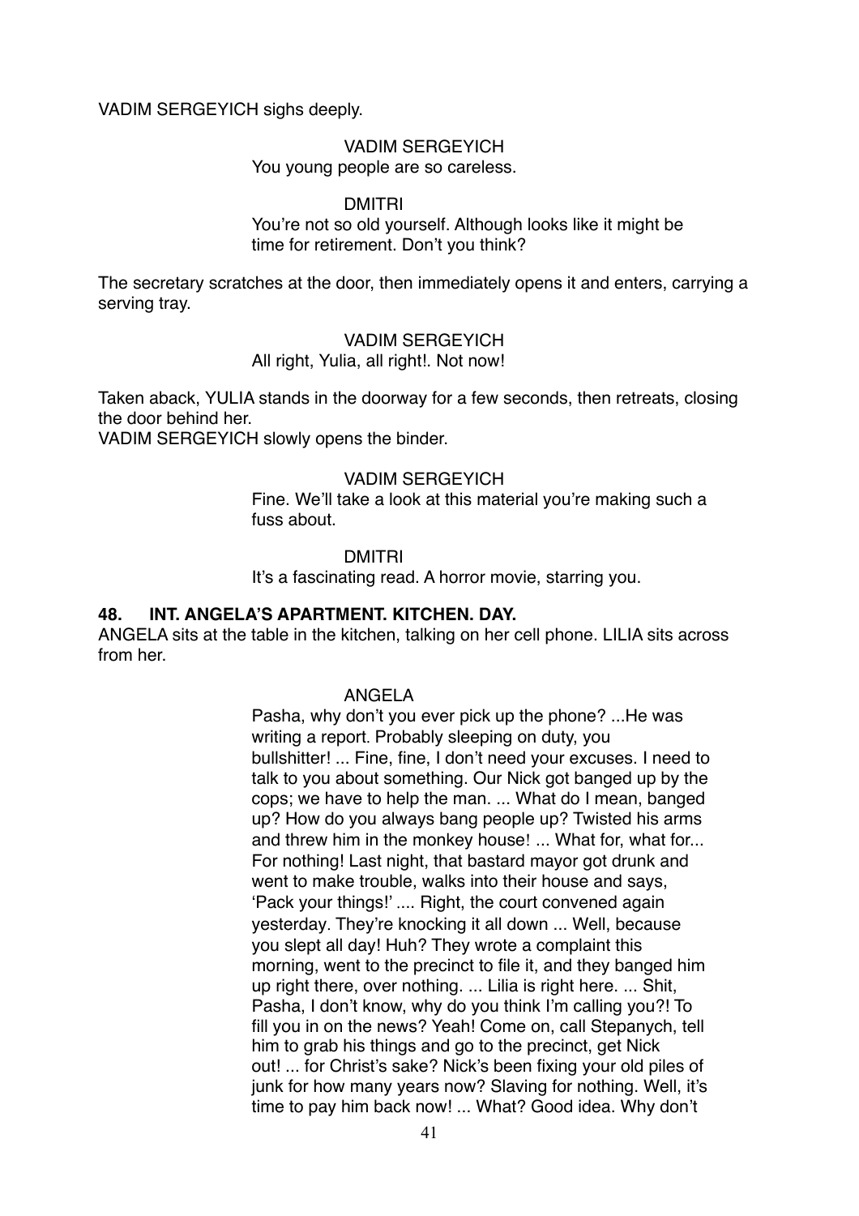VADIM SERGEYICH sighs deeply.

VADIM SERGEYICH
You young people are so careless.

DMITRI
You're not so old yourself. Although looks like it might be time for retirement. Don't you think?

The secretary scratches at the door, then immediately opens it and enters, carrying a serving tray.

VADIM SERGEYICH
All right, Yulia, all right!. Not now!

Taken aback, YULIA stands in the doorway for a few seconds, then retreats, closing the door behind her.
VADIM SERGEYICH slowly opens the binder.

VADIM SERGEYICH
Fine. We'll take a look at this material you're making such a fuss about.

DMITRI
It's a fascinating read. A horror movie, starring you.

**48. INT. ANGELA'S APARTMENT. KITCHEN. DAY.**

ANGELA sits at the table in the kitchen, talking on her cell phone. LILIA sits across from her.

ANGELA
Pasha, why don't you ever pick up the phone? ...He was writing a report. Probably sleeping on duty, you bullshitter! ... Fine, fine, I don't need your excuses. I need to talk to you about something. Our Nick got banged up by the cops; we have to help the man. ... What do I mean, banged up? How do you always bang people up? Twisted his arms and threw him in the monkey house! ... What for, what for... For nothing! Last night, that bastard mayor got drunk and went to make trouble, walks into their house and says, 'Pack your things!' .... Right, the court convened again yesterday. They're knocking it all down ... Well, because you slept all day! Huh? They wrote a complaint this morning, went to the precinct to file it, and they banged him up right there, over nothing. ... Lilia is right here. ... Shit, Pasha, I don't know, why do you think I'm calling you?! To fill you in on the news? Yeah! Come on, call Stepanych, tell him to grab his things and go to the precinct, get Nick out! ... for Christ's sake? Nick's been fixing your old piles of junk for how many years now? Slaving for nothing. Well, it's time to pay him back now! ... What? Good idea. Why don't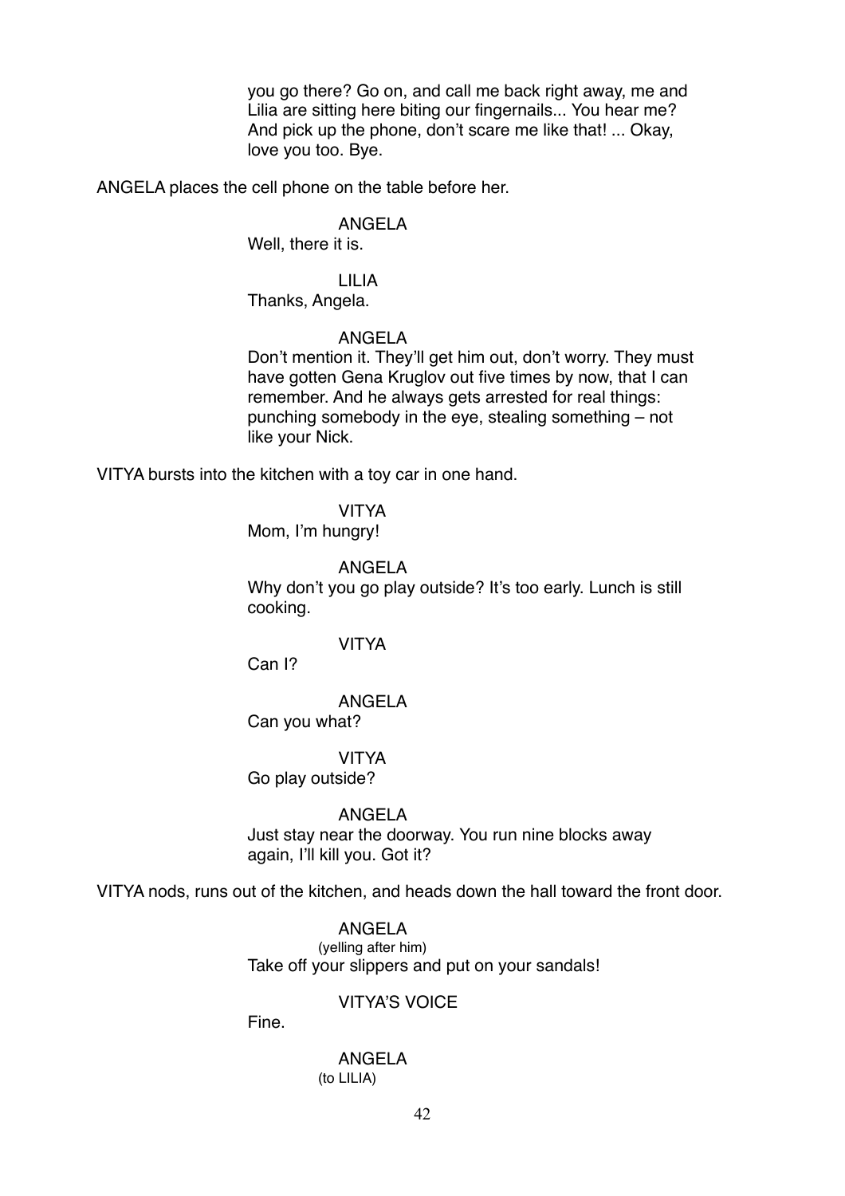you go there? Go on, and call me back right away, me and Lilia are sitting here biting our fingernails... You hear me? And pick up the phone, don't scare me like that! ... Okay, love you too. Bye.

ANGELA places the cell phone on the table before her.

ANGELA
Well, there it is.

LILIA
Thanks, Angela.

ANGELA
Don't mention it. They'll get him out, don't worry. They must have gotten Gena Kruglov out five times by now, that I can remember. And he always gets arrested for real things: punching somebody in the eye, stealing something – not like your Nick.

VITYA bursts into the kitchen with a toy car in one hand.

VITYA
Mom, I'm hungry!

ANGELA
Why don't you go play outside? It's too early. Lunch is still cooking.

VITYA
Can I?

ANGELA
Can you what?

VITYA
Go play outside?

ANGELA
Just stay near the doorway. You run nine blocks away again, I'll kill you. Got it?

VITYA nods, runs out of the kitchen, and heads down the hall toward the front door.

ANGELA
(yelling after him)
Take off your slippers and put on your sandals!

VITYA'S VOICE
Fine.

ANGELA
(to LILIA)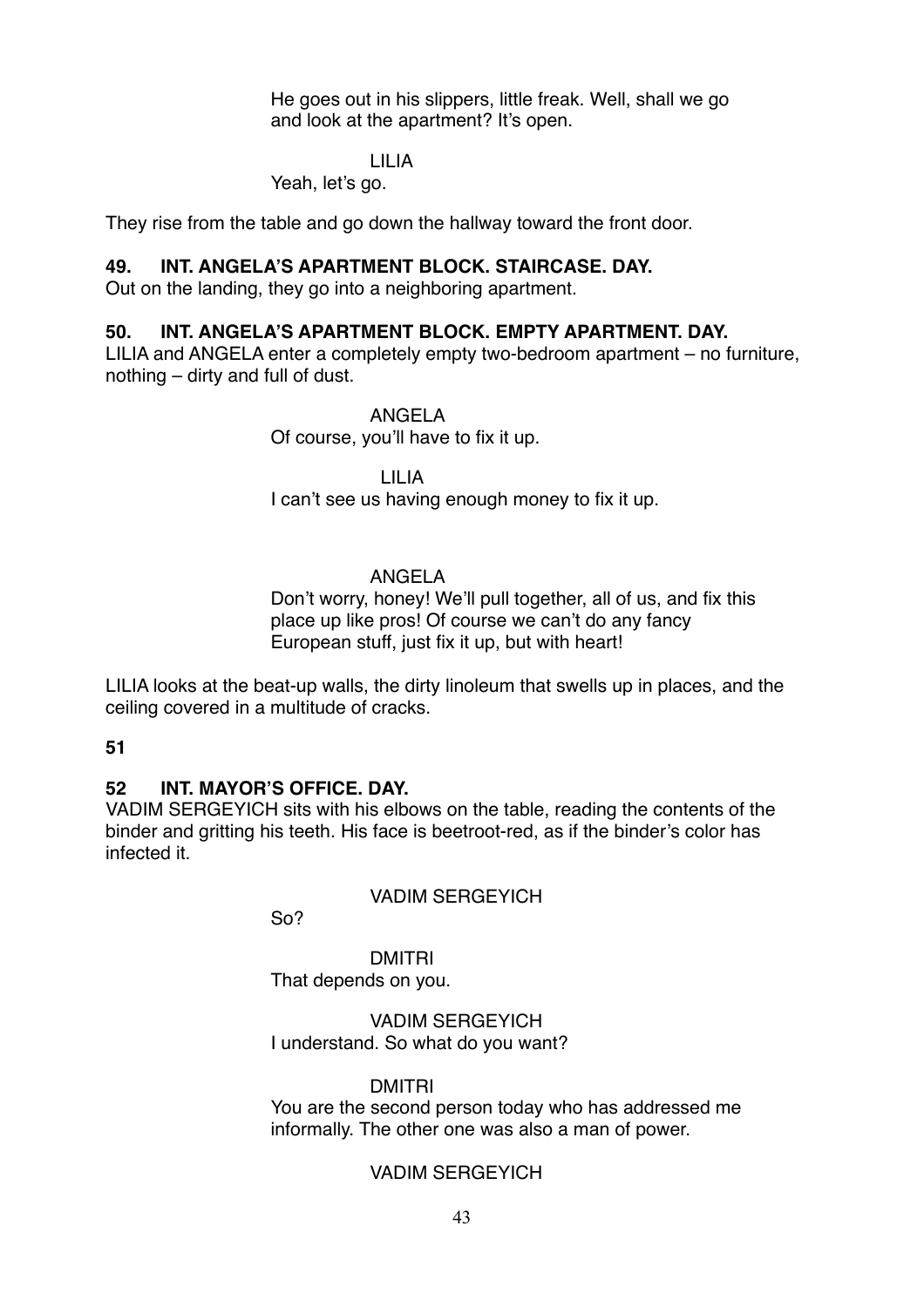He goes out in his slippers, little freak. Well, shall we go and look at the apartment? It's open.

LILIA
Yeah, let's go.

They rise from the table and go down the hallway toward the front door.

**49. INT. ANGELA'S APARTMENT BLOCK. STAIRCASE. DAY.**
Out on the landing, they go into a neighboring apartment.

**50. INT. ANGELA'S APARTMENT BLOCK. EMPTY APARTMENT. DAY.**
LILIA and ANGELA enter a completely empty two-bedroom apartment – no furniture, nothing – dirty and full of dust.

ANGELA
Of course, you'll have to fix it up.

LILIA
I can't see us having enough money to fix it up.

ANGELA
Don't worry, honey! We'll pull together, all of us, and fix this place up like pros! Of course we can't do any fancy European stuff, just fix it up, but with heart!

LILIA looks at the beat-up walls, the dirty linoleum that swells up in places, and the ceiling covered in a multitude of cracks.

**51**

**52 INT. MAYOR'S OFFICE. DAY.**
VADIM SERGEYICH sits with his elbows on the table, reading the contents of the binder and gritting his teeth. His face is beetroot-red, as if the binder's color has infected it.

VADIM SERGEYICH
So?

DMITRI
That depends on you.

VADIM SERGEYICH
I understand. So what do you want?

DMITRI
You are the second person today who has addressed me informally. The other one was also a man of power.

VADIM SERGEYICH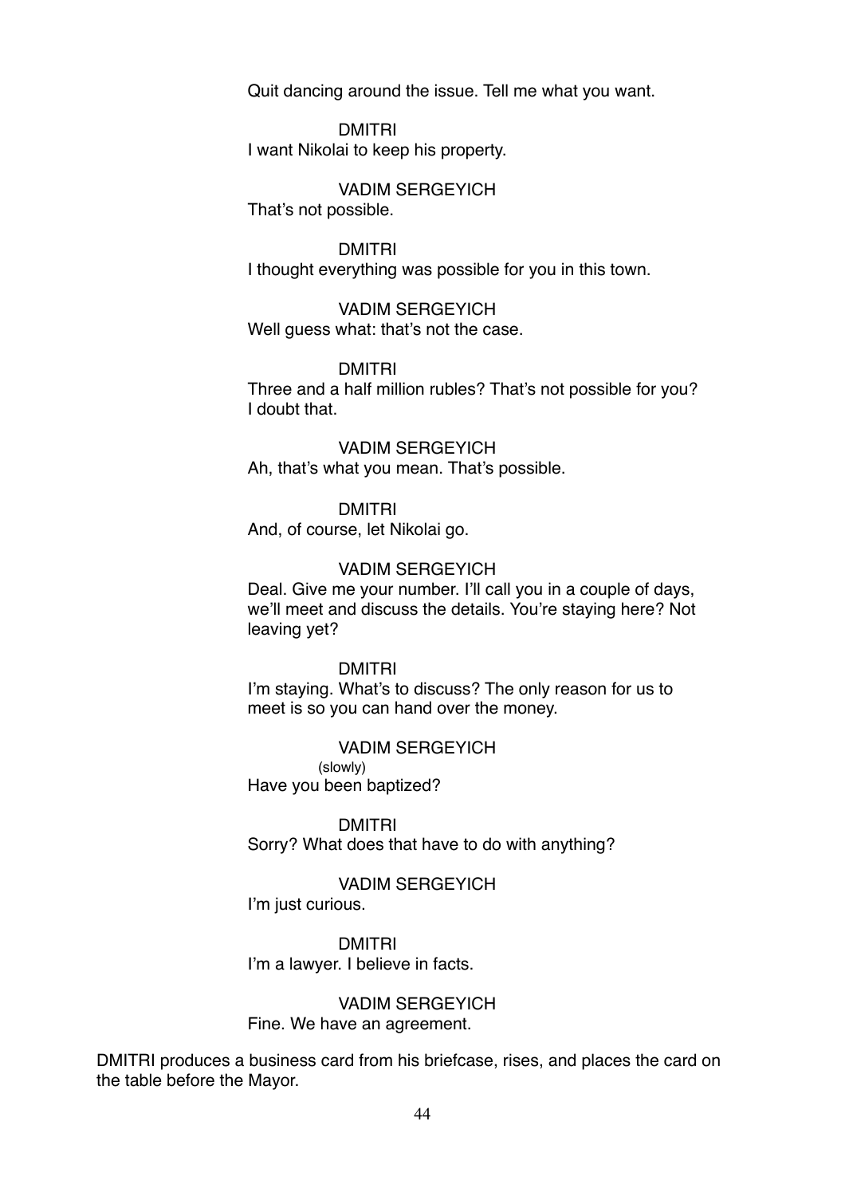Quit dancing around the issue. Tell me what you want.

DMITRI

I want Nikolai to keep his property.

VADIM SERGEYICH

That's not possible.

DMITRI

I thought everything was possible for you in this town.

VADIM SERGEYICH

Well guess what: that's not the case.

DMITRI

Three and a half million rubles? That's not possible for you? I doubt that.

VADIM SERGEYICH

Ah, that's what you mean. That's possible.

DMITRI

And, of course, let Nikolai go.

VADIM SERGEYICH

Deal. Give me your number. I'll call you in a couple of days, we'll meet and discuss the details. You're staying here? Not leaving yet?

DMITRI

I'm staying. What's to discuss? The only reason for us to meet is so you can hand over the money.

VADIM SERGEYICH

(slowly)

Have you been baptized?

DMITRI

Sorry? What does that have to do with anything?

VADIM SERGEYICH

I'm just curious.

DMITRI

I'm a lawyer. I believe in facts.

VADIM SERGEYICH

Fine. We have an agreement.

DMITRI produces a business card from his briefcase, rises, and places the card on the table before the Mayor.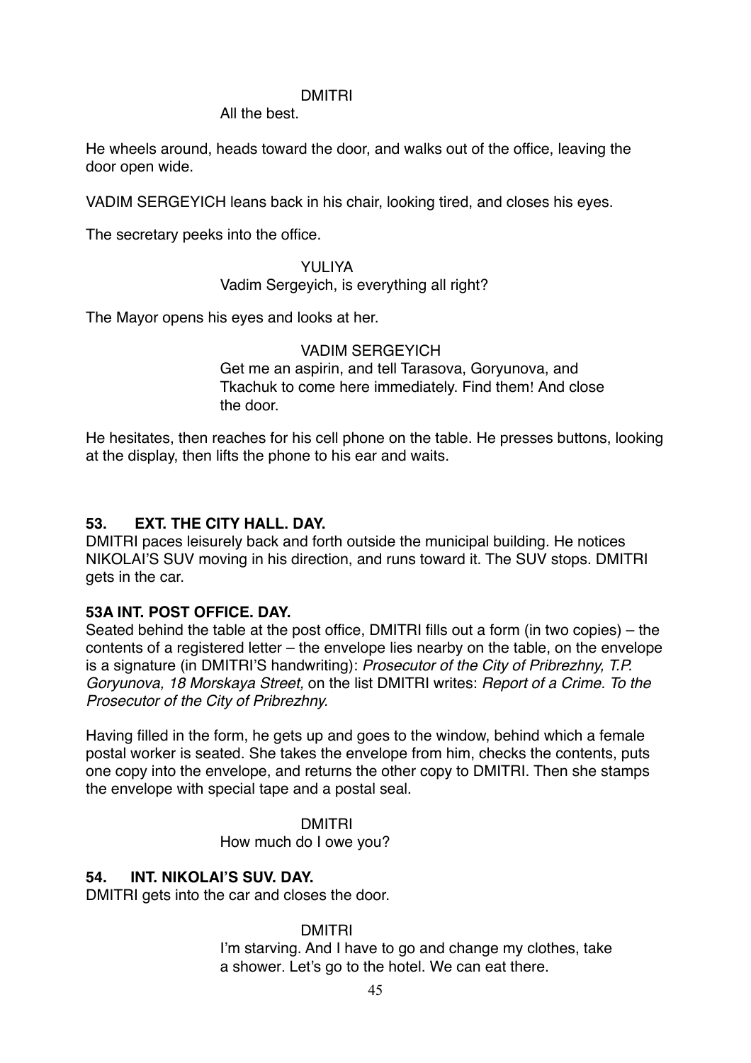DMITRI

All the best.

He wheels around, heads toward the door, and walks out of the office, leaving the door open wide.

VADIM SERGEYICH leans back in his chair, looking tired, and closes his eyes.

The secretary peeks into the office.

YULIYA

Vadim Sergeyich, is everything all right?

The Mayor opens his eyes and looks at her.

VADIM SERGEYICH

Get me an aspirin, and tell Tarasova, Goryunova, and Tkachuk to come here immediately. Find them! And close the door.

He hesitates, then reaches for his cell phone on the table. He presses buttons, looking at the display, then lifts the phone to his ear and waits.

**53. EXT. THE CITY HALL. DAY.**

DMITRI paces leisurely back and forth outside the municipal building. He notices NIKOLAI'S SUV moving in his direction, and runs toward it. The SUV stops. DMITRI gets in the car.

**53A INT. POST OFFICE. DAY.**

Seated behind the table at the post office, DMITRI fills out a form (in two copies) – the contents of a registered letter – the envelope lies nearby on the table, on the envelope is a signature (in DMITRI'S handwriting): *Prosecutor of the City of Pribrezhny, T.P. Goryunova, 18 Morskaya Street,* on the list DMITRI writes: *Report of a Crime. To the Prosecutor of the City of Pribrezhny.*

Having filled in the form, he gets up and goes to the window, behind which a female postal worker is seated. She takes the envelope from him, checks the contents, puts one copy into the envelope, and returns the other copy to DMITRI. Then she stamps the envelope with special tape and a postal seal.

DMITRI

How much do I owe you?

**54. INT. NIKOLAI'S SUV. DAY.**

DMITRI gets into the car and closes the door.

DMITRI

I'm starving. And I have to go and change my clothes, take a shower. Let's go to the hotel. We can eat there.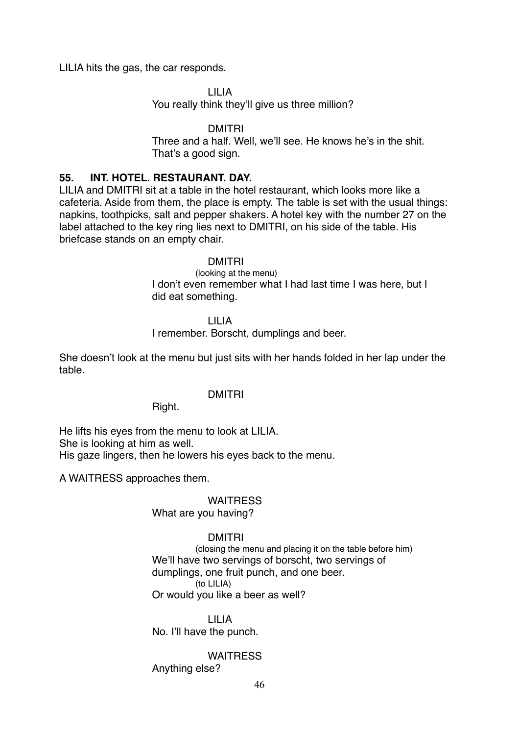LILIA hits the gas, the car responds.

LILIA
You really think they'll give us three million?

DMITRI
Three and a half. Well, we'll see. He knows he's in the shit. That's a good sign.

**55. INT. HOTEL. RESTAURANT. DAY.**

LILIA and DMITRI sit at a table in the hotel restaurant, which looks more like a cafeteria. Aside from them, the place is empty. The table is set with the usual things: napkins, toothpicks, salt and pepper shakers. A hotel key with the number 27 on the label attached to the key ring lies next to DMITRI, on his side of the table. His briefcase stands on an empty chair.

DMITRI
(looking at the menu)
I don't even remember what I had last time I was here, but I did eat something.

LILIA
I remember. Borscht, dumplings and beer.

She doesn't look at the menu but just sits with her hands folded in her lap under the table.

DMITRI
Right.

He lifts his eyes from the menu to look at LILIA.
She is looking at him as well.
His gaze lingers, then he lowers his eyes back to the menu.

A WAITRESS approaches them.

WAITRESS
What are you having?

DMITRI
(closing the menu and placing it on the table before him)
We'll have two servings of borscht, two servings of dumplings, one fruit punch, and one beer.
(to LILIA)
Or would you like a beer as well?

LILIA
No. I'll have the punch.

WAITRESS
Anything else?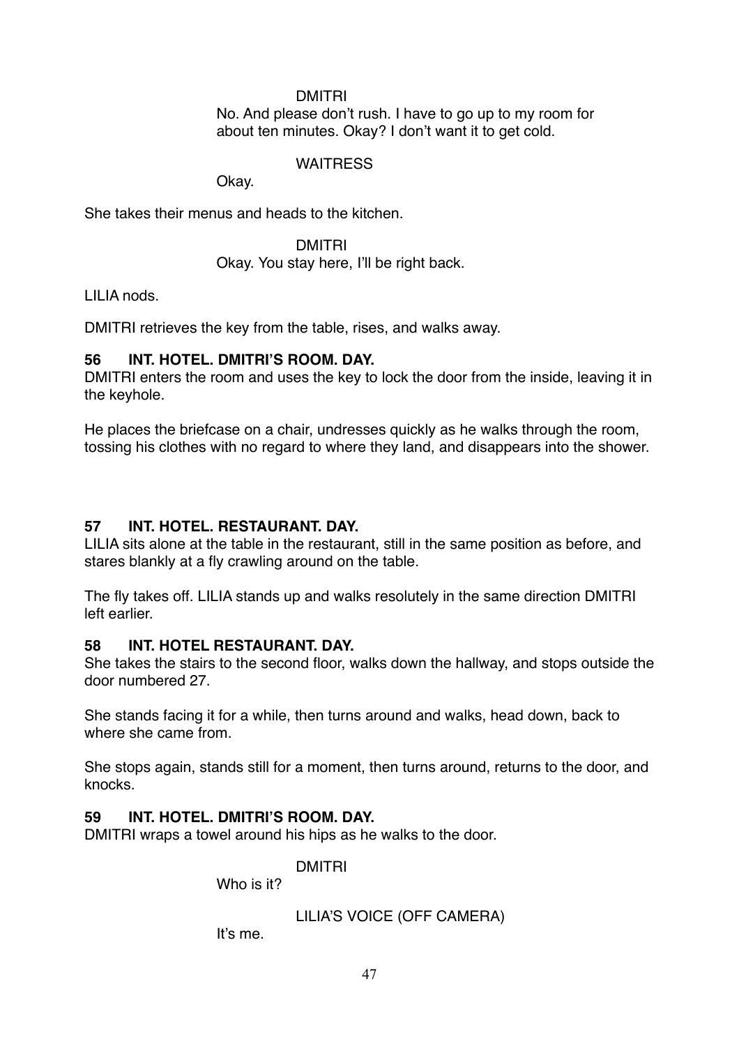DMITRI

No. And please don't rush. I have to go up to my room for about ten minutes. Okay? I don't want it to get cold.

WAITRESS

Okay.

She takes their menus and heads to the kitchen.

DMITRI

Okay. You stay here, I'll be right back.

LILIA nods.

DMITRI retrieves the key from the table, rises, and walks away.

**56 INT. HOTEL. DMITRI'S ROOM. DAY.**

DMITRI enters the room and uses the key to lock the door from the inside, leaving it in the keyhole.

He places the briefcase on a chair, undresses quickly as he walks through the room, tossing his clothes with no regard to where they land, and disappears into the shower.

**57 INT. HOTEL. RESTAURANT. DAY.**

LILIA sits alone at the table in the restaurant, still in the same position as before, and stares blankly at a fly crawling around on the table.

The fly takes off. LILIA stands up and walks resolutely in the same direction DMITRI left earlier.

**58 INT. HOTEL RESTAURANT. DAY.**

She takes the stairs to the second floor, walks down the hallway, and stops outside the door numbered 27.

She stands facing it for a while, then turns around and walks, head down, back to where she came from.

She stops again, stands still for a moment, then turns around, returns to the door, and knocks.

**59 INT. HOTEL. DMITRI'S ROOM. DAY.**

DMITRI wraps a towel around his hips as he walks to the door.

DMITRI

Who is it?

LILIA'S VOICE (OFF CAMERA)

It's me.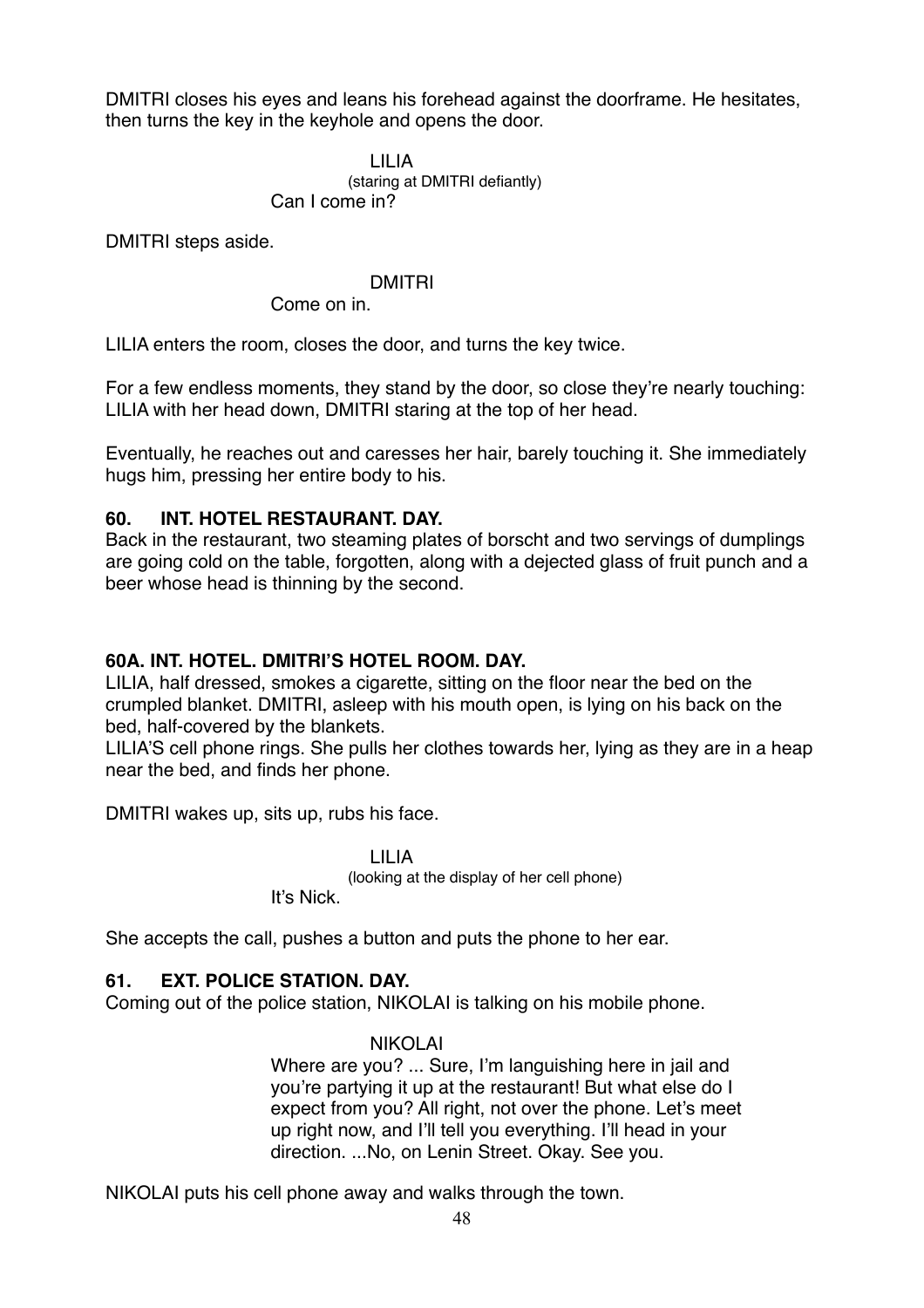DMITRI closes his eyes and leans his forehead against the doorframe. He hesitates, then turns the key in the keyhole and opens the door.

LILIA
(staring at DMITRI defiantly)
Can I come in?

DMITRI steps aside.

DMITRI
Come on in.

LILIA enters the room, closes the door, and turns the key twice.

For a few endless moments, they stand by the door, so close they're nearly touching: LILIA with her head down, DMITRI staring at the top of her head.

Eventually, he reaches out and caresses her hair, barely touching it. She immediately hugs him, pressing her entire body to his.

**60. INT. HOTEL RESTAURANT. DAY.**

Back in the restaurant, two steaming plates of borscht and two servings of dumplings are going cold on the table, forgotten, along with a dejected glass of fruit punch and a beer whose head is thinning by the second.

**60A. INT. HOTEL. DMITRI'S HOTEL ROOM. DAY.**

LILIA, half dressed, smokes a cigarette, sitting on the floor near the bed on the crumpled blanket. DMITRI, asleep with his mouth open, is lying on his back on the bed, half-covered by the blankets.

LILIA'S cell phone rings. She pulls her clothes towards her, lying as they are in a heap near the bed, and finds her phone.

DMITRI wakes up, sits up, rubs his face.

LILIA
(looking at the display of her cell phone)
It's Nick.

She accepts the call, pushes a button and puts the phone to her ear.

**61. EXT. POLICE STATION. DAY.**

Coming out of the police station, NIKOLAI is talking on his mobile phone.

NIKOLAI
Where are you? ... Sure, I'm languishing here in jail and you're partying it up at the restaurant! But what else do I expect from you? All right, not over the phone. Let's meet up right now, and I'll tell you everything. I'll head in your direction. ...No, on Lenin Street. Okay. See you.

NIKOLAI puts his cell phone away and walks through the town.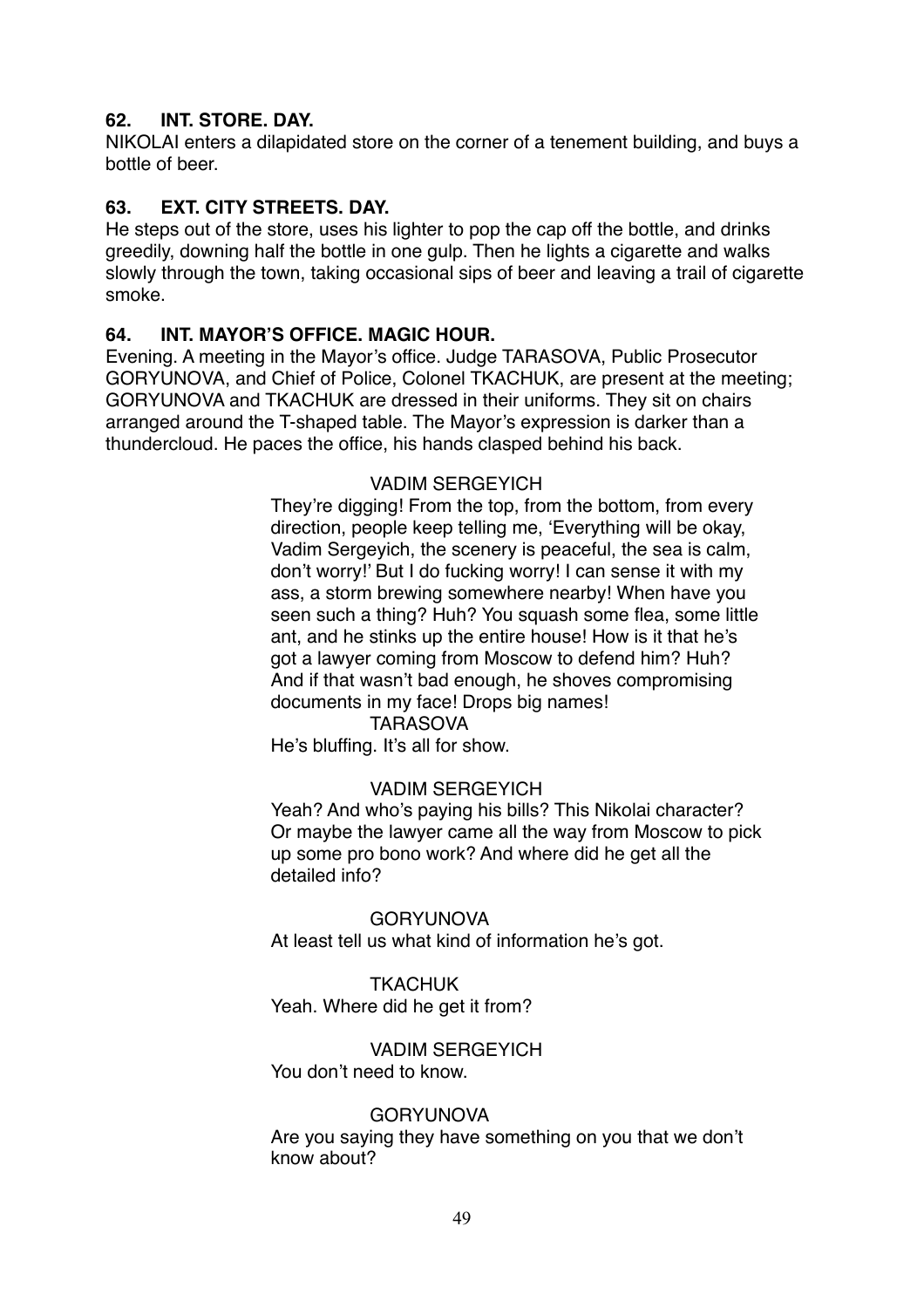**62. INT. STORE. DAY.**

NIKOLAI enters a dilapidated store on the corner of a tenement building, and buys a bottle of beer.

**63. EXT. CITY STREETS. DAY.**

He steps out of the store, uses his lighter to pop the cap off the bottle, and drinks greedily, downing half the bottle in one gulp. Then he lights a cigarette and walks slowly through the town, taking occasional sips of beer and leaving a trail of cigarette smoke.

**64. INT. MAYOR'S OFFICE. MAGIC HOUR.**

Evening. A meeting in the Mayor's office. Judge TARASOVA, Public Prosecutor GORYUNOVA, and Chief of Police, Colonel TKACHUK, are present at the meeting; GORYUNOVA and TKACHUK are dressed in their uniforms. They sit on chairs arranged around the T-shaped table. The Mayor's expression is darker than a thundercloud. He paces the office, his hands clasped behind his back.

VADIM SERGEYICH

They're digging! From the top, from the bottom, from every direction, people keep telling me, 'Everything will be okay, Vadim Sergeyich, the scenery is peaceful, the sea is calm, don't worry!' But I do fucking worry! I can sense it with my ass, a storm brewing somewhere nearby! When have you seen such a thing? Huh? You squash some flea, some little ant, and he stinks up the entire house! How is it that he's got a lawyer coming from Moscow to defend him? Huh? And if that wasn't bad enough, he shoves compromising documents in my face! Drops big names!

TARASOVA

He's bluffing. It's all for show.

VADIM SERGEYICH

Yeah? And who's paying his bills? This Nikolai character? Or maybe the lawyer came all the way from Moscow to pick up some pro bono work? And where did he get all the detailed info?

GORYUNOVA

At least tell us what kind of information he's got.

TKACHUK

Yeah. Where did he get it from?

VADIM SERGEYICH

You don't need to know.

GORYUNOVA

Are you saying they have something on you that we don't know about?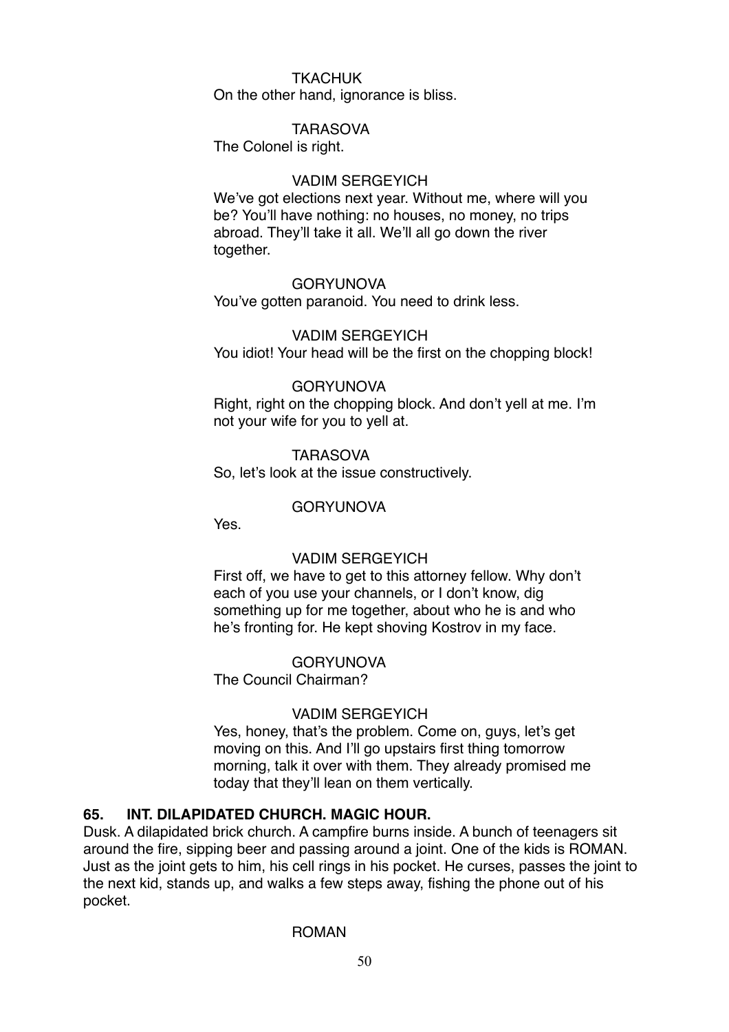TKACHUK

On the other hand, ignorance is bliss.

TARASOVA

The Colonel is right.

VADIM SERGEYICH

We've got elections next year. Without me, where will you be? You'll have nothing: no houses, no money, no trips abroad. They'll take it all. We'll all go down the river together.

GORYUNOVA

You've gotten paranoid. You need to drink less.

VADIM SERGEYICH

You idiot! Your head will be the first on the chopping block!

GORYUNOVA

Right, right on the chopping block. And don't yell at me. I'm not your wife for you to yell at.

TARASOVA

So, let's look at the issue constructively.

GORYUNOVA

Yes.

VADIM SERGEYICH

First off, we have to get to this attorney fellow. Why don't each of you use your channels, or I don't know, dig something up for me together, about who he is and who he's fronting for. He kept shoving Kostrov in my face.

GORYUNOVA

The Council Chairman?

VADIM SERGEYICH

Yes, honey, that's the problem. Come on, guys, let's get moving on this. And I'll go upstairs first thing tomorrow morning, talk it over with them. They already promised me today that they'll lean on them vertically.

**65. INT. DILAPIDATED CHURCH. MAGIC HOUR.**

Dusk. A dilapidated brick church. A campfire burns inside. A bunch of teenagers sit around the fire, sipping beer and passing around a joint. One of the kids is ROMAN. Just as the joint gets to him, his cell rings in his pocket. He curses, passes the joint to the next kid, stands up, and walks a few steps away, fishing the phone out of his pocket.

ROMAN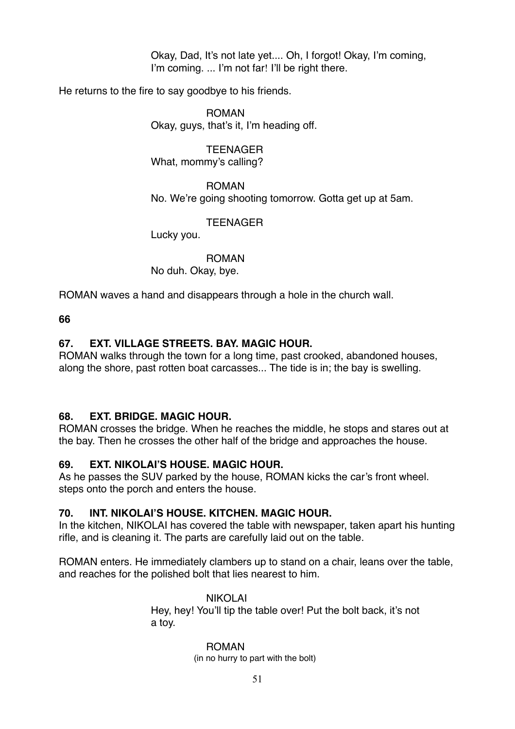Okay, Dad, It's not late yet.... Oh, I forgot! Okay, I'm coming, I'm coming. ... I'm not far! I'll be right there.

He returns to the fire to say goodbye to his friends.

ROMAN
Okay, guys, that's it, I'm heading off.

TEENAGER
What, mommy's calling?

ROMAN
No. We're going shooting tomorrow. Gotta get up at 5am.

TEENAGER
Lucky you.

ROMAN
No duh. Okay, bye.

ROMAN waves a hand and disappears through a hole in the church wall.

**66**

**67. EXT. VILLAGE STREETS. BAY. MAGIC HOUR.**

ROMAN walks through the town for a long time, past crooked, abandoned houses, along the shore, past rotten boat carcasses... The tide is in; the bay is swelling.

**68. EXT. BRIDGE. MAGIC HOUR.**

ROMAN crosses the bridge. When he reaches the middle, he stops and stares out at the bay. Then he crosses the other half of the bridge and approaches the house.

**69. EXT. NIKOLAI'S HOUSE. MAGIC HOUR.**

As he passes the SUV parked by the house, ROMAN kicks the car's front wheel. steps onto the porch and enters the house.

**70. INT. NIKOLAI'S HOUSE. KITCHEN. MAGIC HOUR.**

In the kitchen, NIKOLAI has covered the table with newspaper, taken apart his hunting rifle, and is cleaning it. The parts are carefully laid out on the table.

ROMAN enters. He immediately clambers up to stand on a chair, leans over the table, and reaches for the polished bolt that lies nearest to him.

NIKOLAI
Hey, hey! You'll tip the table over! Put the bolt back, it's not a toy.

ROMAN
(in no hurry to part with the bolt)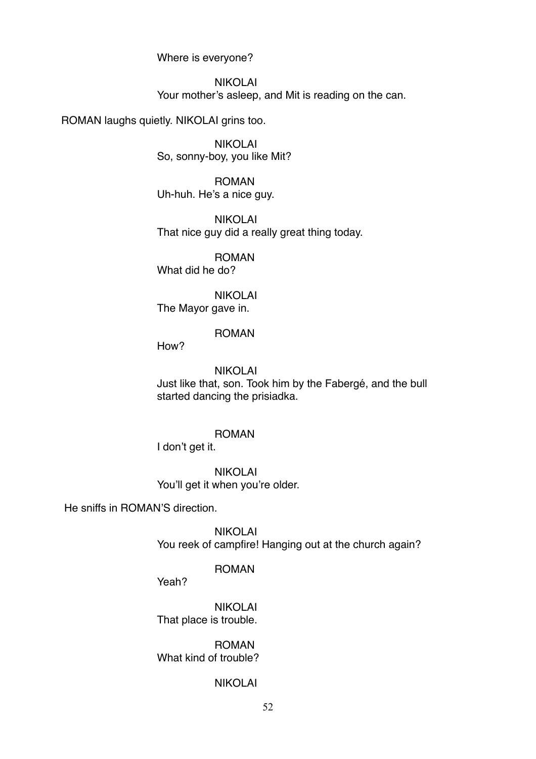Where is everyone?

NIKOLAI
Your mother's asleep, and Mit is reading on the can.

ROMAN laughs quietly. NIKOLAI grins too.

NIKOLAI
So, sonny-boy, you like Mit?

ROMAN
Uh-huh. He's a nice guy.

NIKOLAI
That nice guy did a really great thing today.

ROMAN
What did he do?

NIKOLAI
The Mayor gave in.

ROMAN
How?

NIKOLAI
Just like that, son. Took him by the Fabergé, and the bull started dancing the prisiadka.

ROMAN
I don't get it.

NIKOLAI
You'll get it when you're older.

He sniffs in ROMAN'S direction.

NIKOLAI
You reek of campfire! Hanging out at the church again?

ROMAN
Yeah?

NIKOLAI
That place is trouble.

ROMAN
What kind of trouble?

NIKOLAI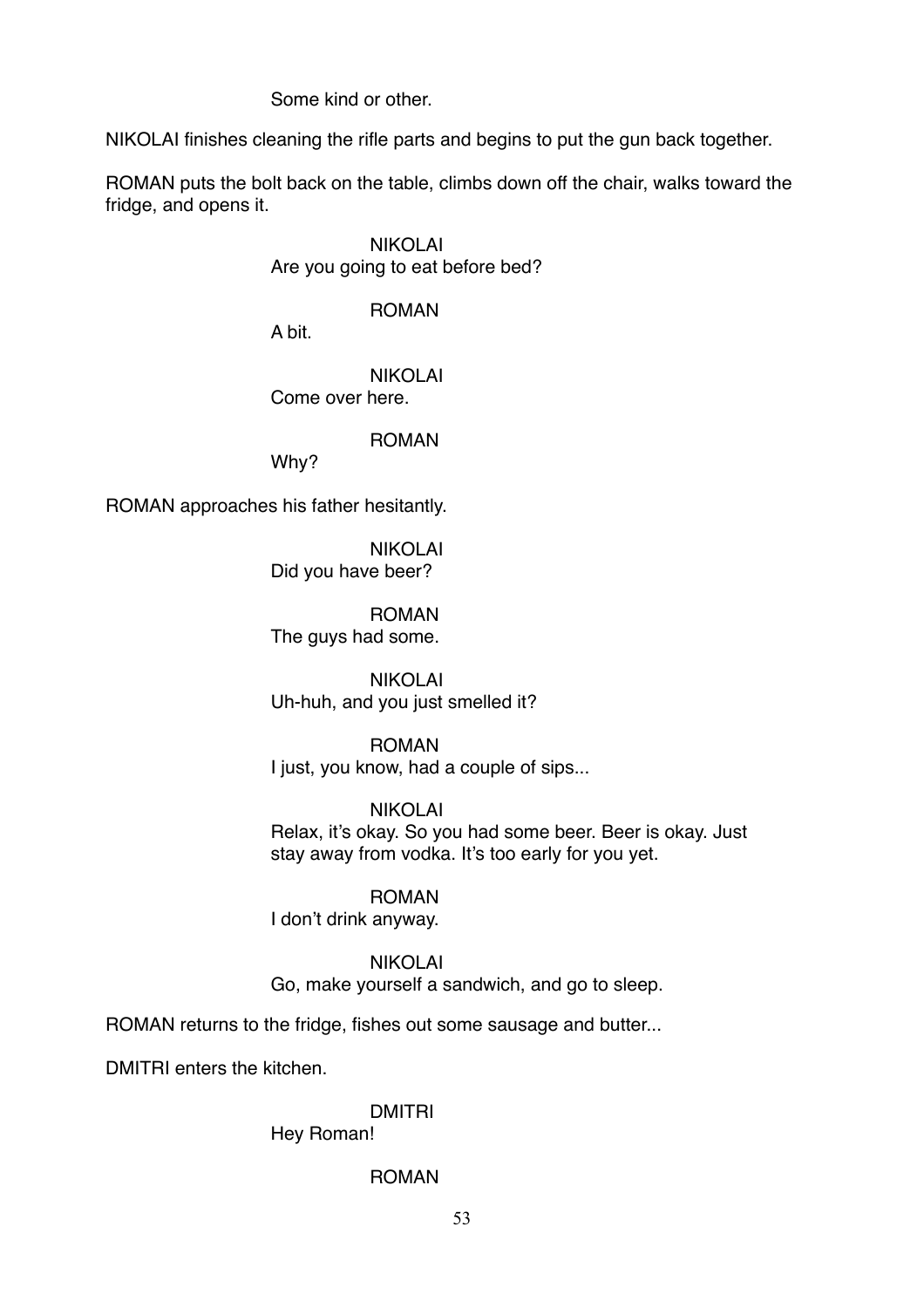Some kind or other.

NIKOLAI finishes cleaning the rifle parts and begins to put the gun back together.

ROMAN puts the bolt back on the table, climbs down off the chair, walks toward the fridge, and opens it.

NIKOLAI
Are you going to eat before bed?

ROMAN
A bit.

NIKOLAI
Come over here.

ROMAN
Why?

ROMAN approaches his father hesitantly.

NIKOLAI
Did you have beer?

ROMAN
The guys had some.

NIKOLAI
Uh-huh, and you just smelled it?

ROMAN
I just, you know, had a couple of sips...

NIKOLAI
Relax, it's okay. So you had some beer. Beer is okay. Just stay away from vodka. It's too early for you yet.

ROMAN
I don't drink anyway.

NIKOLAI
Go, make yourself a sandwich, and go to sleep.

ROMAN returns to the fridge, fishes out some sausage and butter...

DMITRI enters the kitchen.

DMITRI
Hey Roman!

ROMAN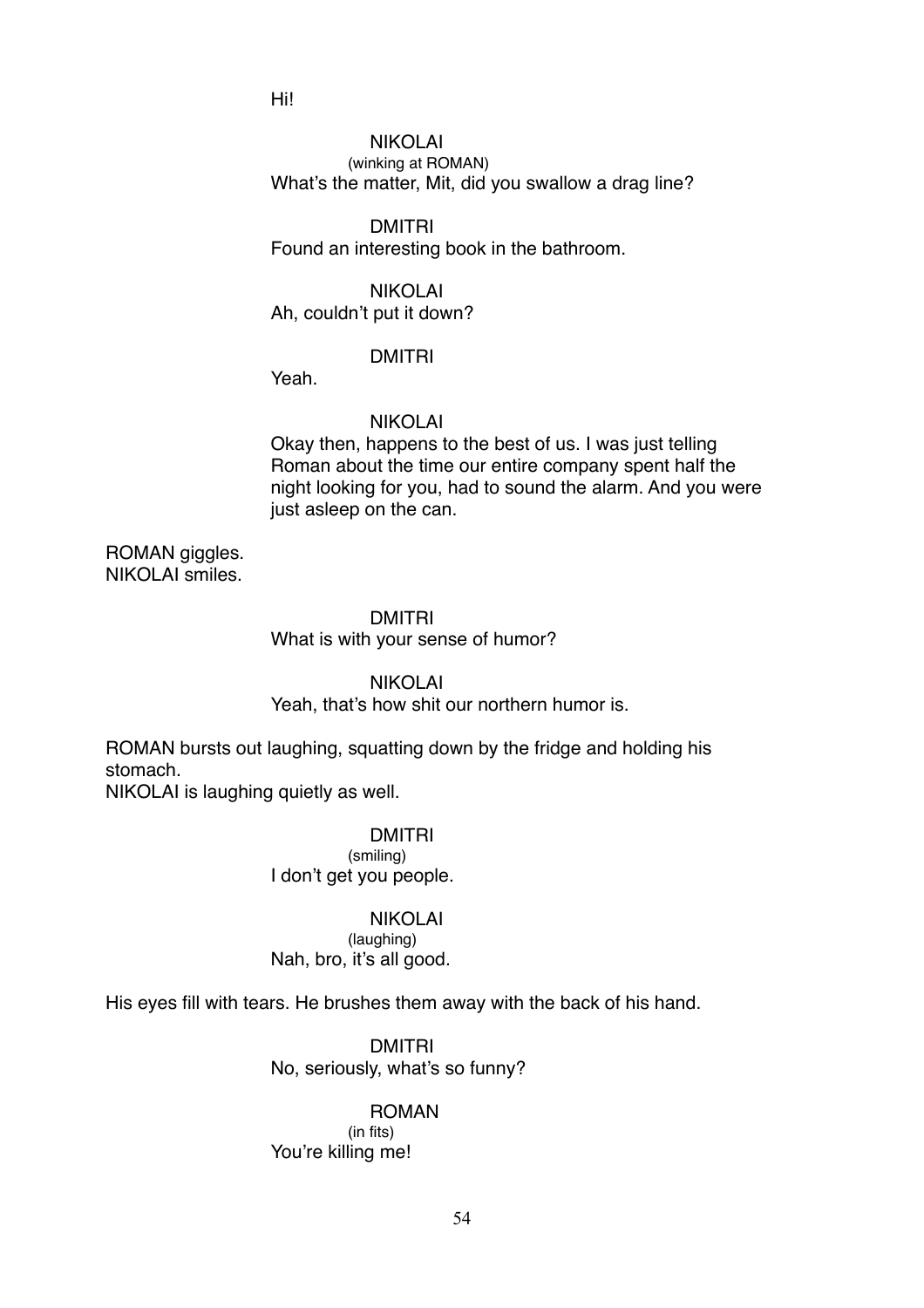Hi!

NIKOLAI
(winking at ROMAN)
What's the matter, Mit, did you swallow a drag line?

DMITRI
Found an interesting book in the bathroom.

NIKOLAI
Ah, couldn't put it down?

DMITRI
Yeah.

NIKOLAI
Okay then, happens to the best of us. I was just telling Roman about the time our entire company spent half the night looking for you, had to sound the alarm. And you were just asleep on the can.

ROMAN giggles.
NIKOLAI smiles.

DMITRI
What is with your sense of humor?

NIKOLAI
Yeah, that's how shit our northern humor is.

ROMAN bursts out laughing, squatting down by the fridge and holding his stomach.
NIKOLAI is laughing quietly as well.

DMITRI
(smiling)
I don't get you people.

NIKOLAI
(laughing)
Nah, bro, it's all good.

His eyes fill with tears. He brushes them away with the back of his hand.

DMITRI
No, seriously, what's so funny?

ROMAN
(in fits)
You're killing me!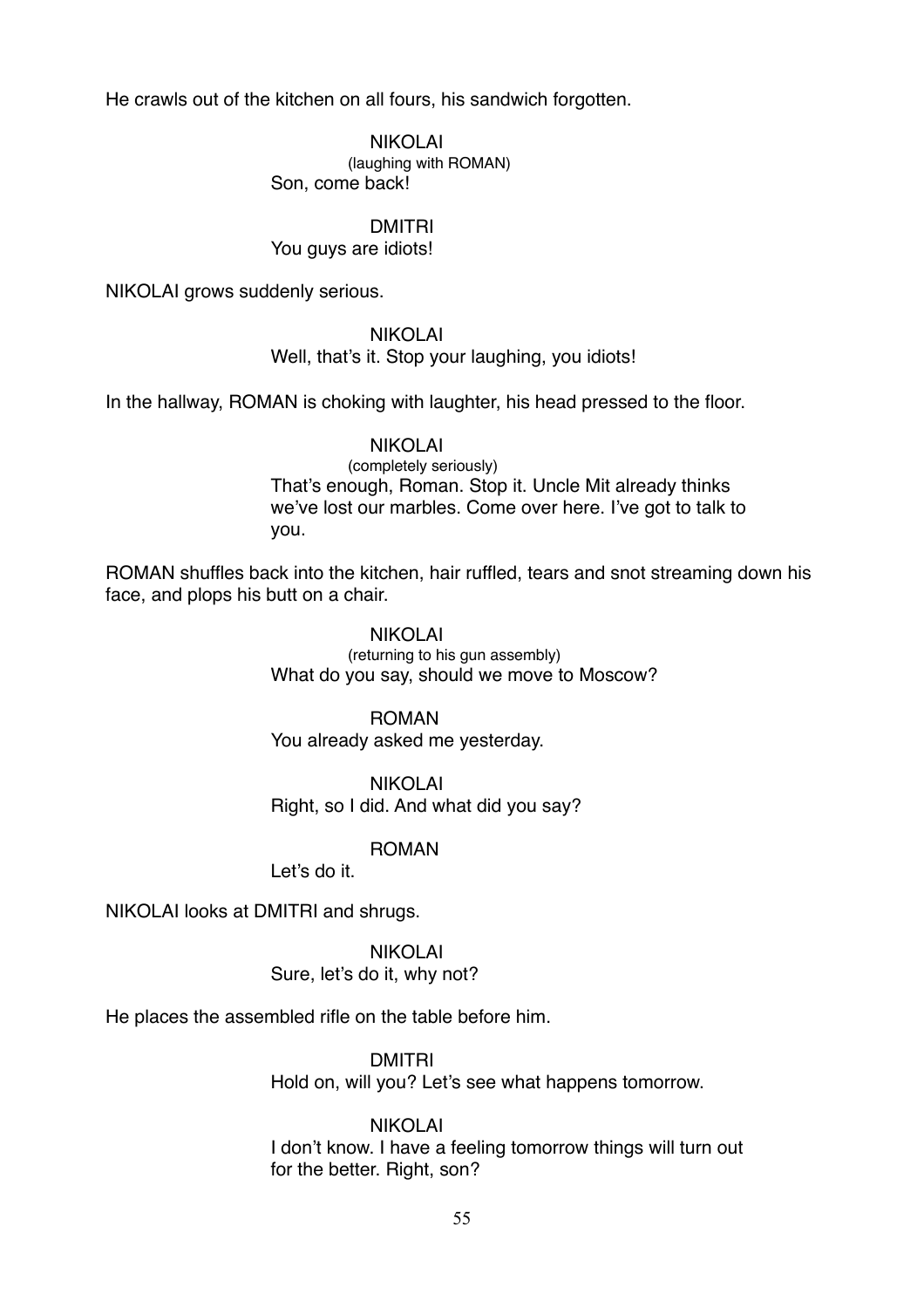He crawls out of the kitchen on all fours, his sandwich forgotten.

NIKOLAI
(laughing with ROMAN)
Son, come back!

DMITRI
You guys are idiots!

NIKOLAI grows suddenly serious.

NIKOLAI
Well, that's it. Stop your laughing, you idiots!

In the hallway, ROMAN is choking with laughter, his head pressed to the floor.

NIKOLAI
(completely seriously)
That's enough, Roman. Stop it. Uncle Mit already thinks we've lost our marbles. Come over here. I've got to talk to you.

ROMAN shuffles back into the kitchen, hair ruffled, tears and snot streaming down his face, and plops his butt on a chair.

NIKOLAI
(returning to his gun assembly)
What do you say, should we move to Moscow?

ROMAN
You already asked me yesterday.

NIKOLAI
Right, so I did. And what did you say?

ROMAN
Let's do it.

NIKOLAI looks at DMITRI and shrugs.

NIKOLAI
Sure, let's do it, why not?

He places the assembled rifle on the table before him.

DMITRI
Hold on, will you? Let's see what happens tomorrow.

NIKOLAI
I don't know. I have a feeling tomorrow things will turn out for the better. Right, son?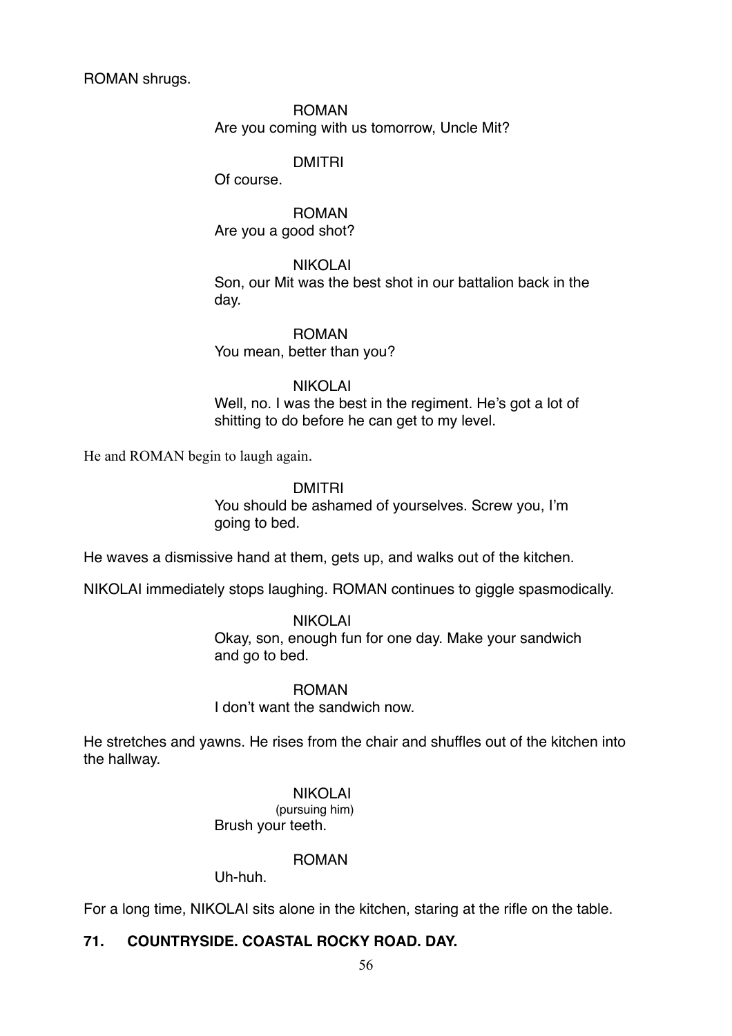ROMAN shrugs.

ROMAN
Are you coming with us tomorrow, Uncle Mit?

DMITRI
Of course.

ROMAN
Are you a good shot?

NIKOLAI
Son, our Mit was the best shot in our battalion back in the day.

ROMAN
You mean, better than you?

NIKOLAI
Well, no. I was the best in the regiment. He's got a lot of shitting to do before he can get to my level.

He and ROMAN begin to laugh again.

DMITRI
You should be ashamed of yourselves. Screw you, I'm going to bed.

He waves a dismissive hand at them, gets up, and walks out of the kitchen.

NIKOLAI immediately stops laughing. ROMAN continues to giggle spasmodically.

NIKOLAI
Okay, son, enough fun for one day. Make your sandwich and go to bed.

ROMAN
I don't want the sandwich now.

He stretches and yawns. He rises from the chair and shuffles out of the kitchen into the hallway.

NIKOLAI
(pursuing him)
Brush your teeth.

ROMAN
Uh-huh.

For a long time, NIKOLAI sits alone in the kitchen, staring at the rifle on the table.

**71. COUNTRYSIDE. COASTAL ROCKY ROAD. DAY.**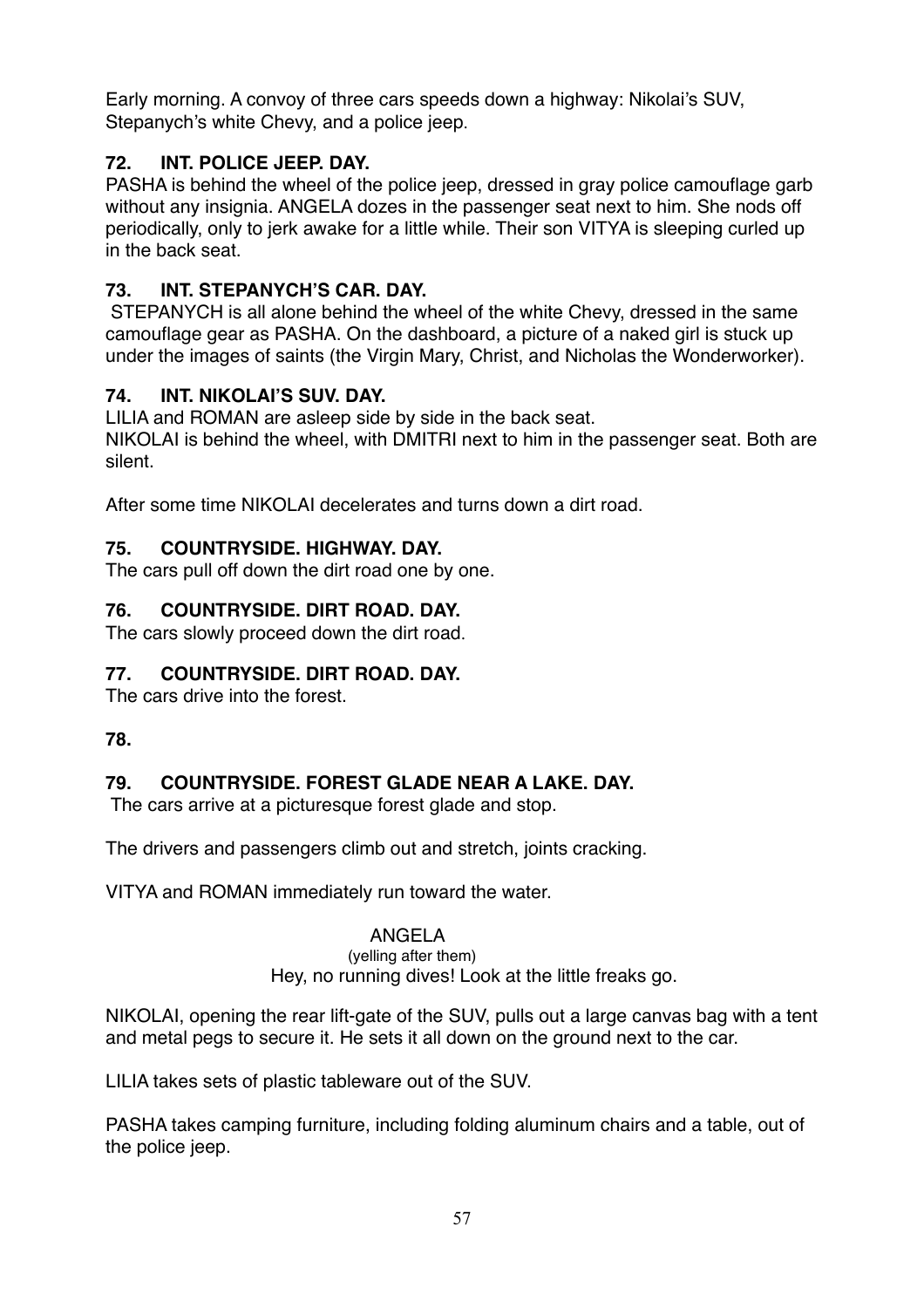Early morning. A convoy of three cars speeds down a highway: Nikolai's SUV, Stepanych's white Chevy, and a police jeep.

**72. INT. POLICE JEEP. DAY.**

PASHA is behind the wheel of the police jeep, dressed in gray police camouflage garb without any insignia. ANGELA dozes in the passenger seat next to him. She nods off periodically, only to jerk awake for a little while. Their son VITYA is sleeping curled up in the back seat.

**73. INT. STEPANYCH'S CAR. DAY.**

STEPANYCH is all alone behind the wheel of the white Chevy, dressed in the same camouflage gear as PASHA. On the dashboard, a picture of a naked girl is stuck up under the images of saints (the Virgin Mary, Christ, and Nicholas the Wonderworker).

**74. INT. NIKOLAI'S SUV. DAY.**

LILIA and ROMAN are asleep side by side in the back seat.
NIKOLAI is behind the wheel, with DMITRI next to him in the passenger seat. Both are silent.

After some time NIKOLAI decelerates and turns down a dirt road.

**75. COUNTRYSIDE. HIGHWAY. DAY.**

The cars pull off down the dirt road one by one.

**76. COUNTRYSIDE. DIRT ROAD. DAY.**

The cars slowly proceed down the dirt road.

**77. COUNTRYSIDE. DIRT ROAD. DAY.**

The cars drive into the forest.

**78.**

**79. COUNTRYSIDE. FOREST GLADE NEAR A LAKE. DAY.**

The cars arrive at a picturesque forest glade and stop.

The drivers and passengers climb out and stretch, joints cracking.

VITYA and ROMAN immediately run toward the water.

ANGELA
(yelling after them)
Hey, no running dives! Look at the little freaks go.

NIKOLAI, opening the rear lift-gate of the SUV, pulls out a large canvas bag with a tent and metal pegs to secure it. He sets it all down on the ground next to the car.

LILIA takes sets of plastic tableware out of the SUV.

PASHA takes camping furniture, including folding aluminum chairs and a table, out of the police jeep.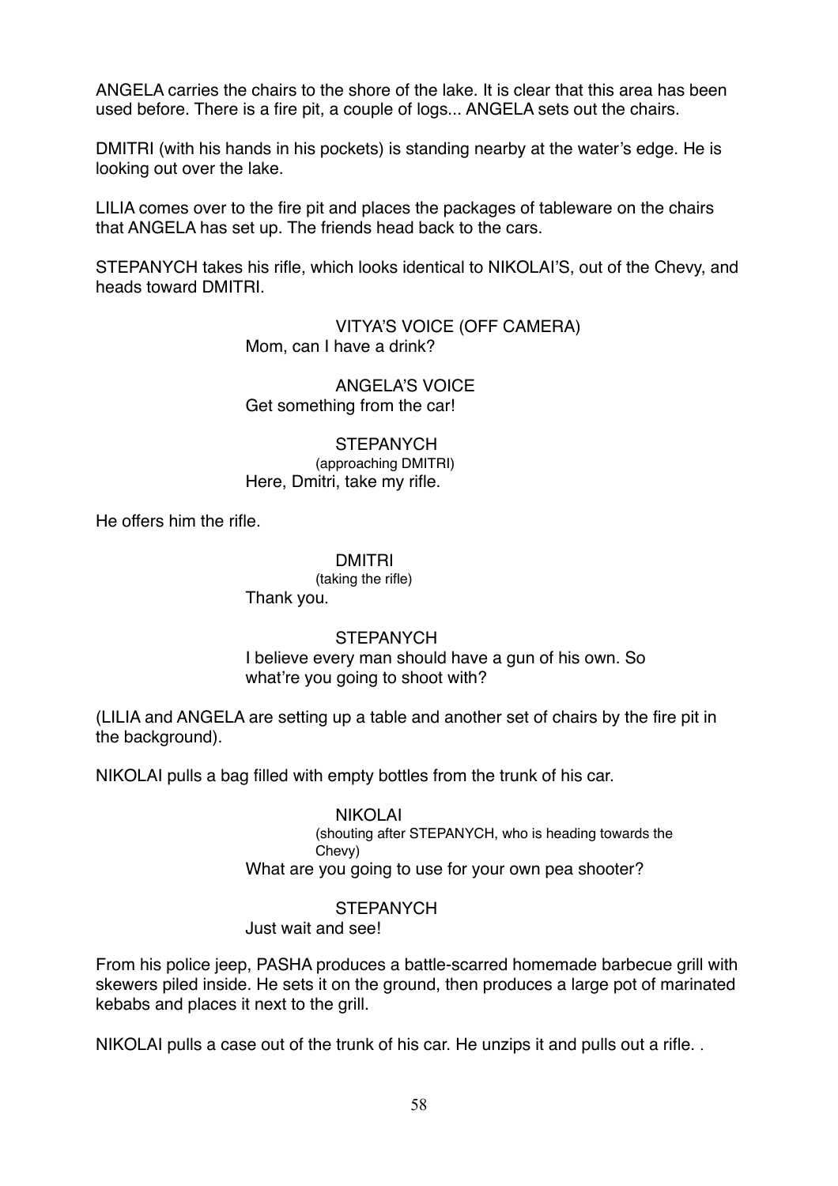ANGELA carries the chairs to the shore of the lake. It is clear that this area has been used before. There is a fire pit, a couple of logs... ANGELA sets out the chairs.

DMITRI (with his hands in his pockets) is standing nearby at the water's edge. He is looking out over the lake.

LILIA comes over to the fire pit and places the packages of tableware on the chairs that ANGELA has set up. The friends head back to the cars.

STEPANYCH takes his rifle, which looks identical to NIKOLAI'S, out of the Chevy, and heads toward DMITRI.

VITYA'S VOICE (OFF CAMERA)
Mom, can I have a drink?

ANGELA'S VOICE
Get something from the car!

STEPANYCH
(approaching DMITRI)
Here, Dmitri, take my rifle.

He offers him the rifle.

DMITRI
(taking the rifle)
Thank you.

STEPANYCH
I believe every man should have a gun of his own. So what're you going to shoot with?

(LILIA and ANGELA are setting up a table and another set of chairs by the fire pit in the background).

NIKOLAI pulls a bag filled with empty bottles from the trunk of his car.

NIKOLAI
(shouting after STEPANYCH, who is heading towards the Chevy)
What are you going to use for your own pea shooter?

STEPANYCH
Just wait and see!

From his police jeep, PASHA produces a battle-scarred homemade barbecue grill with skewers piled inside. He sets it on the ground, then produces a large pot of marinated kebabs and places it next to the grill.

NIKOLAI pulls a case out of the trunk of his car. He unzips it and pulls out a rifle. .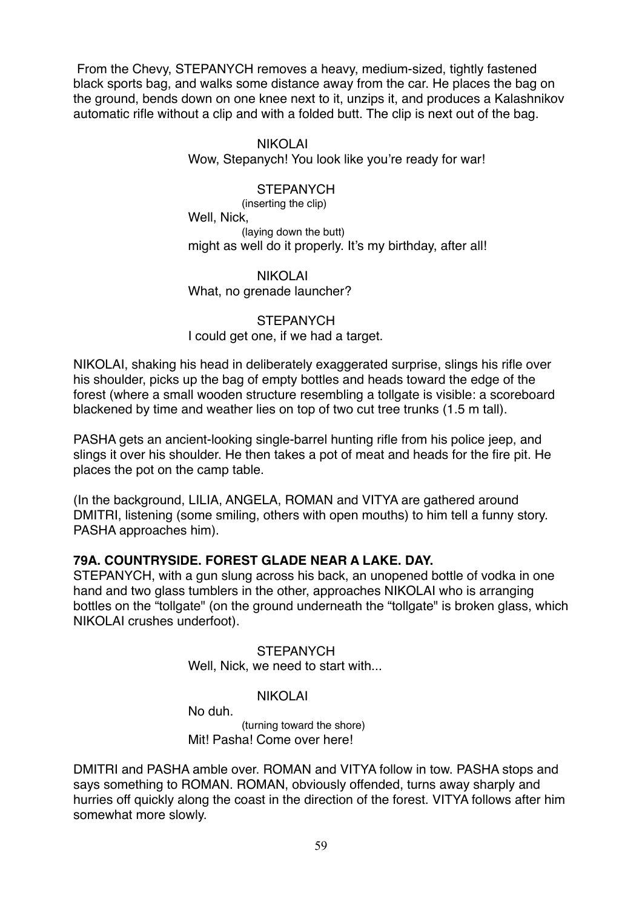From the Chevy, STEPANYCH removes a heavy, medium-sized, tightly fastened black sports bag, and walks some distance away from the car. He places the bag on the ground, bends down on one knee next to it, unzips it, and produces a Kalashnikov automatic rifle without a clip and with a folded butt. The clip is next out of the bag.

NIKOLAI
Wow, Stepanych! You look like you're ready for war!

STEPANYCH
(inserting the clip)
Well, Nick,
(laying down the butt)
might as well do it properly. It's my birthday, after all!

NIKOLAI
What, no grenade launcher?

STEPANYCH
I could get one, if we had a target.

NIKOLAI, shaking his head in deliberately exaggerated surprise, slings his rifle over his shoulder, picks up the bag of empty bottles and heads toward the edge of the forest (where a small wooden structure resembling a tollgate is visible: a scoreboard blackened by time and weather lies on top of two cut tree trunks (1.5 m tall).

PASHA gets an ancient-looking single-barrel hunting rifle from his police jeep, and slings it over his shoulder. He then takes a pot of meat and heads for the fire pit. He places the pot on the camp table.

(In the background, LILIA, ANGELA, ROMAN and VITYA are gathered around DMITRI, listening (some smiling, others with open mouths) to him tell a funny story. PASHA approaches him).

**79A. COUNTRYSIDE. FOREST GLADE NEAR A LAKE. DAY.**
STEPANYCH, with a gun slung across his back, an unopened bottle of vodka in one hand and two glass tumblers in the other, approaches NIKOLAI who is arranging bottles on the "tollgate" (on the ground underneath the "tollgate" is broken glass, which NIKOLAI crushes underfoot).

STEPANYCH
Well, Nick, we need to start with...

NIKOLAI
No duh.
(turning toward the shore)
Mit! Pasha! Come over here!

DMITRI and PASHA amble over. ROMAN and VITYA follow in tow. PASHA stops and says something to ROMAN. ROMAN, obviously offended, turns away sharply and hurries off quickly along the coast in the direction of the forest. VITYA follows after him somewhat more slowly.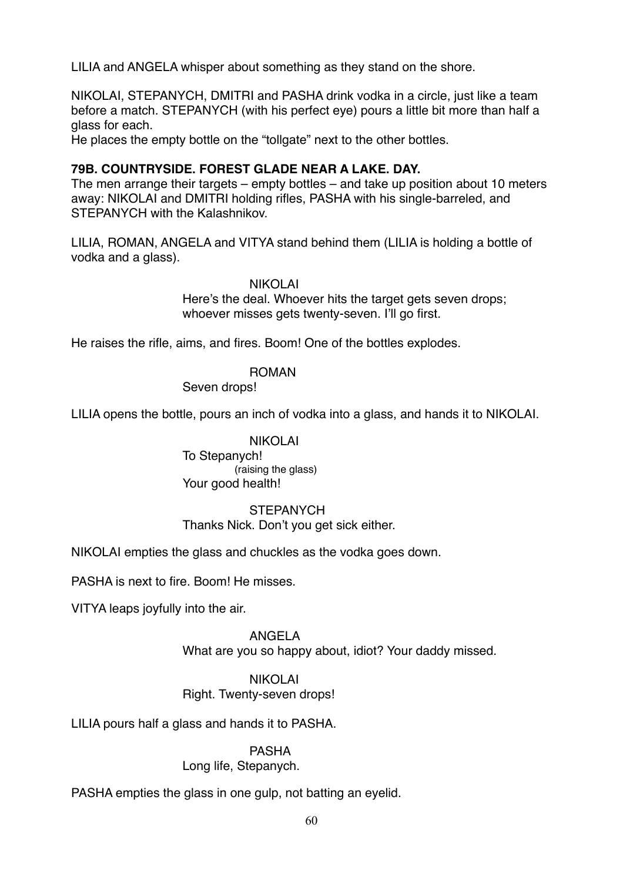LILIA and ANGELA whisper about something as they stand on the shore.

NIKOLAI, STEPANYCH, DMITRI and PASHA drink vodka in a circle, just like a team before a match. STEPANYCH (with his perfect eye) pours a little bit more than half a glass for each.
He places the empty bottle on the “tollgate” next to the other bottles.

**79B. COUNTRYSIDE. FOREST GLADE NEAR A LAKE. DAY.**
The men arrange their targets – empty bottles – and take up position about 10 meters away: NIKOLAI and DMITRI holding rifles, PASHA with his single-barreled, and STEPANYCH with the Kalashnikov.

LILIA, ROMAN, ANGELA and VITYA stand behind them (LILIA is holding a bottle of vodka and a glass).

NIKOLAI
Here’s the deal. Whoever hits the target gets seven drops; whoever misses gets twenty-seven. I’ll go first.

He raises the rifle, aims, and fires. Boom! One of the bottles explodes.

ROMAN
Seven drops!

LILIA opens the bottle, pours an inch of vodka into a glass, and hands it to NIKOLAI.

NIKOLAI
To Stepanych!
(raising the glass)
Your good health!

STEPANYCH
Thanks Nick. Don’t you get sick either.

NIKOLAI empties the glass and chuckles as the vodka goes down.

PASHA is next to fire. Boom! He misses.

VITYA leaps joyfully into the air.

ANGELA
What are you so happy about, idiot? Your daddy missed.

NIKOLAI
Right. Twenty-seven drops!

LILIA pours half a glass and hands it to PASHA.

PASHA
Long life, Stepanych.

PASHA empties the glass in one gulp, not batting an eyelid.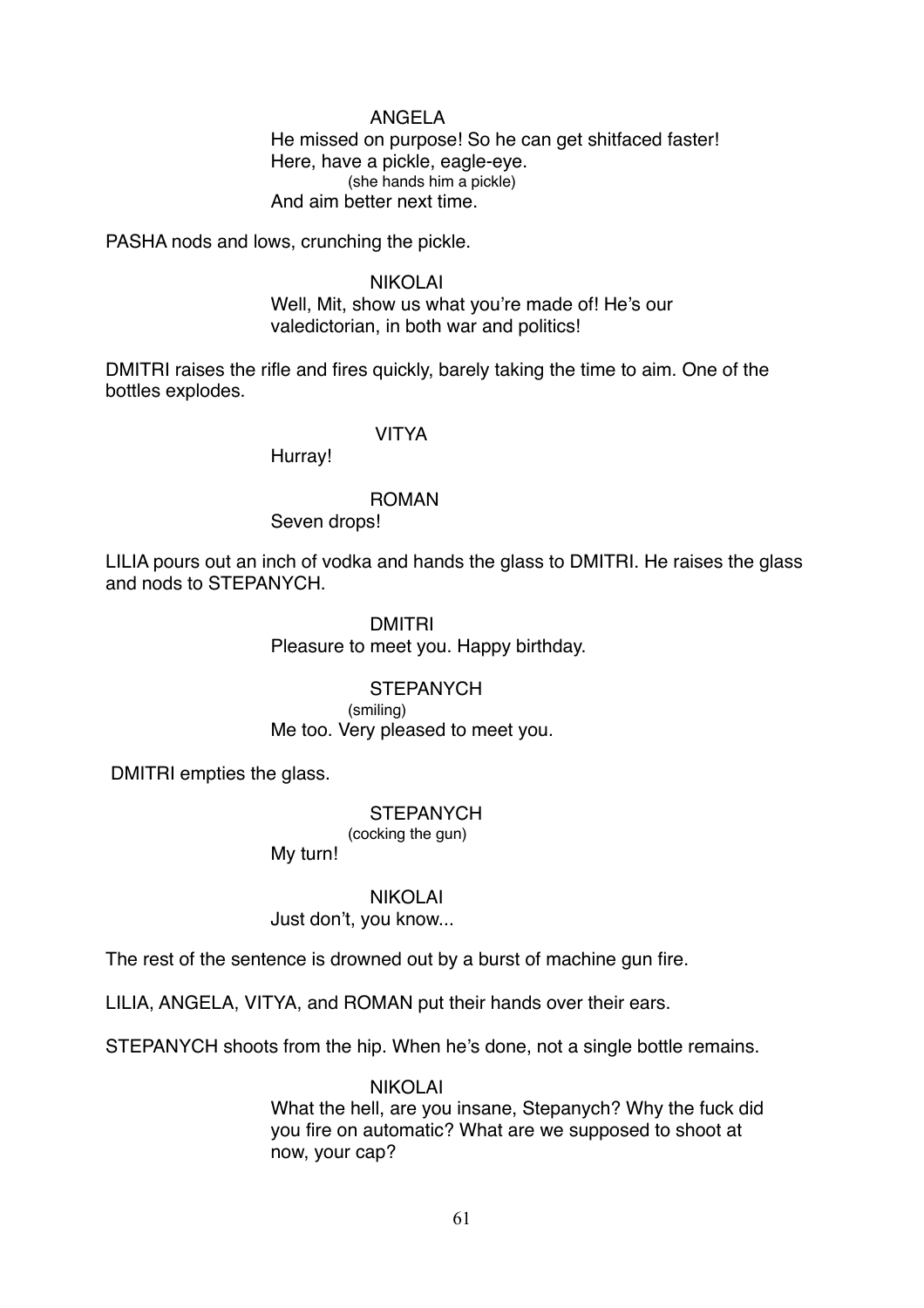ANGELA

He missed on purpose! So he can get shitfaced faster! Here, have a pickle, eagle-eye.

(she hands him a pickle)

And aim better next time.

PASHA nods and lows, crunching the pickle.

NIKOLAI

Well, Mit, show us what you're made of! He's our valedictorian, in both war and politics!

DMITRI raises the rifle and fires quickly, barely taking the time to aim. One of the bottles explodes.

VITYA

Hurray!

ROMAN

Seven drops!

LILIA pours out an inch of vodka and hands the glass to DMITRI. He raises the glass and nods to STEPANYCH.

DMITRI

Pleasure to meet you. Happy birthday.

STEPANYCH

(smiling)

Me too. Very pleased to meet you.

DMITRI empties the glass.

STEPANYCH

(cocking the gun)

My turn!

NIKOLAI

Just don't, you know...

The rest of the sentence is drowned out by a burst of machine gun fire.

LILIA, ANGELA, VITYA, and ROMAN put their hands over their ears.

STEPANYCH shoots from the hip. When he's done, not a single bottle remains.

NIKOLAI

What the hell, are you insane, Stepanych? Why the fuck did you fire on automatic? What are we supposed to shoot at now, your cap?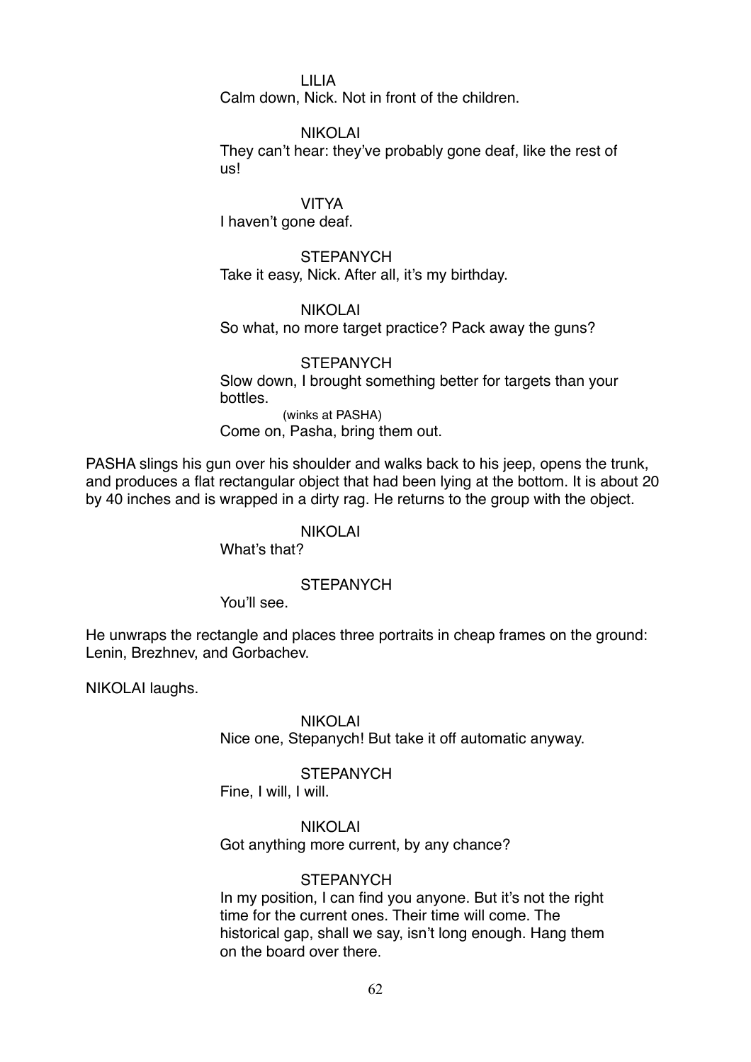LILIA

Calm down, Nick. Not in front of the children.

NIKOLAI

They can't hear: they've probably gone deaf, like the rest of us!

VITYA

I haven't gone deaf.

STEPANYCH

Take it easy, Nick. After all, it's my birthday.

NIKOLAI

So what, no more target practice? Pack away the guns?

STEPANYCH

Slow down, I brought something better for targets than your bottles.

(winks at PASHA)

Come on, Pasha, bring them out.

PASHA slings his gun over his shoulder and walks back to his jeep, opens the trunk, and produces a flat rectangular object that had been lying at the bottom. It is about 20 by 40 inches and is wrapped in a dirty rag. He returns to the group with the object.

NIKOLAI

What's that?

STEPANYCH

You'll see.

He unwraps the rectangle and places three portraits in cheap frames on the ground: Lenin, Brezhnev, and Gorbachev.

NIKOLAI laughs.

NIKOLAI

Nice one, Stepanych! But take it off automatic anyway.

STEPANYCH

Fine, I will, I will.

NIKOLAI

Got anything more current, by any chance?

STEPANYCH

In my position, I can find you anyone. But it's not the right time for the current ones. Their time will come. The historical gap, shall we say, isn't long enough. Hang them on the board over there.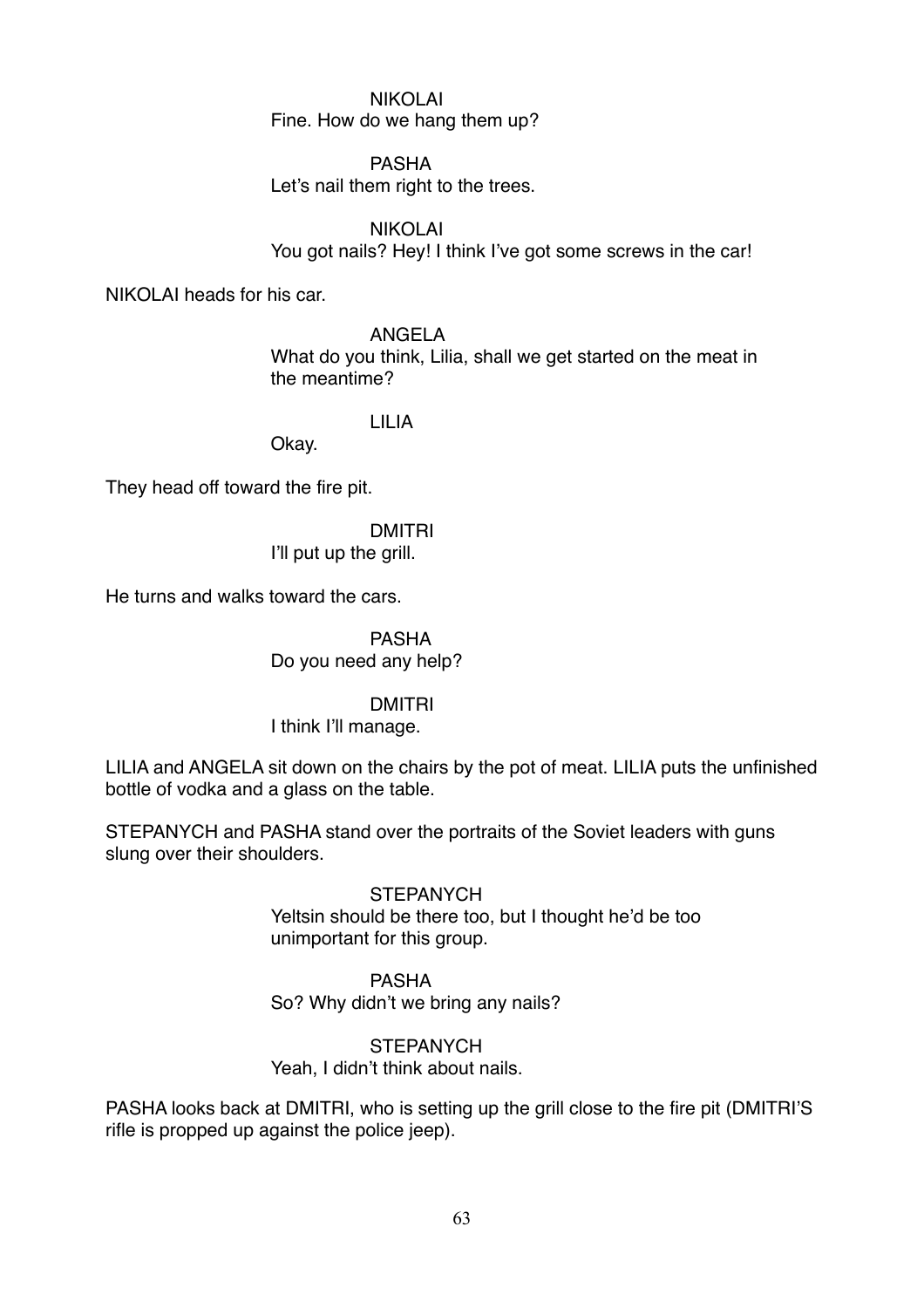NIKOLAI
Fine. How do we hang them up?

PASHA
Let's nail them right to the trees.

NIKOLAI
You got nails? Hey! I think I've got some screws in the car!

NIKOLAI heads for his car.

ANGELA
What do you think, Lilia, shall we get started on the meat in the meantime?

LILIA
Okay.

They head off toward the fire pit.

DMITRI
I'll put up the grill.

He turns and walks toward the cars.

PASHA
Do you need any help?

DMITRI
I think I'll manage.

LILIA and ANGELA sit down on the chairs by the pot of meat. LILIA puts the unfinished bottle of vodka and a glass on the table.

STEPANYCH and PASHA stand over the portraits of the Soviet leaders with guns slung over their shoulders.

STEPANYCH
Yeltsin should be there too, but I thought he'd be too unimportant for this group.

PASHA
So? Why didn't we bring any nails?

STEPANYCH
Yeah, I didn't think about nails.

PASHA looks back at DMITRI, who is setting up the grill close to the fire pit (DMITRI'S rifle is propped up against the police jeep).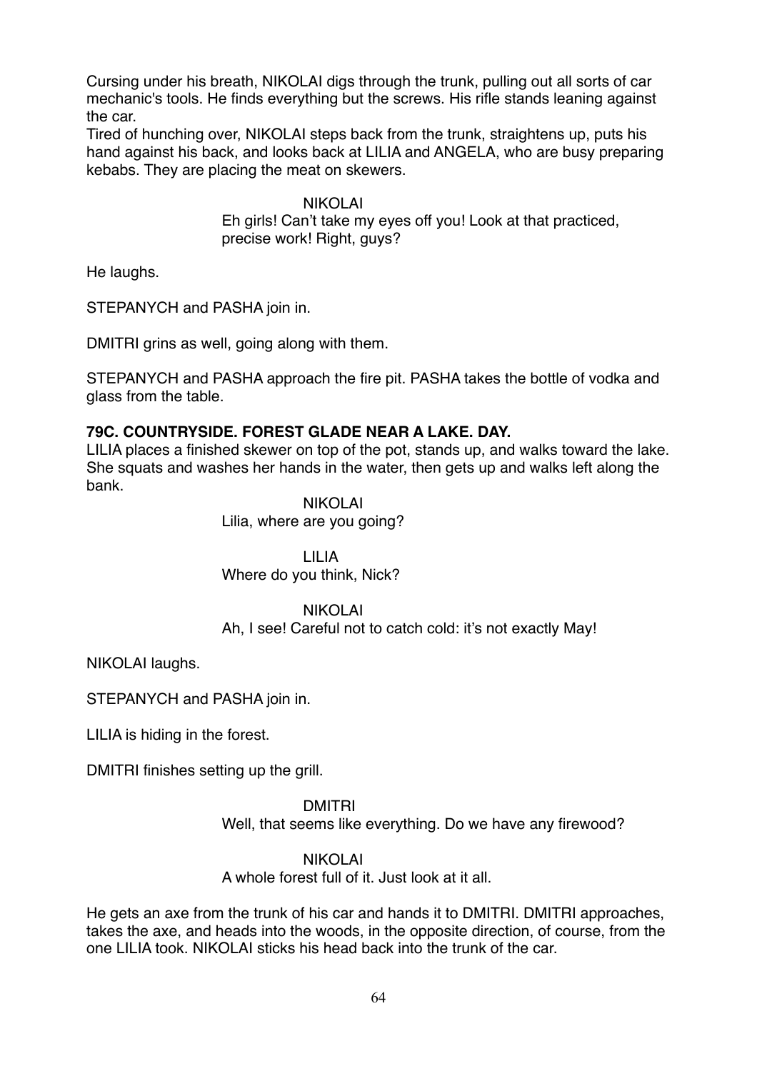Cursing under his breath, NIKOLAI digs through the trunk, pulling out all sorts of car mechanic's tools. He finds everything but the screws. His rifle stands leaning against the car.
Tired of hunching over, NIKOLAI steps back from the trunk, straightens up, puts his hand against his back, and looks back at LILIA and ANGELA, who are busy preparing kebabs. They are placing the meat on skewers.

NIKOLAI
Eh girls! Can't take my eyes off you! Look at that practiced, precise work! Right, guys?

He laughs.

STEPANYCH and PASHA join in.

DMITRI grins as well, going along with them.

STEPANYCH and PASHA approach the fire pit. PASHA takes the bottle of vodka and glass from the table.

**79C. COUNTRYSIDE. FOREST GLADE NEAR A LAKE. DAY.**

LILIA places a finished skewer on top of the pot, stands up, and walks toward the lake. She squats and washes her hands in the water, then gets up and walks left along the bank.

NIKOLAI
Lilia, where are you going?

LILIA
Where do you think, Nick?

NIKOLAI
Ah, I see! Careful not to catch cold: it's not exactly May!

NIKOLAI laughs.

STEPANYCH and PASHA join in.

LILIA is hiding in the forest.

DMITRI finishes setting up the grill.

DMITRI
Well, that seems like everything. Do we have any firewood?

NIKOLAI
A whole forest full of it. Just look at it all.

He gets an axe from the trunk of his car and hands it to DMITRI. DMITRI approaches, takes the axe, and heads into the woods, in the opposite direction, of course, from the one LILIA took. NIKOLAI sticks his head back into the trunk of the car.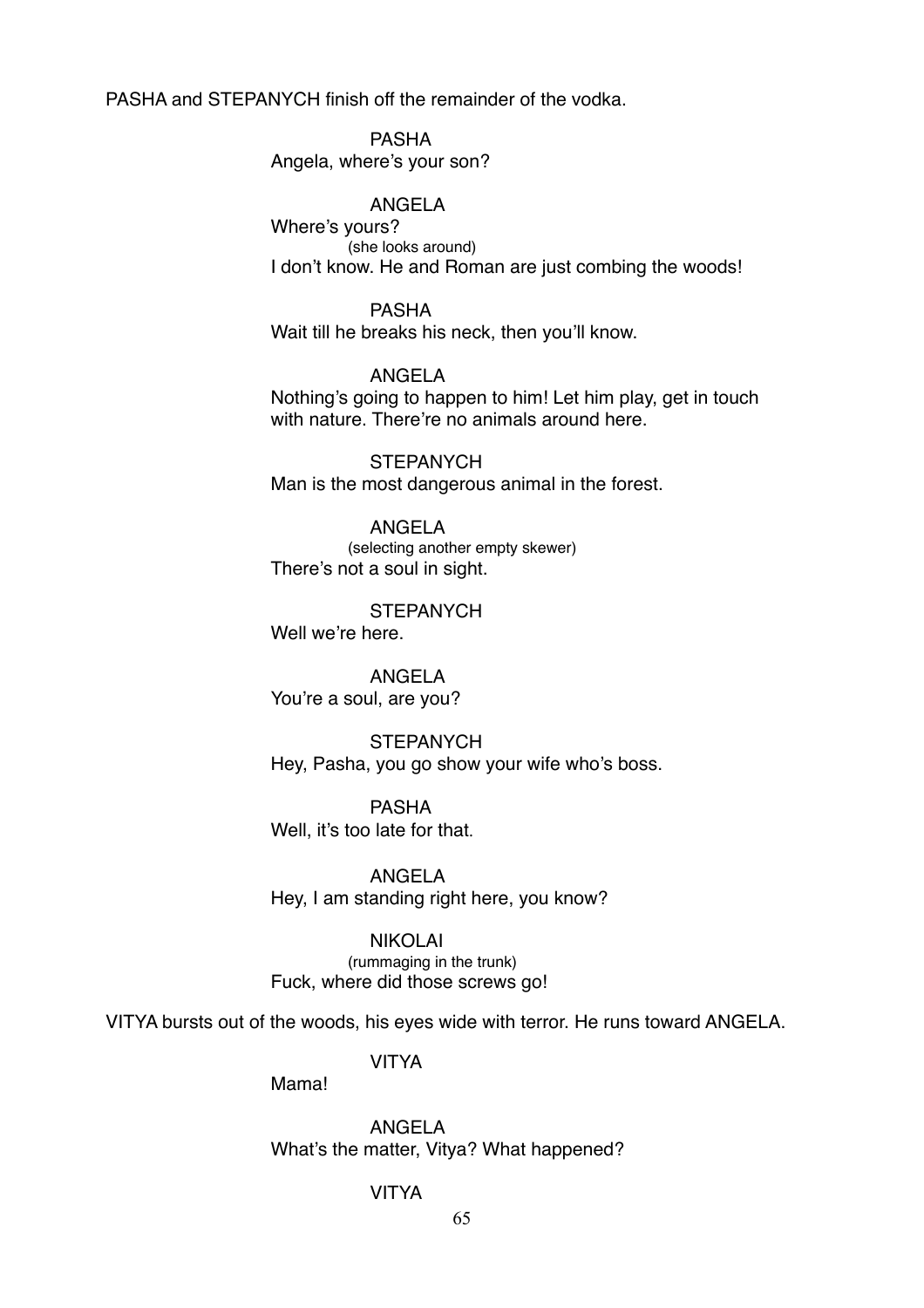PASHA and STEPANYCH finish off the remainder of the vodka.

PASHA
Angela, where's your son?

ANGELA
Where's yours?
(she looks around)
I don't know. He and Roman are just combing the woods!

PASHA
Wait till he breaks his neck, then you'll know.

ANGELA
Nothing's going to happen to him! Let him play, get in touch with nature. There're no animals around here.

STEPANYCH
Man is the most dangerous animal in the forest.

ANGELA
(selecting another empty skewer)
There's not a soul in sight.

STEPANYCH
Well we're here.

ANGELA
You're a soul, are you?

STEPANYCH
Hey, Pasha, you go show your wife who's boss.

PASHA
Well, it's too late for that.

ANGELA
Hey, I am standing right here, you know?

NIKOLAI
(rummaging in the trunk)
Fuck, where did those screws go!

VITYA bursts out of the woods, his eyes wide with terror. He runs toward ANGELA.

VITYA
Mama!

ANGELA
What's the matter, Vitya? What happened?

VITYA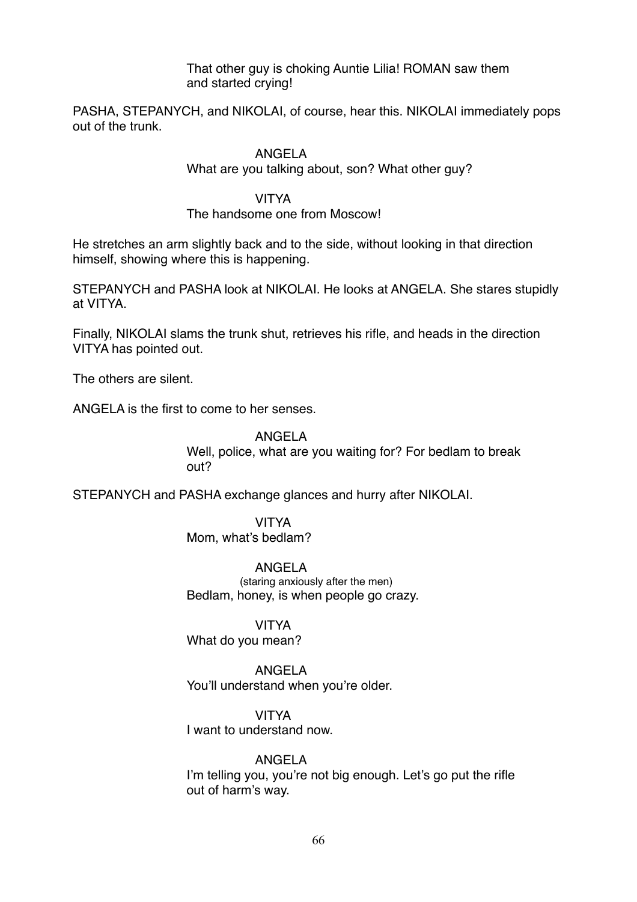That other guy is choking Auntie Lilia! ROMAN saw them and started crying!

PASHA, STEPANYCH, and NIKOLAI, of course, hear this. NIKOLAI immediately pops out of the trunk.

ANGELA
What are you talking about, son? What other guy?

VITYA
The handsome one from Moscow!

He stretches an arm slightly back and to the side, without looking in that direction himself, showing where this is happening.

STEPANYCH and PASHA look at NIKOLAI. He looks at ANGELA. She stares stupidly at VITYA.

Finally, NIKOLAI slams the trunk shut, retrieves his rifle, and heads in the direction VITYA has pointed out.

The others are silent.

ANGELA is the first to come to her senses.

ANGELA
Well, police, what are you waiting for? For bedlam to break out?

STEPANYCH and PASHA exchange glances and hurry after NIKOLAI.

VITYA
Mom, what's bedlam?

ANGELA
(staring anxiously after the men)
Bedlam, honey, is when people go crazy.

VITYA
What do you mean?

ANGELA
You'll understand when you're older.

VITYA
I want to understand now.

ANGELA
I'm telling you, you're not big enough. Let's go put the rifle out of harm's way.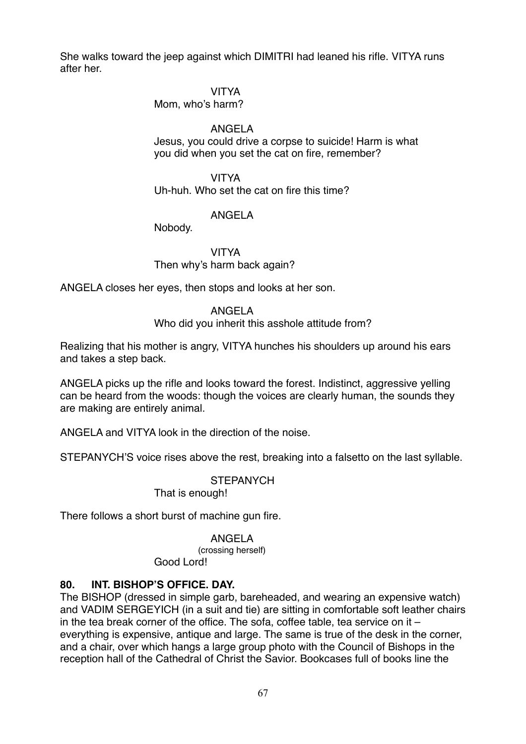She walks toward the jeep against which DIMITRI had leaned his rifle. VITYA runs after her.

VITYA
Mom, who's harm?

ANGELA
Jesus, you could drive a corpse to suicide! Harm is what you did when you set the cat on fire, remember?

VITYA
Uh-huh. Who set the cat on fire this time?

ANGELA
Nobody.

VITYA
Then why's harm back again?

ANGELA closes her eyes, then stops and looks at her son.

ANGELA
Who did you inherit this asshole attitude from?

Realizing that his mother is angry, VITYA hunches his shoulders up around his ears and takes a step back.

ANGELA picks up the rifle and looks toward the forest. Indistinct, aggressive yelling can be heard from the woods: though the voices are clearly human, the sounds they are making are entirely animal.

ANGELA and VITYA look in the direction of the noise.

STEPANYCH'S voice rises above the rest, breaking into a falsetto on the last syllable.

STEPANYCH
That is enough!

There follows a short burst of machine gun fire.

ANGELA
(crossing herself)
Good Lord!

**80. INT. BISHOP'S OFFICE. DAY.**

The BISHOP (dressed in simple garb, bareheaded, and wearing an expensive watch) and VADIM SERGEYICH (in a suit and tie) are sitting in comfortable soft leather chairs in the tea break corner of the office. The sofa, coffee table, tea service on it – everything is expensive, antique and large. The same is true of the desk in the corner, and a chair, over which hangs a large group photo with the Council of Bishops in the reception hall of the Cathedral of Christ the Savior. Bookcases full of books line the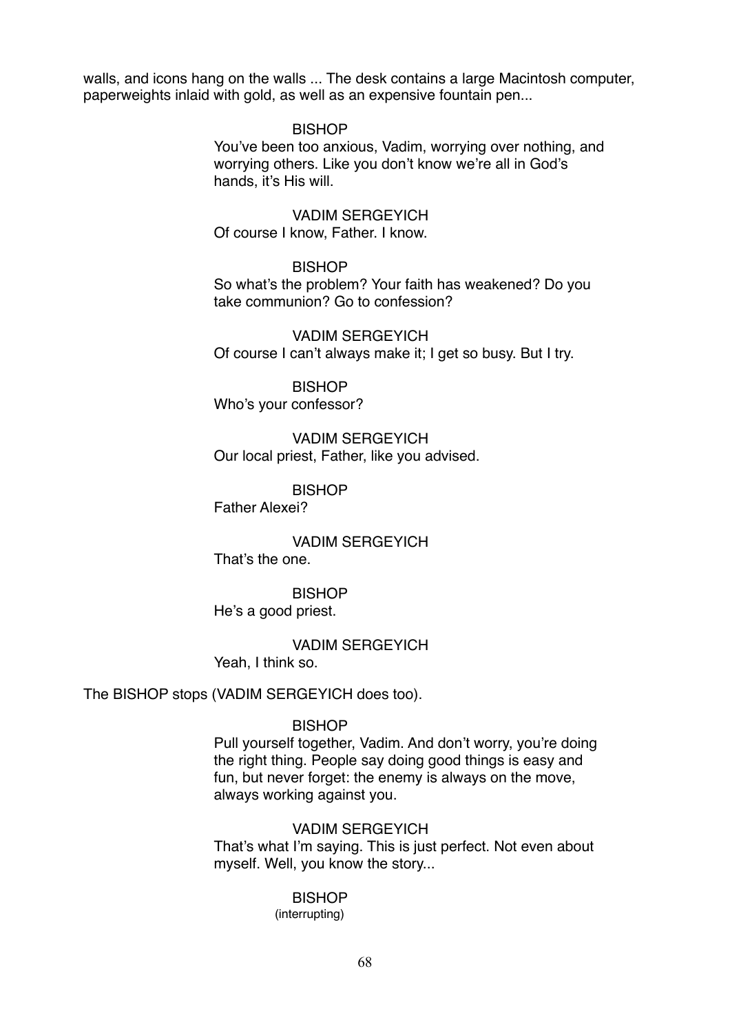walls, and icons hang on the walls ... The desk contains a large Macintosh computer, paperweights inlaid with gold, as well as an expensive fountain pen...

BISHOP
You've been too anxious, Vadim, worrying over nothing, and worrying others. Like you don't know we're all in God's hands, it's His will.

VADIM SERGEYICH
Of course I know, Father. I know.

BISHOP
So what's the problem? Your faith has weakened? Do you take communion? Go to confession?

VADIM SERGEYICH
Of course I can't always make it; I get so busy. But I try.

BISHOP
Who's your confessor?

VADIM SERGEYICH
Our local priest, Father, like you advised.

BISHOP
Father Alexei?

VADIM SERGEYICH
That's the one.

BISHOP
He's a good priest.

VADIM SERGEYICH
Yeah, I think so.

The BISHOP stops (VADIM SERGEYICH does too).

BISHOP
Pull yourself together, Vadim. And don't worry, you're doing the right thing. People say doing good things is easy and fun, but never forget: the enemy is always on the move, always working against you.

VADIM SERGEYICH
That's what I'm saying. This is just perfect. Not even about myself. Well, you know the story...

BISHOP
(interrupting)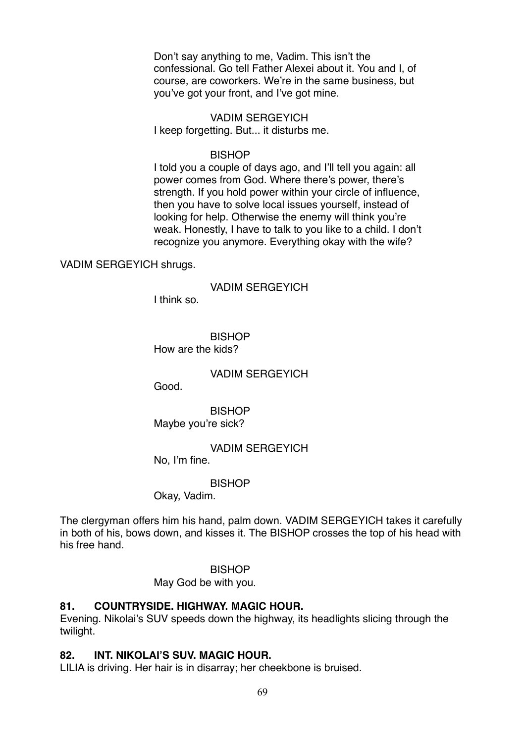Don't say anything to me, Vadim. This isn't the confessional. Go tell Father Alexei about it. You and I, of course, are coworkers. We're in the same business, but you've got your front, and I've got mine.

VADIM SERGEYICH

I keep forgetting. But... it disturbs me.

BISHOP

I told you a couple of days ago, and I'll tell you again: all power comes from God. Where there's power, there's strength. If you hold power within your circle of influence, then you have to solve local issues yourself, instead of looking for help. Otherwise the enemy will think you're weak. Honestly, I have to talk to you like to a child. I don't recognize you anymore. Everything okay with the wife?

VADIM SERGEYICH shrugs.

VADIM SERGEYICH

I think so.

BISHOP

How are the kids?

VADIM SERGEYICH

Good.

BISHOP

Maybe you're sick?

VADIM SERGEYICH

No, I'm fine.

BISHOP

Okay, Vadim.

The clergyman offers him his hand, palm down. VADIM SERGEYICH takes it carefully in both of his, bows down, and kisses it. The BISHOP crosses the top of his head with his free hand.

BISHOP

May God be with you.

**81. COUNTRYSIDE. HIGHWAY. MAGIC HOUR.**

Evening. Nikolai's SUV speeds down the highway, its headlights slicing through the twilight.

**82. INT. NIKOLAI'S SUV. MAGIC HOUR.**

LILIA is driving. Her hair is in disarray; her cheekbone is bruised.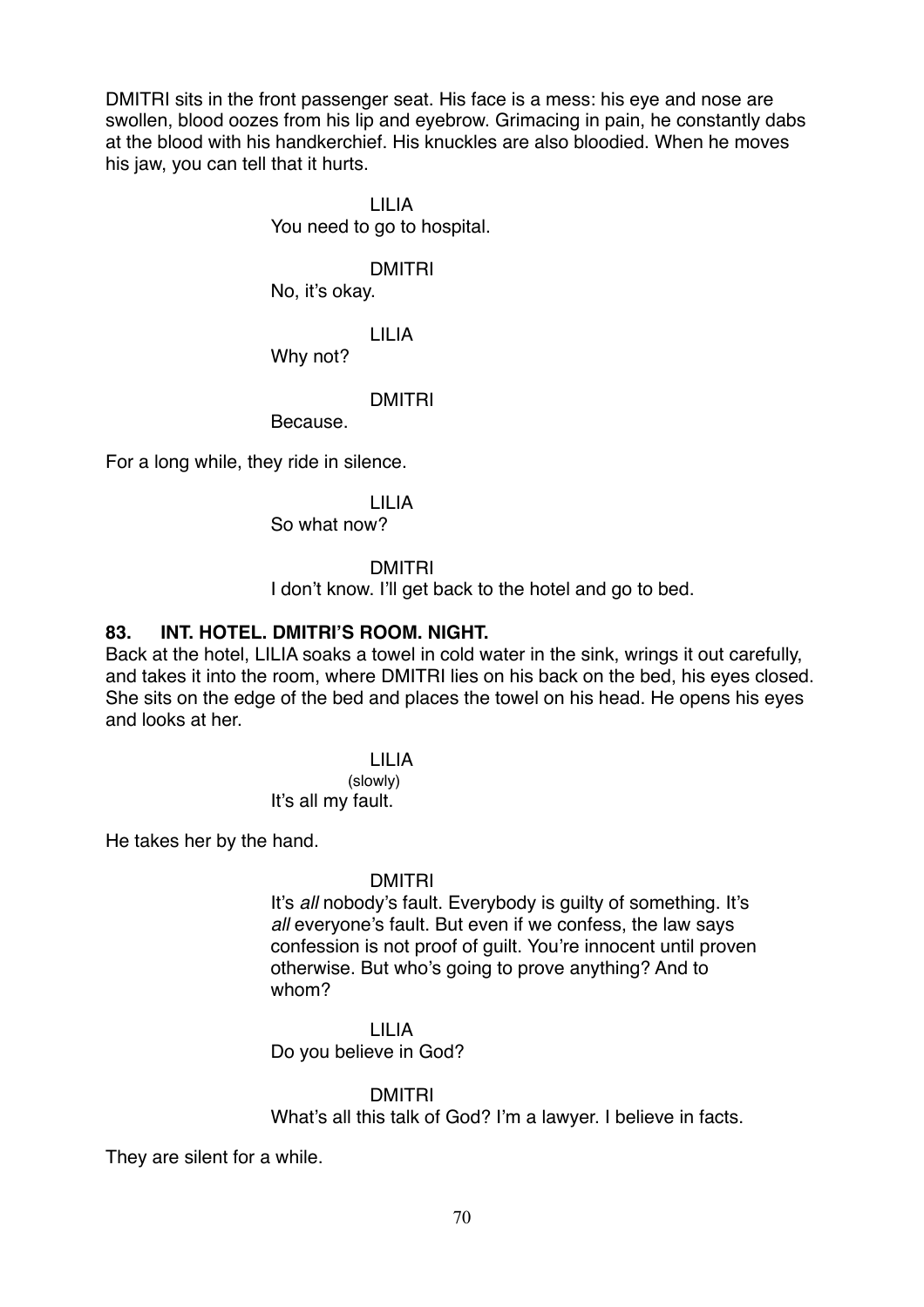DMITRI sits in the front passenger seat. His face is a mess: his eye and nose are swollen, blood oozes from his lip and eyebrow. Grimacing in pain, he constantly dabs at the blood with his handkerchief. His knuckles are also bloodied. When he moves his jaw, you can tell that it hurts.

LILIA
You need to go to hospital.

DMITRI
No, it's okay.

LILIA
Why not?

DMITRI
Because.

For a long while, they ride in silence.

LILIA
So what now?

DMITRI
I don't know. I'll get back to the hotel and go to bed.

**83. INT. HOTEL. DMITRI'S ROOM. NIGHT.**

Back at the hotel, LILIA soaks a towel in cold water in the sink, wrings it out carefully, and takes it into the room, where DMITRI lies on his back on the bed, his eyes closed. She sits on the edge of the bed and places the towel on his head. He opens his eyes and looks at her.

LILIA
(slowly)
It's all my fault.

He takes her by the hand.

DMITRI
It's *all* nobody's fault. Everybody is guilty of something. It's *all* everyone's fault. But even if we confess, the law says confession is not proof of guilt. You're innocent until proven otherwise. But who's going to prove anything? And to whom?

LILIA
Do you believe in God?

DMITRI
What's all this talk of God? I'm a lawyer. I believe in facts.

They are silent for a while.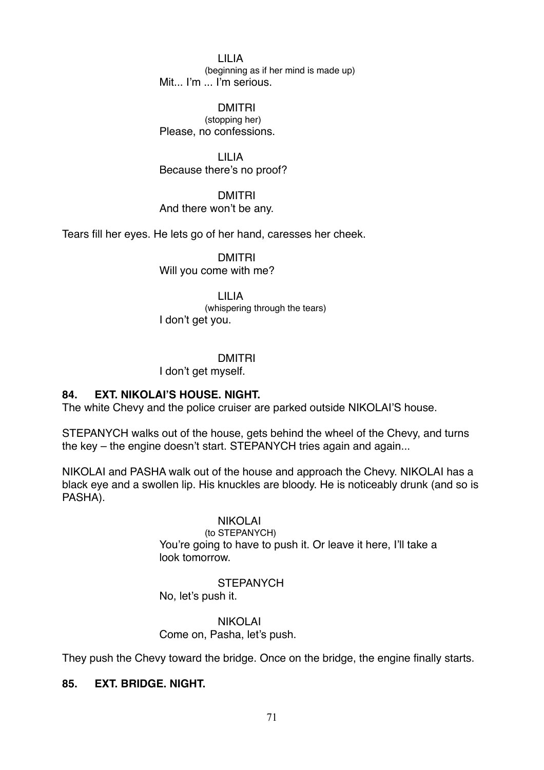LILIA
(beginning as if her mind is made up)
Mit... I'm ... I'm serious.

DMITRI
(stopping her)
Please, no confessions.

LILIA
Because there's no proof?

DMITRI
And there won't be any.

Tears fill her eyes. He lets go of her hand, caresses her cheek.

DMITRI
Will you come with me?

LILIA
(whispering through the tears)
I don't get you.

DMITRI
I don't get myself.

**84. EXT. NIKOLAI'S HOUSE. NIGHT.**

The white Chevy and the police cruiser are parked outside NIKOLAI'S house.

STEPANYCH walks out of the house, gets behind the wheel of the Chevy, and turns the key – the engine doesn't start. STEPANYCH tries again and again...

NIKOLAI and PASHA walk out of the house and approach the Chevy. NIKOLAI has a black eye and a swollen lip. His knuckles are bloody. He is noticeably drunk (and so is PASHA).

NIKOLAI
(to STEPANYCH)
You're going to have to push it. Or leave it here, I'll take a look tomorrow.

STEPANYCH
No, let's push it.

NIKOLAI
Come on, Pasha, let's push.

They push the Chevy toward the bridge. Once on the bridge, the engine finally starts.

**85. EXT. BRIDGE. NIGHT.**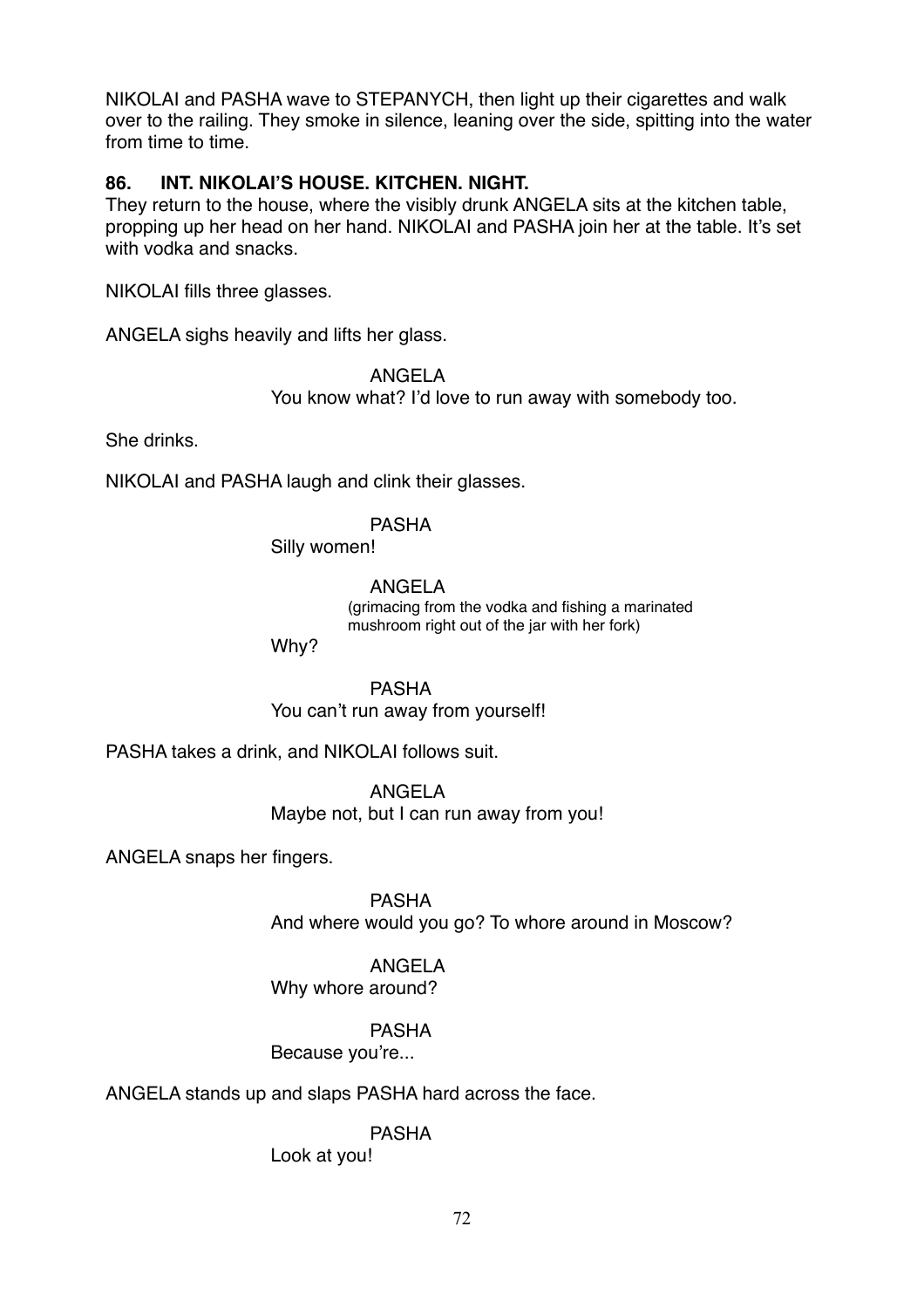NIKOLAI and PASHA wave to STEPANYCH, then light up their cigarettes and walk over to the railing. They smoke in silence, leaning over the side, spitting into the water from time to time.

**86. INT. NIKOLAI'S HOUSE. KITCHEN. NIGHT.**

They return to the house, where the visibly drunk ANGELA sits at the kitchen table, propping up her head on her hand. NIKOLAI and PASHA join her at the table. It's set with vodka and snacks.

NIKOLAI fills three glasses.

ANGELA sighs heavily and lifts her glass.

ANGELA
You know what? I'd love to run away with somebody too.

She drinks.

NIKOLAI and PASHA laugh and clink their glasses.

PASHA
Silly women!

ANGELA
(grimacing from the vodka and fishing a marinated mushroom right out of the jar with her fork)
Why?

PASHA
You can't run away from yourself!

PASHA takes a drink, and NIKOLAI follows suit.

ANGELA
Maybe not, but I can run away from you!

ANGELA snaps her fingers.

PASHA
And where would you go? To whore around in Moscow?

ANGELA
Why whore around?

PASHA
Because you're...

ANGELA stands up and slaps PASHA hard across the face.

PASHA
Look at you!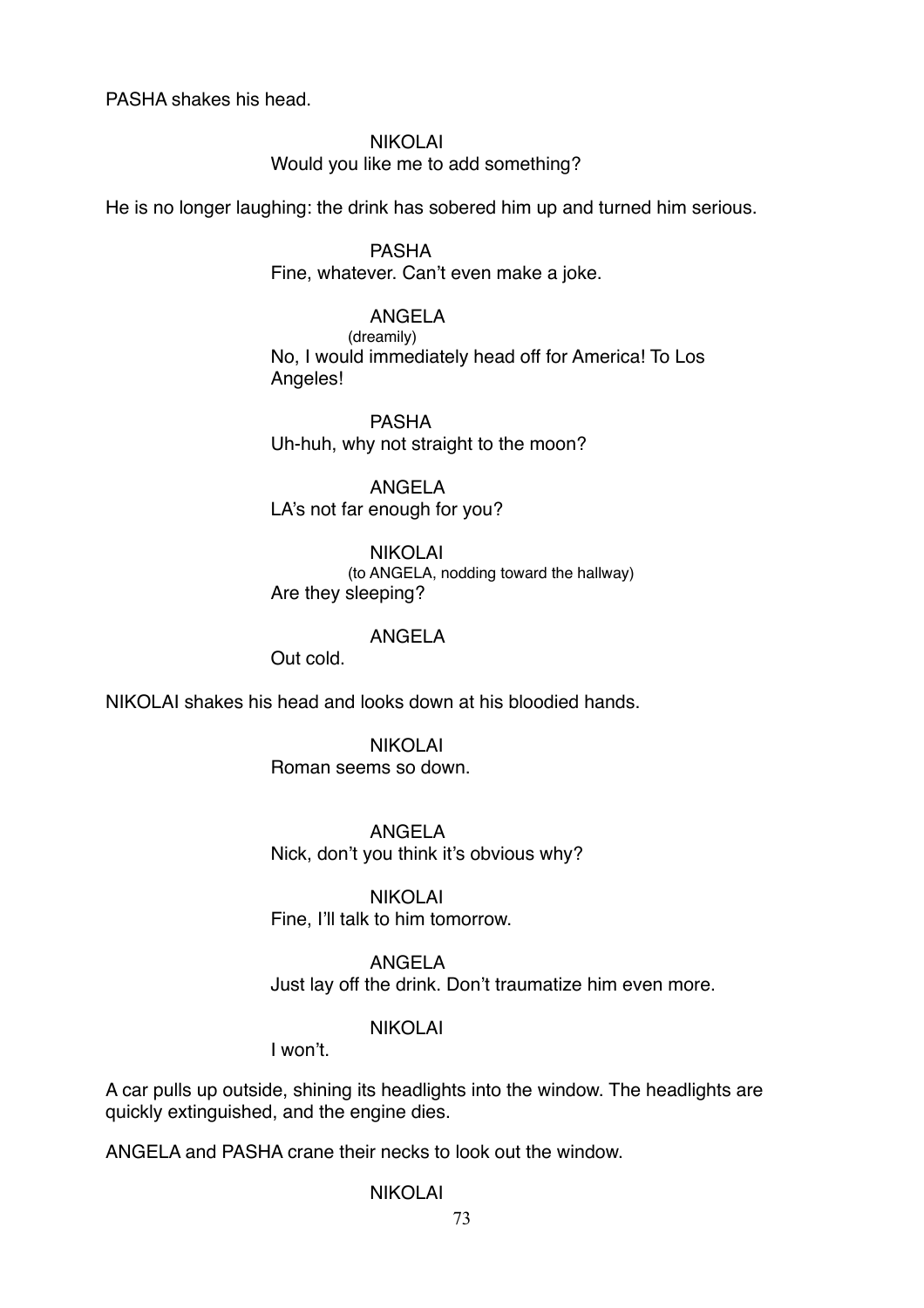PASHA shakes his head.

NIKOLAI
Would you like me to add something?

He is no longer laughing: the drink has sobered him up and turned him serious.

PASHA
Fine, whatever. Can't even make a joke.

ANGELA
(dreamily)
No, I would immediately head off for America! To Los Angeles!

PASHA
Uh-huh, why not straight to the moon?

ANGELA
LA's not far enough for you?

NIKOLAI
(to ANGELA, nodding toward the hallway)
Are they sleeping?

ANGELA
Out cold.

NIKOLAI shakes his head and looks down at his bloodied hands.

NIKOLAI
Roman seems so down.

ANGELA
Nick, don't you think it's obvious why?

NIKOLAI
Fine, I'll talk to him tomorrow.

ANGELA
Just lay off the drink. Don't traumatize him even more.

NIKOLAI
I won't.

A car pulls up outside, shining its headlights into the window. The headlights are quickly extinguished, and the engine dies.

ANGELA and PASHA crane their necks to look out the window.

NIKOLAI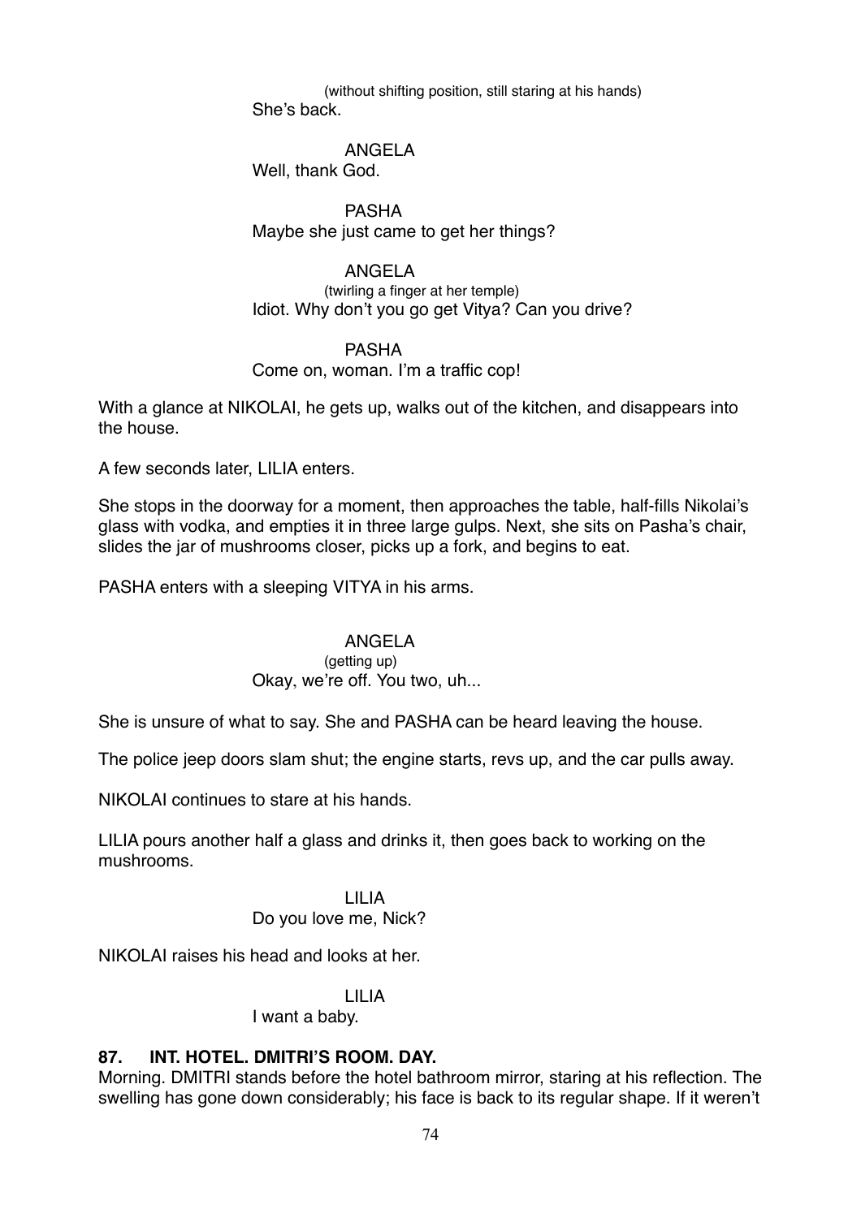(without shifting position, still staring at his hands)
She's back.

ANGELA
Well, thank God.

PASHA
Maybe she just came to get her things?

ANGELA
(twirling a finger at her temple)
Idiot. Why don't you go get Vitya? Can you drive?

PASHA
Come on, woman. I'm a traffic cop!

With a glance at NIKOLAI, he gets up, walks out of the kitchen, and disappears into the house.

A few seconds later, LILIA enters.

She stops in the doorway for a moment, then approaches the table, half-fills Nikolai's glass with vodka, and empties it in three large gulps. Next, she sits on Pasha's chair, slides the jar of mushrooms closer, picks up a fork, and begins to eat.

PASHA enters with a sleeping VITYA in his arms.

ANGELA
(getting up)
Okay, we're off. You two, uh...

She is unsure of what to say. She and PASHA can be heard leaving the house.

The police jeep doors slam shut; the engine starts, revs up, and the car pulls away.

NIKOLAI continues to stare at his hands.

LILIA pours another half a glass and drinks it, then goes back to working on the mushrooms.

LILIA
Do you love me, Nick?

NIKOLAI raises his head and looks at her.

LILIA
I want a baby.

**87. INT. HOTEL. DMITRI'S ROOM. DAY.**

Morning. DMITRI stands before the hotel bathroom mirror, staring at his reflection. The swelling has gone down considerably; his face is back to its regular shape. If it weren't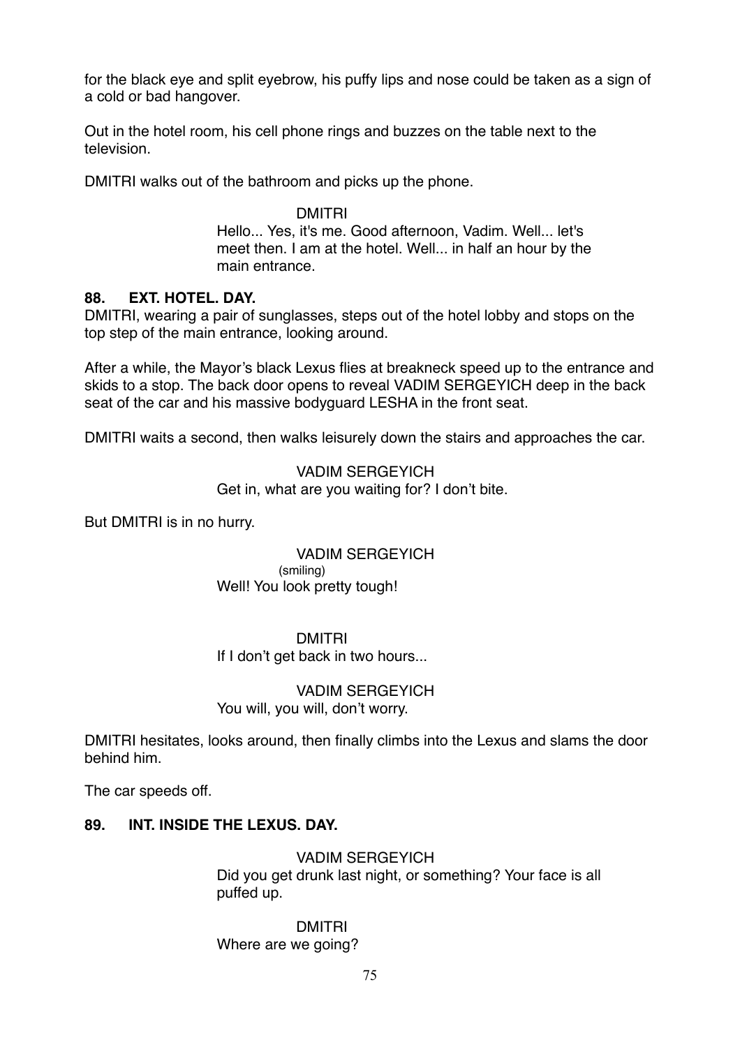for the black eye and split eyebrow, his puffy lips and nose could be taken as a sign of a cold or bad hangover.

Out in the hotel room, his cell phone rings and buzzes on the table next to the television.

DMITRI walks out of the bathroom and picks up the phone.

DMITRI
Hello... Yes, it's me. Good afternoon, Vadim. Well... let's meet then. I am at the hotel. Well... in half an hour by the main entrance.

**88. EXT. HOTEL. DAY.**

DMITRI, wearing a pair of sunglasses, steps out of the hotel lobby and stops on the top step of the main entrance, looking around.

After a while, the Mayor's black Lexus flies at breakneck speed up to the entrance and skids to a stop. The back door opens to reveal VADIM SERGEYICH deep in the back seat of the car and his massive bodyguard LESHA in the front seat.

DMITRI waits a second, then walks leisurely down the stairs and approaches the car.

VADIM SERGEYICH
Get in, what are you waiting for? I don't bite.

But DMITRI is in no hurry.

VADIM SERGEYICH
(smiling)
Well! You look pretty tough!

DMITRI
If I don't get back in two hours...

VADIM SERGEYICH
You will, you will, don't worry.

DMITRI hesitates, looks around, then finally climbs into the Lexus and slams the door behind him.

The car speeds off.

**89. INT. INSIDE THE LEXUS. DAY.**

VADIM SERGEYICH
Did you get drunk last night, or something? Your face is all puffed up.

DMITRI
Where are we going?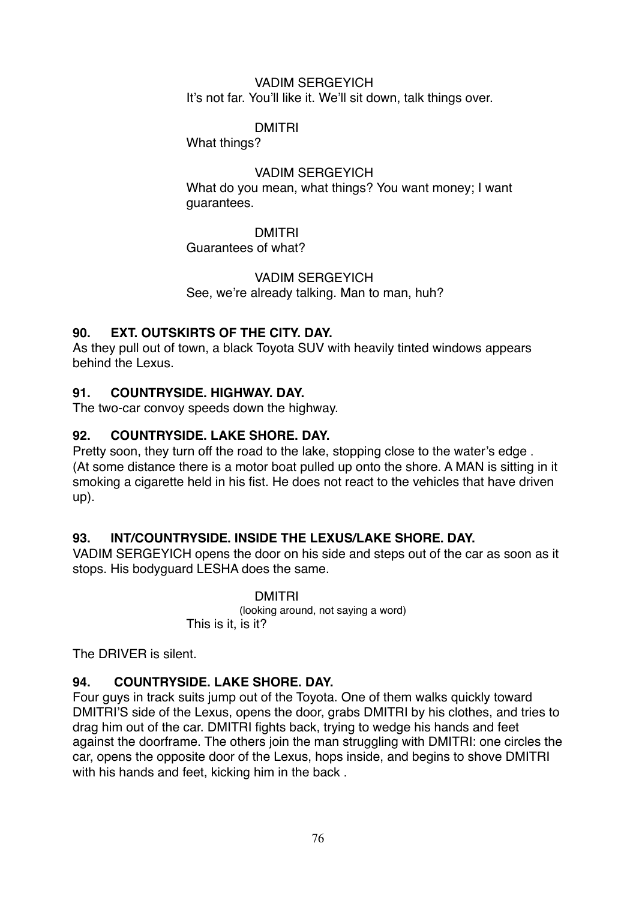VADIM SERGEYICH

It's not far. You'll like it. We'll sit down, talk things over.

DMITRI

What things?

VADIM SERGEYICH

What do you mean, what things? You want money; I want guarantees.

DMITRI

Guarantees of what?

VADIM SERGEYICH

See, we're already talking. Man to man, huh?

**90. EXT. OUTSKIRTS OF THE CITY. DAY.**

As they pull out of town, a black Toyota SUV with heavily tinted windows appears behind the Lexus.

**91. COUNTRYSIDE. HIGHWAY. DAY.**

The two-car convoy speeds down the highway.

**92. COUNTRYSIDE. LAKE SHORE. DAY.**

Pretty soon, they turn off the road to the lake, stopping close to the water's edge . (At some distance there is a motor boat pulled up onto the shore. A MAN is sitting in it smoking a cigarette held in his fist. He does not react to the vehicles that have driven up).

**93. INT/COUNTRYSIDE. INSIDE THE LEXUS/LAKE SHORE. DAY.**

VADIM SERGEYICH opens the door on his side and steps out of the car as soon as it stops. His bodyguard LESHA does the same.

DMITRI

(looking around, not saying a word)

This is it, is it?

The DRIVER is silent.

**94. COUNTRYSIDE. LAKE SHORE. DAY.**

Four guys in track suits jump out of the Toyota. One of them walks quickly toward DMITRI'S side of the Lexus, opens the door, grabs DMITRI by his clothes, and tries to drag him out of the car. DMITRI fights back, trying to wedge his hands and feet against the doorframe. The others join the man struggling with DMITRI: one circles the car, opens the opposite door of the Lexus, hops inside, and begins to shove DMITRI with his hands and feet, kicking him in the back .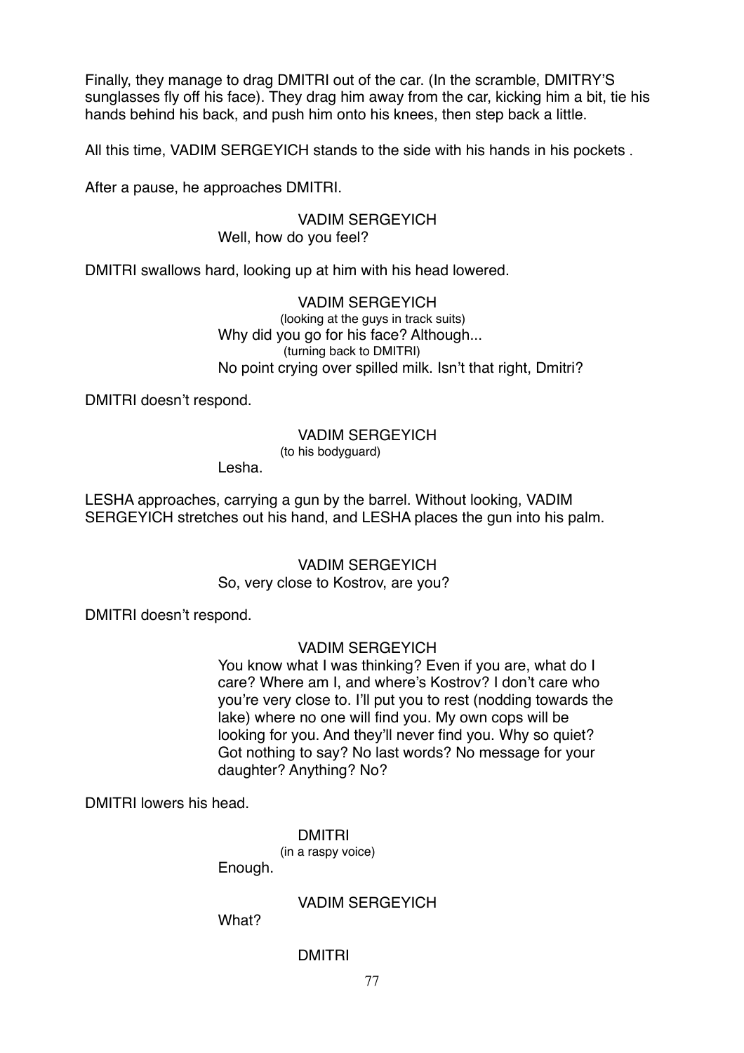Finally, they manage to drag DMITRI out of the car. (In the scramble, DMITRY'S sunglasses fly off his face). They drag him away from the car, kicking him a bit, tie his hands behind his back, and push him onto his knees, then step back a little.

All this time, VADIM SERGEYICH stands to the side with his hands in his pockets .

After a pause, he approaches DMITRI.

VADIM SERGEYICH

Well, how do you feel?

DMITRI swallows hard, looking up at him with his head lowered.

VADIM SERGEYICH

(looking at the guys in track suits)

Why did you go for his face? Although...

(turning back to DMITRI)

No point crying over spilled milk. Isn't that right, Dmitri?

DMITRI doesn't respond.

VADIM SERGEYICH

(to his bodyguard)

Lesha.

LESHA approaches, carrying a gun by the barrel. Without looking, VADIM SERGEYICH stretches out his hand, and LESHA places the gun into his palm.

VADIM SERGEYICH

So, very close to Kostrov, are you?

DMITRI doesn't respond.

VADIM SERGEYICH

You know what I was thinking? Even if you are, what do I care? Where am I, and where's Kostrov? I don't care who you're very close to. I'll put you to rest (nodding towards the lake) where no one will find you. My own cops will be looking for you. And they'll never find you. Why so quiet? Got nothing to say? No last words? No message for your daughter? Anything? No?

DMITRI lowers his head.

DMITRI

(in a raspy voice)

Enough.

VADIM SERGEYICH

What?

DMITRI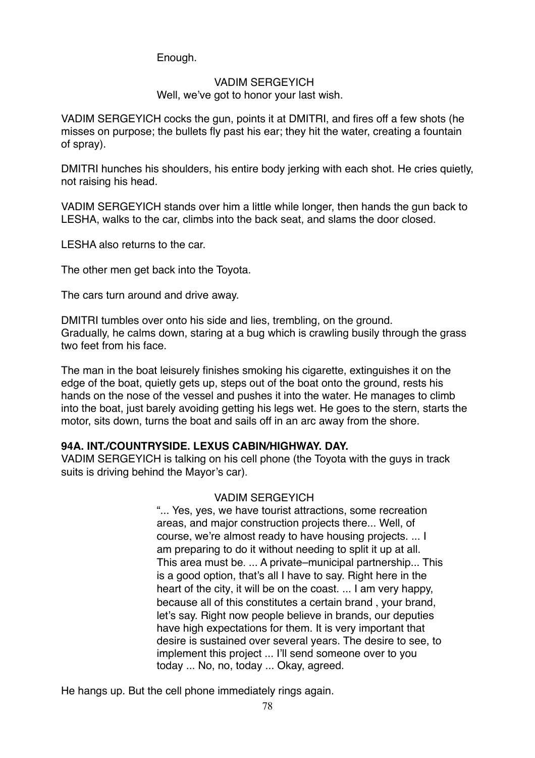Enough.

VADIM SERGEYICH
Well, we've got to honor your last wish.

VADIM SERGEYICH cocks the gun, points it at DMITRI, and fires off a few shots (he misses on purpose; the bullets fly past his ear; they hit the water, creating a fountain of spray).

DMITRI hunches his shoulders, his entire body jerking with each shot. He cries quietly, not raising his head.

VADIM SERGEYICH stands over him a little while longer, then hands the gun back to LESHA, walks to the car, climbs into the back seat, and slams the door closed.

LESHA also returns to the car.

The other men get back into the Toyota.

The cars turn around and drive away.

DMITRI tumbles over onto his side and lies, trembling, on the ground.
Gradually, he calms down, staring at a bug which is crawling busily through the grass two feet from his face.

The man in the boat leisurely finishes smoking his cigarette, extinguishes it on the edge of the boat, quietly gets up, steps out of the boat onto the ground, rests his hands on the nose of the vessel and pushes it into the water. He manages to climb into the boat, just barely avoiding getting his legs wet. He goes to the stern, starts the motor, sits down, turns the boat and sails off in an arc away from the shore.

**94A. INT./COUNTRYSIDE. LEXUS CABIN/HIGHWAY. DAY.**
VADIM SERGEYICH is talking on his cell phone (the Toyota with the guys in track suits is driving behind the Mayor's car).

VADIM SERGEYICH
"... Yes, yes, we have tourist attractions, some recreation areas, and major construction projects there... Well, of course, we're almost ready to have housing projects. ... I am preparing to do it without needing to split it up at all. This area must be. ... A private–municipal partnership... This is a good option, that's all I have to say. Right here in the heart of the city, it will be on the coast. ... I am very happy, because all of this constitutes a certain brand , your brand, let's say. Right now people believe in brands, our deputies have high expectations for them. It is very important that desire is sustained over several years. The desire to see, to implement this project ... I'll send someone over to you today ... No, no, today ... Okay, agreed.

He hangs up. But the cell phone immediately rings again.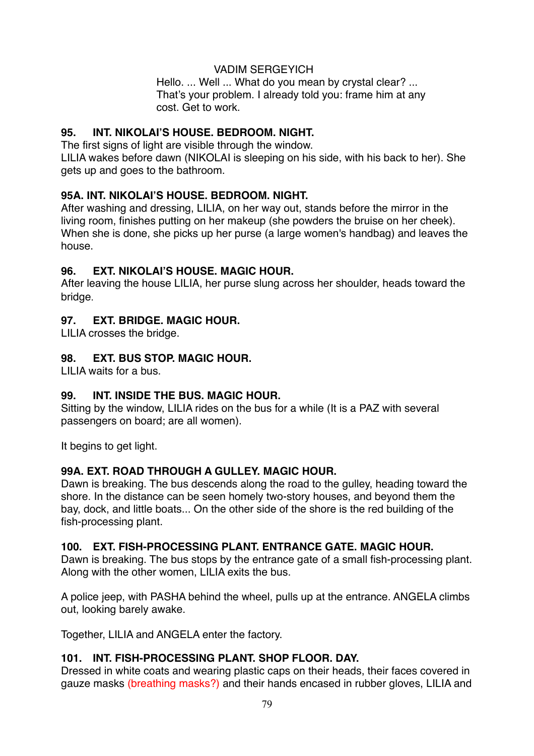VADIM SERGEYICH

Hello. ... Well ... What do you mean by crystal clear? ... That's your problem. I already told you: frame him at any cost. Get to work.

**95. INT. NIKOLAI'S HOUSE. BEDROOM. NIGHT.**

The first signs of light are visible through the window.
LILIA wakes before dawn (NIKOLAI is sleeping on his side, with his back to her). She gets up and goes to the bathroom.

**95A. INT. NIKOLAI'S HOUSE. BEDROOM. NIGHT.**

After washing and dressing, LILIA, on her way out, stands before the mirror in the living room, finishes putting on her makeup (she powders the bruise on her cheek). When she is done, she picks up her purse (a large women's handbag) and leaves the house.

**96. EXT. NIKOLAI'S HOUSE. MAGIC HOUR.**

After leaving the house LILIA, her purse slung across her shoulder, heads toward the bridge.

**97. EXT. BRIDGE. MAGIC HOUR.**

LILIA crosses the bridge.

**98. EXT. BUS STOP. MAGIC HOUR.**

LILIA waits for a bus.

**99. INT. INSIDE THE BUS. MAGIC HOUR.**

Sitting by the window, LILIA rides on the bus for a while (It is a PAZ with several passengers on board; are all women).

It begins to get light.

**99A. EXT. ROAD THROUGH A GULLEY. MAGIC HOUR.**

Dawn is breaking. The bus descends along the road to the gulley, heading toward the shore. In the distance can be seen homely two-story houses, and beyond them the bay, dock, and little boats... On the other side of the shore is the red building of the fish-processing plant.

**100. EXT. FISH-PROCESSING PLANT. ENTRANCE GATE. MAGIC HOUR.**

Dawn is breaking. The bus stops by the entrance gate of a small fish-processing plant. Along with the other women, LILIA exits the bus.

A police jeep, with PASHA behind the wheel, pulls up at the entrance. ANGELA climbs out, looking barely awake.

Together, LILIA and ANGELA enter the factory.

**101. INT. FISH-PROCESSING PLANT. SHOP FLOOR. DAY.**

Dressed in white coats and wearing plastic caps on their heads, their faces covered in gauze masks (breathing masks?) and their hands encased in rubber gloves, LILIA and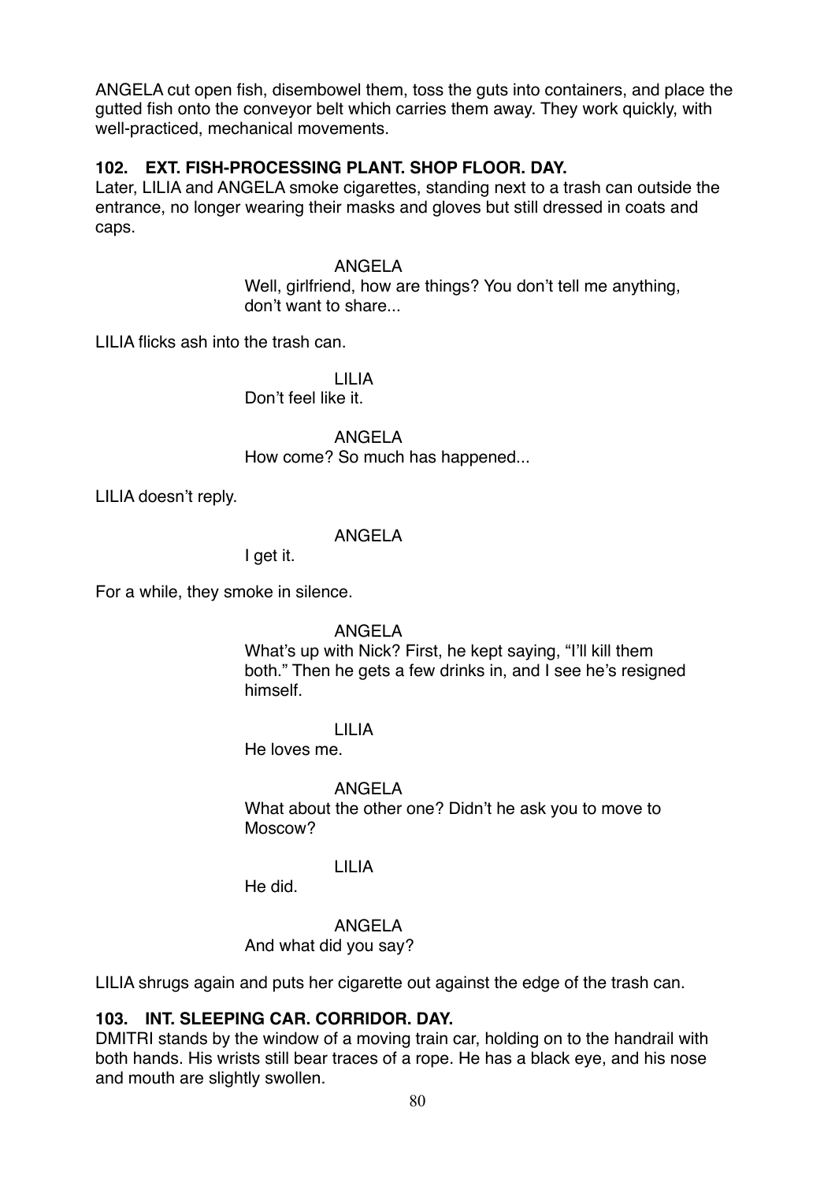ANGELA cut open fish, disembowel them, toss the guts into containers, and place the gutted fish onto the conveyor belt which carries them away. They work quickly, with well-practiced, mechanical movements.

**102. EXT. FISH-PROCESSING PLANT. SHOP FLOOR. DAY.**

Later, LILIA and ANGELA smoke cigarettes, standing next to a trash can outside the entrance, no longer wearing their masks and gloves but still dressed in coats and caps.

ANGELA
Well, girlfriend, how are things? You don't tell me anything, don't want to share...

LILIA flicks ash into the trash can.

LILIA
Don't feel like it.

ANGELA
How come? So much has happened...

LILIA doesn't reply.

ANGELA
I get it.

For a while, they smoke in silence.

ANGELA
What's up with Nick? First, he kept saying, "I'll kill them both." Then he gets a few drinks in, and I see he's resigned himself.

LILIA
He loves me.

ANGELA
What about the other one? Didn't he ask you to move to Moscow?

LILIA
He did.

ANGELA
And what did you say?

LILIA shrugs again and puts her cigarette out against the edge of the trash can.

**103. INT. SLEEPING CAR. CORRIDOR. DAY.**

DMITRI stands by the window of a moving train car, holding on to the handrail with both hands. His wrists still bear traces of a rope. He has a black eye, and his nose and mouth are slightly swollen.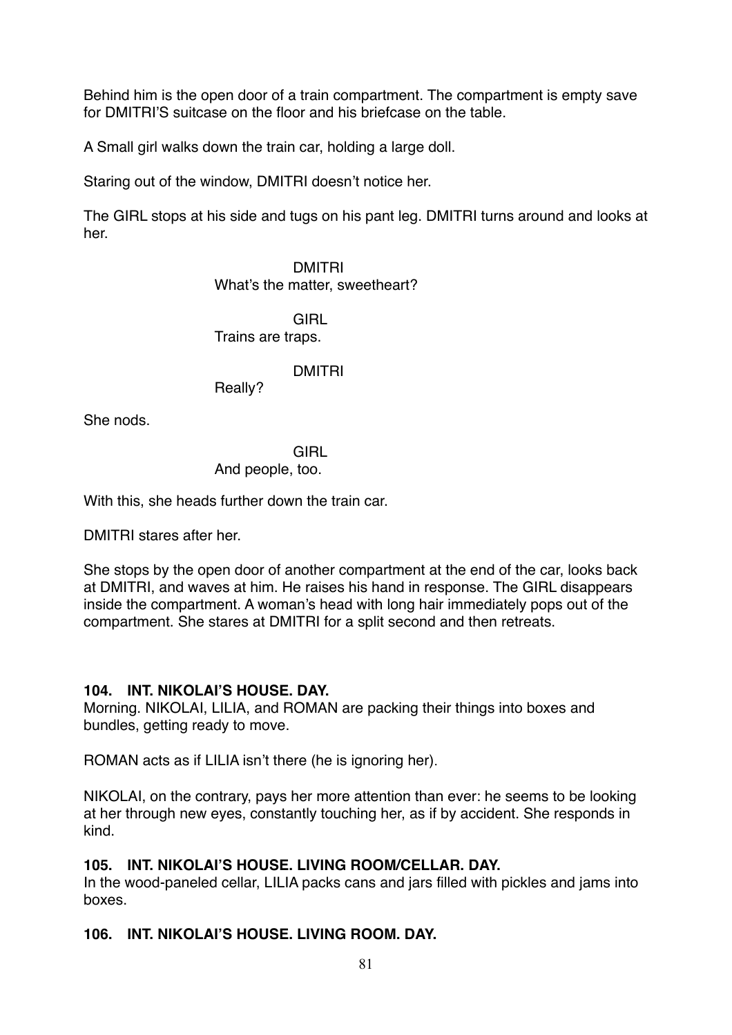Behind him is the open door of a train compartment. The compartment is empty save for DMITRI'S suitcase on the floor and his briefcase on the table.

A Small girl walks down the train car, holding a large doll.

Staring out of the window, DMITRI doesn't notice her.

The GIRL stops at his side and tugs on his pant leg. DMITRI turns around and looks at her.

DMITRI
What's the matter, sweetheart?

GIRL
Trains are traps.

DMITRI
Really?

She nods.

GIRL
And people, too.

With this, she heads further down the train car.

DMITRI stares after her.

She stops by the open door of another compartment at the end of the car, looks back at DMITRI, and waves at him. He raises his hand in response. The GIRL disappears inside the compartment. A woman's head with long hair immediately pops out of the compartment. She stares at DMITRI for a split second and then retreats.

**104. INT. NIKOLAI'S HOUSE. DAY.**

Morning. NIKOLAI, LILIA, and ROMAN are packing their things into boxes and bundles, getting ready to move.

ROMAN acts as if LILIA isn't there (he is ignoring her).

NIKOLAI, on the contrary, pays her more attention than ever: he seems to be looking at her through new eyes, constantly touching her, as if by accident. She responds in kind.

**105. INT. NIKOLAI'S HOUSE. LIVING ROOM/CELLAR. DAY.**

In the wood-paneled cellar, LILIA packs cans and jars filled with pickles and jams into boxes.

**106. INT. NIKOLAI'S HOUSE. LIVING ROOM. DAY.**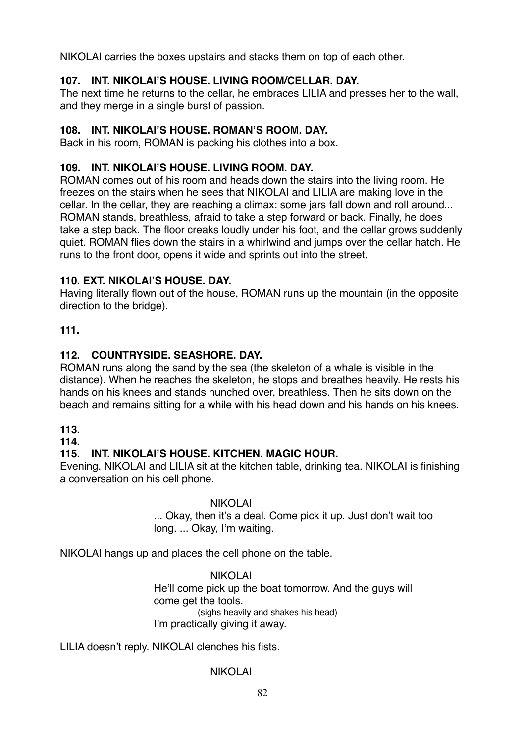NIKOLAI carries the boxes upstairs and stacks them on top of each other.

**107. INT. NIKOLAI'S HOUSE. LIVING ROOM/CELLAR. DAY.**
The next time he returns to the cellar, he embraces LILIA and presses her to the wall, and they merge in a single burst of passion.

**108. INT. NIKOLAI'S HOUSE. ROMAN'S ROOM. DAY.**
Back in his room, ROMAN is packing his clothes into a box.

**109. INT. NIKOLAI'S HOUSE. LIVING ROOM. DAY.**
ROMAN comes out of his room and heads down the stairs into the living room. He freezes on the stairs when he sees that NIKOLAI and LILIA are making love in the cellar. In the cellar, they are reaching a climax: some jars fall down and roll around... ROMAN stands, breathless, afraid to take a step forward or back. Finally, he does take a step back. The floor creaks loudly under his foot, and the cellar grows suddenly quiet. ROMAN flies down the stairs in a whirlwind and jumps over the cellar hatch. He runs to the front door, opens it wide and sprints out into the street.

**110. EXT. NIKOLAI'S HOUSE. DAY.**
Having literally flown out of the house, ROMAN runs up the mountain (in the opposite direction to the bridge).

**111.**

**112. COUNTRYSIDE. SEASHORE. DAY.**
ROMAN runs along the sand by the sea (the skeleton of a whale is visible in the distance). When he reaches the skeleton, he stops and breathes heavily. He rests his hands on his knees and stands hunched over, breathless. Then he sits down on the beach and remains sitting for a while with his head down and his hands on his knees.

**113.**
**114.**
**115. INT. NIKOLAI'S HOUSE. KITCHEN. MAGIC HOUR.**
Evening. NIKOLAI and LILIA sit at the kitchen table, drinking tea. NIKOLAI is finishing a conversation on his cell phone.

NIKOLAI
... Okay, then it's a deal. Come pick it up. Just don't wait too long. ... Okay, I'm waiting.

NIKOLAI hangs up and places the cell phone on the table.

NIKOLAI
He'll come pick up the boat tomorrow. And the guys will come get the tools.
(sighs heavily and shakes his head)
I'm practically giving it away.

LILIA doesn't reply. NIKOLAI clenches his fists.

NIKOLAI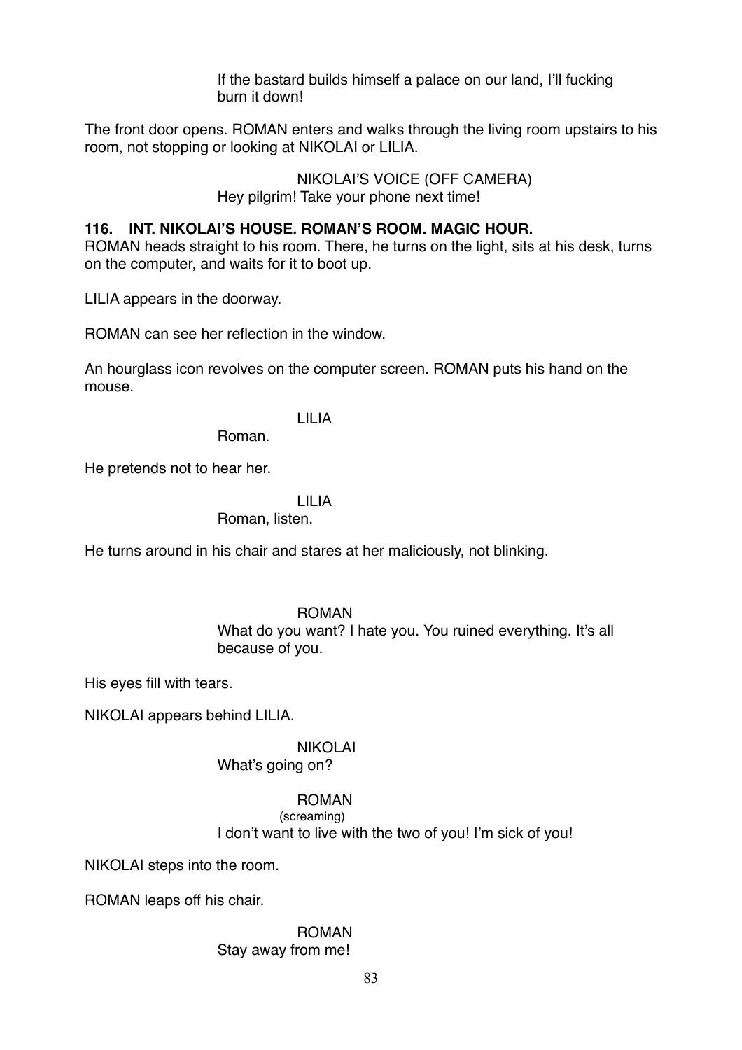If the bastard builds himself a palace on our land, I'll fucking burn it down!

The front door opens. ROMAN enters and walks through the living room upstairs to his room, not stopping or looking at NIKOLAI or LILIA.

NIKOLAI'S VOICE (OFF CAMERA)
Hey pilgrim! Take your phone next time!

**116. INT. NIKOLAI'S HOUSE. ROMAN'S ROOM. MAGIC HOUR.**

ROMAN heads straight to his room. There, he turns on the light, sits at his desk, turns on the computer, and waits for it to boot up.

LILIA appears in the doorway.

ROMAN can see her reflection in the window.

An hourglass icon revolves on the computer screen. ROMAN puts his hand on the mouse.

LILIA
Roman.

He pretends not to hear her.

LILIA
Roman, listen.

He turns around in his chair and stares at her maliciously, not blinking.

ROMAN
What do you want? I hate you. You ruined everything. It's all because of you.

His eyes fill with tears.

NIKOLAI appears behind LILIA.

NIKOLAI
What's going on?

ROMAN
(screaming)
I don't want to live with the two of you! I'm sick of you!

NIKOLAI steps into the room.

ROMAN leaps off his chair.

ROMAN
Stay away from me!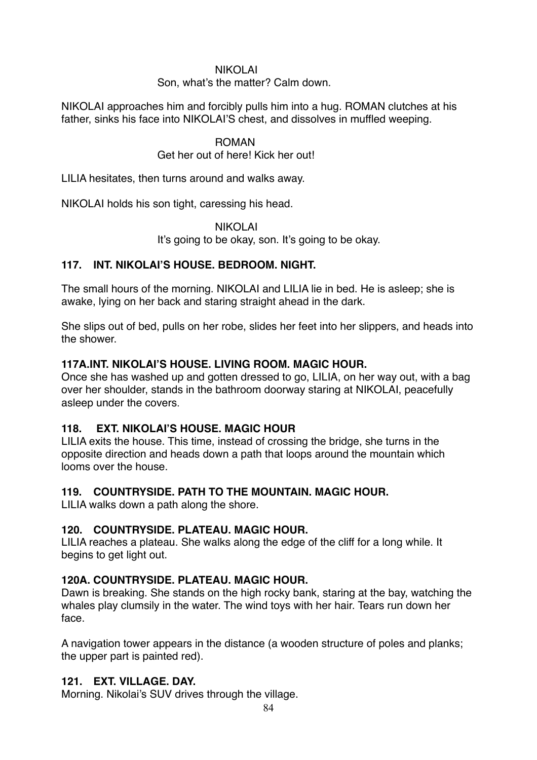NIKOLAI
Son, what's the matter? Calm down.

NIKOLAI approaches him and forcibly pulls him into a hug. ROMAN clutches at his father, sinks his face into NIKOLAI'S chest, and dissolves in muffled weeping.

ROMAN
Get her out of here! Kick her out!

LILIA hesitates, then turns around and walks away.

NIKOLAI holds his son tight, caressing his head.

NIKOLAI
It's going to be okay, son. It's going to be okay.

**117. INT. NIKOLAI'S HOUSE. BEDROOM. NIGHT.**

The small hours of the morning. NIKOLAI and LILIA lie in bed. He is asleep; she is awake, lying on her back and staring straight ahead in the dark.

She slips out of bed, pulls on her robe, slides her feet into her slippers, and heads into the shower.

**117A.INT. NIKOLAI'S HOUSE. LIVING ROOM. MAGIC HOUR.**

Once she has washed up and gotten dressed to go, LILIA, on her way out, with a bag over her shoulder, stands in the bathroom doorway staring at NIKOLAI, peacefully asleep under the covers.

**118. EXT. NIKOLAI'S HOUSE. MAGIC HOUR**

LILIA exits the house. This time, instead of crossing the bridge, she turns in the opposite direction and heads down a path that loops around the mountain which looms over the house.

**119. COUNTRYSIDE. PATH TO THE MOUNTAIN. MAGIC HOUR.**

LILIA walks down a path along the shore.

**120. COUNTRYSIDE. PLATEAU. MAGIC HOUR.**

LILIA reaches a plateau. She walks along the edge of the cliff for a long while. It begins to get light out.

**120A. COUNTRYSIDE. PLATEAU. MAGIC HOUR.**

Dawn is breaking. She stands on the high rocky bank, staring at the bay, watching the whales play clumsily in the water. The wind toys with her hair. Tears run down her face.

A navigation tower appears in the distance (a wooden structure of poles and planks; the upper part is painted red).

**121. EXT. VILLAGE. DAY.**

Morning. Nikolai's SUV drives through the village.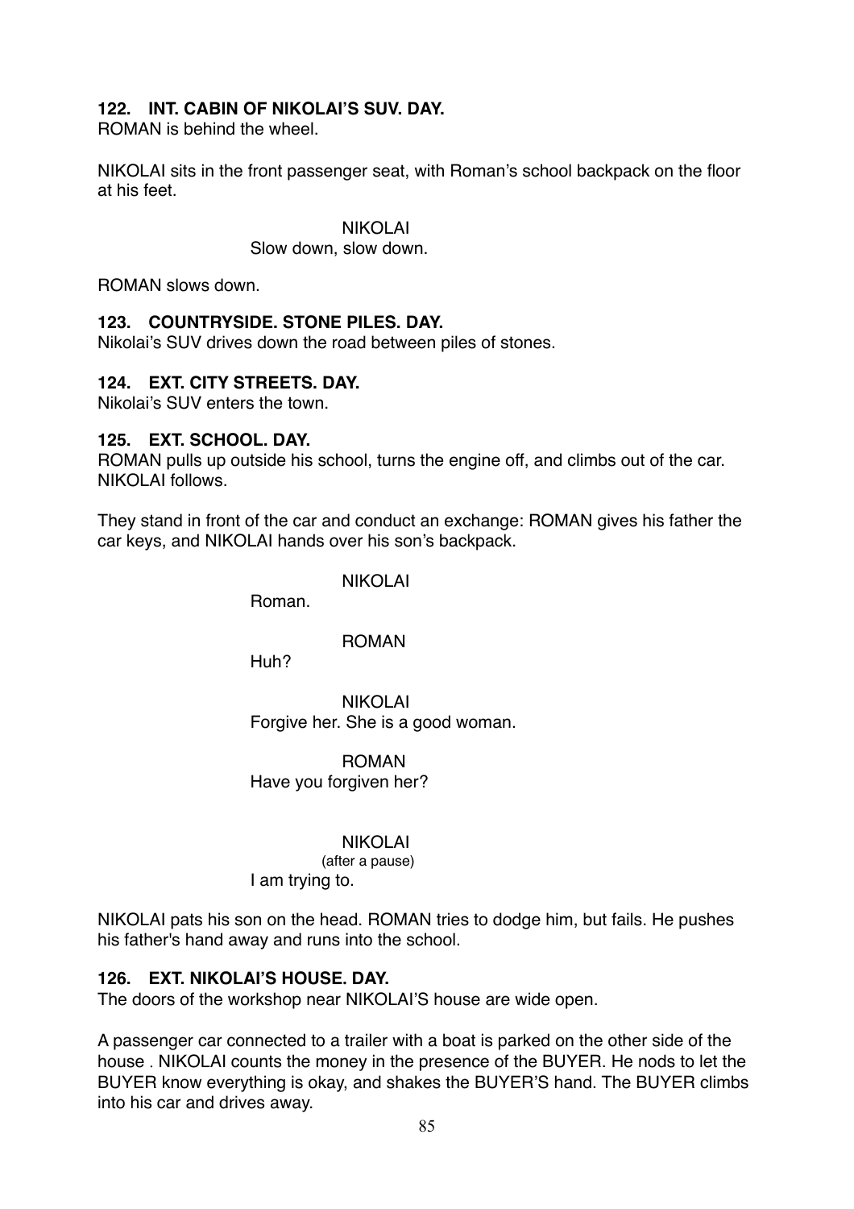**122. INT. CABIN OF NIKOLAI'S SUV. DAY.**
ROMAN is behind the wheel.

NIKOLAI sits in the front passenger seat, with Roman's school backpack on the floor at his feet.

NIKOLAI
Slow down, slow down.

ROMAN slows down.

**123. COUNTRYSIDE. STONE PILES. DAY.**
Nikolai's SUV drives down the road between piles of stones.

**124. EXT. CITY STREETS. DAY.**
Nikolai's SUV enters the town.

**125. EXT. SCHOOL. DAY.**
ROMAN pulls up outside his school, turns the engine off, and climbs out of the car. NIKOLAI follows.

They stand in front of the car and conduct an exchange: ROMAN gives his father the car keys, and NIKOLAI hands over his son's backpack.

NIKOLAI
Roman.

ROMAN
Huh?

NIKOLAI
Forgive her. She is a good woman.

ROMAN
Have you forgiven her?

NIKOLAI
(after a pause)
I am trying to.

NIKOLAI pats his son on the head. ROMAN tries to dodge him, but fails. He pushes his father's hand away and runs into the school.

**126. EXT. NIKOLAI'S HOUSE. DAY.**
The doors of the workshop near NIKOLAI'S house are wide open.

A passenger car connected to a trailer with a boat is parked on the other side of the house . NIKOLAI counts the money in the presence of the BUYER. He nods to let the BUYER know everything is okay, and shakes the BUYER'S hand. The BUYER climbs into his car and drives away.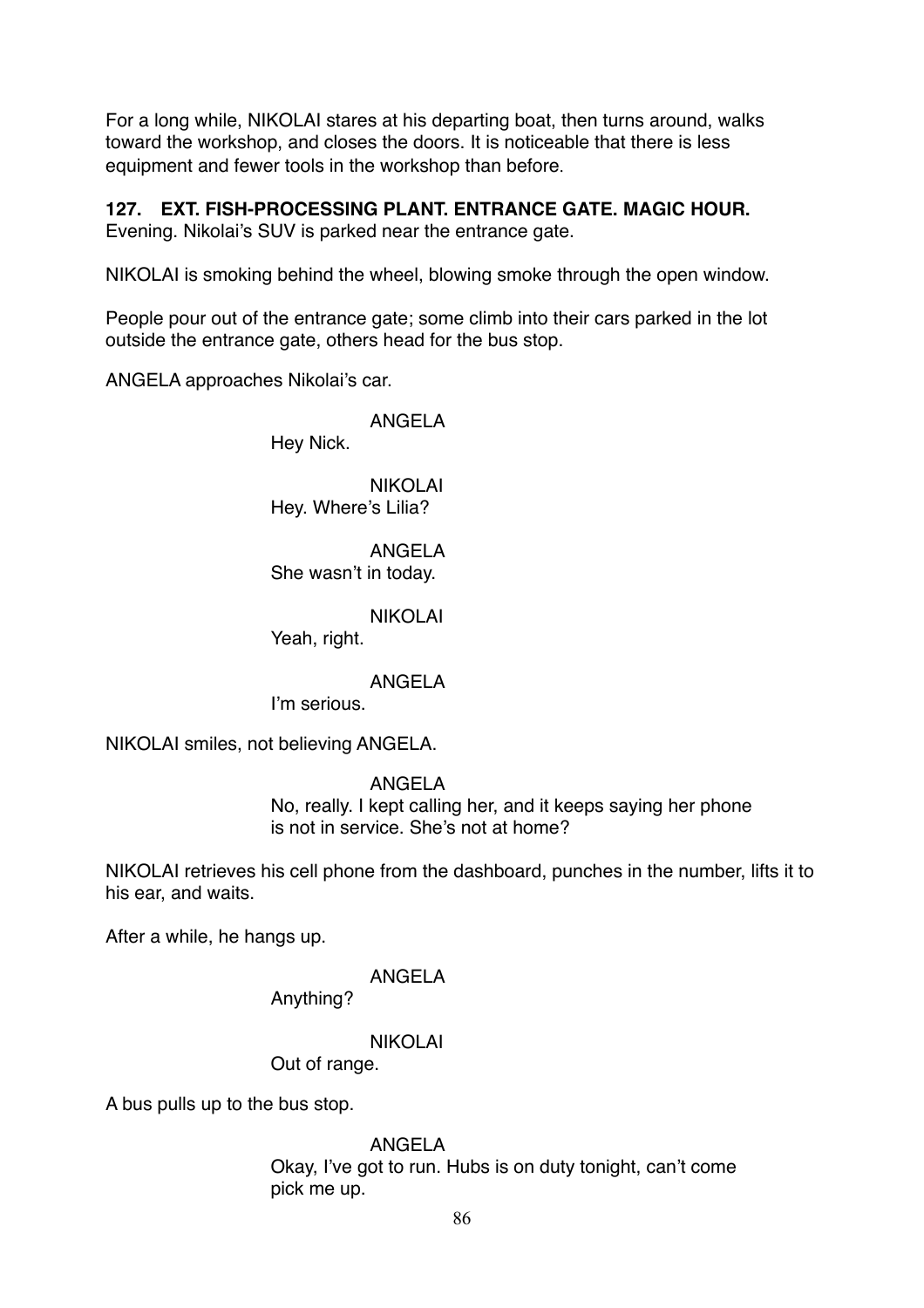For a long while, NIKOLAI stares at his departing boat, then turns around, walks toward the workshop, and closes the doors. It is noticeable that there is less equipment and fewer tools in the workshop than before.

**127. EXT. FISH-PROCESSING PLANT. ENTRANCE GATE. MAGIC HOUR.**
Evening. Nikolai's SUV is parked near the entrance gate.

NIKOLAI is smoking behind the wheel, blowing smoke through the open window.

People pour out of the entrance gate; some climb into their cars parked in the lot outside the entrance gate, others head for the bus stop.

ANGELA approaches Nikolai's car.

ANGELA
Hey Nick.

NIKOLAI
Hey. Where's Lilia?

ANGELA
She wasn't in today.

NIKOLAI
Yeah, right.

ANGELA
I'm serious.

NIKOLAI smiles, not believing ANGELA.

ANGELA
No, really. I kept calling her, and it keeps saying her phone is not in service. She's not at home?

NIKOLAI retrieves his cell phone from the dashboard, punches in the number, lifts it to his ear, and waits.

After a while, he hangs up.

ANGELA
Anything?

NIKOLAI
Out of range.

A bus pulls up to the bus stop.

ANGELA
Okay, I've got to run. Hubs is on duty tonight, can't come pick me up.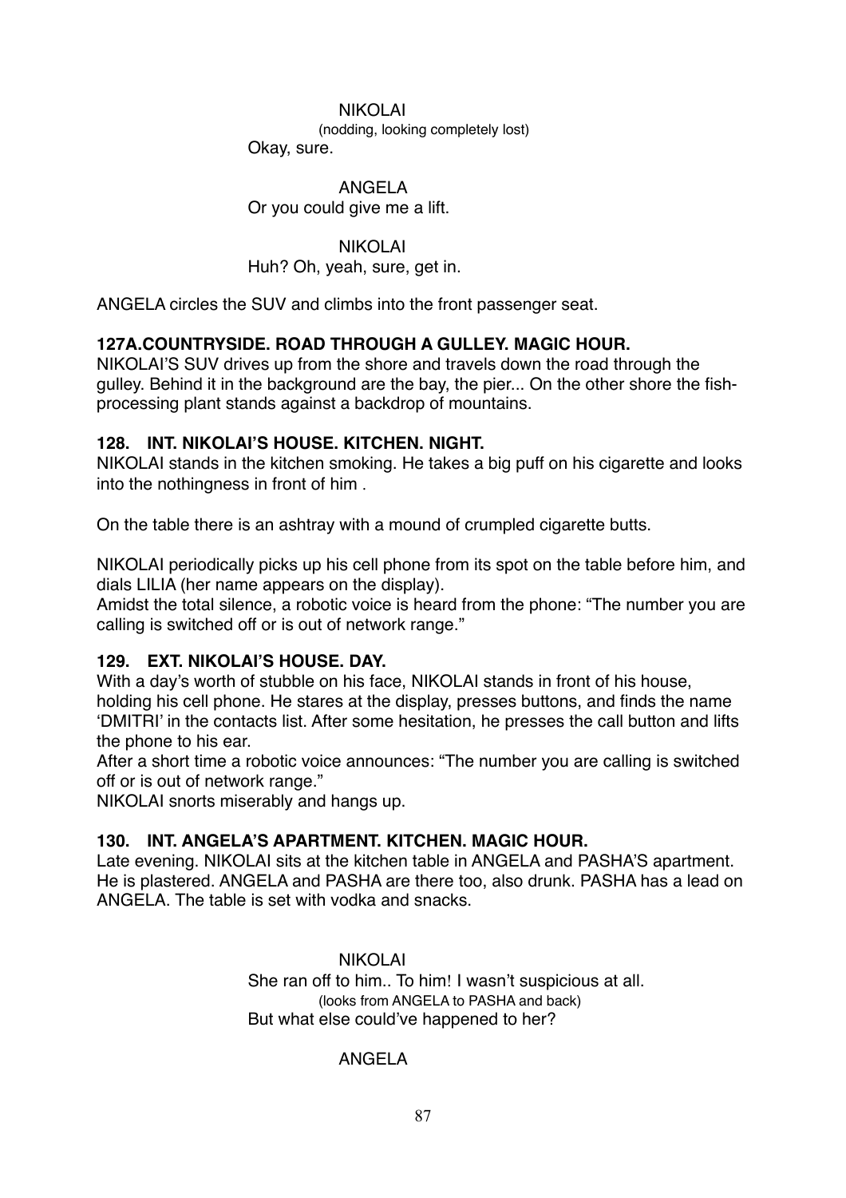NIKOLAI
(nodding, looking completely lost)
Okay, sure.

ANGELA
Or you could give me a lift.

NIKOLAI
Huh? Oh, yeah, sure, get in.

ANGELA circles the SUV and climbs into the front passenger seat.

**127A.COUNTRYSIDE. ROAD THROUGH A GULLEY. MAGIC HOUR.**

NIKOLAI'S SUV drives up from the shore and travels down the road through the gulley. Behind it in the background are the bay, the pier... On the other shore the fish-processing plant stands against a backdrop of mountains.

**128. INT. NIKOLAI'S HOUSE. KITCHEN. NIGHT.**

NIKOLAI stands in the kitchen smoking. He takes a big puff on his cigarette and looks into the nothingness in front of him .

On the table there is an ashtray with a mound of crumpled cigarette butts.

NIKOLAI periodically picks up his cell phone from its spot on the table before him, and dials LILIA (her name appears on the display).
Amidst the total silence, a robotic voice is heard from the phone: "The number you are calling is switched off or is out of network range."

**129. EXT. NIKOLAI'S HOUSE. DAY.**

With a day's worth of stubble on his face, NIKOLAI stands in front of his house, holding his cell phone. He stares at the display, presses buttons, and finds the name 'DMITRI' in the contacts list. After some hesitation, he presses the call button and lifts the phone to his ear.
After a short time a robotic voice announces: "The number you are calling is switched off or is out of network range."
NIKOLAI snorts miserably and hangs up.

**130. INT. ANGELA'S APARTMENT. KITCHEN. MAGIC HOUR.**

Late evening. NIKOLAI sits at the kitchen table in ANGELA and PASHA'S apartment. He is plastered. ANGELA and PASHA are there too, also drunk. PASHA has a lead on ANGELA. The table is set with vodka and snacks.

NIKOLAI
She ran off to him.. To him! I wasn't suspicious at all.
(looks from ANGELA to PASHA and back)
But what else could've happened to her?

ANGELA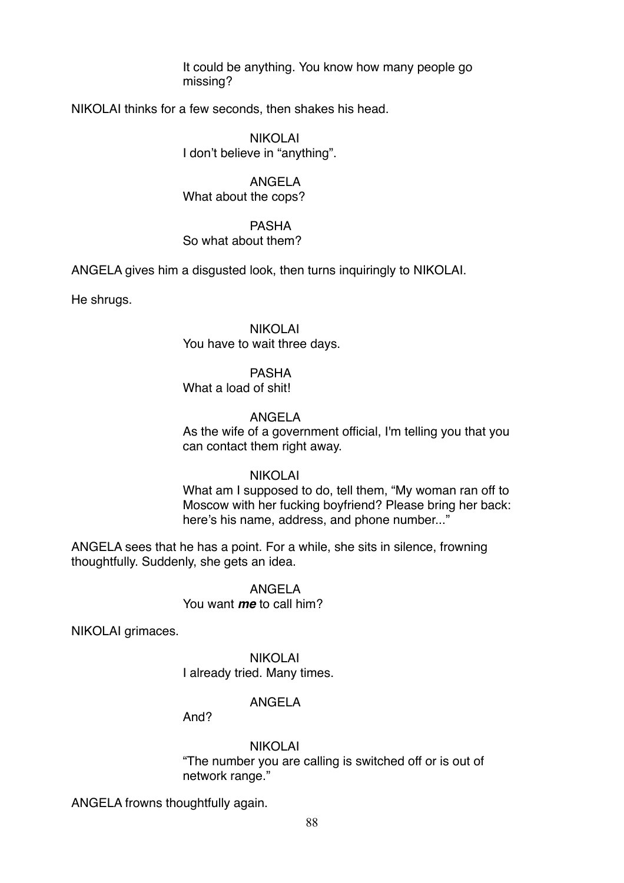It could be anything. You know how many people go missing?

NIKOLAI thinks for a few seconds, then shakes his head.

NIKOLAI
I don't believe in "anything".

ANGELA
What about the cops?

PASHA
So what about them?

ANGELA gives him a disgusted look, then turns inquiringly to NIKOLAI.

He shrugs.

NIKOLAI
You have to wait three days.

PASHA
What a load of shit!

ANGELA
As the wife of a government official, I'm telling you that you can contact them right away.

NIKOLAI
What am I supposed to do, tell them, "My woman ran off to Moscow with her fucking boyfriend? Please bring her back: here's his name, address, and phone number..."

ANGELA sees that he has a point. For a while, she sits in silence, frowning thoughtfully. Suddenly, she gets an idea.

ANGELA
You want ***me*** to call him?

NIKOLAI grimaces.

NIKOLAI
I already tried. Many times.

ANGELA
And?

NIKOLAI
"The number you are calling is switched off or is out of network range."

ANGELA frowns thoughtfully again.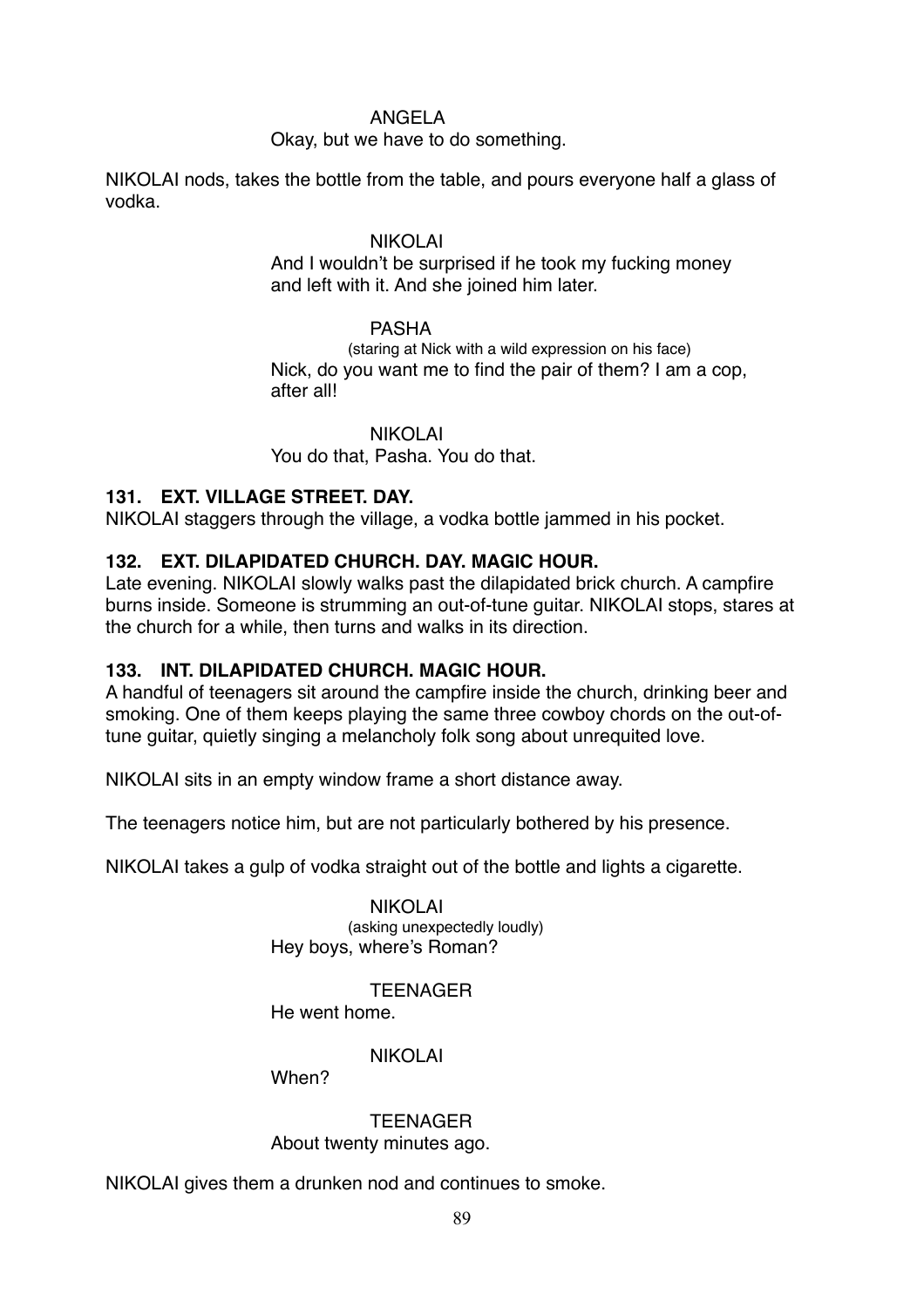ANGELA

Okay, but we have to do something.

NIKOLAI nods, takes the bottle from the table, and pours everyone half a glass of vodka.

NIKOLAI

And I wouldn't be surprised if he took my fucking money and left with it. And she joined him later.

PASHA

(staring at Nick with a wild expression on his face)

Nick, do you want me to find the pair of them? I am a cop, after all!

NIKOLAI

You do that, Pasha. You do that.

**131. EXT. VILLAGE STREET. DAY.**

NIKOLAI staggers through the village, a vodka bottle jammed in his pocket.

**132. EXT. DILAPIDATED CHURCH. DAY. MAGIC HOUR.**

Late evening. NIKOLAI slowly walks past the dilapidated brick church. A campfire burns inside. Someone is strumming an out-of-tune guitar. NIKOLAI stops, stares at the church for a while, then turns and walks in its direction.

**133. INT. DILAPIDATED CHURCH. MAGIC HOUR.**

A handful of teenagers sit around the campfire inside the church, drinking beer and smoking. One of them keeps playing the same three cowboy chords on the out-of-tune guitar, quietly singing a melancholy folk song about unrequited love.

NIKOLAI sits in an empty window frame a short distance away.

The teenagers notice him, but are not particularly bothered by his presence.

NIKOLAI takes a gulp of vodka straight out of the bottle and lights a cigarette.

NIKOLAI

(asking unexpectedly loudly)

Hey boys, where's Roman?

TEENAGER

He went home.

NIKOLAI

When?

TEENAGER

About twenty minutes ago.

NIKOLAI gives them a drunken nod and continues to smoke.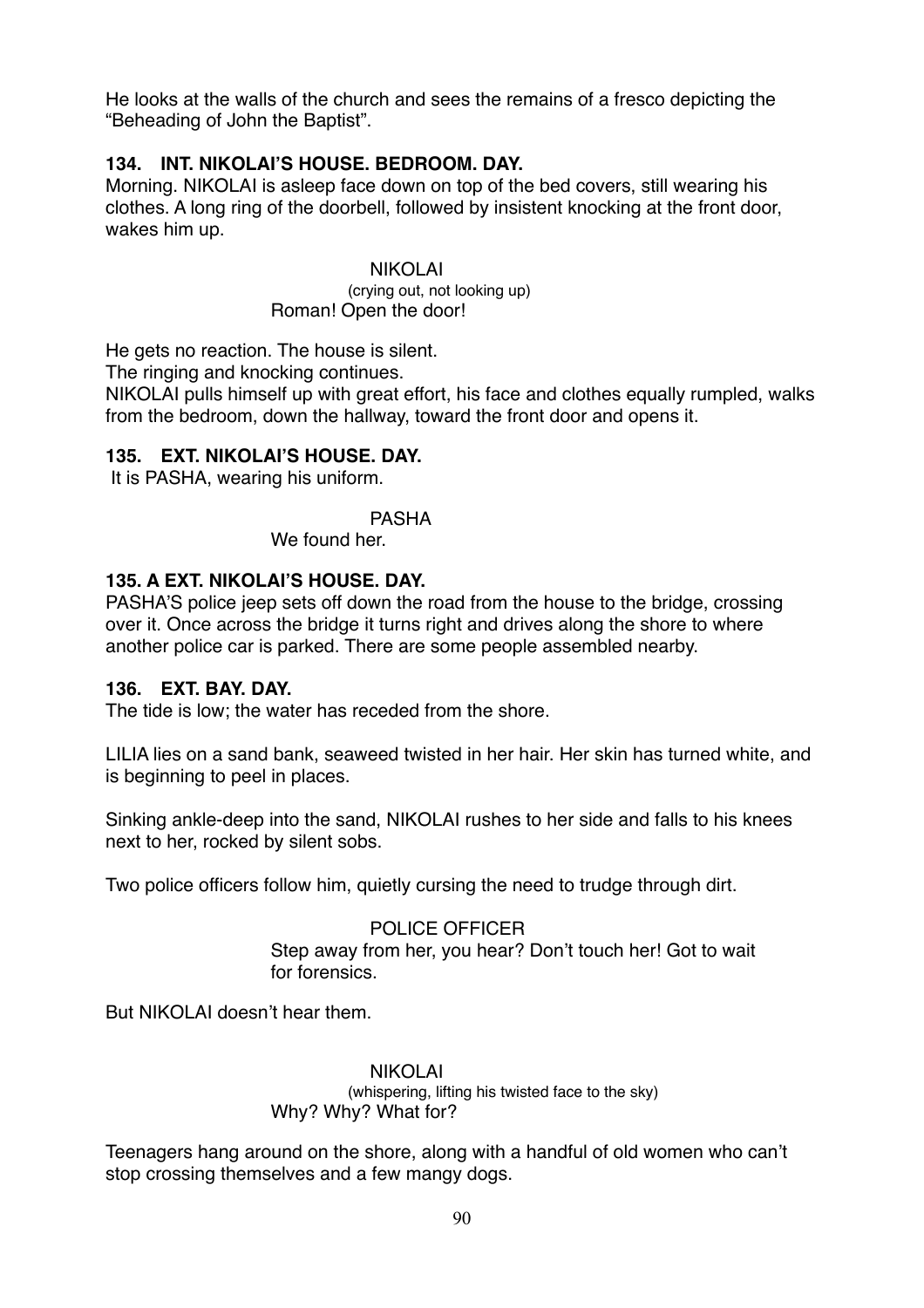He looks at the walls of the church and sees the remains of a fresco depicting the "Beheading of John the Baptist".

**134. INT. NIKOLAI'S HOUSE. BEDROOM. DAY.**

Morning. NIKOLAI is asleep face down on top of the bed covers, still wearing his clothes. A long ring of the doorbell, followed by insistent knocking at the front door, wakes him up.

NIKOLAI
(crying out, not looking up)
Roman! Open the door!

He gets no reaction. The house is silent.
The ringing and knocking continues.
NIKOLAI pulls himself up with great effort, his face and clothes equally rumpled, walks from the bedroom, down the hallway, toward the front door and opens it.

**135. EXT. NIKOLAI'S HOUSE. DAY.**

It is PASHA, wearing his uniform.

PASHA
We found her.

**135. A EXT. NIKOLAI'S HOUSE. DAY.**

PASHA'S police jeep sets off down the road from the house to the bridge, crossing over it. Once across the bridge it turns right and drives along the shore to where another police car is parked. There are some people assembled nearby.

**136. EXT. BAY. DAY.**

The tide is low; the water has receded from the shore.

LILIA lies on a sand bank, seaweed twisted in her hair. Her skin has turned white, and is beginning to peel in places.

Sinking ankle-deep into the sand, NIKOLAI rushes to her side and falls to his knees next to her, rocked by silent sobs.

Two police officers follow him, quietly cursing the need to trudge through dirt.

POLICE OFFICER
Step away from her, you hear? Don't touch her! Got to wait for forensics.

But NIKOLAI doesn't hear them.

NIKOLAI
(whispering, lifting his twisted face to the sky)
Why? Why? What for?

Teenagers hang around on the shore, along with a handful of old women who can't stop crossing themselves and a few mangy dogs.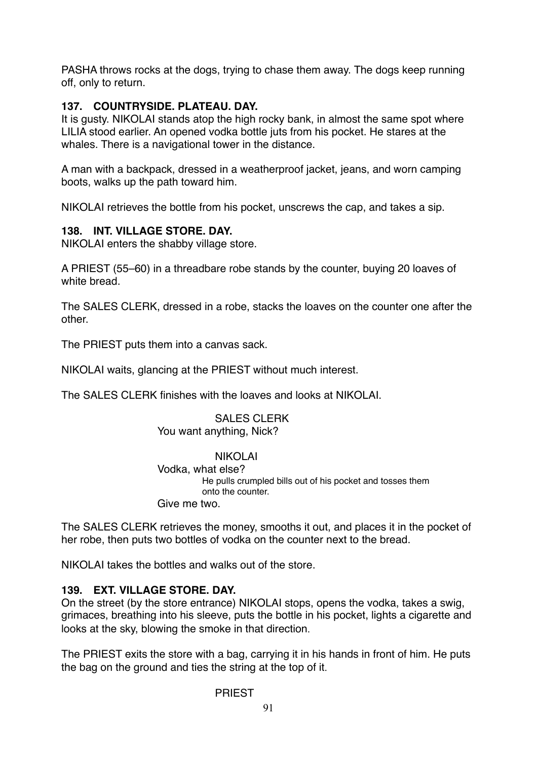PASHA throws rocks at the dogs, trying to chase them away. The dogs keep running off, only to return.

**137. COUNTRYSIDE. PLATEAU. DAY.**
It is gusty. NIKOLAI stands atop the high rocky bank, in almost the same spot where LILIA stood earlier. An opened vodka bottle juts from his pocket. He stares at the whales. There is a navigational tower in the distance.

A man with a backpack, dressed in a weatherproof jacket, jeans, and worn camping boots, walks up the path toward him.

NIKOLAI retrieves the bottle from his pocket, unscrews the cap, and takes a sip.

**138. INT. VILLAGE STORE. DAY.**
NIKOLAI enters the shabby village store.

A PRIEST (55–60) in a threadbare robe stands by the counter, buying 20 loaves of white bread.

The SALES CLERK, dressed in a robe, stacks the loaves on the counter one after the other.

The PRIEST puts them into a canvas sack.

NIKOLAI waits, glancing at the PRIEST without much interest.

The SALES CLERK finishes with the loaves and looks at NIKOLAI.

SALES CLERK
You want anything, Nick?

NIKOLAI
Vodka, what else?
He pulls crumpled bills out of his pocket and tosses them onto the counter.
Give me two.

The SALES CLERK retrieves the money, smooths it out, and places it in the pocket of her robe, then puts two bottles of vodka on the counter next to the bread.

NIKOLAI takes the bottles and walks out of the store.

**139. EXT. VILLAGE STORE. DAY.**
On the street (by the store entrance) NIKOLAI stops, opens the vodka, takes a swig, grimaces, breathing into his sleeve, puts the bottle in his pocket, lights a cigarette and looks at the sky, blowing the smoke in that direction.

The PRIEST exits the store with a bag, carrying it in his hands in front of him. He puts the bag on the ground and ties the string at the top of it.

PRIEST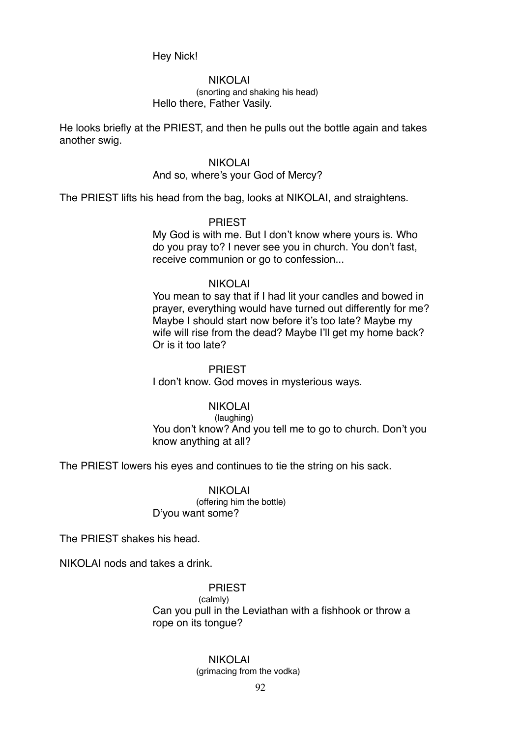Hey Nick!

NIKOLAI
(snorting and shaking his head)
Hello there, Father Vasily.

He looks briefly at the PRIEST, and then he pulls out the bottle again and takes another swig.

NIKOLAI
And so, where's your God of Mercy?

The PRIEST lifts his head from the bag, looks at NIKOLAI, and straightens.

PRIEST
My God is with me. But I don't know where yours is. Who do you pray to? I never see you in church. You don't fast, receive communion or go to confession...

NIKOLAI
You mean to say that if I had lit your candles and bowed in prayer, everything would have turned out differently for me? Maybe I should start now before it's too late? Maybe my wife will rise from the dead? Maybe I'll get my home back? Or is it too late?

PRIEST
I don't know. God moves in mysterious ways.

NIKOLAI
(laughing)
You don't know? And you tell me to go to church. Don't you know anything at all?

The PRIEST lowers his eyes and continues to tie the string on his sack.

NIKOLAI
(offering him the bottle)
D'you want some?

The PRIEST shakes his head.

NIKOLAI nods and takes a drink.

PRIEST
(calmly)
Can you pull in the Leviathan with a fishhook or throw a rope on its tongue?

NIKOLAI
(grimacing from the vodka)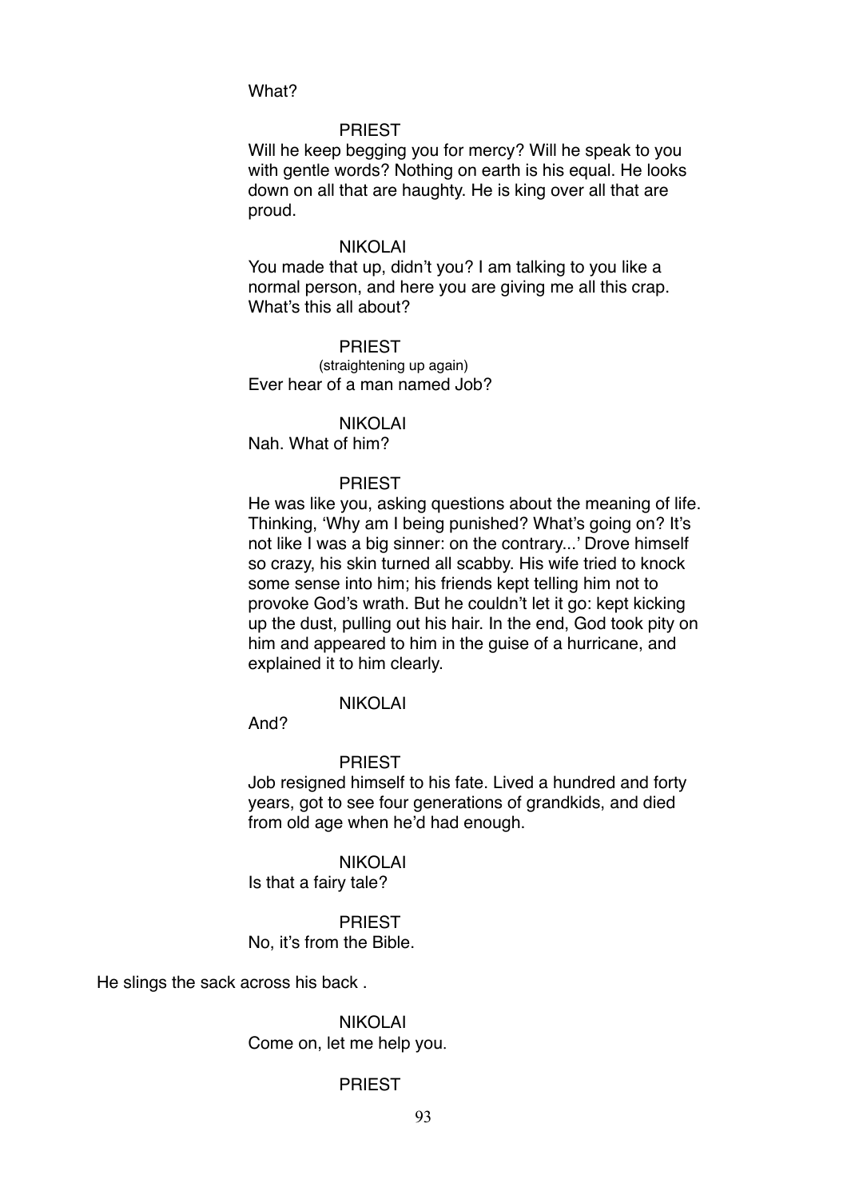What?

PRIEST

Will he keep begging you for mercy? Will he speak to you with gentle words? Nothing on earth is his equal. He looks down on all that are haughty. He is king over all that are proud.

NIKOLAI

You made that up, didn't you? I am talking to you like a normal person, and here you are giving me all this crap. What's this all about?

PRIEST

(straightening up again)

Ever hear of a man named Job?

NIKOLAI

Nah. What of him?

PRIEST

He was like you, asking questions about the meaning of life. Thinking, 'Why am I being punished? What's going on? It's not like I was a big sinner: on the contrary...' Drove himself so crazy, his skin turned all scabby. His wife tried to knock some sense into him; his friends kept telling him not to provoke God's wrath. But he couldn't let it go: kept kicking up the dust, pulling out his hair. In the end, God took pity on him and appeared to him in the guise of a hurricane, and explained it to him clearly.

NIKOLAI

And?

PRIEST

Job resigned himself to his fate. Lived a hundred and forty years, got to see four generations of grandkids, and died from old age when he'd had enough.

NIKOLAI

Is that a fairy tale?

PRIEST

No, it's from the Bible.

He slings the sack across his back .

NIKOLAI

Come on, let me help you.

PRIEST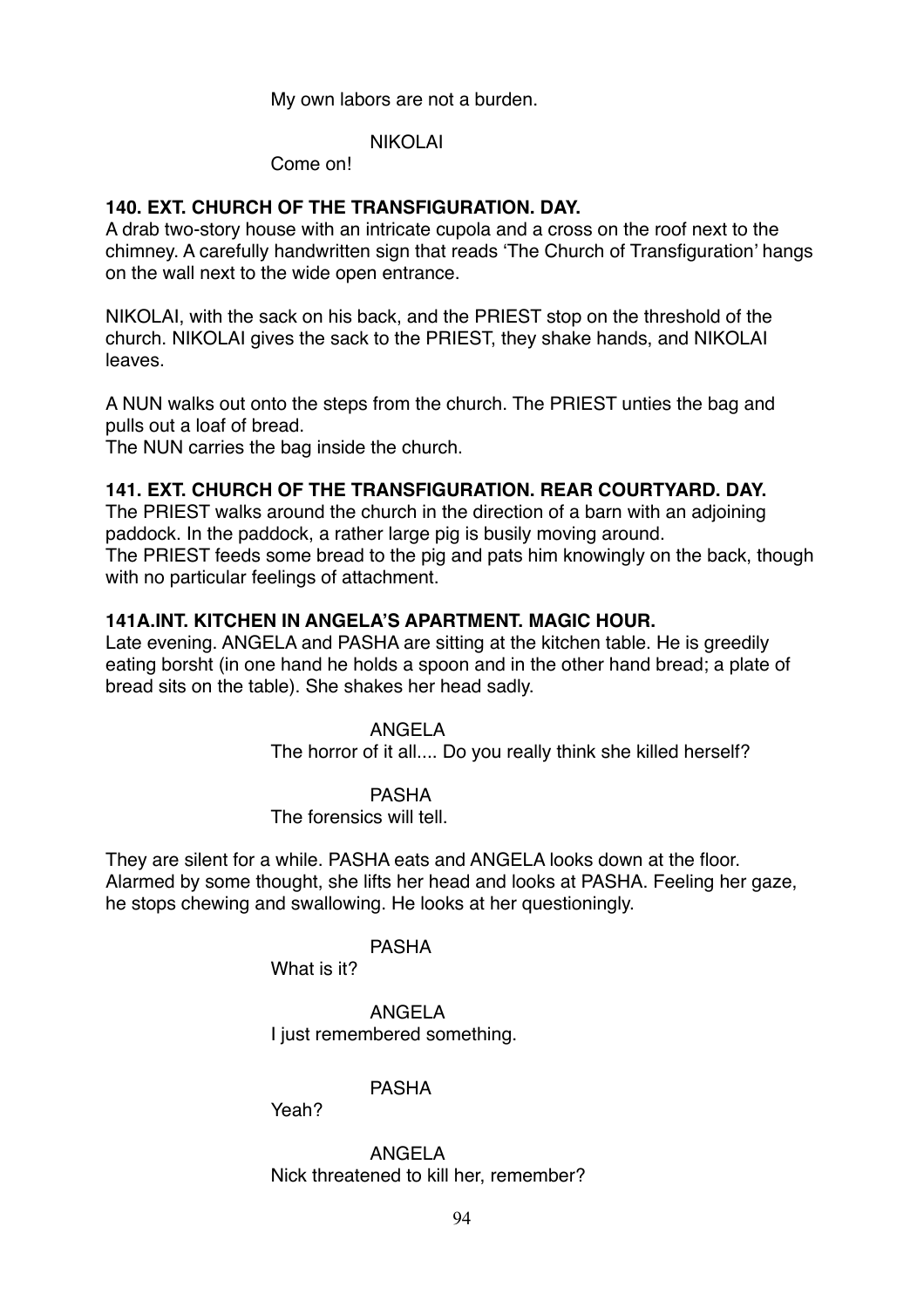My own labors are not a burden.

NIKOLAI

Come on!

**140. EXT. CHURCH OF THE TRANSFIGURATION. DAY.**

A drab two-story house with an intricate cupola and a cross on the roof next to the chimney. A carefully handwritten sign that reads 'The Church of Transfiguration' hangs on the wall next to the wide open entrance.

NIKOLAI, with the sack on his back, and the PRIEST stop on the threshold of the church. NIKOLAI gives the sack to the PRIEST, they shake hands, and NIKOLAI leaves.

A NUN walks out onto the steps from the church. The PRIEST unties the bag and pulls out a loaf of bread.

The NUN carries the bag inside the church.

**141. EXT. CHURCH OF THE TRANSFIGURATION. REAR COURTYARD. DAY.**

The PRIEST walks around the church in the direction of a barn with an adjoining paddock. In the paddock, a rather large pig is busily moving around.

The PRIEST feeds some bread to the pig and pats him knowingly on the back, though with no particular feelings of attachment.

**141A.INT. KITCHEN IN ANGELA'S APARTMENT. MAGIC HOUR.**

Late evening. ANGELA and PASHA are sitting at the kitchen table. He is greedily eating borsht (in one hand he holds a spoon and in the other hand bread; a plate of bread sits on the table). She shakes her head sadly.

ANGELA

The horror of it all.... Do you really think she killed herself?

PASHA

The forensics will tell.

They are silent for a while. PASHA eats and ANGELA looks down at the floor. Alarmed by some thought, she lifts her head and looks at PASHA. Feeling her gaze, he stops chewing and swallowing. He looks at her questioningly.

PASHA

What is it?

ANGELA

I just remembered something.

PASHA

Yeah?

ANGELA

Nick threatened to kill her, remember?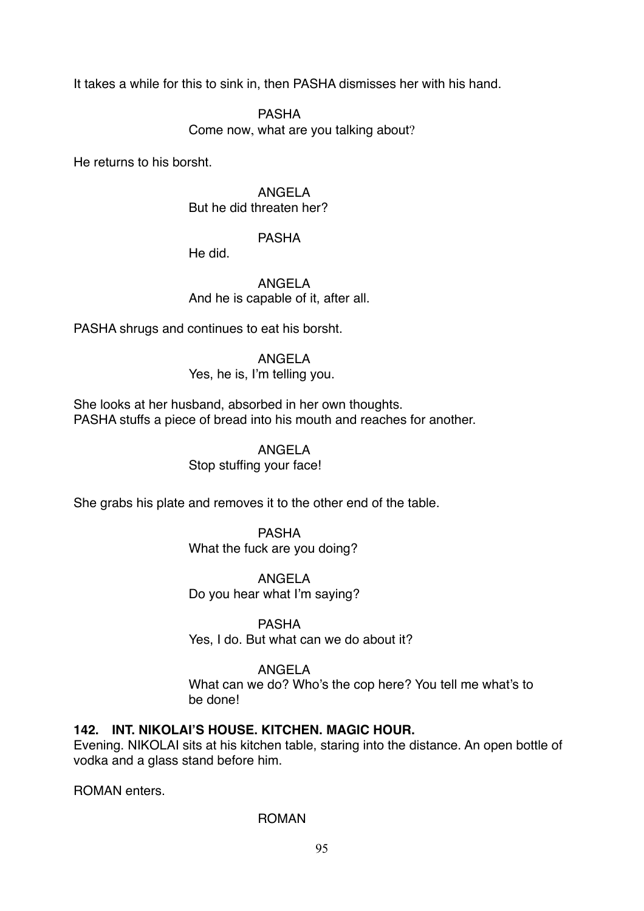It takes a while for this to sink in, then PASHA dismisses her with his hand.

PASHA
Come now, what are you talking about?

He returns to his borsht.

ANGELA
But he did threaten her?

PASHA
He did.

ANGELA
And he is capable of it, after all.

PASHA shrugs and continues to eat his borsht.

ANGELA
Yes, he is, I'm telling you.

She looks at her husband, absorbed in her own thoughts.
PASHA stuffs a piece of bread into his mouth and reaches for another.

ANGELA
Stop stuffing your face!

She grabs his plate and removes it to the other end of the table.

PASHA
What the fuck are you doing?

ANGELA
Do you hear what I'm saying?

PASHA
Yes, I do. But what can we do about it?

ANGELA
What can we do? Who's the cop here? You tell me what's to be done!

**142. INT. NIKOLAI'S HOUSE. KITCHEN. MAGIC HOUR.**

Evening. NIKOLAI sits at his kitchen table, staring into the distance. An open bottle of vodka and a glass stand before him.

ROMAN enters.

ROMAN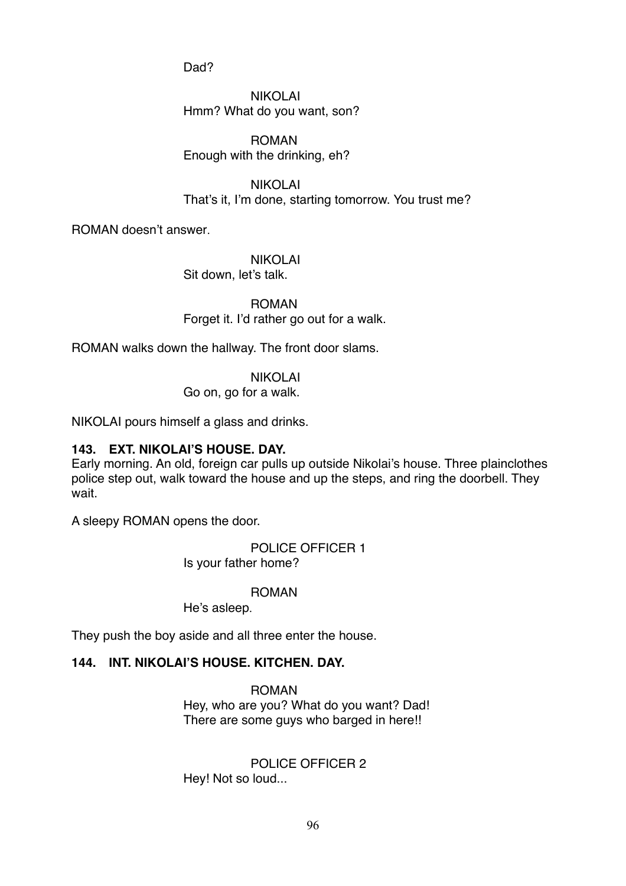Dad?

NIKOLAI
Hmm? What do you want, son?

ROMAN
Enough with the drinking, eh?

NIKOLAI
That's it, I'm done, starting tomorrow. You trust me?

ROMAN doesn't answer.

NIKOLAI
Sit down, let's talk.

ROMAN
Forget it. I'd rather go out for a walk.

ROMAN walks down the hallway. The front door slams.

NIKOLAI
Go on, go for a walk.

NIKOLAI pours himself a glass and drinks.

**143. EXT. NIKOLAI'S HOUSE. DAY.**

Early morning. An old, foreign car pulls up outside Nikolai's house. Three plainclothes police step out, walk toward the house and up the steps, and ring the doorbell. They wait.

A sleepy ROMAN opens the door.

POLICE OFFICER 1
Is your father home?

ROMAN
He's asleep.

They push the boy aside and all three enter the house.

**144. INT. NIKOLAI'S HOUSE. KITCHEN. DAY.**

ROMAN
Hey, who are you? What do you want? Dad!
There are some guys who barged in here!!

POLICE OFFICER 2
Hey! Not so loud...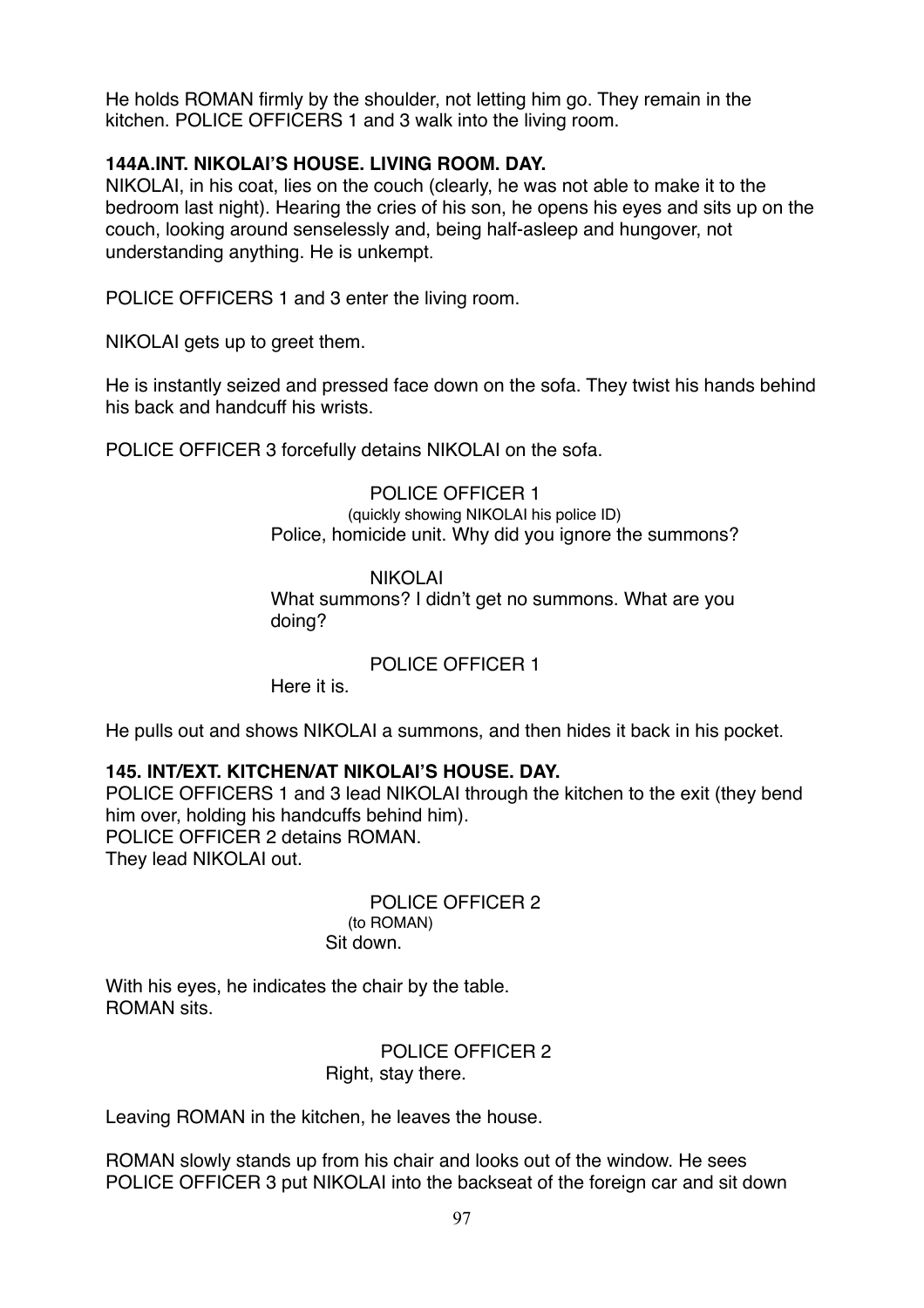He holds ROMAN firmly by the shoulder, not letting him go. They remain in the kitchen. POLICE OFFICERS 1 and 3 walk into the living room.

**144A.INT. NIKOLAI'S HOUSE. LIVING ROOM. DAY.**

NIKOLAI, in his coat, lies on the couch (clearly, he was not able to make it to the bedroom last night). Hearing the cries of his son, he opens his eyes and sits up on the couch, looking around senselessly and, being half-asleep and hungover, not understanding anything. He is unkempt.

POLICE OFFICERS 1 and 3 enter the living room.

NIKOLAI gets up to greet them.

He is instantly seized and pressed face down on the sofa. They twist his hands behind his back and handcuff his wrists.

POLICE OFFICER 3 forcefully detains NIKOLAI on the sofa.

POLICE OFFICER 1
(quickly showing NIKOLAI his police ID)
Police, homicide unit. Why did you ignore the summons?

NIKOLAI
What summons? I didn't get no summons. What are you doing?

POLICE OFFICER 1
Here it is.

He pulls out and shows NIKOLAI a summons, and then hides it back in his pocket.

**145. INT/EXT. KITCHEN/AT NIKOLAI'S HOUSE. DAY.**

POLICE OFFICERS 1 and 3 lead NIKOLAI through the kitchen to the exit (they bend him over, holding his handcuffs behind him).
POLICE OFFICER 2 detains ROMAN.
They lead NIKOLAI out.

POLICE OFFICER 2
(to ROMAN)
Sit down.

With his eyes, he indicates the chair by the table.
ROMAN sits.

POLICE OFFICER 2
Right, stay there.

Leaving ROMAN in the kitchen, he leaves the house.

ROMAN slowly stands up from his chair and looks out of the window. He sees POLICE OFFICER 3 put NIKOLAI into the backseat of the foreign car and sit down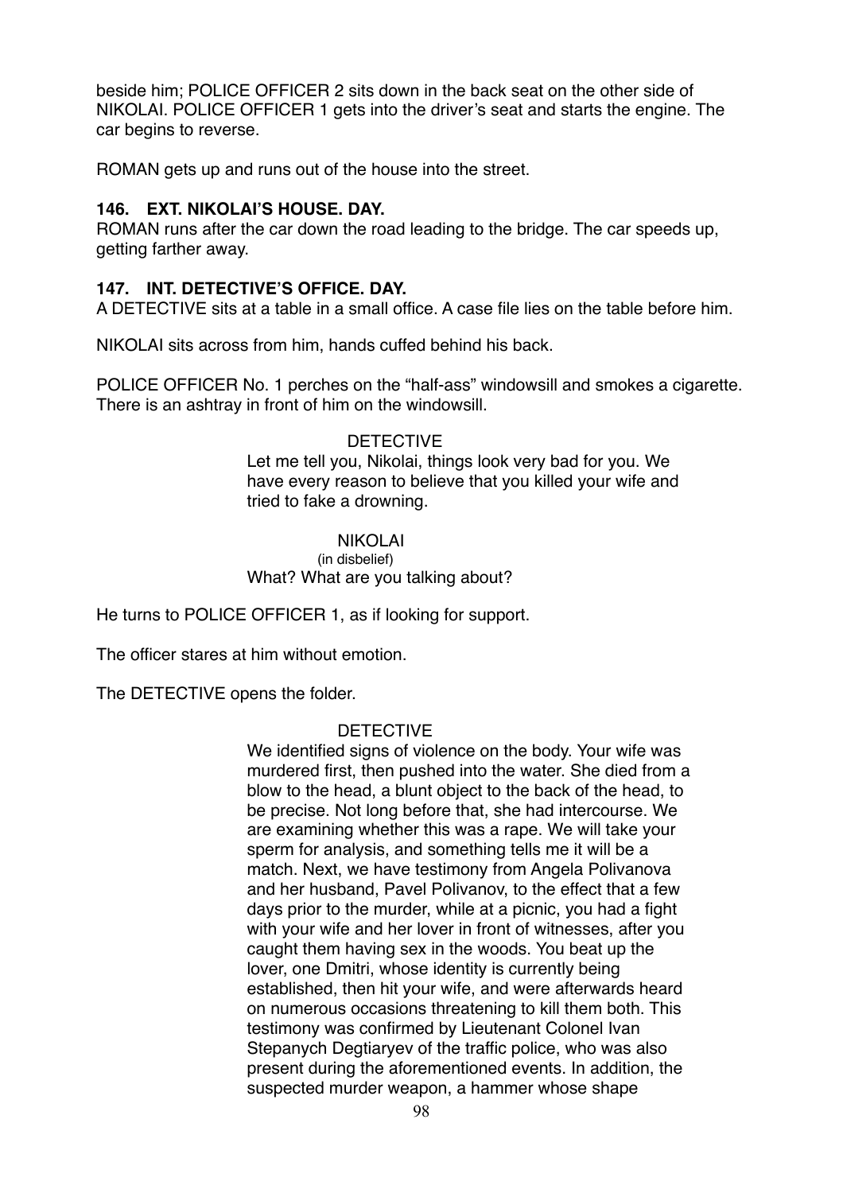beside him; POLICE OFFICER 2 sits down in the back seat on the other side of NIKOLAI. POLICE OFFICER 1 gets into the driver's seat and starts the engine. The car begins to reverse.

ROMAN gets up and runs out of the house into the street.

**146. EXT. NIKOLAI'S HOUSE. DAY.**

ROMAN runs after the car down the road leading to the bridge. The car speeds up, getting farther away.

**147. INT. DETECTIVE'S OFFICE. DAY.**

A DETECTIVE sits at a table in a small office. A case file lies on the table before him.

NIKOLAI sits across from him, hands cuffed behind his back.

POLICE OFFICER No. 1 perches on the "half-ass" windowsill and smokes a cigarette. There is an ashtray in front of him on the windowsill.

DETECTIVE

Let me tell you, Nikolai, things look very bad for you. We have every reason to believe that you killed your wife and tried to fake a drowning.

NIKOLAI

(in disbelief)

What? What are you talking about?

He turns to POLICE OFFICER 1, as if looking for support.

The officer stares at him without emotion.

The DETECTIVE opens the folder.

DETECTIVE

We identified signs of violence on the body. Your wife was murdered first, then pushed into the water. She died from a blow to the head, a blunt object to the back of the head, to be precise. Not long before that, she had intercourse. We are examining whether this was a rape. We will take your sperm for analysis, and something tells me it will be a match. Next, we have testimony from Angela Polivanova and her husband, Pavel Polivanov, to the effect that a few days prior to the murder, while at a picnic, you had a fight with your wife and her lover in front of witnesses, after you caught them having sex in the woods. You beat up the lover, one Dmitri, whose identity is currently being established, then hit your wife, and were afterwards heard on numerous occasions threatening to kill them both. This testimony was confirmed by Lieutenant Colonel Ivan Stepanych Degtiaryev of the traffic police, who was also present during the aforementioned events. In addition, the suspected murder weapon, a hammer whose shape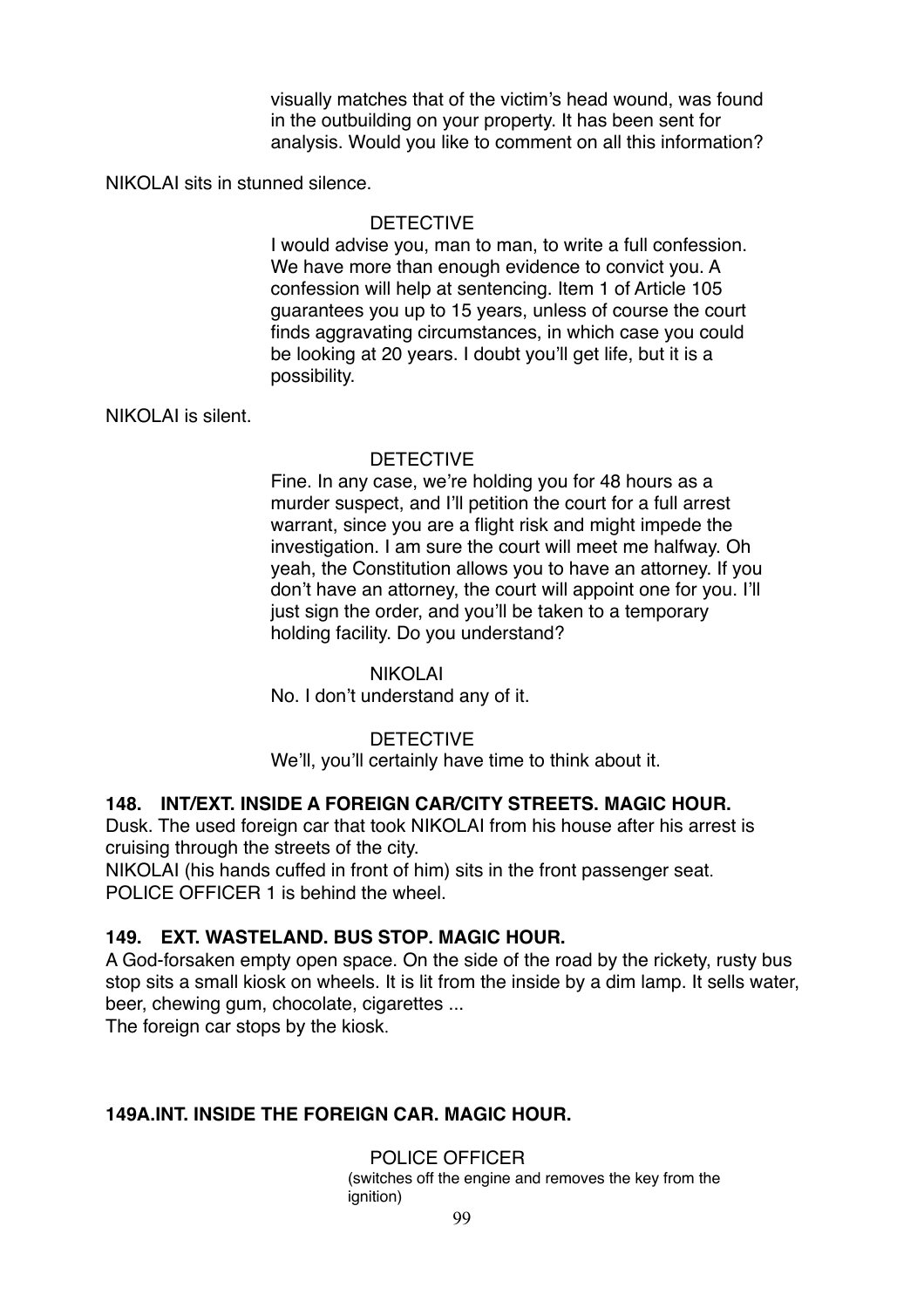visually matches that of the victim's head wound, was found in the outbuilding on your property. It has been sent for analysis. Would you like to comment on all this information?

NIKOLAI sits in stunned silence.

DETECTIVE

I would advise you, man to man, to write a full confession. We have more than enough evidence to convict you. A confession will help at sentencing. Item 1 of Article 105 guarantees you up to 15 years, unless of course the court finds aggravating circumstances, in which case you could be looking at 20 years. I doubt you'll get life, but it is a possibility.

NIKOLAI is silent.

DETECTIVE

Fine. In any case, we're holding you for 48 hours as a murder suspect, and I'll petition the court for a full arrest warrant, since you are a flight risk and might impede the investigation. I am sure the court will meet me halfway. Oh yeah, the Constitution allows you to have an attorney. If you don't have an attorney, the court will appoint one for you. I'll just sign the order, and you'll be taken to a temporary holding facility. Do you understand?

NIKOLAI

No. I don't understand any of it.

DETECTIVE

We'll, you'll certainly have time to think about it.

**148. INT/EXT. INSIDE A FOREIGN CAR/CITY STREETS. MAGIC HOUR.**

Dusk. The used foreign car that took NIKOLAI from his house after his arrest is cruising through the streets of the city.
NIKOLAI (his hands cuffed in front of him) sits in the front passenger seat.
POLICE OFFICER 1 is behind the wheel.

**149. EXT. WASTELAND. BUS STOP. MAGIC HOUR.**

A God-forsaken empty open space. On the side of the road by the rickety, rusty bus stop sits a small kiosk on wheels. It is lit from the inside by a dim lamp. It sells water, beer, chewing gum, chocolate, cigarettes ...
The foreign car stops by the kiosk.

**149A.INT. INSIDE THE FOREIGN CAR. MAGIC HOUR.**

POLICE OFFICER

(switches off the engine and removes the key from the ignition)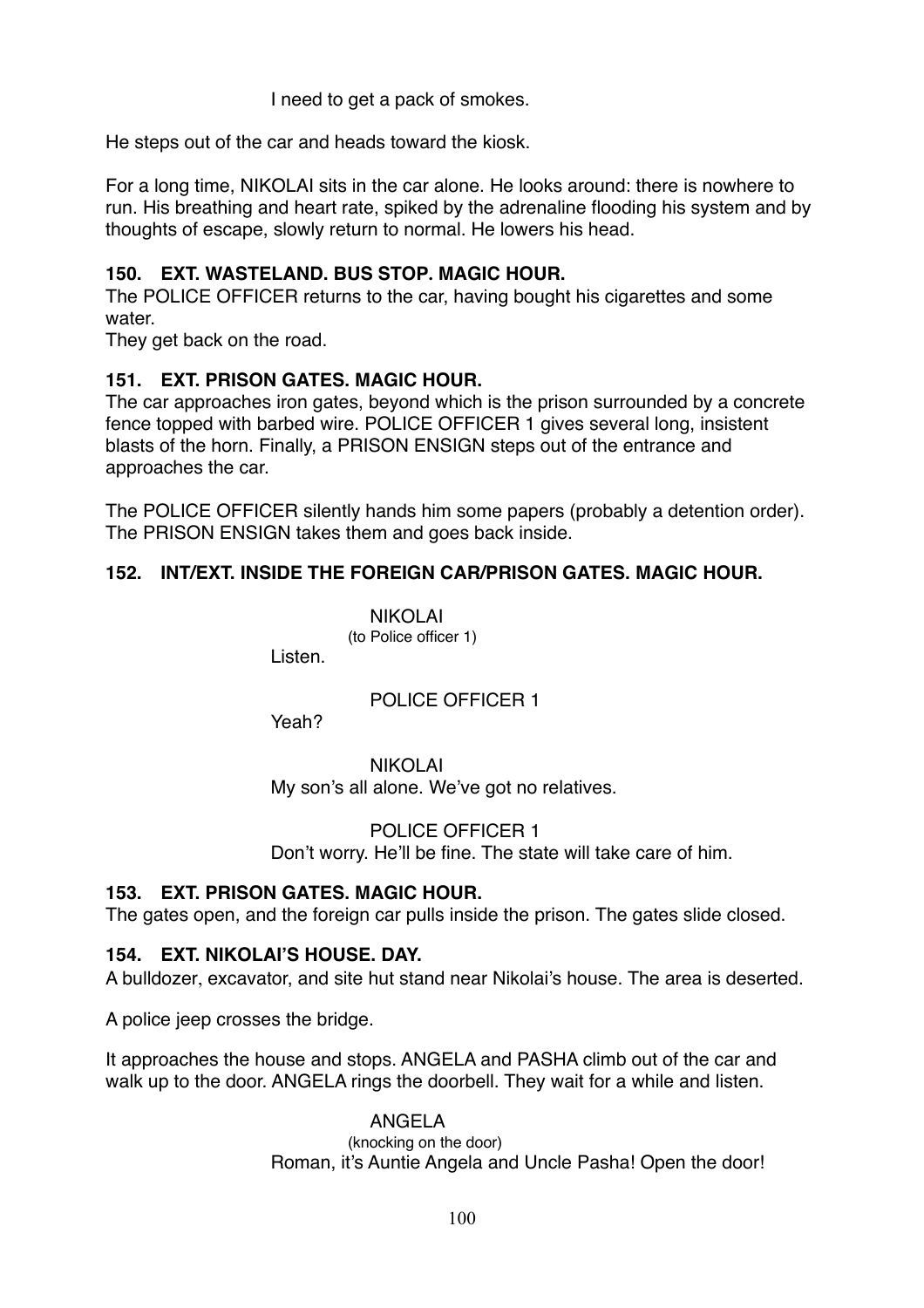I need to get a pack of smokes.

He steps out of the car and heads toward the kiosk.

For a long time, NIKOLAI sits in the car alone. He looks around: there is nowhere to run. His breathing and heart rate, spiked by the adrenaline flooding his system and by thoughts of escape, slowly return to normal. He lowers his head.

**150. EXT. WASTELAND. BUS STOP. MAGIC HOUR.**

The POLICE OFFICER returns to the car, having bought his cigarettes and some water.
They get back on the road.

**151. EXT. PRISON GATES. MAGIC HOUR.**

The car approaches iron gates, beyond which is the prison surrounded by a concrete fence topped with barbed wire. POLICE OFFICER 1 gives several long, insistent blasts of the horn. Finally, a PRISON ENSIGN steps out of the entrance and approaches the car.

The POLICE OFFICER silently hands him some papers (probably a detention order). The PRISON ENSIGN takes them and goes back inside.

**152. INT/EXT. INSIDE THE FOREIGN CAR/PRISON GATES. MAGIC HOUR.**

NIKOLAI
(to Police officer 1)
Listen.

POLICE OFFICER 1
Yeah?

NIKOLAI
My son's all alone. We've got no relatives.

POLICE OFFICER 1
Don't worry. He'll be fine. The state will take care of him.

**153. EXT. PRISON GATES. MAGIC HOUR.**

The gates open, and the foreign car pulls inside the prison. The gates slide closed.

**154. EXT. NIKOLAI'S HOUSE. DAY.**

A bulldozer, excavator, and site hut stand near Nikolai's house. The area is deserted.

A police jeep crosses the bridge.

It approaches the house and stops. ANGELA and PASHA climb out of the car and walk up to the door. ANGELA rings the doorbell. They wait for a while and listen.

ANGELA
(knocking on the door)
Roman, it's Auntie Angela and Uncle Pasha! Open the door!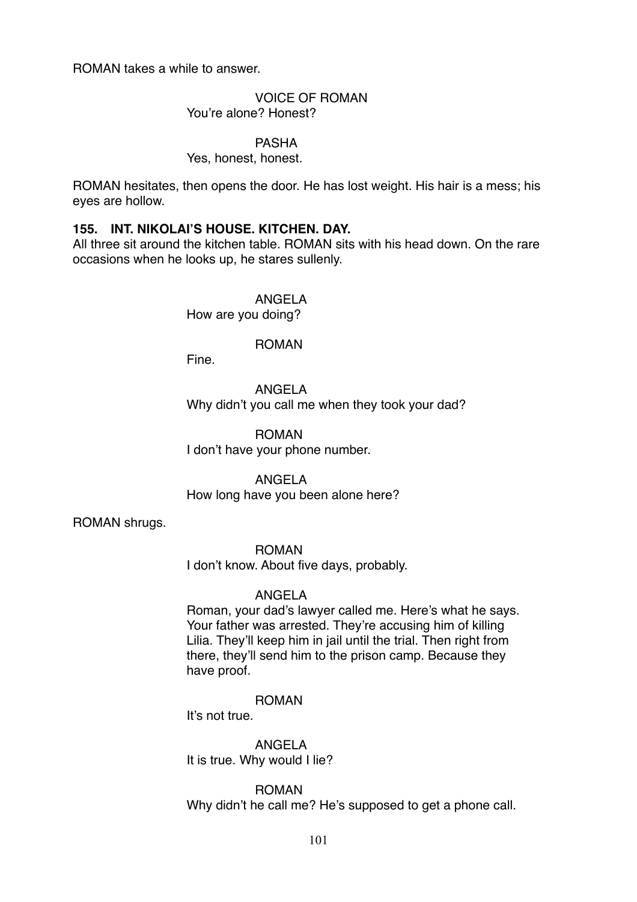ROMAN takes a while to answer.

VOICE OF ROMAN
You're alone? Honest?

PASHA
Yes, honest, honest.

ROMAN hesitates, then opens the door. He has lost weight. His hair is a mess; his eyes are hollow.

**155. INT. NIKOLAI'S HOUSE. KITCHEN. DAY.**

All three sit around the kitchen table. ROMAN sits with his head down. On the rare occasions when he looks up, he stares sullenly.

ANGELA
How are you doing?

ROMAN
Fine.

ANGELA
Why didn't you call me when they took your dad?

ROMAN
I don't have your phone number.

ANGELA
How long have you been alone here?

ROMAN shrugs.

ROMAN
I don't know. About five days, probably.

ANGELA
Roman, your dad's lawyer called me. Here's what he says. Your father was arrested. They're accusing him of killing Lilia. They'll keep him in jail until the trial. Then right from there, they'll send him to the prison camp. Because they have proof.

ROMAN
It's not true.

ANGELA
It is true. Why would I lie?

ROMAN
Why didn't he call me? He's supposed to get a phone call.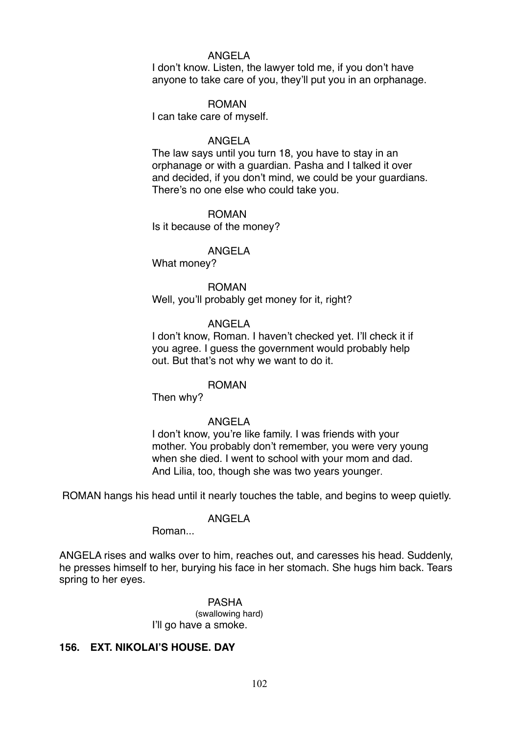ANGELA

I don't know. Listen, the lawyer told me, if you don't have anyone to take care of you, they'll put you in an orphanage.

ROMAN

I can take care of myself.

ANGELA

The law says until you turn 18, you have to stay in an orphanage or with a guardian. Pasha and I talked it over and decided, if you don't mind, we could be your guardians. There's no one else who could take you.

ROMAN

Is it because of the money?

ANGELA

What money?

ROMAN

Well, you'll probably get money for it, right?

ANGELA

I don't know, Roman. I haven't checked yet. I'll check it if you agree. I guess the government would probably help out. But that's not why we want to do it.

ROMAN

Then why?

ANGELA

I don't know, you're like family. I was friends with your mother. You probably don't remember, you were very young when she died. I went to school with your mom and dad. And Lilia, too, though she was two years younger.

ROMAN hangs his head until it nearly touches the table, and begins to weep quietly.

ANGELA

Roman...

ANGELA rises and walks over to him, reaches out, and caresses his head. Suddenly, he presses himself to her, burying his face in her stomach. She hugs him back. Tears spring to her eyes.

PASHA

(swallowing hard)

I'll go have a smoke.

**156. EXT. NIKOLAI'S HOUSE. DAY**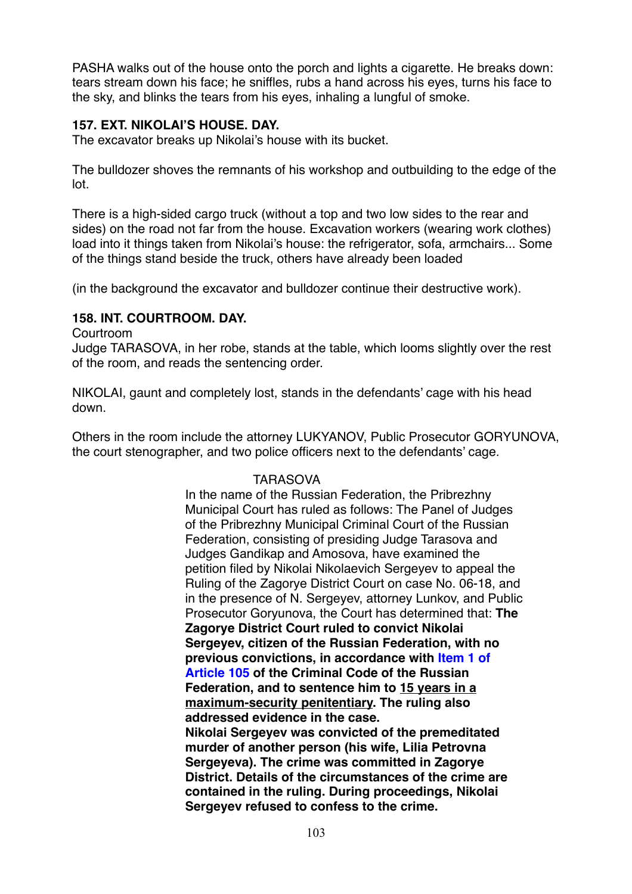PASHA walks out of the house onto the porch and lights a cigarette. He breaks down: tears stream down his face; he sniffles, rubs a hand across his eyes, turns his face to the sky, and blinks the tears from his eyes, inhaling a lungful of smoke.

### 157. EXT. NIKOLAI'S HOUSE. DAY.

The excavator breaks up Nikolai's house with its bucket.

The bulldozer shoves the remnants of his workshop and outbuilding to the edge of the lot.

There is a high-sided cargo truck (without a top and two low sides to the rear and sides) on the road not far from the house. Excavation workers (wearing work clothes) load into it things taken from Nikolai's house: the refrigerator, sofa, armchairs... Some of the things stand beside the truck, others have already been loaded

(in the background the excavator and bulldozer continue their destructive work).

### 158. INT. COURTROOM. DAY.

Courtroom

Judge TARASOVA, in her robe, stands at the table, which looms slightly over the rest of the room, and reads the sentencing order.

NIKOLAI, gaunt and completely lost, stands in the defendants' cage with his head down.

Others in the room include the attorney LUKYANOV, Public Prosecutor GORYUNOVA, the court stenographer, and two police officers next to the defendants' cage.

TARASOVA

In the name of the Russian Federation, the Pribrezhny Municipal Court has ruled as follows: The Panel of Judges of the Pribrezhny Municipal Criminal Court of the Russian Federation, consisting of presiding Judge Tarasova and Judges Gandikap and Amosova, have examined the petition filed by Nikolai Nikolaevich Sergeyev to appeal the Ruling of the Zagorye District Court on case No. 06-18, and in the presence of N. Sergeyev, attorney Lunkov, and Public Prosecutor Goryunova, the Court has determined that: **The Zagorye District Court ruled to convict Nikolai Sergeyev, citizen of the Russian Federation, with no previous convictions, in accordance with Item 1 of Article 105 of the Criminal Code of the Russian Federation, and to sentence him to <u>15 years in a maximum-security penitentiary</u>. The ruling also addressed evidence in the case.**
**Nikolai Sergeyev was convicted of the premeditated murder of another person (his wife, Lilia Petrovna Sergeyeva). The crime was committed in Zagorye District. Details of the circumstances of the crime are contained in the ruling. During proceedings, Nikolai Sergeyev refused to confess to the crime.**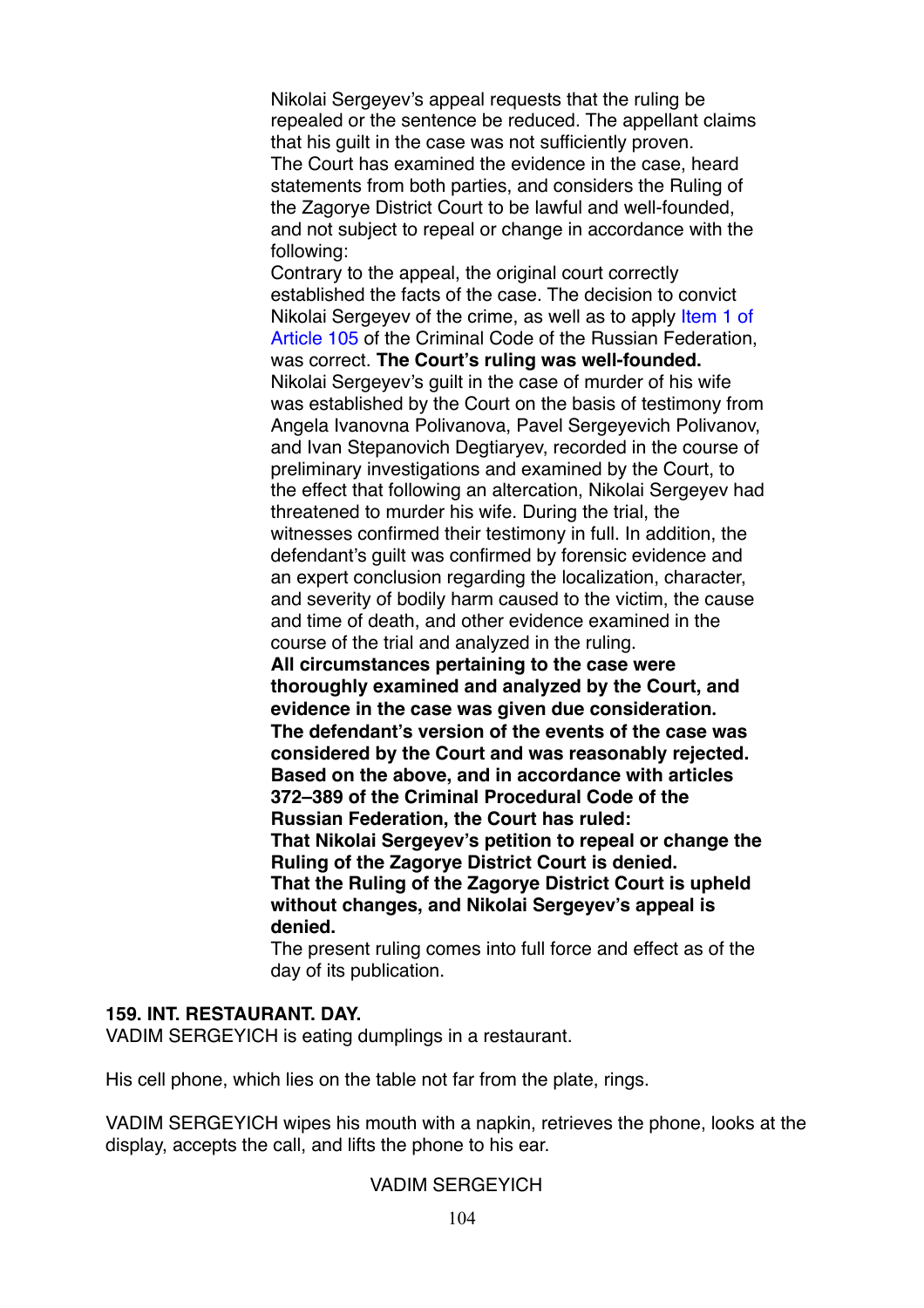Nikolai Sergeyev's appeal requests that the ruling be repealed or the sentence be reduced. The appellant claims that his guilt in the case was not sufficiently proven.
The Court has examined the evidence in the case, heard statements from both parties, and considers the Ruling of the Zagorye District Court to be lawful and well-founded, and not subject to repeal or change in accordance with the following:
Contrary to the appeal, the original court correctly established the facts of the case. The decision to convict Nikolai Sergeyev of the crime, as well as to apply Item 1 of Article 105 of the Criminal Code of the Russian Federation, was correct. **The Court's ruling was well-founded.**
Nikolai Sergeyev's guilt in the case of murder of his wife was established by the Court on the basis of testimony from Angela Ivanovna Polivanova, Pavel Sergeyevich Polivanov, and Ivan Stepanovich Degtiaryev, recorded in the course of preliminary investigations and examined by the Court, to the effect that following an altercation, Nikolai Sergeyev had threatened to murder his wife. During the trial, the witnesses confirmed their testimony in full. In addition, the defendant's guilt was confirmed by forensic evidence and an expert conclusion regarding the localization, character, and severity of bodily harm caused to the victim, the cause and time of death, and other evidence examined in the course of the trial and analyzed in the ruling.
**All circumstances pertaining to the case were thoroughly examined and analyzed by the Court, and evidence in the case was given due consideration.**
**The defendant's version of the events of the case was considered by the Court and was reasonably rejected.**
**Based on the above, and in accordance with articles 372–389 of the Criminal Procedural Code of the Russian Federation, the Court has ruled:**
**That Nikolai Sergeyev's petition to repeal or change the Ruling of the Zagorye District Court is denied.**
**That the Ruling of the Zagorye District Court is upheld without changes, and Nikolai Sergeyev's appeal is denied.**
The present ruling comes into full force and effect as of the day of its publication.

**159. INT. RESTAURANT. DAY.**

VADIM SERGEYICH is eating dumplings in a restaurant.

His cell phone, which lies on the table not far from the plate, rings.

VADIM SERGEYICH wipes his mouth with a napkin, retrieves the phone, looks at the display, accepts the call, and lifts the phone to his ear.

VADIM SERGEYICH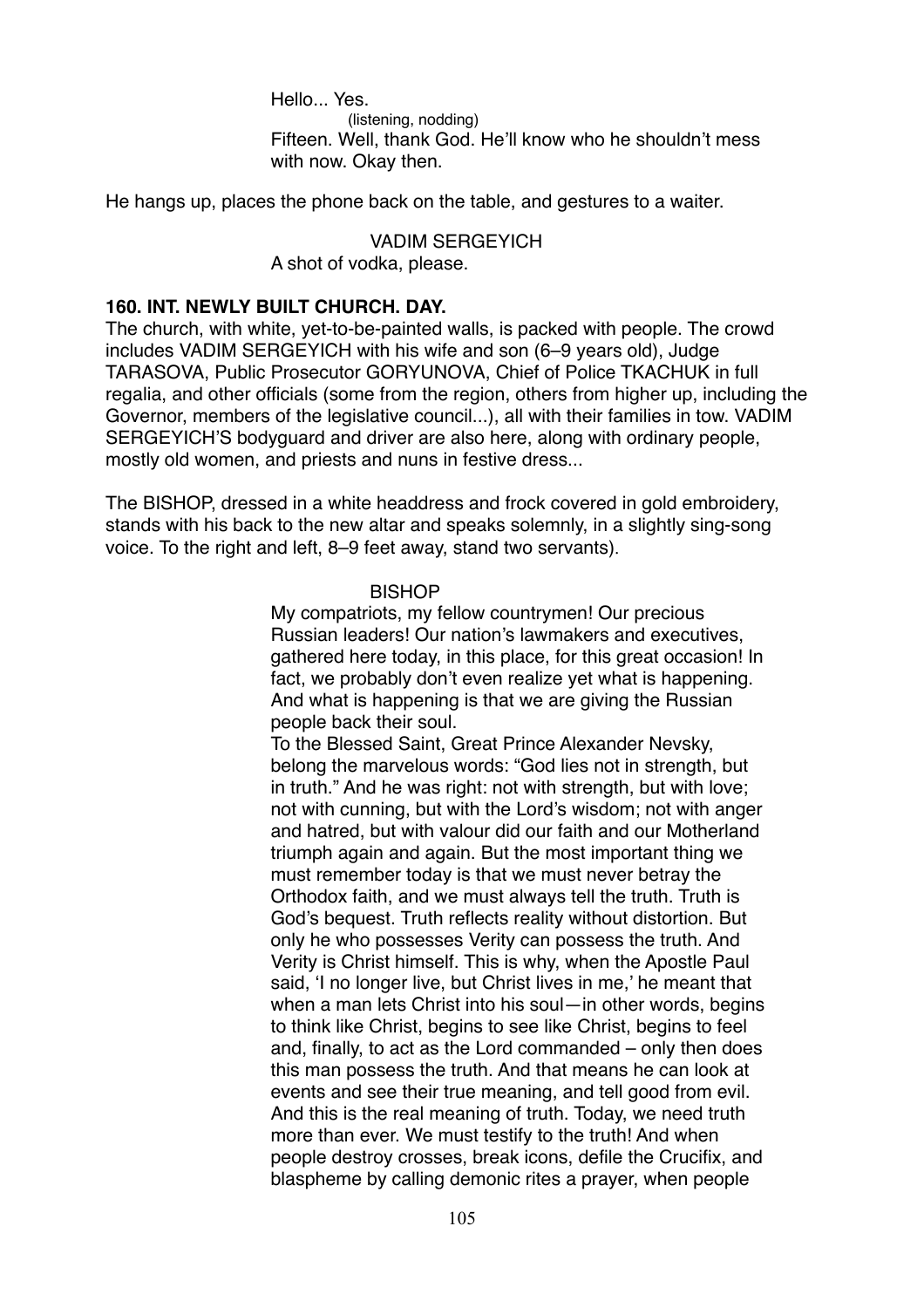Hello... Yes.
(listening, nodding)
Fifteen. Well, thank God. He'll know who he shouldn't mess with now. Okay then.

He hangs up, places the phone back on the table, and gestures to a waiter.

VADIM SERGEYICH
A shot of vodka, please.

**160. INT. NEWLY BUILT CHURCH. DAY.**

The church, with white, yet-to-be-painted walls, is packed with people. The crowd includes VADIM SERGEYICH with his wife and son (6–9 years old), Judge TARASOVA, Public Prosecutor GORYUNOVA, Chief of Police TKACHUK in full regalia, and other officials (some from the region, others from higher up, including the Governor, members of the legislative council...), all with their families in tow. VADIM SERGEYICH'S bodyguard and driver are also here, along with ordinary people, mostly old women, and priests and nuns in festive dress...

The BISHOP, dressed in a white headdress and frock covered in gold embroidery, stands with his back to the new altar and speaks solemnly, in a slightly sing-song voice. To the right and left, 8–9 feet away, stand two servants).

BISHOP
My compatriots, my fellow countrymen! Our precious Russian leaders! Our nation's lawmakers and executives, gathered here today, in this place, for this great occasion! In fact, we probably don't even realize yet what is happening. And what is happening is that we are giving the Russian people back their soul.
To the Blessed Saint, Great Prince Alexander Nevsky, belong the marvelous words: "God lies not in strength, but in truth." And he was right: not with strength, but with love; not with cunning, but with the Lord's wisdom; not with anger and hatred, but with valour did our faith and our Motherland triumph again and again. But the most important thing we must remember today is that we must never betray the Orthodox faith, and we must always tell the truth. Truth is God's bequest. Truth reflects reality without distortion. But only he who possesses Verity can possess the truth. And Verity is Christ himself. This is why, when the Apostle Paul said, 'I no longer live, but Christ lives in me,' he meant that when a man lets Christ into his soul—in other words, begins to think like Christ, begins to see like Christ, begins to feel and, finally, to act as the Lord commanded – only then does this man possess the truth. And that means he can look at events and see their true meaning, and tell good from evil. And this is the real meaning of truth. Today, we need truth more than ever. We must testify to the truth! And when people destroy crosses, break icons, defile the Crucifix, and blaspheme by calling demonic rites a prayer, when people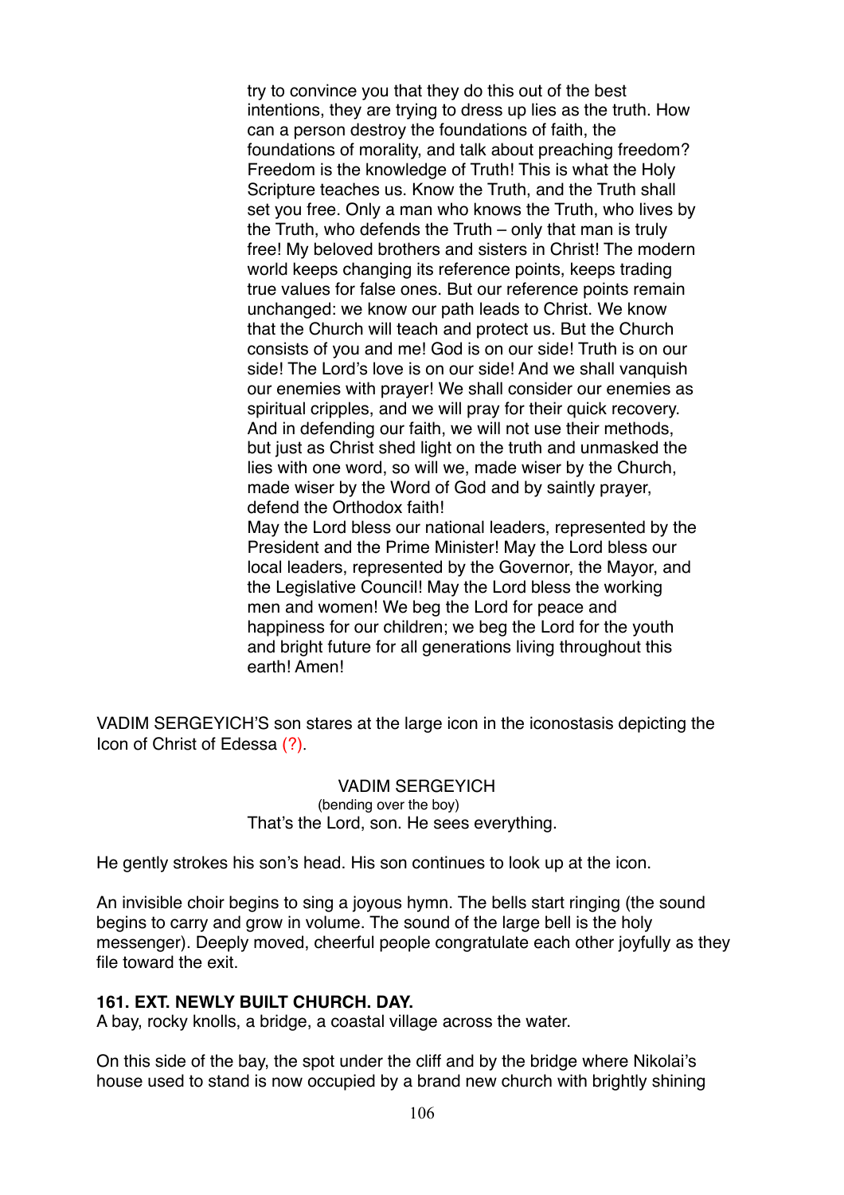try to convince you that they do this out of the best intentions, they are trying to dress up lies as the truth. How can a person destroy the foundations of faith, the foundations of morality, and talk about preaching freedom? Freedom is the knowledge of Truth! This is what the Holy Scripture teaches us. Know the Truth, and the Truth shall set you free. Only a man who knows the Truth, who lives by the Truth, who defends the Truth – only that man is truly free! My beloved brothers and sisters in Christ! The modern world keeps changing its reference points, keeps trading true values for false ones. But our reference points remain unchanged: we know our path leads to Christ. We know that the Church will teach and protect us. But the Church consists of you and me! God is on our side! Truth is on our side! The Lord's love is on our side! And we shall vanquish our enemies with prayer! We shall consider our enemies as spiritual cripples, and we will pray for their quick recovery. And in defending our faith, we will not use their methods, but just as Christ shed light on the truth and unmasked the lies with one word, so will we, made wiser by the Church, made wiser by the Word of God and by saintly prayer, defend the Orthodox faith!
May the Lord bless our national leaders, represented by the President and the Prime Minister! May the Lord bless our local leaders, represented by the Governor, the Mayor, and the Legislative Council! May the Lord bless the working men and women! We beg the Lord for peace and happiness for our children; we beg the Lord for the youth and bright future for all generations living throughout this earth! Amen!

VADIM SERGEYICH'S son stares at the large icon in the iconostasis depicting the Icon of Christ of Edessa (?).

VADIM SERGEYICH
(bending over the boy)
That's the Lord, son. He sees everything.

He gently strokes his son's head. His son continues to look up at the icon.

An invisible choir begins to sing a joyous hymn. The bells start ringing (the sound begins to carry and grow in volume. The sound of the large bell is the holy messenger). Deeply moved, cheerful people congratulate each other joyfully as they file toward the exit.

**161. EXT. NEWLY BUILT CHURCH. DAY.**
A bay, rocky knolls, a bridge, a coastal village across the water.

On this side of the bay, the spot under the cliff and by the bridge where Nikolai's house used to stand is now occupied by a brand new church with brightly shining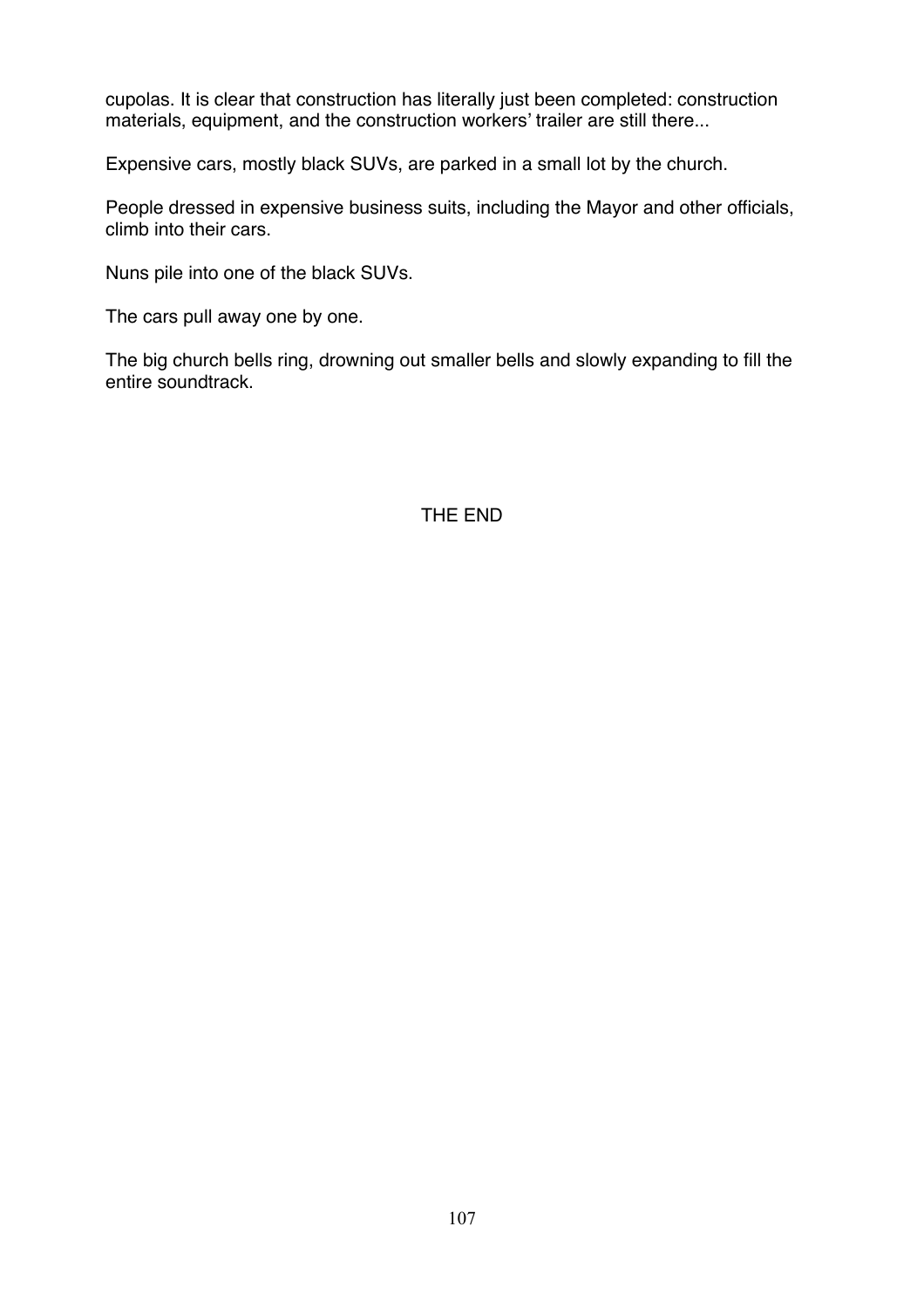cupolas. It is clear that construction has literally just been completed: construction materials, equipment, and the construction workers' trailer are still there...

Expensive cars, mostly black SUVs, are parked in a small lot by the church.

People dressed in expensive business suits, including the Mayor and other officials, climb into their cars.

Nuns pile into one of the black SUVs.

The cars pull away one by one.

The big church bells ring, drowning out smaller bells and slowly expanding to fill the entire soundtrack.

THE END